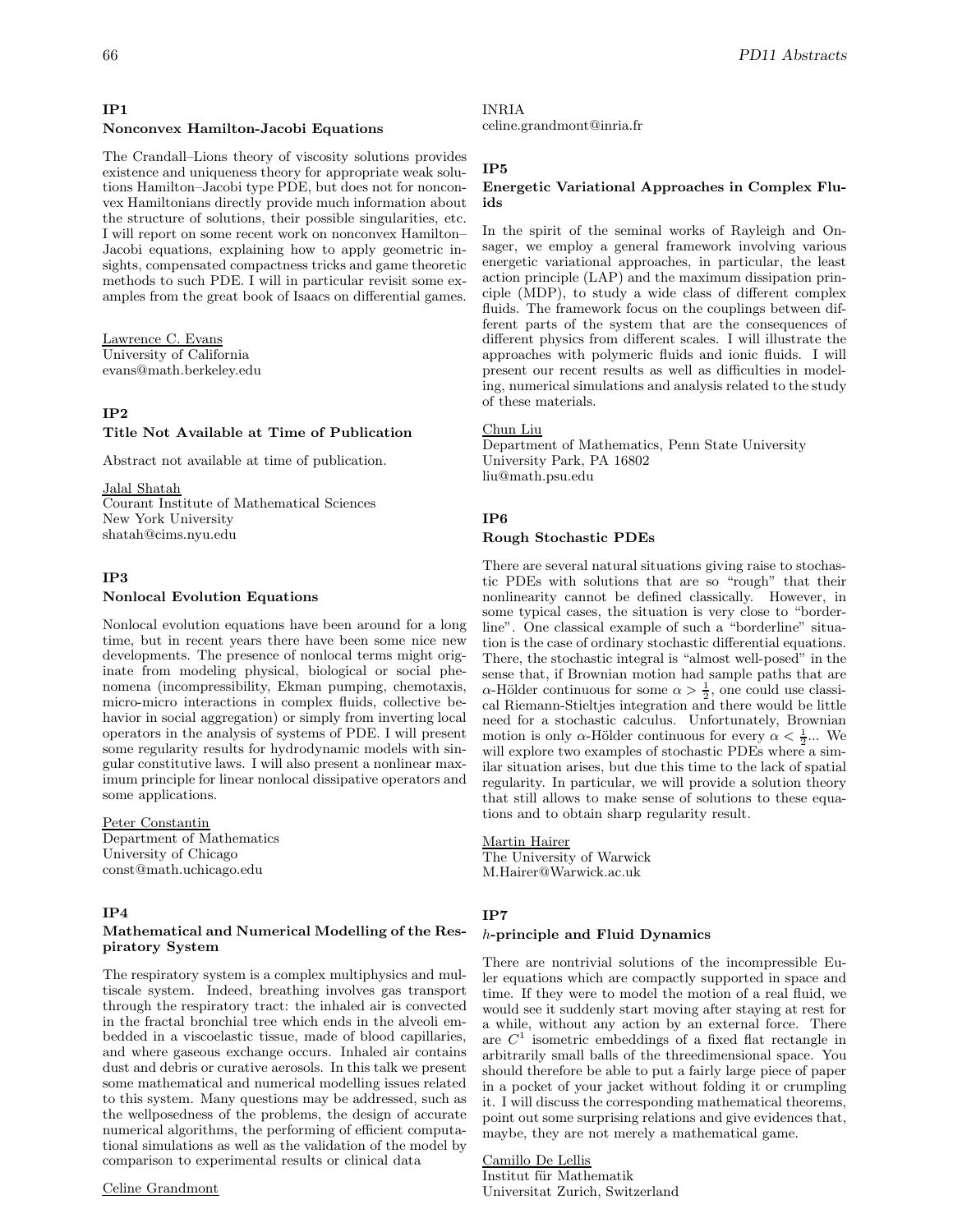## IP1

### Nonconvex Hamilton-Jacobi Equations

The Crandall–Lions theory of viscosity solutions provides existence and uniqueness theory for appropriate weak solutions Hamilton–Jacobi type PDE, but does not for nonconvex Hamiltonians directly provide much information about the structure of solutions, their possible singularities, etc. I will report on some recent work on nonconvex Hamilton–Jacobi equations, explaining how to apply geometric insights, compensated compactness tricks and game theoretic methods to such PDE. I will in particular revisit some examples from the great book of Isaacs on differential games.

Lawrence C. Evans
University of California
evans@math.berkeley.edu

## IP2

### Title Not Available at Time of Publication

Abstract not available at time of publication.

Jalal Shatah
Courant Institute of Mathematical Sciences
New York University
shatah@cims.nyu.edu

## IP3

### Nonlocal Evolution Equations

Nonlocal evolution equations have been around for a long time, but in recent years there have been some nice new developments. The presence of nonlocal terms might originate from modeling physical, biological or social phenomena (incompressibility, Ekman pumping, chemotaxis, micro-micro interactions in complex fluids, collective behavior in social aggregation) or simply from inverting local operators in the analysis of systems of PDE. I will present some regularity results for hydrodynamic models with singular constitutive laws. I will also present a nonlinear maximum principle for linear nonlocal dissipative operators and some applications.

Peter Constantin
Department of Mathematics
University of Chicago
const@math.uchicago.edu

## IP4

### Mathematical and Numerical Modelling of the Respiratory System

The respiratory system is a complex multiphysics and multiscale system. Indeed, breathing involves gas transport through the respiratory tract: the inhaled air is convected in the fractal bronchial tree which ends in the alveoli embedded in a viscoelastic tissue, made of blood capillaries, and where gaseous exchange occurs. Inhaled air contains dust and debris or curative aerosols. In this talk we present some mathematical and numerical modelling issues related to this system. Many questions may be addressed, such as the wellposedness of the problems, the design of accurate numerical algorithms, the performing of efficient computational simulations as well as the validation of the model by comparison to experimental results or clinical data

Celine Grandmont
INRIA
celine.grandmont@inria.fr

## IP5

### Energetic Variational Approaches in Complex Fluids

In the spirit of the seminal works of Rayleigh and Onsager, we employ a general framework involving various energetic variational approaches, in particular, the least action principle (LAP) and the maximum dissipation principle (MDP), to study a wide class of different complex fluids. The framework focus on the couplings between different parts of the system that are the consequences of different physics from different scales. I will illustrate the approaches with polymeric fluids and ionic fluids. I will present our recent results as well as difficulties in modeling, numerical simulations and analysis related to the study of these materials.

Chun Liu
Department of Mathematics, Penn State University
University Park, PA 16802
liu@math.psu.edu

## IP6

### Rough Stochastic PDEs

There are several natural situations giving raise to stochastic PDEs with solutions that are so "rough" that their nonlinearity cannot be defined classically. However, in some typical cases, the situation is very close to "borderline". One classical example of such a "borderline" situation is the case of ordinary stochastic differential equations. There, the stochastic integral is "almost well-posed" in the sense that, if Brownian motion had sample paths that are $\alpha$-Hölder continuous for some $\alpha > \frac{1}{2}$, one could use classical Riemann-Stieltjes integration and there would be little need for a stochastic calculus. Unfortunately, Brownian motion is only $\alpha$-Hölder continuous for every $\alpha < \frac{1}{2}$... We will explore two examples of stochastic PDEs where a similar situation arises, but due this time to the lack of spatial regularity. In particular, we will provide a solution theory that still allows to make sense of solutions to these equations and to obtain sharp regularity result.

Martin Hairer
The University of Warwick
M.Hairer@Warwick.ac.uk

## IP7

### $h$-principle and Fluid Dynamics

There are nontrivial solutions of the incompressible Euler equations which are compactly supported in space and time. If they were to model the motion of a real fluid, we would see it suddenly start moving after staying at rest for a while, without any action by an external force. There are $C^1$ isometric embeddings of a fixed flat rectangle in arbitrarily small balls of the threedimensional space. You should therefore be able to put a fairly large piece of paper in a pocket of your jacket without folding it or crumpling it. I will discuss the corresponding mathematical theorems, point out some surprising relations and give evidences that, maybe, they are not merely a mathematical game.

Camillo De Lellis
Institut für Mathematik
Universitat Zurich, Switzerland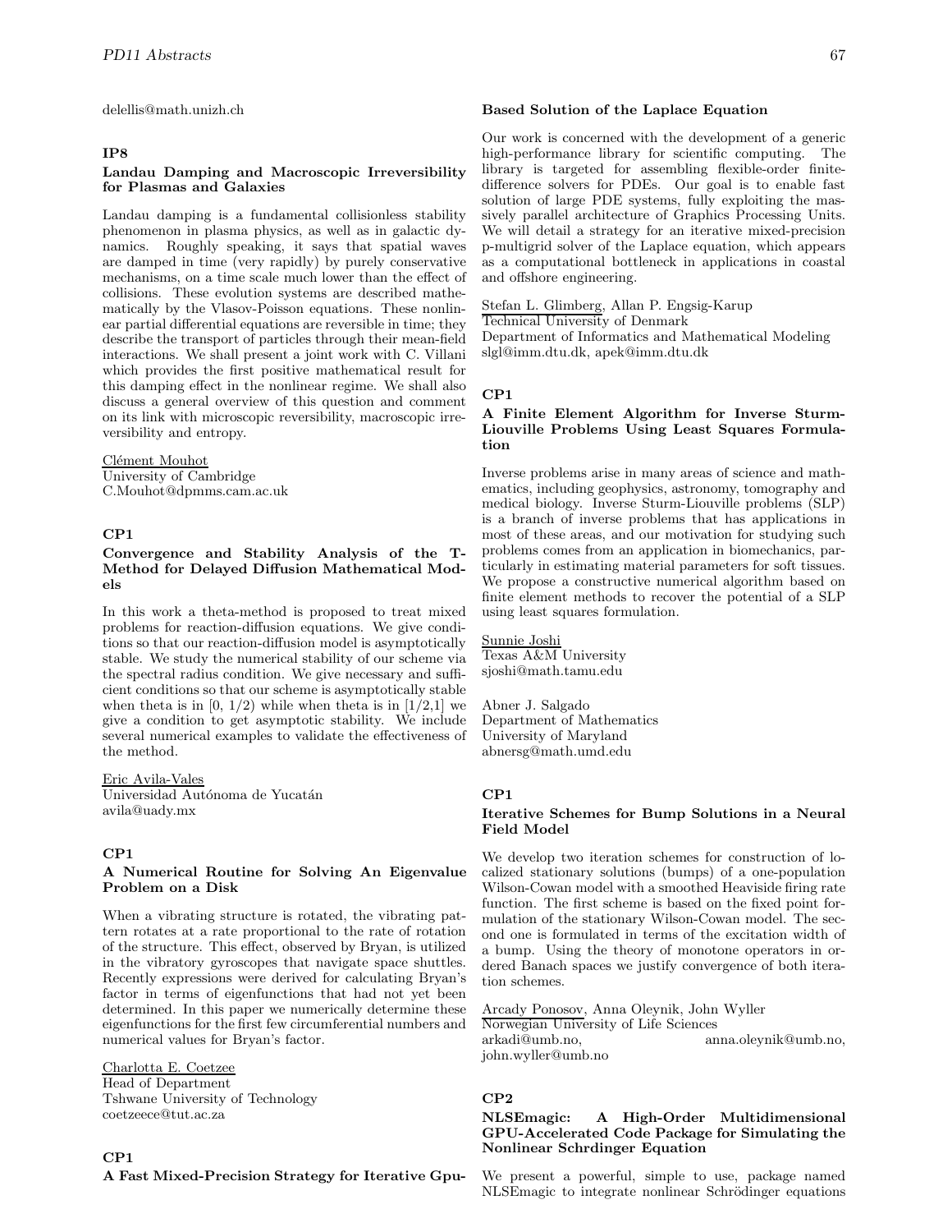delellis@math.unizh.ch

### IP8

**Landau Damping and Macroscopic Irreversibility for Plasmas and Galaxies**

Landau damping is a fundamental collisionless stability phenomenon in plasma physics, as well as in galactic dynamics. Roughly speaking, it says that spatial waves are damped in time (very rapidly) by purely conservative mechanisms, on a time scale much lower than the effect of collisions. These evolution systems are described mathematically by the Vlasov-Poisson equations. These nonlinear partial differential equations are reversible in time; they describe the transport of particles through their mean-field interactions. We shall present a joint work with C. Villani which provides the first positive mathematical result for this damping effect in the nonlinear regime. We shall also discuss a general overview of this question and comment on its link with microscopic reversibility, macroscopic irreversibility and entropy.

Clément Mouhot
University of Cambridge
C.Mouhot@dpmms.cam.ac.uk

### CP1

**Convergence and Stability Analysis of the T-Method for Delayed Diffusion Mathematical Models**

In this work a theta-method is proposed to treat mixed problems for reaction-diffusion equations. We give conditions so that our reaction-diffusion model is asymptotically stable. We study the numerical stability of our scheme via the spectral radius condition. We give necessary and sufficient conditions so that our scheme is asymptotically stable when theta is in [0, 1/2) while when theta is in [1/2,1] we give a condition to get asymptotic stability. We include several numerical examples to validate the effectiveness of the method.

Eric Avila-Vales
Universidad Autónoma de Yucatán
avila@uady.mx

### CP1

**A Numerical Routine for Solving An Eigenvalue Problem on a Disk**

When a vibrating structure is rotated, the vibrating pattern rotates at a rate proportional to the rate of rotation of the structure. This effect, observed by Bryan, is utilized in the vibratory gyroscopes that navigate space shuttles. Recently expressions were derived for calculating Bryan's factor in terms of eigenfunctions that had not yet been determined. In this paper we numerically determine these eigenfunctions for the first few circumferential numbers and numerical values for Bryan's factor.

Charlotta E. Coetzee
Head of Department
Tshwane University of Technology
coetzeece@tut.ac.za

### CP1

**A Fast Mixed-Precision Strategy for Iterative Gpu-Based Solution of the Laplace Equation**

Our work is concerned with the development of a generic high-performance library for scientific computing. The library is targeted for assembling flexible-order finite-difference solvers for PDEs. Our goal is to enable fast solution of large PDE systems, fully exploiting the massively parallel architecture of Graphics Processing Units. We will detail a strategy for an iterative mixed-precision p-multigrid solver of the Laplace equation, which appears as a computational bottleneck in applications in coastal and offshore engineering.

Stefan L. Glimberg, Allan P. Engsig-Karup
Technical University of Denmark
Department of Informatics and Mathematical Modeling
slgl@imm.dtu.dk, apek@imm.dtu.dk

### CP1

**A Finite Element Algorithm for Inverse Sturm-Liouville Problems Using Least Squares Formulation**

Inverse problems arise in many areas of science and mathematics, including geophysics, astronomy, tomography and medical biology. Inverse Sturm-Liouville problems (SLP) is a branch of inverse problems that has applications in most of these areas, and our motivation for studying such problems comes from an application in biomechanics, particularly in estimating material parameters for soft tissues. We propose a constructive numerical algorithm based on finite element methods to recover the potential of a SLP using least squares formulation.

Sunnie Joshi
Texas A&M University
sjoshi@math.tamu.edu

Abner J. Salgado
Department of Mathematics
University of Maryland
abnersg@math.umd.edu

### CP1

**Iterative Schemes for Bump Solutions in a Neural Field Model**

We develop two iteration schemes for construction of localized stationary solutions (bumps) of a one-population Wilson-Cowan model with a smoothed Heaviside firing rate function. The first scheme is based on the fixed point formulation of the stationary Wilson-Cowan model. The second one is formulated in terms of the excitation width of a bump. Using the theory of monotone operators in ordered Banach spaces we justify convergence of both iteration schemes.

Arcady Ponosov, Anna Oleynik, John Wyller
Norwegian University of Life Sciences
arkadi@umb.no, anna.oleynik@umb.no, john.wyller@umb.no

### CP2

**NLSEmagic: A High-Order Multidimensional GPU-Accelerated Code Package for Simulating the Nonlinear Schrdinger Equation**

We present a powerful, simple to use, package named NLSEmagic to integrate nonlinear Schrödinger equations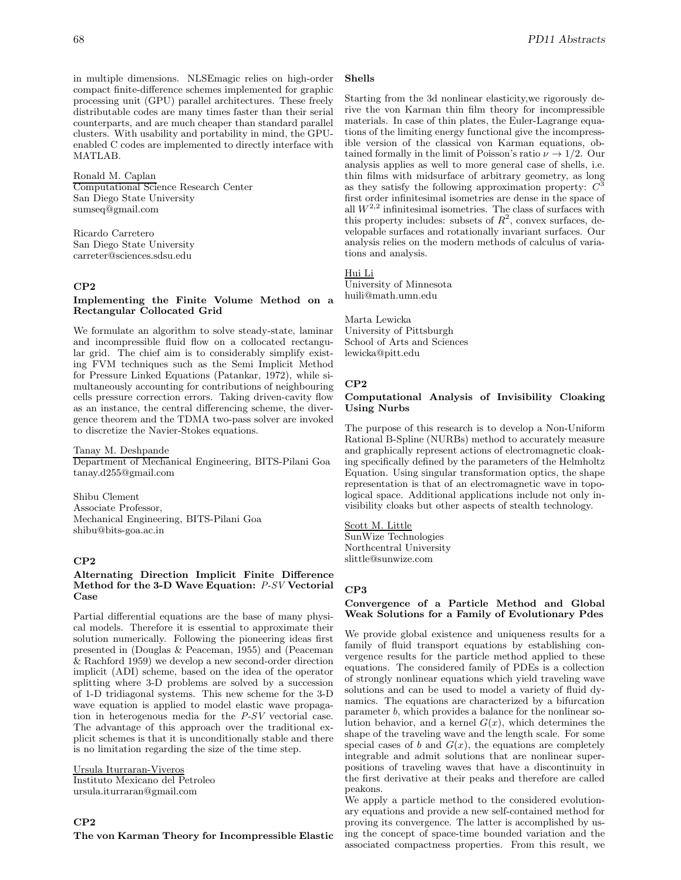in multiple dimensions. NLSEmagic relies on high-order compact finite-difference schemes implemented for graphic processing unit (GPU) parallel architectures. These freely distributable codes are many times faster than their serial counterparts, and are much cheaper than standard parallel clusters. With usability and portability in mind, the GPU-enabled C codes are implemented to directly interface with MATLAB.

Ronald M. Caplan
Computational Science Research Center
San Diego State University
sumseq@gmail.com

Ricardo Carretero
San Diego State University
carreter@sciences.sdsu.edu

## CP2

### Implementing the Finite Volume Method on a Rectangular Collocated Grid

We formulate an algorithm to solve steady-state, laminar and incompressible fluid flow on a collocated rectangular grid. The chief aim is to considerably simplify existing FVM techniques such as the Semi Implicit Method for Pressure Linked Equations (Patankar, 1972), while simultaneously accounting for contributions of neighbouring cells pressure correction errors. Taking driven-cavity flow as an instance, the central differencing scheme, the divergence theorem and the TDMA two-pass solver are invoked to discretize the Navier-Stokes equations.

Tanay M. Deshpande
Department of Mechanical Engineering, BITS-Pilani Goa
tanay.d255@gmail.com

Shibu Clement
Associate Professor,
Mechanical Engineering, BITS-Pilani Goa
shibu@bits-goa.ac.in

## CP2

### Alternating Direction Implicit Finite Difference Method for the 3-D Wave Equation: *P-SV* Vectorial Case

Partial differential equations are the base of many physical models. Therefore it is essential to approximate their solution numerically. Following the pioneering ideas first presented in (Douglas & Peaceman, 1955) and (Peaceman & Rachford 1959) we develop a new second-order direction implicit (ADI) scheme, based on the idea of the operator splitting where 3-D problems are solved by a succession of 1-D tridiagonal systems. This new scheme for the 3-D wave equation is applied to model elastic wave propagation in heterogenous media for the *P-SV* vectorial case. The advantage of this approach over the traditional explicit schemes is that it is unconditionally stable and there is no limitation regarding the size of the time step.

Ursula Iturraran-Viveros
Instituto Mexicano del Petroleo
ursula.iturraran@gmail.com

## CP2

### The von Karman Theory for Incompressible Elastic Shells

Starting from the 3d nonlinear elasticity,we rigorously derive the von Karman thin film theory for incompressible materials. In case of thin plates, the Euler-Lagrange equations of the limiting energy functional give the incompressible version of the classical von Karman equations, obtained formally in the limit of Poisson's ratio $\nu \to 1/2$. Our analysis applies as well to more general case of shells, i.e. thin films with midsurface of arbitrary geometry, as long as they satisfy the following approximation property: $C^3$ first order infinitesimal isometries are dense in the space of all $W^{2,2}$ infinitesimal isometries. The class of surfaces with this property includes: subsets of $R^2$, convex surfaces, developable surfaces and rotationally invariant surfaces. Our analysis relies on the modern methods of calculus of variations and analysis.

Hui Li
University of Minnesota
huili@math.umn.edu

Marta Lewicka
University of Pittsburgh
School of Arts and Sciences
lewicka@pitt.edu

## CP2

### Computational Analysis of Invisibility Cloaking Using Nurbs

The purpose of this research is to develop a Non-Uniform Rational B-Spline (NURBs) method to accurately measure and graphically represent actions of electromagnetic cloaking specifically defined by the parameters of the Helmholtz Equation. Using singular transformation optics, the shape representation is that of an electromagnetic wave in topological space. Additional applications include not only invisibility cloaks but other aspects of stealth technology.

Scott M. Little
SunWize Technologies
Northcentral University
slittle@sunwize.com

## CP3

### Convergence of a Particle Method and Global Weak Solutions for a Family of Evolutionary Pdes

We provide global existence and uniqueness results for a family of fluid transport equations by establishing convergence results for the particle method applied to these equations. The considered family of PDEs is a collection of strongly nonlinear equations which yield traveling wave solutions and can be used to model a variety of fluid dynamics. The equations are characterized by a bifurcation parameter $b$, which provides a balance for the nonlinear solution behavior, and a kernel $G(x)$, which determines the shape of the traveling wave and the length scale. For some special cases of $b$ and $G(x)$, the equations are completely integrable and admit solutions that are nonlinear superpositions of traveling waves that have a discontinuity in the first derivative at their peaks and therefore are called peakons.

We apply a particle method to the considered evolutionary equations and provide a new self-contained method for proving its convergence. The latter is accomplished by using the concept of space-time bounded variation and the associated compactness properties. From this result, we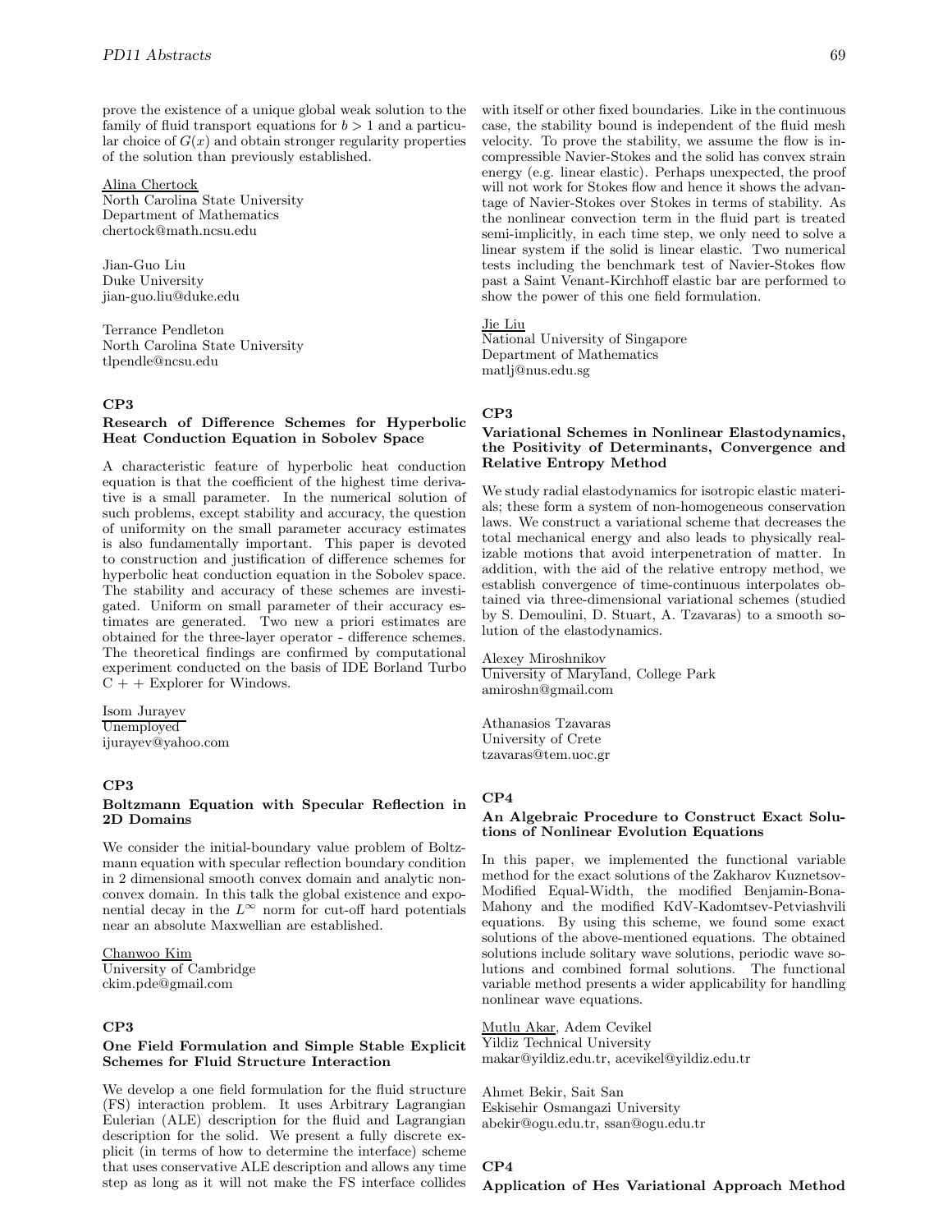prove the existence of a unique global weak solution to the family of fluid transport equations for $b > 1$ and a particular choice of $G(x)$ and obtain stronger regularity properties of the solution than previously established.

Alina Chertock
North Carolina State University
Department of Mathematics
chertock@math.ncsu.edu

Jian-Guo Liu
Duke University
jian-guo.liu@duke.edu

Terrance Pendleton
North Carolina State University
tlpendle@ncsu.edu

### CP3

### Research of Difference Schemes for Hyperbolic Heat Conduction Equation in Sobolev Space

A characteristic feature of hyperbolic heat conduction equation is that the coefficient of the highest time derivative is a small parameter. In the numerical solution of such problems, except stability and accuracy, the question of uniformity on the small parameter accuracy estimates is also fundamentally important. This paper is devoted to construction and justification of difference schemes for hyperbolic heat conduction equation in the Sobolev space. The stability and accuracy of these schemes are investigated. Uniform on small parameter of their accuracy estimates are generated. Two new a priori estimates are obtained for the three-layer operator - difference schemes. The theoretical findings are confirmed by computational experiment conducted on the basis of IDE Borland Turbo C + + Explorer for Windows.

Isom Jurayev
Unemployed
ijurayev@yahoo.com

### CP3

### Boltzmann Equation with Specular Reflection in 2D Domains

We consider the initial-boundary value problem of Boltzmann equation with specular reflection boundary condition in 2 dimensional smooth convex domain and analytic nonconvex domain. In this talk the global existence and exponential decay in the $L^\infty$ norm for cut-off hard potentials near an absolute Maxwellian are established.

Chanwoo Kim
University of Cambridge
ckim.pde@gmail.com

### CP3

### One Field Formulation and Simple Stable Explicit Schemes for Fluid Structure Interaction

We develop a one field formulation for the fluid structure (FS) interaction problem. It uses Arbitrary Lagrangian Eulerian (ALE) description for the fluid and Lagrangian description for the solid. We present a fully discrete explicit (in terms of how to determine the interface) scheme that uses conservative ALE description and allows any time step as long as it will not make the FS interface collides with itself or other fixed boundaries. Like in the continuous case, the stability bound is independent of the fluid mesh velocity. To prove the stability, we assume the flow is incompressible Navier-Stokes and the solid has convex strain energy (e.g. linear elastic). Perhaps unexpected, the proof will not work for Stokes flow and hence it shows the advantage of Navier-Stokes over Stokes in terms of stability. As the nonlinear convection term in the fluid part is treated semi-implicitly, in each time step, we only need to solve a linear system if the solid is linear elastic. Two numerical tests including the benchmark test of Navier-Stokes flow past a Saint Venant-Kirchhoff elastic bar are performed to show the power of this one field formulation.

Jie Liu
National University of Singapore
Department of Mathematics
matlj@nus.edu.sg

### CP3

### Variational Schemes in Nonlinear Elastodynamics, the Positivity of Determinants, Convergence and Relative Entropy Method

We study radial elastodynamics for isotropic elastic materials; these form a system of non-homogeneous conservation laws. We construct a variational scheme that decreases the total mechanical energy and also leads to physically realizable motions that avoid interpenetration of matter. In addition, with the aid of the relative entropy method, we establish convergence of time-continuous interpolates obtained via three-dimensional variational schemes (studied by S. Demoulini, D. Stuart, A. Tzavaras) to a smooth solution of the elastodynamics.

Alexey Miroshnikov
University of Maryland, College Park
amiroshn@gmail.com

Athanasios Tzavaras
University of Crete
tzavaras@tem.uoc.gr

### CP4

### An Algebraic Procedure to Construct Exact Solutions of Nonlinear Evolution Equations

In this paper, we implemented the functional variable method for the exact solutions of the Zakharov Kuznetsov-Modified Equal-Width, the modified Benjamin-Bona-Mahony and the modified KdV-Kadomtsev-Petviashvili equations. By using this scheme, we found some exact solutions of the above-mentioned equations. The obtained solutions include solitary wave solutions, periodic wave solutions and combined formal solutions. The functional variable method presents a wider applicability for handling nonlinear wave equations.

Mutlu Akar, Adem Cevikel
Yildiz Technical University
makar@yildiz.edu.tr, acevikel@yildiz.edu.tr

Ahmet Bekir, Sait San
Eskisehir Osmangazi University
abekir@ogu.edu.tr, ssan@ogu.edu.tr

### CP4

### Application of Hes Variational Approach Method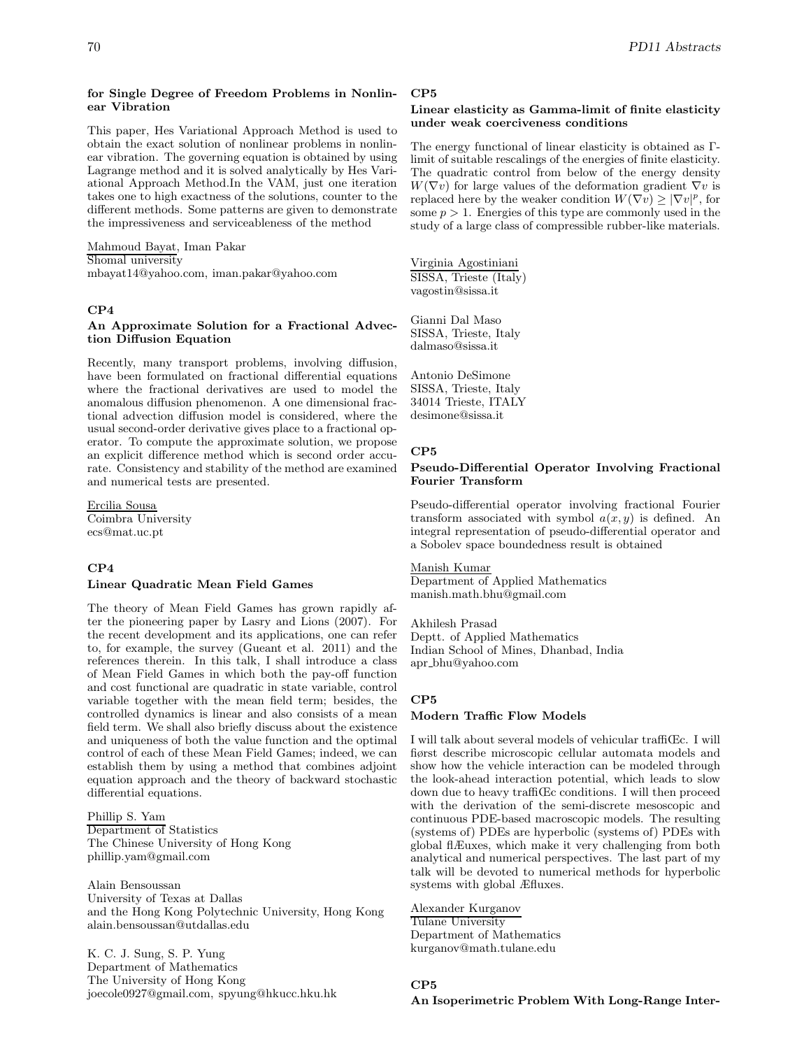**for Single Degree of Freedom Problems in Nonlinear Vibration**

This paper, Hes Variational Approach Method is used to obtain the exact solution of nonlinear problems in nonlinear vibration. The governing equation is obtained by using Lagrange method and it is solved analytically by Hes Variational Approach Method.In the VAM, just one iteration takes one to high exactness of the solutions, counter to the different methods. Some patterns are given to demonstrate the impressiveness and serviceableness of the method

Mahmoud Bayat, Iman Pakar
Shomal university
mbayat14@yahoo.com, iman.pakar@yahoo.com

### CP4

**An Approximate Solution for a Fractional Advection Diffusion Equation**

Recently, many transport problems, involving diffusion, have been formulated on fractional differential equations where the fractional derivatives are used to model the anomalous diffusion phenomenon. A one dimensional fractional advection diffusion model is considered, where the usual second-order derivative gives place to a fractional operator. To compute the approximate solution, we propose an explicit difference method which is second order accurate. Consistency and stability of the method are examined and numerical tests are presented.

Ercilia Sousa
Coimbra University
ecs@mat.uc.pt

### CP4

**Linear Quadratic Mean Field Games**

The theory of Mean Field Games has grown rapidly after the pioneering paper by Lasry and Lions (2007). For the recent development and its applications, one can refer to, for example, the survey (Gueant et al. 2011) and the references therein. In this talk, I shall introduce a class of Mean Field Games in which both the pay-off function and cost functional are quadratic in state variable, control variable together with the mean field term; besides, the controlled dynamics is linear and also consists of a mean field term. We shall also briefly discuss about the existence and uniqueness of both the value function and the optimal control of each of these Mean Field Games; indeed, we can establish them by using a method that combines adjoint equation approach and the theory of backward stochastic differential equations.

Phillip S. Yam
Department of Statistics
The Chinese University of Hong Kong
phillip.yam@gmail.com

Alain Bensoussan
University of Texas at Dallas
and the Hong Kong Polytechnic University, Hong Kong
alain.bensoussan@utdallas.edu

K. C. J. Sung, S. P. Yung
Department of Mathematics
The University of Hong Kong
joecole0927@gmail.com, spyung@hkucc.hku.hk

### CP5

**Linear elasticity as Gamma-limit of finite elasticity under weak coerciveness conditions**

The energy functional of linear elasticity is obtained as Γ-limit of suitable rescalings of the energies of finite elasticity. The quadratic control from below of the energy density $W(\nabla v)$ for large values of the deformation gradient $\nabla v$ is replaced here by the weaker condition $W(\nabla v) \geq |\nabla v|^p$, for some $p > 1$. Energies of this type are commonly used in the study of a large class of compressible rubber-like materials.

Virginia Agostiniani
SISSA, Trieste (Italy)
vagostin@sissa.it

Gianni Dal Maso
SISSA, Trieste, Italy
dalmaso@sissa.it

Antonio DeSimone
SISSA, Trieste, Italy
34014 Trieste, ITALY
desimone@sissa.it

### CP5

**Pseudo-Differential Operator Involving Fractional Fourier Transform**

Pseudo-differential operator involving fractional Fourier transform associated with symbol $a(x, y)$ is defined. An integral representation of pseudo-differential operator and a Sobolev space boundedness result is obtained

Manish Kumar
Department of Applied Mathematics
manish.math.bhu@gmail.com

Akhilesh Prasad
Deptt. of Applied Mathematics
Indian School of Mines, Dhanbad, India
apr_bhu@yahoo.com

### CP5

**Modern Traffic Flow Models**

I will talk about several models of vehicular traffiŒc. I will først describe microscopic cellular automata models and show how the vehicle interaction can be modeled through the look-ahead interaction potential, which leads to slow down due to heavy traffiŒc conditions. I will then proceed with the derivation of the semi-discrete mesoscopic and continuous PDE-based macroscopic models. The resulting (systems of) PDEs are hyperbolic (systems of) PDEs with global flÆuxes, which make it very challenging from both analytical and numerical perspectives. The last part of my talk will be devoted to numerical methods for hyperbolic systems with global Æfluxes.

Alexander Kurganov
Tulane University
Department of Mathematics
kurganov@math.tulane.edu

### CP5

**An Isoperimetric Problem With Long-Range Inter-**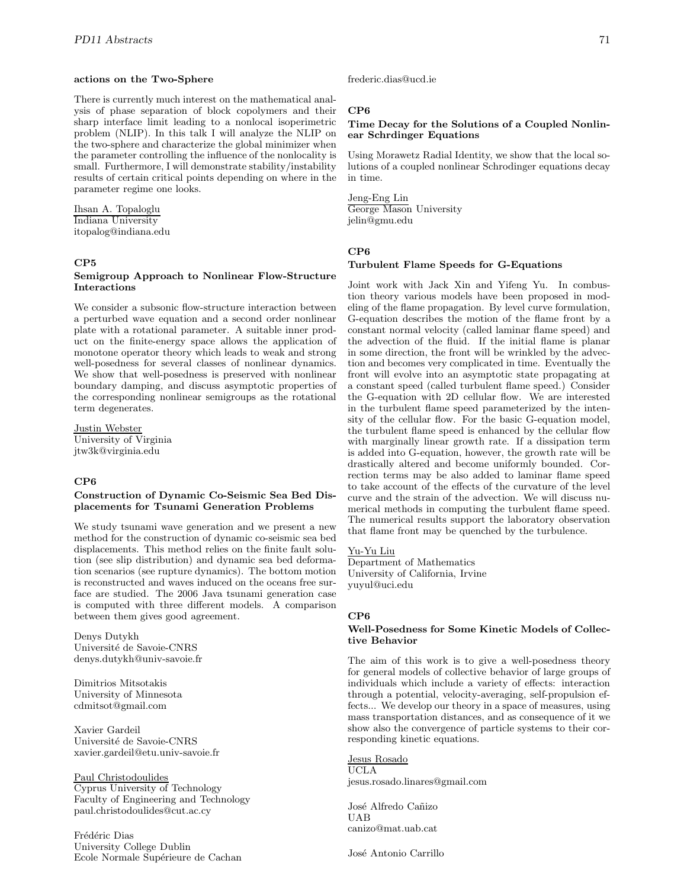**actions on the Two-Sphere**

There is currently much interest on the mathematical analysis of phase separation of block copolymers and their sharp interface limit leading to a nonlocal isoperimetric problem (NLIP). In this talk I will analyze the NLIP on the two-sphere and characterize the global minimizer when the parameter controlling the influence of the nonlocality is small. Furthermore, I will demonstrate stability/instability results of certain critical points depending on where in the parameter regime one looks.

Ihsan A. Topaloglu
Indiana University
itopalog@indiana.edu

### CP5

### Semigroup Approach to Nonlinear Flow-Structure Interactions

We consider a subsonic flow-structure interaction between a perturbed wave equation and a second order nonlinear plate with a rotational parameter. A suitable inner product on the finite-energy space allows the application of monotone operator theory which leads to weak and strong well-posedness for several classes of nonlinear dynamics. We show that well-posedness is preserved with nonlinear boundary damping, and discuss asymptotic properties of the corresponding nonlinear semigroups as the rotational term degenerates.

Justin Webster
University of Virginia
jtw3k@virginia.edu

### CP6

### Construction of Dynamic Co-Seismic Sea Bed Displacements for Tsunami Generation Problems

We study tsunami wave generation and we present a new method for the construction of dynamic co-seismic sea bed displacements. This method relies on the finite fault solution (see slip distribution) and dynamic sea bed deformation scenarios (see rupture dynamics). The bottom motion is reconstructed and waves induced on the oceans free surface are studied. The 2006 Java tsunami generation case is computed with three different models. A comparison between them gives good agreement.

Denys Dutykh
Université de Savoie-CNRS
denys.dutykh@univ-savoie.fr

Dimitrios Mitsotakis
University of Minnesota
cdmitsot@gmail.com

Xavier Gardeil
Université de Savoie-CNRS
xavier.gardeil@etu.univ-savoie.fr

Paul Christodoulides
Cyprus University of Technology
Faculty of Engineering and Technology
paul.christodoulides@cut.ac.cy

Frédéric Dias
University College Dublin
Ecole Normale Supérieure de Cachan
frederic.dias@ucd.ie

### CP6

### Time Decay for the Solutions of a Coupled Nonlinear Schrdinger Equations

Using Morawetz Radial Identity, we show that the local solutions of a coupled nonlinear Schrodinger equations decay in time.

Jeng-Eng Lin
George Mason University
jelin@gmu.edu

### CP6

### Turbulent Flame Speeds for G-Equations

Joint work with Jack Xin and Yifeng Yu. In combustion theory various models have been proposed in modeling of the flame propagation. By level curve formulation, G-equation describes the motion of the flame front by a constant normal velocity (called laminar flame speed) and the advection of the fluid. If the initial flame is planar in some direction, the front will be wrinkled by the advection and becomes very complicated in time. Eventually the front will evolve into an asymptotic state propagating at a constant speed (called turbulent flame speed.) Consider the G-equation with 2D cellular flow. We are interested in the turbulent flame speed parameterized by the intensity of the cellular flow. For the basic G-equation model, the turbulent flame speed is enhanced by the cellular flow with marginally linear growth rate. If a dissipation term is added into G-equation, however, the growth rate will be drastically altered and become uniformly bounded. Correction terms may be also added to laminar flame speed to take account of the effects of the curvature of the level curve and the strain of the advection. We will discuss numerical methods in computing the turbulent flame speed. The numerical results support the laboratory observation that flame front may be quenched by the turbulence.

Yu-Yu Liu
Department of Mathematics
University of California, Irvine
yuyul@uci.edu

### CP6

### Well-Posedness for Some Kinetic Models of Collective Behavior

The aim of this work is to give a well-posedness theory for general models of collective behavior of large groups of individuals which include a variety of effects: interaction through a potential, velocity-averaging, self-propulsion effects... We develop our theory in a space of measures, using mass transportation distances, and as consequence of it we show also the convergence of particle systems to their corresponding kinetic equations.

Jesus Rosado
UCLA
jesus.rosado.linares@gmail.com

José Alfredo Cañizo
UAB
canizo@mat.uab.cat

José Antonio Carrillo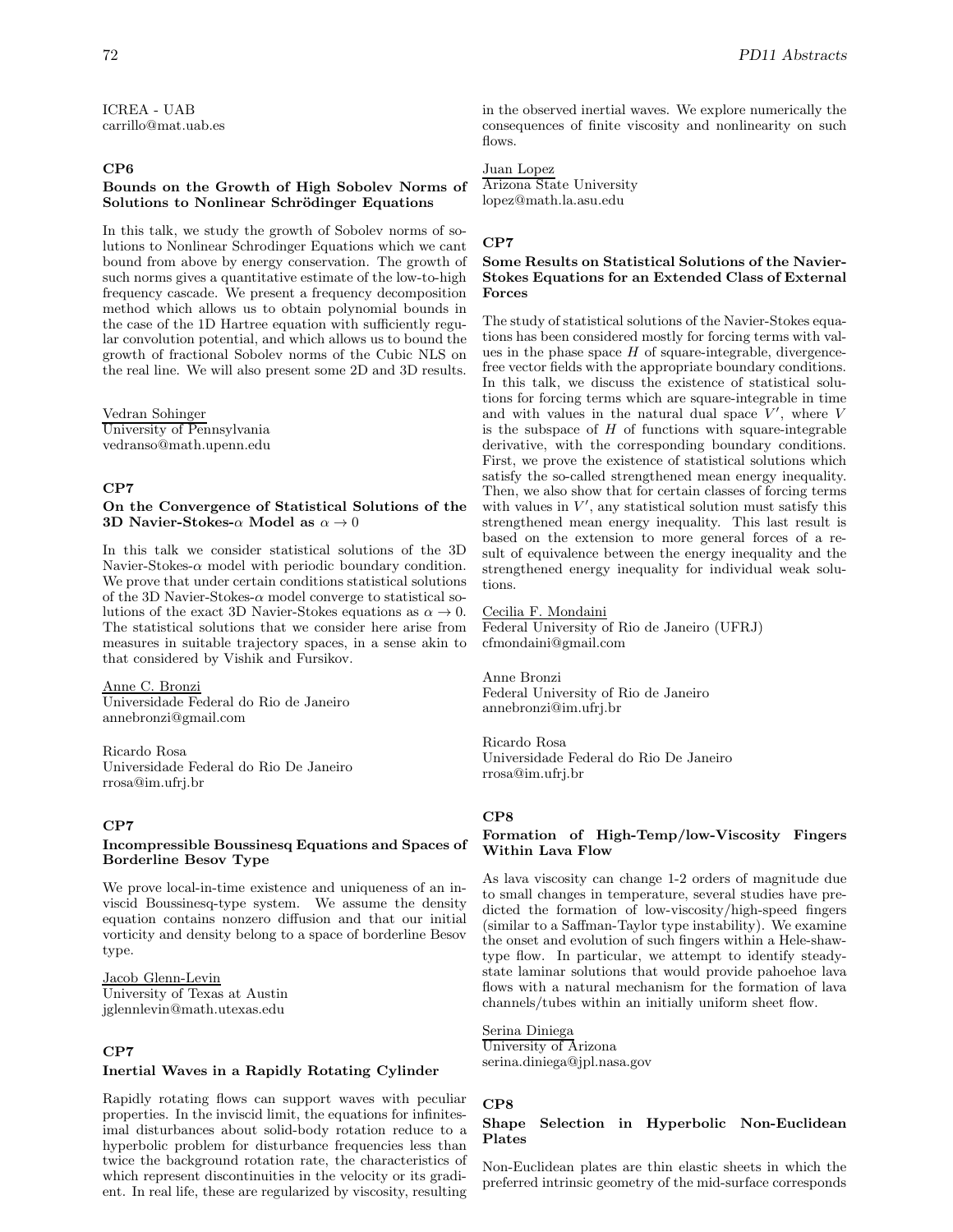ICREA - UAB
carrillo@mat.uab.es

### CP6

**Bounds on the Growth of High Sobolev Norms of Solutions to Nonlinear Schrödinger Equations**

In this talk, we study the growth of Sobolev norms of solutions to Nonlinear Schrodinger Equations which we cant bound from above by energy conservation. The growth of such norms gives a quantitative estimate of the low-to-high frequency cascade. We present a frequency decomposition method which allows us to obtain polynomial bounds in the case of the 1D Hartree equation with sufficiently regular convolution potential, and which allows us to bound the growth of fractional Sobolev norms of the Cubic NLS on the real line. We will also present some 2D and 3D results.

Vedran Sohinger
University of Pennsylvania
vedranso@math.upenn.edu

### CP7

**On the Convergence of Statistical Solutions of the 3D Navier-Stokes-$\alpha$ Model as $\alpha \to 0$**

In this talk we consider statistical solutions of the 3D Navier-Stokes-$\alpha$ model with periodic boundary condition. We prove that under certain conditions statistical solutions of the 3D Navier-Stokes-$\alpha$ model converge to statistical solutions of the exact 3D Navier-Stokes equations as $\alpha \to 0$. The statistical solutions that we consider here arise from measures in suitable trajectory spaces, in a sense akin to that considered by Vishik and Fursikov.

Anne C. Bronzi
Universidade Federal do Rio de Janeiro
annebronzi@gmail.com

Ricardo Rosa
Universidade Federal do Rio De Janeiro
rrosa@im.ufrj.br

### CP7

**Incompressible Boussinesq Equations and Spaces of Borderline Besov Type**

We prove local-in-time existence and uniqueness of an inviscid Boussinesq-type system. We assume the density equation contains nonzero diffusion and that our initial vorticity and density belong to a space of borderline Besov type.

Jacob Glenn-Levin
University of Texas at Austin
jglennlevin@math.utexas.edu

### CP7

**Inertial Waves in a Rapidly Rotating Cylinder**

Rapidly rotating flows can support waves with peculiar properties. In the inviscid limit, the equations for infinitesimal disturbances about solid-body rotation reduce to a hyperbolic problem for disturbance frequencies less than twice the background rotation rate, the characteristics of which represent discontinuities in the velocity or its gradient. In real life, these are regularized by viscosity, resulting in the observed inertial waves. We explore numerically the consequences of finite viscosity and nonlinearity on such flows.

Juan Lopez
Arizona State University
lopez@math.la.asu.edu

### CP7

**Some Results on Statistical Solutions of the Navier-Stokes Equations for an Extended Class of External Forces**

The study of statistical solutions of the Navier-Stokes equations has been considered mostly for forcing terms with values in the phase space $H$ of square-integrable, divergence-free vector fields with the appropriate boundary conditions. In this talk, we discuss the existence of statistical solutions for forcing terms which are square-integrable in time and with values in the natural dual space $V'$, where $V$ is the subspace of $H$ of functions with square-integrable derivative, with the corresponding boundary conditions. First, we prove the existence of statistical solutions which satisfy the so-called strengthened mean energy inequality. Then, we also show that for certain classes of forcing terms with values in $V'$, any statistical solution must satisfy this strengthened mean energy inequality. This last result is based on the extension to more general forces of a result of equivalence between the energy inequality and the strengthened energy inequality for individual weak solutions.

Cecilia F. Mondaini
Federal University of Rio de Janeiro (UFRJ)
cfmondaini@gmail.com

Anne Bronzi
Federal University of Rio de Janeiro
annebronzi@im.ufrj.br

Ricardo Rosa
Universidade Federal do Rio De Janeiro
rrosa@im.ufrj.br

### CP8

**Formation of High-Temp/low-Viscosity Fingers Within Lava Flow**

As lava viscosity can change 1-2 orders of magnitude due to small changes in temperature, several studies have predicted the formation of low-viscosity/high-speed fingers (similar to a Saffman-Taylor type instability). We examine the onset and evolution of such fingers within a Hele-shaw-type flow. In particular, we attempt to identify steady-state laminar solutions that would provide pahoehoe lava flows with a natural mechanism for the formation of lava channels/tubes within an initially uniform sheet flow.

Serina Diniega
University of Arizona
serina.diniega@jpl.nasa.gov

### CP8

**Shape Selection in Hyperbolic Non-Euclidean Plates**

Non-Euclidean plates are thin elastic sheets in which the preferred intrinsic geometry of the mid-surface corresponds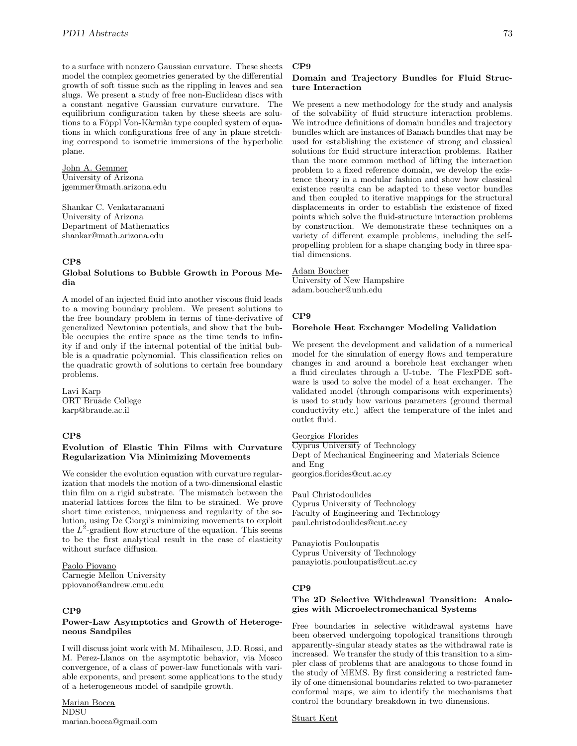to a surface with nonzero Gaussian curvature. These sheets model the complex geometries generated by the differential growth of soft tissue such as the rippling in leaves and sea slugs. We present a study of free non-Euclidean discs with a constant negative Gaussian curvature curvature. The equilibrium configuration taken by these sheets are solutions to a Föppl Von-Kàrmàn type coupled system of equations in which configurations free of any in plane stretching correspond to isometric immersions of the hyperbolic plane.

John A. Gemmer
University of Arizona
jgemmer@math.arizona.edu

Shankar C. Venkataramani
University of Arizona
Department of Mathematics
shankar@math.arizona.edu

### CP8

### Global Solutions to Bubble Growth in Porous Media

A model of an injected fluid into another viscous fluid leads to a moving boundary problem. We present solutions to the free boundary problem in terms of time-derivative of generalized Newtonian potentials, and show that the bubble occupies the entire space as the time tends to infinity if and only if the internal potential of the initial bubble is a quadratic polynomial. This classification relies on the quadratic growth of solutions to certain free boundary problems.

Lavi Karp
ORT Bruade College
karp@braude.ac.il

### CP8

### Evolution of Elastic Thin Films with Curvature Regularization Via Minimizing Movements

We consider the evolution equation with curvature regularization that models the motion of a two-dimensional elastic thin film on a rigid substrate. The mismatch between the material lattices forces the film to be strained. We prove short time existence, uniqueness and regularity of the solution, using De Giorgi's minimizing movements to exploit the $L^2$-gradient flow structure of the equation. This seems to be the first analytical result in the case of elasticity without surface diffusion.

Paolo Piovano
Carnegie Mellon University
ppiovano@andrew.cmu.edu

### CP9

### Power-Law Asymptotics and Growth of Heterogeneous Sandpiles

I will discuss joint work with M. Mihailescu, J.D. Rossi, and M. Perez-Llanos on the asymptotic behavior, via Mosco convergence, of a class of power-law functionals with variable exponents, and present some applications to the study of a heterogeneous model of sandpile growth.

Marian Bocea
NDSU
marian.bocea@gmail.com

### CP9

### Domain and Trajectory Bundles for Fluid Structure Interaction

We present a new methodology for the study and analysis of the solvability of fluid structure interaction problems. We introduce definitions of domain bundles and trajectory bundles which are instances of Banach bundles that may be used for establishing the existence of strong and classical solutions for fluid structure interaction problems. Rather than the more common method of lifting the interaction problem to a fixed reference domain, we develop the existence theory in a modular fashion and show how classical existence results can be adapted to these vector bundles and then coupled to iterative mappings for the structural displacements in order to establish the existence of fixed points which solve the fluid-structure interaction problems by construction. We demonstrate these techniques on a variety of different example problems, including the self-propelling problem for a shape changing body in three spatial dimensions.

Adam Boucher
University of New Hampshire
adam.boucher@unh.edu

### CP9

### Borehole Heat Exchanger Modeling Validation

We present the development and validation of a numerical model for the simulation of energy flows and temperature changes in and around a borehole heat exchanger when a fluid circulates through a U-tube. The FlexPDE software is used to solve the model of a heat exchanger. The validated model (through comparisons with experiments) is used to study how various parameters (ground thermal conductivity etc.) affect the temperature of the inlet and outlet fluid.

Georgios Florides
Cyprus University of Technology
Dept of Mechanical Engineering and Materials Science and Eng
georgios.florides@cut.ac.cy

Paul Christodoulides
Cyprus University of Technology
Faculty of Engineering and Technology
paul.christodoulides@cut.ac.cy

Panayiotis Pouloupatis
Cyprus University of Technology
panayiotis.pouloupatis@cut.ac.cy

### CP9

### The 2D Selective Withdrawal Transition: Analogies with Microelectromechanical Systems

Free boundaries in selective withdrawal systems have been observed undergoing topological transitions through apparently-singular steady states as the withdrawal rate is increased. We transfer the study of this transition to a simpler class of problems that are analogous to those found in the study of MEMS. By first considering a restricted family of one dimensional boundaries related to two-parameter conformal maps, we aim to identify the mechanisms that control the boundary breakdown in two dimensions.

Stuart Kent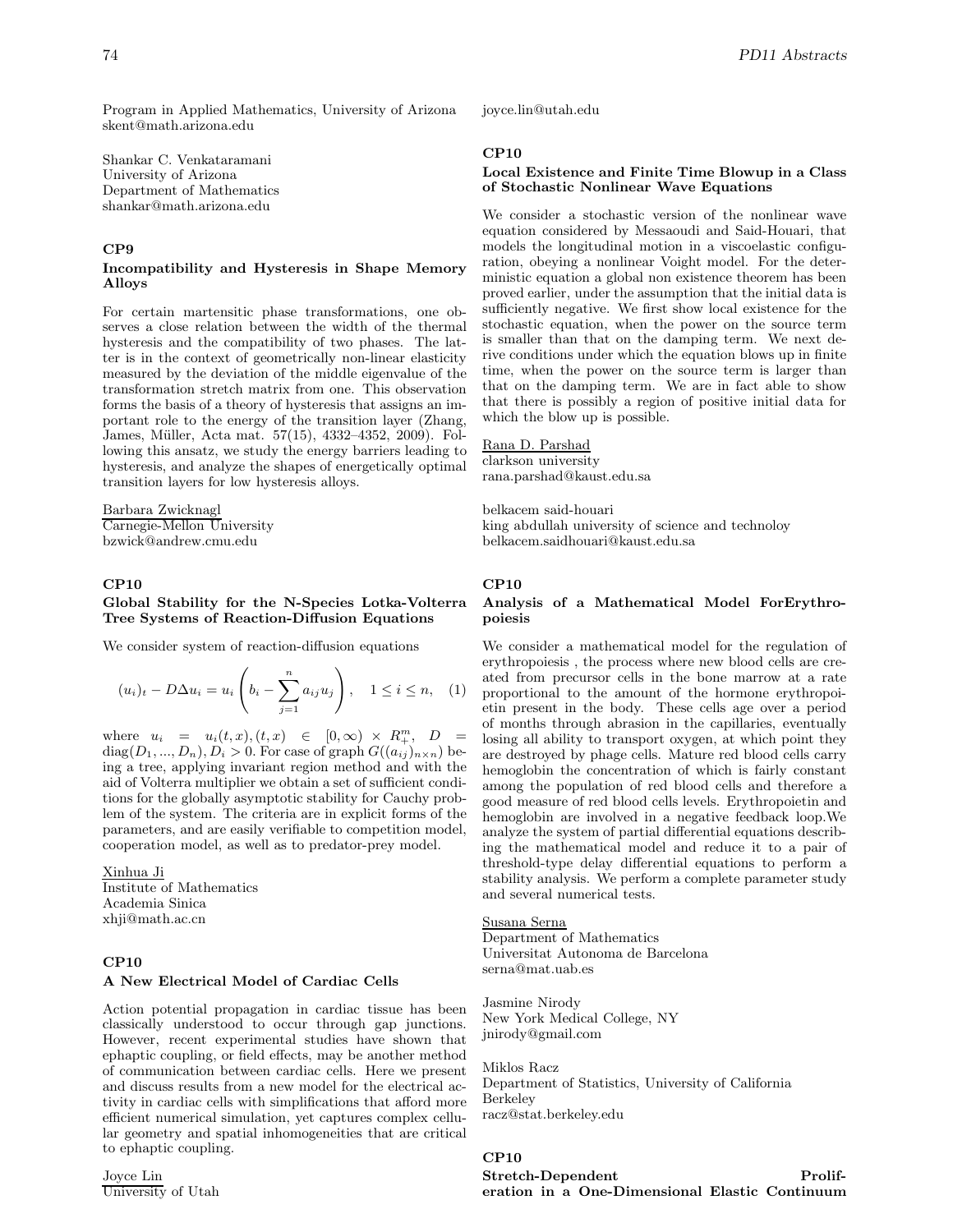Program in Applied Mathematics, University of Arizona
skent@math.arizona.edu

Shankar C. Venkataramani
University of Arizona
Department of Mathematics
shankar@math.arizona.edu

### CP9

### Incompatibility and Hysteresis in Shape Memory Alloys

For certain martensitic phase transformations, one observes a close relation between the width of the thermal hysteresis and the compatibility of two phases. The latter is in the context of geometrically non-linear elasticity measured by the deviation of the middle eigenvalue of the transformation stretch matrix from one. This observation forms the basis of a theory of hysteresis that assigns an important role to the energy of the transition layer (Zhang, James, Müller, Acta mat. 57(15), 4332–4352, 2009). Following this ansatz, we study the energy barriers leading to hysteresis, and analyze the shapes of energetically optimal transition layers for low hysteresis alloys.

Barbara Zwicknagl
Carnegie-Mellon University
bzwick@andrew.cmu.edu

### CP10

### Global Stability for the N-Species Lotka-Volterra Tree Systems of Reaction-Diffusion Equations

We consider system of reaction-diffusion equations

$$(u_i)_t - D\Delta u_i = u_i\left(b_i - \sum_{j=1}^{n} a_{ij}u_j\right), \quad 1 \leq i \leq n, \quad (1)$$

where $u_i = u_i(t,x), (t,x) \in [0,\infty) \times R^m_+$, $D = \mathrm{diag}(D_1,...,D_n), D_i > 0$. For case of graph $G((a_{ij})_{n\times n})$ being a tree, applying invariant region method and with the aid of Volterra multiplier we obtain a set of sufficient conditions for the globally asymptotic stability for Cauchy problem of the system. The criteria are in explicit forms of the parameters, and are easily verifiable to competition model, cooperation model, as well as to predator-prey model.

Xinhua Ji
Institute of Mathematics
Academia Sinica
xhji@math.ac.cn

### CP10

### A New Electrical Model of Cardiac Cells

Action potential propagation in cardiac tissue has been classically understood to occur through gap junctions. However, recent experimental studies have shown that ephaptic coupling, or field effects, may be another method of communication between cardiac cells. Here we present and discuss results from a new model for the electrical activity in cardiac cells with simplifications that afford more efficient numerical simulation, yet captures complex cellular geometry and spatial inhomogeneities that are critical to ephaptic coupling.

Joyce Lin
University of Utah
joyce.lin@utah.edu

### CP10

### Local Existence and Finite Time Blowup in a Class of Stochastic Nonlinear Wave Equations

We consider a stochastic version of the nonlinear wave equation considered by Messaoudi and Said-Houari, that models the longitudinal motion in a viscoelastic configuration, obeying a nonlinear Voight model. For the deterministic equation a global non existence theorem has been proved earlier, under the assumption that the initial data is sufficiently negative. We first show local existence for the stochastic equation, when the power on the source term is smaller than that on the damping term. We next derive conditions under which the equation blows up in finite time, when the power on the source term is larger than that on the damping term. We are in fact able to show that there is possibly a region of positive initial data for which the blow up is possible.

Rana D. Parshad
clarkson university
rana.parshad@kaust.edu.sa

belkacem said-houari
king abdullah university of science and technoloy
belkacem.saidhouari@kaust.edu.sa

### CP10

### Analysis of a Mathematical Model ForErythropoiesis

We consider a mathematical model for the regulation of erythropoiesis , the process where new blood cells are created from precursor cells in the bone marrow at a rate proportional to the amount of the hormone erythropoietin present in the body. These cells age over a period of months through abrasion in the capillaries, eventually losing all ability to transport oxygen, at which point they are destroyed by phage cells. Mature red blood cells carry hemoglobin the concentration of which is fairly constant among the population of red blood cells and therefore a good measure of red blood cells levels. Erythropoietin and hemoglobin are involved in a negative feedback loop.We analyze the system of partial differential equations describing the mathematical model and reduce it to a pair of threshold-type delay differential equations to perform a stability analysis. We perform a complete parameter study and several numerical tests.

Susana Serna
Department of Mathematics
Universitat Autonoma de Barcelona
serna@mat.uab.es

Jasmine Nirody
New York Medical College, NY
jnirody@gmail.com

Miklos Racz
Department of Statistics, University of California Berkeley
racz@stat.berkeley.edu

### CP10

### Stretch-Dependent Proliferation in a One-Dimensional Elastic Continuum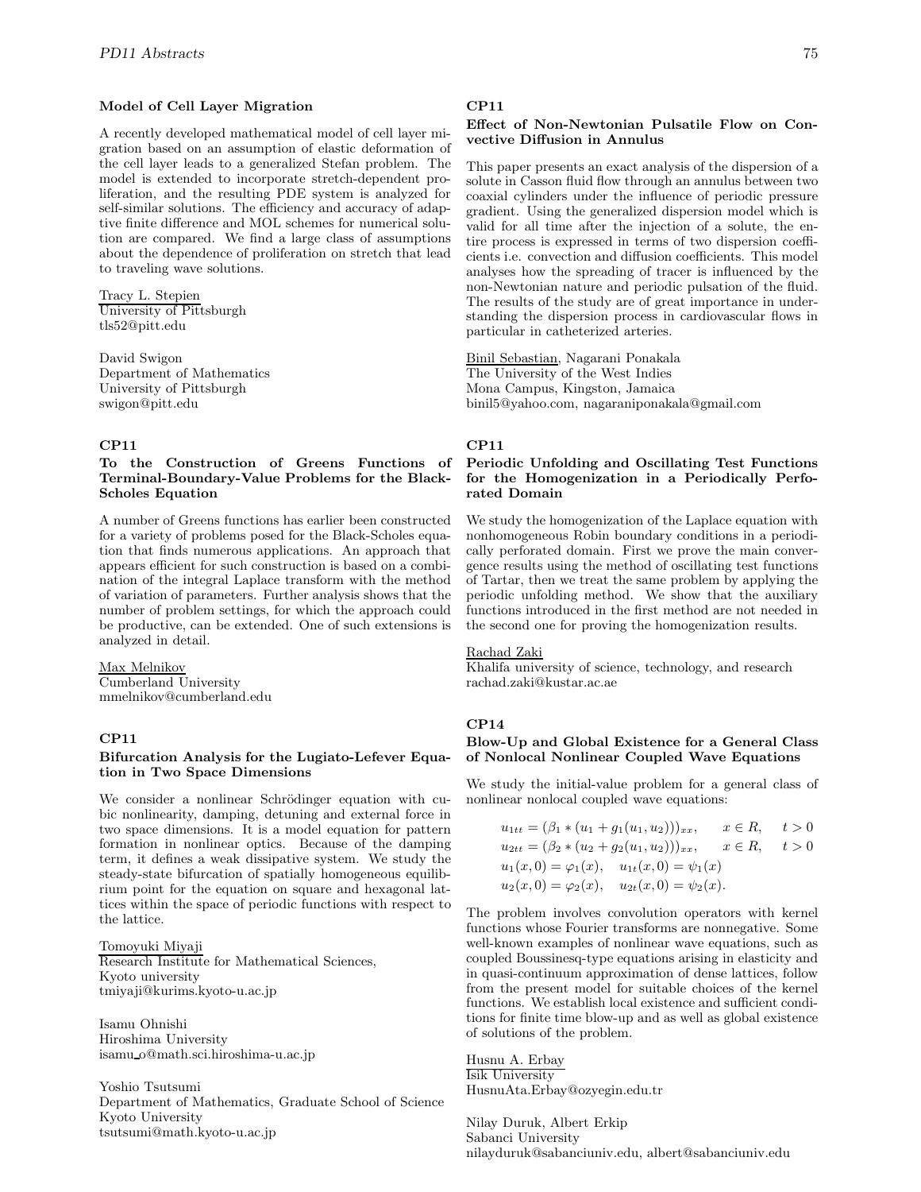### Model of Cell Layer Migration

A recently developed mathematical model of cell layer migration based on an assumption of elastic deformation of the cell layer leads to a generalized Stefan problem. The model is extended to incorporate stretch-dependent proliferation, and the resulting PDE system is analyzed for self-similar solutions. The efficiency and accuracy of adaptive finite difference and MOL schemes for numerical solution are compared. We find a large class of assumptions about the dependence of proliferation on stretch that lead to traveling wave solutions.

Tracy L. Stepien
University of Pittsburgh
tls52@pitt.edu

David Swigon
Department of Mathematics
University of Pittsburgh
swigon@pitt.edu

## CP11

### To the Construction of Greens Functions of Terminal-Boundary-Value Problems for the Black-Scholes Equation

A number of Greens functions has earlier been constructed for a variety of problems posed for the Black-Scholes equation that finds numerous applications. An approach that appears efficient for such construction is based on a combination of the integral Laplace transform with the method of variation of parameters. Further analysis shows that the number of problem settings, for which the approach could be productive, can be extended. One of such extensions is analyzed in detail.

Max Melnikov
Cumberland University
mmelnikov@cumberland.edu

## CP11

### Bifurcation Analysis for the Lugiato-Lefever Equation in Two Space Dimensions

We consider a nonlinear Schrödinger equation with cubic nonlinearity, damping, detuning and external force in two space dimensions. It is a model equation for pattern formation in nonlinear optics. Because of the damping term, it defines a weak dissipative system. We study the steady-state bifurcation of spatially homogeneous equilibrium point for the equation on square and hexagonal lattices within the space of periodic functions with respect to the lattice.

Tomoyuki Miyaji
Research Institute for Mathematical Sciences,
Kyoto university
tmiyaji@kurims.kyoto-u.ac.jp

Isamu Ohnishi
Hiroshima University
isamu_o@math.sci.hiroshima-u.ac.jp

Yoshio Tsutsumi
Department of Mathematics, Graduate School of Science
Kyoto University
tsutsumi@math.kyoto-u.ac.jp

## CP11

### Effect of Non-Newtonian Pulsatile Flow on Convective Diffusion in Annulus

This paper presents an exact analysis of the dispersion of a solute in Casson fluid flow through an annulus between two coaxial cylinders under the influence of periodic pressure gradient. Using the generalized dispersion model which is valid for all time after the injection of a solute, the entire process is expressed in terms of two dispersion coefficients i.e. convection and diffusion coefficients. This model analyses how the spreading of tracer is influenced by the non-Newtonian nature and periodic pulsation of the fluid. The results of the study are of great importance in understanding the dispersion process in cardiovascular flows in particular in catheterized arteries.

Binil Sebastian, Nagarani Ponakala
The University of the West Indies
Mona Campus, Kingston, Jamaica
binil5@yahoo.com, nagaraniponakala@gmail.com

## CP11

### Periodic Unfolding and Oscillating Test Functions for the Homogenization in a Periodically Perforated Domain

We study the homogenization of the Laplace equation with nonhomogeneous Robin boundary conditions in a periodically perforated domain. First we prove the main convergence results using the method of oscillating test functions of Tartar, then we treat the same problem by applying the periodic unfolding method. We show that the auxiliary functions introduced in the first method are not needed in the second one for proving the homogenization results.

Rachad Zaki
Khalifa university of science, technology, and research
rachad.zaki@kustar.ac.ae

## CP14

### Blow-Up and Global Existence for a General Class of Nonlocal Nonlinear Coupled Wave Equations

We study the initial-value problem for a general class of nonlinear nonlocal coupled wave equations:

$$
\begin{aligned}
&u_{1tt} = (\beta_1 * (u_1 + g_1(u_1, u_2)))_{xx}, \quad x \in R, \quad t > 0 \\
&u_{2tt} = (\beta_2 * (u_2 + g_2(u_1, u_2)))_{xx}, \quad x \in R, \quad t > 0 \\
&u_1(x, 0) = \varphi_1(x), \quad u_{1t}(x, 0) = \psi_1(x) \\
&u_2(x, 0) = \varphi_2(x), \quad u_{2t}(x, 0) = \psi_2(x).
\end{aligned}
$$

The problem involves convolution operators with kernel functions whose Fourier transforms are nonnegative. Some well-known examples of nonlinear wave equations, such as coupled Boussinesq-type equations arising in elasticity and in quasi-continuum approximation of dense lattices, follow from the present model for suitable choices of the kernel functions. We establish local existence and sufficient conditions for finite time blow-up and as well as global existence of solutions of the problem.

Husnu A. Erbay
Isik University
HusnuAta.Erbay@ozyegin.edu.tr

Nilay Duruk, Albert Erkip
Sabanci University
nilayduruk@sabanciuniv.edu, albert@sabanciuniv.edu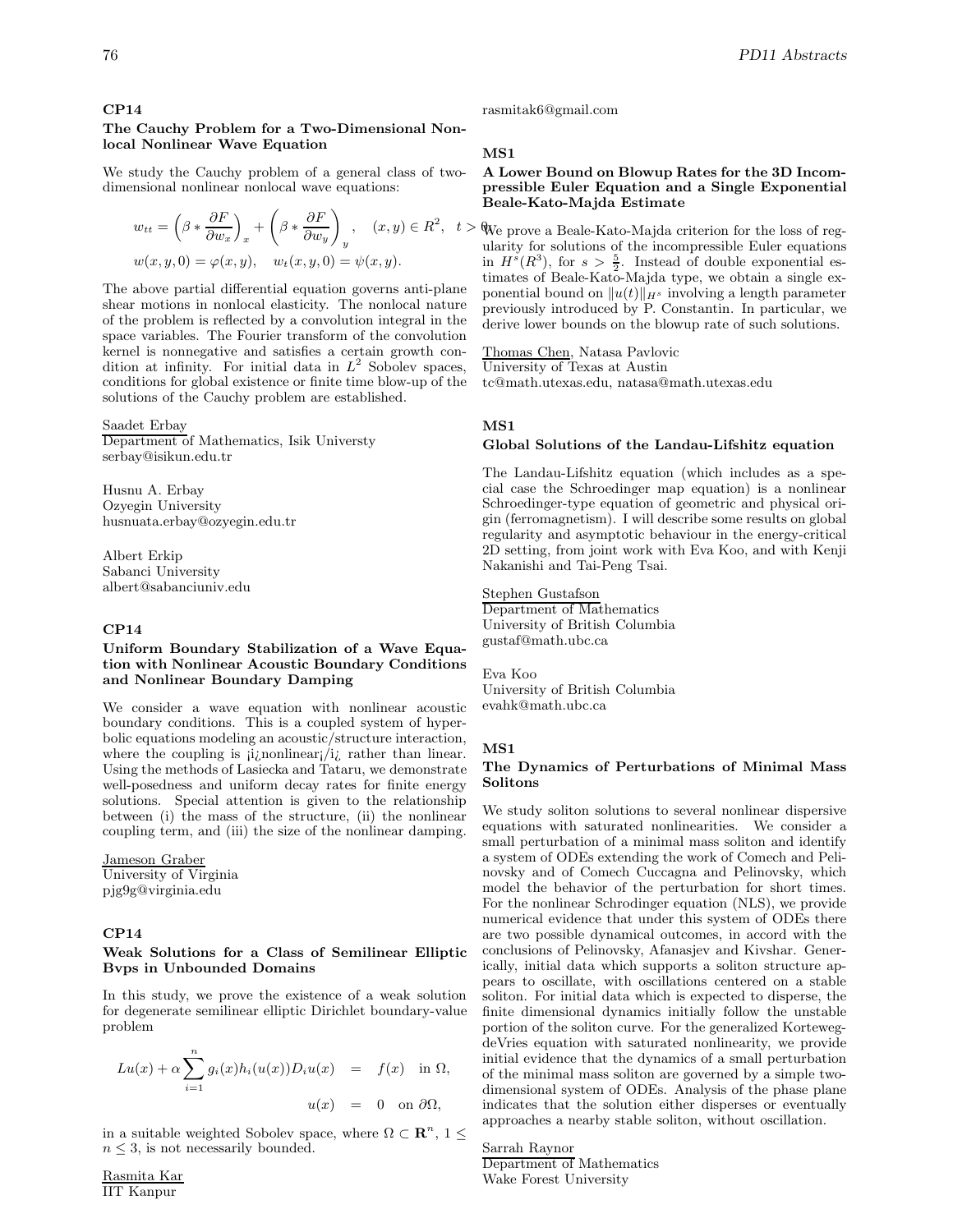### CP14

**The Cauchy Problem for a Two-Dimensional Nonlocal Nonlinear Wave Equation**

We study the Cauchy problem of a general class of two-dimensional nonlinear nonlocal wave equations:

$$w_{tt} = \left(\beta * \frac{\partial F}{\partial w_x}\right)_x + \left(\beta * \frac{\partial F}{\partial w_y}\right)_y, \quad (x,y) \in R^2, \quad t > 0$$

$$w(x,y,0) = \varphi(x,y), \quad w_t(x,y,0) = \psi(x,y).$$

The above partial differential equation governs anti-plane shear motions in nonlocal elasticity. The nonlocal nature of the problem is reflected by a convolution integral in the space variables. The Fourier transform of the convolution kernel is nonnegative and satisfies a certain growth condition at infinity. For initial data in $L^2$ Sobolev spaces, conditions for global existence or finite time blow-up of the solutions of the Cauchy problem are established.

Saadet Erbay
Department of Mathematics, Isik Universty
serbay@isikun.edu.tr

Husnu A. Erbay
Ozyegin University
husnuata.erbay@ozyegin.edu.tr

Albert Erkip
Sabanci University
albert@sabanciuniv.edu

### CP14

**Uniform Boundary Stabilization of a Wave Equation with Nonlinear Acoustic Boundary Conditions and Nonlinear Boundary Damping**

We consider a wave equation with nonlinear acoustic boundary conditions. This is a coupled system of hyperbolic equations modeling an acoustic/structure interaction, where the coupling is ¡i¿nonlinear¡/i¿ rather than linear. Using the methods of Lasiecka and Tataru, we demonstrate well-posedness and uniform decay rates for finite energy solutions. Special attention is given to the relationship between (i) the mass of the structure, (ii) the nonlinear coupling term, and (iii) the size of the nonlinear damping.

Jameson Graber
University of Virginia
pjg9g@virginia.edu

### CP14

**Weak Solutions for a Class of Semilinear Elliptic Bvps in Unbounded Domains**

In this study, we prove the existence of a weak solution for degenerate semilinear elliptic Dirichlet boundary-value problem

$$\begin{aligned} Lu(x) + \alpha \sum_{i=1}^{n} g_i(x) h_i(u(x)) D_i u(x) &= f(x) \quad \text{in } \Omega, \\ u(x) &= 0 \quad \text{on } \partial\Omega, \end{aligned}$$

in a suitable weighted Sobolev space, where $\Omega \subset \mathbf{R}^n$, $1 \leq n \leq 3$, is not necessarily bounded.

Rasmita Kar
IIT Kanpur
rasmitak6@gmail.com

### MS1

**A Lower Bound on Blowup Rates for the 3D Incompressible Euler Equation and a Single Exponential Beale-Kato-Majda Estimate**

We prove a Beale-Kato-Majda criterion for the loss of regularity for solutions of the incompressible Euler equations in $H^s(R^3)$, for $s > \frac{5}{2}$. Instead of double exponential estimates of Beale-Kato-Majda type, we obtain a single exponential bound on $\|u(t)\|_{H^s}$ involving a length parameter previously introduced by P. Constantin. In particular, we derive lower bounds on the blowup rate of such solutions.

Thomas Chen, Natasa Pavlovic
University of Texas at Austin
tc@math.utexas.edu, natasa@math.utexas.edu

### MS1

**Global Solutions of the Landau-Lifshitz equation**

The Landau-Lifshitz equation (which includes as a special case the Schroedinger map equation) is a nonlinear Schroedinger-type equation of geometric and physical origin (ferromagnetism). I will describe some results on global regularity and asymptotic behaviour in the energy-critical 2D setting, from joint work with Eva Koo, and with Kenji Nakanishi and Tai-Peng Tsai.

Stephen Gustafson
Department of Mathematics
University of British Columbia
gustaf@math.ubc.ca

Eva Koo
University of British Columbia
evahk@math.ubc.ca

### MS1

**The Dynamics of Perturbations of Minimal Mass Solitons**

We study soliton solutions to several nonlinear dispersive equations with saturated nonlinearities. We consider a small perturbation of a minimal mass soliton and identify a system of ODEs extending the work of Comech and Pelinovsky and of Comech Cuccagna and Pelinovsky, which model the behavior of the perturbation for short times. For the nonlinear Schrodinger equation (NLS), we provide numerical evidence that under this system of ODEs there are two possible dynamical outcomes, in accord with the conclusions of Pelinovsky, Afanasjev and Kivshar. Generically, initial data which supports a soliton structure appears to oscillate, with oscillations centered on a stable soliton. For initial data which is expected to disperse, the finite dimensional dynamics initially follow the unstable portion of the soliton curve. For the generalized Korteweg-deVries equation with saturated nonlinearity, we provide initial evidence that the dynamics of a small perturbation of the minimal mass soliton are governed by a simple two-dimensional system of ODEs. Analysis of the phase plane indicates that the solution either disperses or eventually approaches a nearby stable soliton, without oscillation.

Sarrah Raynor
Department of Mathematics
Wake Forest University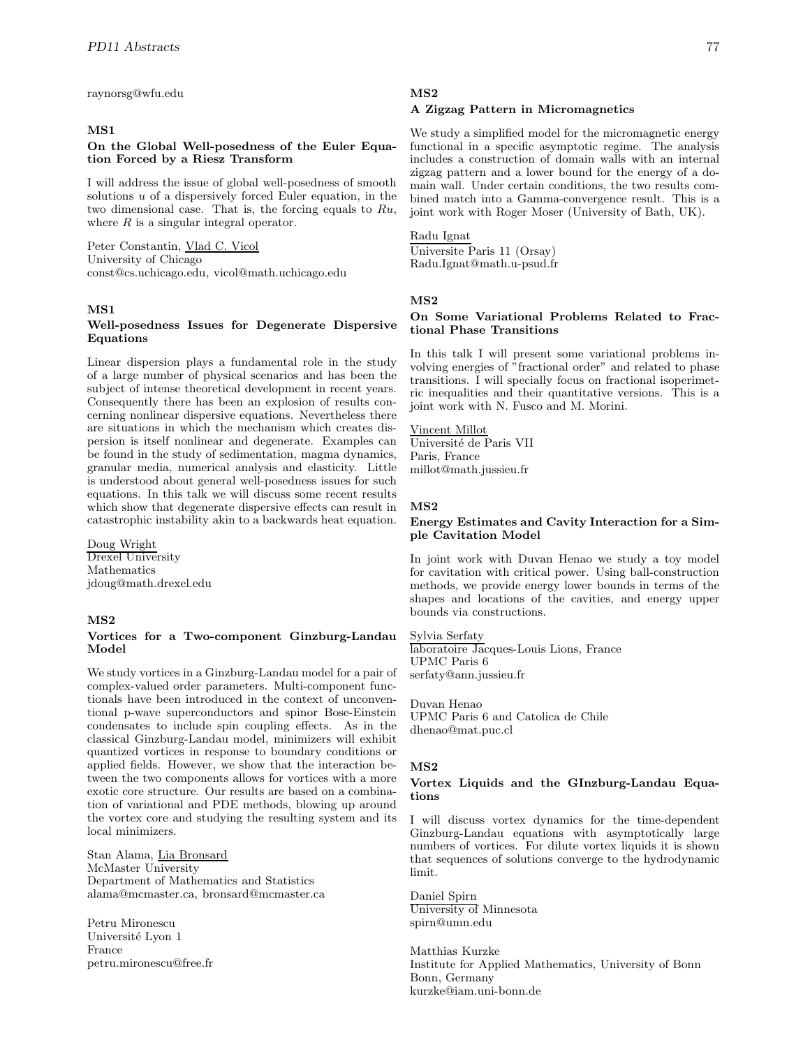raynorsg@wfu.edu

### MS1

### On the Global Well-posedness of the Euler Equation Forced by a Riesz Transform

I will address the issue of global well-posedness of smooth solutions $u$ of a dispersively forced Euler equation, in the two dimensional case. That is, the forcing equals to $Ru$, where $R$ is a singular integral operator.

Peter Constantin, Vlad C. Vicol
University of Chicago
const@cs.uchicago.edu, vicol@math.uchicago.edu

### MS1

### Well-posedness Issues for Degenerate Dispersive Equations

Linear dispersion plays a fundamental role in the study of a large number of physical scenarios and has been the subject of intense theoretical development in recent years. Consequently there has been an explosion of results concerning nonlinear dispersive equations. Nevertheless there are situations in which the mechanism which creates dispersion is itself nonlinear and degenerate. Examples can be found in the study of sedimentation, magma dynamics, granular media, numerical analysis and elasticity. Little is understood about general well-posedness issues for such equations. In this talk we will discuss some recent results which show that degenerate dispersive effects can result in catastrophic instability akin to a backwards heat equation.

Doug Wright
Drexel University
Mathematics
jdoug@math.drexel.edu

### MS2

### Vortices for a Two-component Ginzburg-Landau Model

We study vortices in a Ginzburg-Landau model for a pair of complex-valued order parameters. Multi-component functionals have been introduced in the context of unconventional p-wave superconductors and spinor Bose-Einstein condensates to include spin coupling effects. As in the classical Ginzburg-Landau model, minimizers will exhibit quantized vortices in response to boundary conditions or applied fields. However, we show that the interaction between the two components allows for vortices with a more exotic core structure. Our results are based on a combination of variational and PDE methods, blowing up around the vortex core and studying the resulting system and its local minimizers.

Stan Alama, Lia Bronsard
McMaster University
Department of Mathematics and Statistics
alama@mcmaster.ca, bronsard@mcmaster.ca

Petru Mironescu
Université Lyon 1
France
petru.mironescu@free.fr

### MS2

### A Zigzag Pattern in Micromagnetics

We study a simplified model for the micromagnetic energy functional in a specific asymptotic regime. The analysis includes a construction of domain walls with an internal zigzag pattern and a lower bound for the energy of a domain wall. Under certain conditions, the two results combined match into a Gamma-convergence result. This is a joint work with Roger Moser (University of Bath, UK).

Radu Ignat
Universite Paris 11 (Orsay)
Radu.Ignat@math.u-psud.fr

### MS2

### On Some Variational Problems Related to Fractional Phase Transitions

In this talk I will present some variational problems involving energies of "fractional order" and related to phase transitions. I will specially focus on fractional isoperimetric inequalities and their quantitative versions. This is a joint work with N. Fusco and M. Morini.

Vincent Millot
Université de Paris VII
Paris, France
millot@math.jussieu.fr

### MS2

### Energy Estimates and Cavity Interaction for a Simple Cavitation Model

In joint work with Duvan Henao we study a toy model for cavitation with critical power. Using ball-construction methods, we provide energy lower bounds in terms of the shapes and locations of the cavities, and energy upper bounds via constructions.

Sylvia Serfaty
laboratoire Jacques-Louis Lions, France
UPMC Paris 6
serfaty@ann.jussieu.fr

Duvan Henao
UPMC Paris 6 and Catolica de Chile
dhenao@mat.puc.cl

### MS2

### Vortex Liquids and the GInzburg-Landau Equations

I will discuss vortex dynamics for the time-dependent Ginzburg-Landau equations with asymptotically large numbers of vortices. For dilute vortex liquids it is shown that sequences of solutions converge to the hydrodynamic limit.

Daniel Spirn
University of Minnesota
spirn@umn.edu

Matthias Kurzke
Institute for Applied Mathematics, University of Bonn
Bonn, Germany
kurzke@iam.uni-bonn.de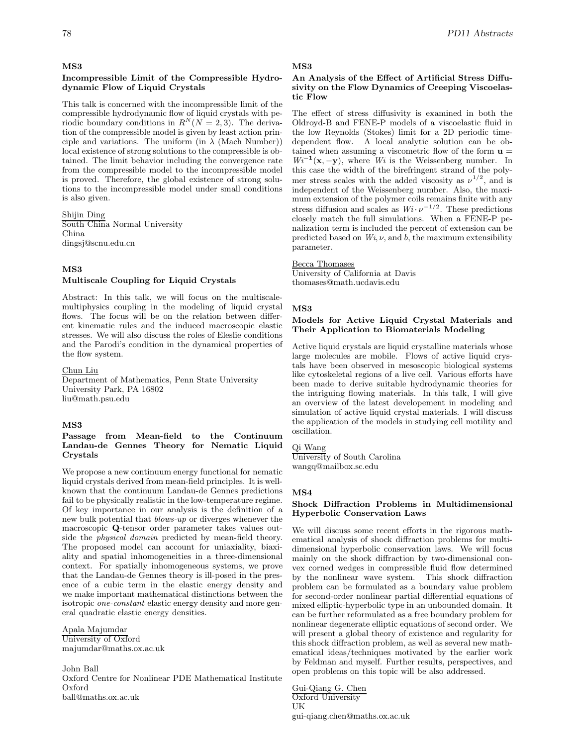**MS3**

**Incompressible Limit of the Compressible Hydrodynamic Flow of Liquid Crystals**

This talk is concerned with the incompressible limit of the compressible hydrodynamic flow of liquid crystals with periodic boundary conditions in $R^N (N = 2, 3)$. The derivation of the compressible model is given by least action principle and variations. The uniform (in $\lambda$ (Mach Number)) local existence of strong solutions to the compressible is obtained. The limit behavior including the convergence rate from the compressible model to the incompressible model is proved. Therefore, the global existence of strong solutions to the incompressible model under small conditions is also given.

Shijin Ding
South China Normal University
China
dingsj@scnu.edu.cn

**MS3**

**Multiscale Coupling for Liquid Crystals**

Abstract: In this talk, we will focus on the multiscale-multiphysics coupling in the modeling of liquid crystal flows. The focus will be on the relation between different kinematic rules and the induced macroscopic elastic stresses. We will also discuss the roles of Eleslie conditions and the Parodi's condition in the dynamical properties of the flow system.

Chun Liu
Department of Mathematics, Penn State University
University Park, PA 16802
liu@math.psu.edu

**MS3**

**Passage from Mean-field to the Continuum Landau-de Gennes Theory for Nematic Liquid Crystals**

We propose a new continuum energy functional for nematic liquid crystals derived from mean-field principles. It is well-known that the continuum Landau-de Gennes predictions fail to be physically realistic in the low-temperature regime. Of key importance in our analysis is the definition of a new bulk potential that *blows-up* or diverges whenever the macroscopic **Q**-tensor order parameter takes values outside the *physical domain* predicted by mean-field theory. The proposed model can account for uniaxiality, biaxiality and spatial inhomogeneities in a three-dimensional context. For spatially inhomogeneous systems, we prove that the Landau-de Gennes theory is ill-posed in the presence of a cubic term in the elastic energy density and we make important mathematical distinctions between the isotropic *one-constant* elastic energy density and more general quadratic elastic energy densities.

Apala Majumdar
University of Oxford
majumdar@maths.ox.ac.uk

John Ball
Oxford Centre for Nonlinear PDE Mathematical Institute
Oxford
ball@maths.ox.ac.uk

**MS3**

**An Analysis of the Effect of Artificial Stress Diffusivity on the Flow Dynamics of Creeping Viscoelastic Flow**

The effect of stress diffusivity is examined in both the Oldroyd-B and FENE-P models of a viscoelastic fluid in the low Reynolds (Stokes) limit for a 2D periodic time-dependent flow. A local analytic solution can be obtained when assuming a viscometric flow of the form $\mathbf{u} = Wi^{-1}(\mathbf{x}, -\mathbf{y})$, where $Wi$ is the Weissenberg number. In this case the width of the birefringent strand of the polymer stress scales with the added viscosity as $\nu^{1/2}$, and is independent of the Weissenberg number. Also, the maximum extension of the polymer coils remains finite with any stress diffusion and scales as $Wi \cdot \nu^{-1/2}$. These predictions closely match the full simulations. When a FENE-P penalization term is included the percent of extension can be predicted based on $Wi, \nu$, and $b$, the maximum extensibility parameter.

Becca Thomases
University of California at Davis
thomases@math.ucdavis.edu

**MS3**

**Models for Active Liquid Crystal Materials and Their Application to Biomaterials Modeling**

Active liquid crystals are liquid crystalline materials whose large molecules are mobile. Flows of active liquid crystals have been observed in mesoscopic biological systems like cytoskeletal regions of a live cell. Various efforts have been made to derive suitable hydrodynamic theories for the intriguing flowing materials. In this talk, I will give an overview of the latest developement in modeling and simulation of active liquid crystal materials. I will discuss the application of the models in studying cell motility and oscillation.

Qi Wang
University of South Carolina
wangq@mailbox.sc.edu

**MS4**

**Shock Diffraction Problems in Multidimensional Hyperbolic Conservation Laws**

We will discuss some recent efforts in the rigorous mathematical analysis of shock diffraction problems for multidimensional hyperbolic conservation laws. We will focus mainly on the shock diffraction by two-dimensional convex corned wedges in compressible fluid flow determined by the nonlinear wave system. This shock diffraction problem can be formulated as a boundary value problem for second-order nonlinear partial differential equations of mixed elliptic-hyperbolic type in an unbounded domain. It can be further reformulated as a free boundary problem for nonlinear degenerate elliptic equations of second order. We will present a global theory of existence and regularity for this shock diffraction problem, as well as several new mathematical ideas/techniques motivated by the earlier work by Feldman and myself. Further results, perspectives, and open problems on this topic will be also addressed.

Gui-Qiang G. Chen
Oxford University
UK
gui-qiang.chen@maths.ox.ac.uk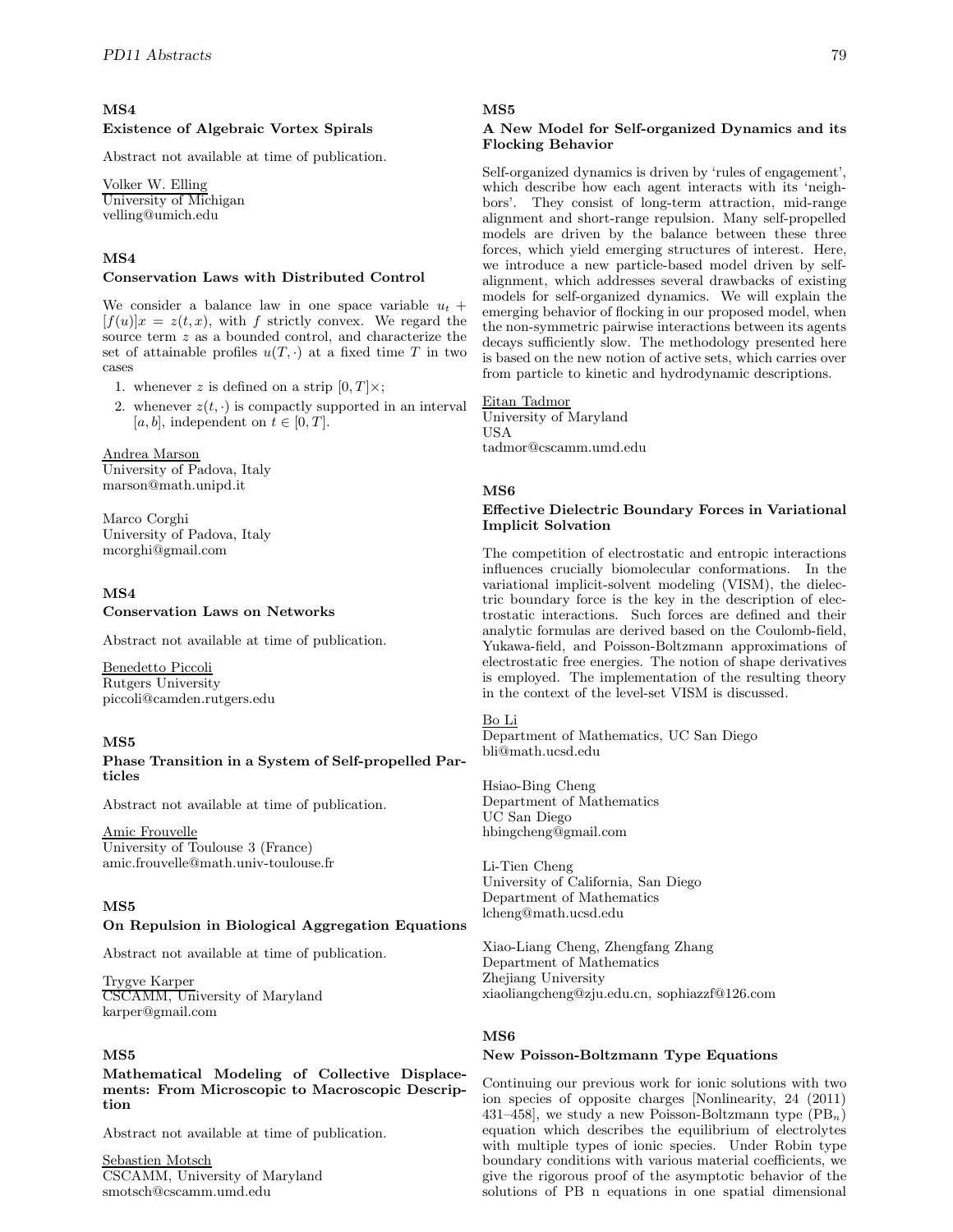## MS4

### Existence of Algebraic Vortex Spirals

Abstract not available at time of publication.

Volker W. Elling
University of Michigan
velling@umich.edu

## MS4

### Conservation Laws with Distributed Control

We consider a balance law in one space variable $u_t + [f(u)]x = z(t,x)$, with $f$ strictly convex. We regard the source term $z$ as a bounded control, and characterize the set of attainable profiles $u(T,\cdot)$ at a fixed time $T$ in two cases

1. whenever $z$ is defined on a strip $[0,T]\times$;
2. whenever $z(t,\cdot)$ is compactly supported in an interval $[a,b]$, independent on $t \in [0,T]$.

Andrea Marson
University of Padova, Italy
marson@math.unipd.it

Marco Corghi
University of Padova, Italy
mcorghi@gmail.com

## MS4

### Conservation Laws on Networks

Abstract not available at time of publication.

Benedetto Piccoli
Rutgers University
piccoli@camden.rutgers.edu

## MS5

### Phase Transition in a System of Self-propelled Particles

Abstract not available at time of publication.

Amic Frouvelle
University of Toulouse 3 (France)
amic.frouvelle@math.univ-toulouse.fr

## MS5

### On Repulsion in Biological Aggregation Equations

Abstract not available at time of publication.

Trygve Karper
CSCAMM, University of Maryland
karper@gmail.com

## MS5

### Mathematical Modeling of Collective Displacements: From Microscopic to Macroscopic Description

Abstract not available at time of publication.

Sebastien Motsch
CSCAMM, University of Maryland
smotsch@cscamm.umd.edu

## MS5

### A New Model for Self-organized Dynamics and its Flocking Behavior

Self-organized dynamics is driven by 'rules of engagement', which describe how each agent interacts with its 'neighbors'. They consist of long-term attraction, mid-range alignment and short-range repulsion. Many self-propelled models are driven by the balance between these three forces, which yield emerging structures of interest. Here, we introduce a new particle-based model driven by self-alignment, which addresses several drawbacks of existing models for self-organized dynamics. We will explain the emerging behavior of flocking in our proposed model, when the non-symmetric pairwise interactions between its agents decays sufficiently slow. The methodology presented here is based on the new notion of active sets, which carries over from particle to kinetic and hydrodynamic descriptions.

Eitan Tadmor
University of Maryland
USA
tadmor@cscamm.umd.edu

## MS6

### Effective Dielectric Boundary Forces in Variational Implicit Solvation

The competition of electrostatic and entropic interactions influences crucially biomolecular conformations. In the variational implicit-solvent modeling (VISM), the dielectric boundary force is the key in the description of electrostatic interactions. Such forces are defined and their analytic formulas are derived based on the Coulomb-field, Yukawa-field, and Poisson-Boltzmann approximations of electrostatic free energies. The notion of shape derivatives is employed. The implementation of the resulting theory in the context of the level-set VISM is discussed.

Bo Li
Department of Mathematics, UC San Diego
bli@math.ucsd.edu

Hsiao-Bing Cheng
Department of Mathematics
UC San Diego
hbingcheng@gmail.com

Li-Tien Cheng
University of California, San Diego
Department of Mathematics
lcheng@math.ucsd.edu

Xiao-Liang Cheng, Zhengfang Zhang
Department of Mathematics
Zhejiang University
xiaoliangcheng@zju.edu.cn, sophiazzf@126.com

## MS6

### New Poisson-Boltzmann Type Equations

Continuing our previous work for ionic solutions with two ion species of opposite charges [Nonlinearity, 24 (2011) 431–458], we study a new Poisson-Boltzmann type ($PB_n$) equation which describes the equilibrium of electrolytes with multiple types of ionic species. Under Robin type boundary conditions with various material coefficients, we give the rigorous proof of the asymptotic behavior of the solutions of PB n equations in one spatial dimensional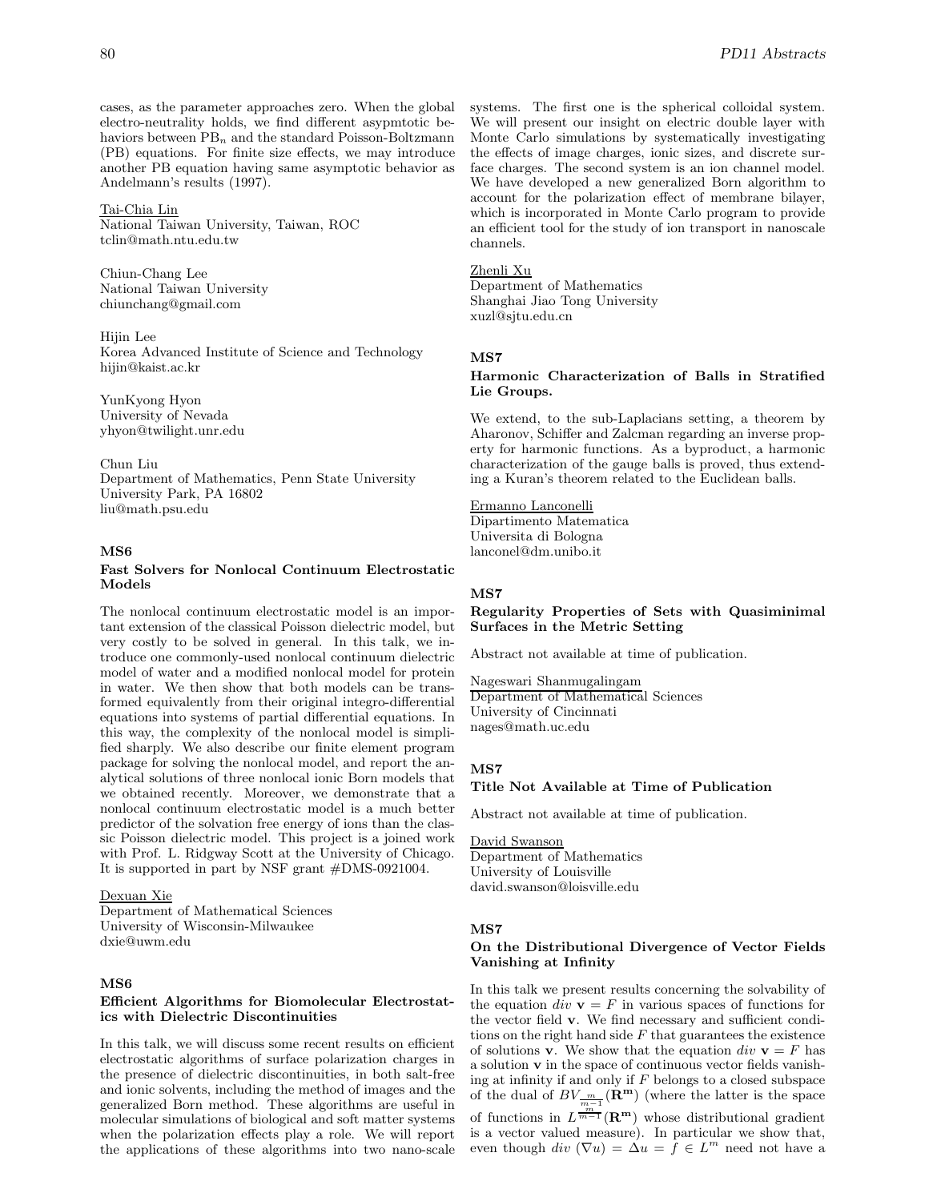cases, as the parameter approaches zero. When the global electro-neutrality holds, we find different asypmtotic behaviors between $\mathrm{PB}_n$ and the standard Poisson-Boltzmann (PB) equations. For finite size effects, we may introduce another PB equation having same asymptotic behavior as Andelmann's results (1997).

Tai-Chia Lin
National Taiwan University, Taiwan, ROC
tclin@math.ntu.edu.tw

Chiun-Chang Lee
National Taiwan University
chiunchang@gmail.com

Hijin Lee
Korea Advanced Institute of Science and Technology
hijin@kaist.ac.kr

YunKyong Hyon
University of Nevada
yhyon@twilight.unr.edu

Chun Liu
Department of Mathematics, Penn State University
University Park, PA 16802
liu@math.psu.edu

### MS6

### Fast Solvers for Nonlocal Continuum Electrostatic Models

The nonlocal continuum electrostatic model is an important extension of the classical Poisson dielectric model, but very costly to be solved in general. In this talk, we introduce one commonly-used nonlocal continuum dielectric model of water and a modified nonlocal model for protein in water. We then show that both models can be transformed equivalently from their original integro-differential equations into systems of partial differential equations. In this way, the complexity of the nonlocal model is simplified sharply. We also describe our finite element program package for solving the nonlocal model, and report the analytical solutions of three nonlocal ionic Born models that we obtained recently. Moreover, we demonstrate that a nonlocal continuum electrostatic model is a much better predictor of the solvation free energy of ions than the classic Poisson dielectric model. This project is a joined work with Prof. L. Ridgway Scott at the University of Chicago. It is supported in part by NSF grant #DMS-0921004.

Dexuan Xie
Department of Mathematical Sciences
University of Wisconsin-Milwaukee
dxie@uwm.edu

### MS6

### Efficient Algorithms for Biomolecular Electrostatics with Dielectric Discontinuities

In this talk, we will discuss some recent results on efficient electrostatic algorithms of surface polarization charges in the presence of dielectric discontinuities, in both salt-free and ionic solvents, including the method of images and the generalized Born method. These algorithms are useful in molecular simulations of biological and soft matter systems when the polarization effects play a role. We will report the applications of these algorithms into two nano-scale systems. The first one is the spherical colloidal system. We will present our insight on electric double layer with Monte Carlo simulations by systematically investigating the effects of image charges, ionic sizes, and discrete surface charges. The second system is an ion channel model. We have developed a new generalized Born algorithm to account for the polarization effect of membrane bilayer, which is incorporated in Monte Carlo program to provide an efficient tool for the study of ion transport in nanoscale channels.

Zhenli Xu
Department of Mathematics
Shanghai Jiao Tong University
xuzl@sjtu.edu.cn

### MS7

### Harmonic Characterization of Balls in Stratified Lie Groups.

We extend, to the sub-Laplacians setting, a theorem by Aharonov, Schiffer and Zalcman regarding an inverse property for harmonic functions. As a byproduct, a harmonic characterization of the gauge balls is proved, thus extending a Kuran's theorem related to the Euclidean balls.

Ermanno Lanconelli
Dipartimento Matematica
Universita di Bologna
lanconel@dm.unibo.it

### MS7

### Regularity Properties of Sets with Quasiminimal Surfaces in the Metric Setting

Abstract not available at time of publication.

Nageswari Shanmugalingam
Department of Mathematical Sciences
University of Cincinnati
nages@math.uc.edu

### MS7

### Title Not Available at Time of Publication

Abstract not available at time of publication.

David Swanson
Department of Mathematics
University of Louisville
david.swanson@loisville.edu

### MS7

### On the Distributional Divergence of Vector Fields Vanishing at Infinity

In this talk we present results concerning the solvability of the equation $div\ \mathbf{v} = F$ in various spaces of functions for the vector field $\mathbf{v}$. We find necessary and sufficient conditions on the right hand side $F$ that guarantees the existence of solutions $\mathbf{v}$. We show that the equation $div\ \mathbf{v} = F$ has a solution $\mathbf{v}$ in the space of continuous vector fields vanishing at infinity if and only if $F$ belongs to a closed subspace of the dual of $BV_{\frac{m}{m-1}}(\mathbf{R^m})$ (where the latter is the space of functions in $L^{\frac{m}{m-1}}(\mathbf{R^m})$ whose distributional gradient is a vector valued measure). In particular we show that, even though $div\ (\nabla u) = \Delta u = f \in L^m$ need not have a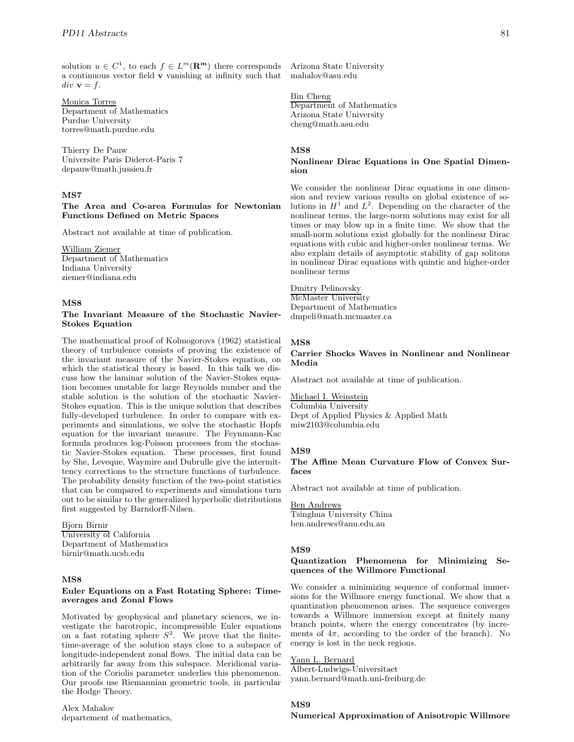solution $u \in C^1$, to each $f \in L^m(\mathbf{R^m})$ there corresponds a continuous vector field $\mathbf{v}$ vanishing at infinity such that $div\ \mathbf{v} = f$.

Monica Torres
Department of Mathematics
Purdue University
torres@math.purdue.edu

Thierry De Pauw
Universite Paris Diderot-Paris 7
depauw@math.jussieu.fr

### MS7

**The Area and Co-area Formulas for Newtonian Functions Defined on Metric Spaces**

Abstract not available at time of publication.

William Ziemer
Department of Mathematics
Indiana University
ziemer@indiana.edu

### MS8

**The Invariant Measure of the Stochastic Navier-Stokes Equation**

The mathematical proof of Kolmogorovs (1962) statistical theory of turbulence consists of proving the existence of the invariant measure of the Navier-Stokes equation, on which the statistical theory is based. In this talk we discuss how the laminar solution of the Navier-Stokes equation becomes unstable for large Reynolds number and the stable solution is the solution of the stochastic Navier-Stokes equation. This is the unique solution that describes fully-developed turbulence. In order to compare with experiments and simulations, we solve the stochastic Hopfs equation for the invariant measure. The Feynmann-Kac formula produces log-Poisson processes from the stochastic Navier-Stokes equation. These processes, first found by She, Leveque, Waymire and Dubrulle give the intermittency corrections to the structure functions of turbulence. The probability density function of the two-point statistics that can be compared to experiments and simulations turn out to be similar to the generalized hyperbolic distributions first suggested by Barndorff-Nilsen.

Bjorn Birnir
University of California
Department of Mathematics
birnir@math.ucsb.edu

### MS8

**Euler Equations on a Fast Rotating Sphere: Time-averages and Zonal Flows**

Motivated by geophysical and planetary sciences, we investigate the barotropic, incompressible Euler equations on a fast rotating sphere $S^2$. We prove that the finite-time-average of the solution stays close to a subspace of longitude-independent zonal flows. The initial data can be arbitrarily far away from this subspace. Meridional variation of the Coriolis parameter underlies this phenomenon. Our proofs use Riemannian geometric tools, in particular the Hodge Theory.

Alex Mahalov
departement of mathematics,
Arizona State University
mahalov@asu.edu

Bin Cheng
Department of Mathematics
Arizona State University
cheng@math.asu.edu

### MS8

**Nonlinear Dirac Equations in One Spatial Dimension**

We consider the nonlinear Dirac equations in one dimension and review various results on global existence of solutions in $H^1$ and $L^2$. Depending on the character of the nonlinear terms, the large-norm solutions may exist for all times or may blow up in a finite time. We show that the small-norm solutions exist globally for the nonlinear Dirac equations with cubic and higher-order nonlinear terms. We also explain details of asymptotic stability of gap solitons in nonlinear Dirac equations with quintic and higher-order nonlinear terms

Dmitry Pelinovsky
McMaster University
Department of Mathematics
dmpeli@math.mcmaster.ca

### MS8

**Carrier Shocks Waves in Nonlinear and Nonlinear Media**

Abstract not available at time of publication.

Michael I. Weinstein
Columbia University
Dept of Applied Physics & Applied Math
miw2103@columbia.edu

### MS9

**The Affine Mean Curvature Flow of Convex Surfaces**

Abstract not available at time of publication.

Ben Andrews
Tsinghua University China
ben.andrews@anu.edu.au

### MS9

**Quantization Phenomena for Minimizing Sequences of the Willmore Functional**

We consider a minimizing sequence of conformal immersions for the Willmore energy functional. We show that a quantization phenomenon arises. The sequence converges towards a Willmore immersion except at finitely many branch points, where the energy concentrates (by increments of $4\pi$, according to the order of the branch). No energy is lost in the neck regions.

Yann L. Bernard
Albert-Ludwigs-Universitaet
yann.bernard@math.uni-freiburg.de

### MS9

**Numerical Approximation of Anisotropic Willmore**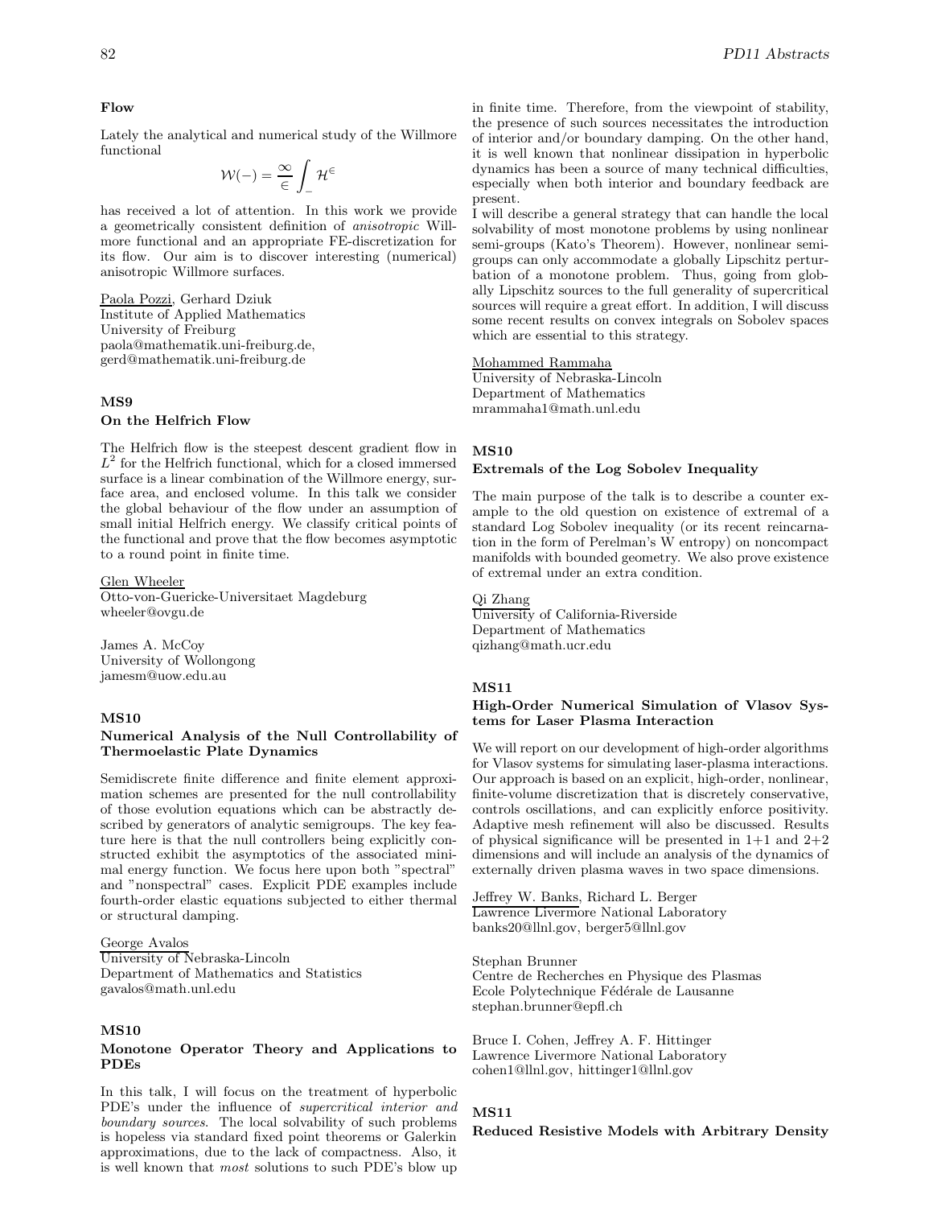**Flow**

Lately the analytical and numerical study of the Willmore functional

$$\mathcal{W}(-) = \frac{\infty}{\in} \int_{-} \mathcal{H}^{\in}$$

has received a lot of attention. In this work we provide a geometrically consistent definition of *anisotropic* Willmore functional and an appropriate FE-discretization for its flow. Our aim is to discover interesting (numerical) anisotropic Willmore surfaces.

Paola Pozzi, Gerhard Dziuk
Institute of Applied Mathematics
University of Freiburg
paola@mathematik.uni-freiburg.de,
gerd@mathematik.uni-freiburg.de

### MS9
### On the Helfrich Flow

The Helfrich flow is the steepest descent gradient flow in $L^2$ for the Helfrich functional, which for a closed immersed surface is a linear combination of the Willmore energy, surface area, and enclosed volume. In this talk we consider the global behaviour of the flow under an assumption of small initial Helfrich energy. We classify critical points of the functional and prove that the flow becomes asymptotic to a round point in finite time.

Glen Wheeler
Otto-von-Guericke-Universitaet Magdeburg
wheeler@ovgu.de

James A. McCoy
University of Wollongong
jamesm@uow.edu.au

### MS10
### Numerical Analysis of the Null Controllability of Thermoelastic Plate Dynamics

Semidiscrete finite difference and finite element approximation schemes are presented for the null controllability of those evolution equations which can be abstractly described by generators of analytic semigroups. The key feature here is that the null controllers being explicitly constructed exhibit the asymptotics of the associated minimal energy function. We focus here upon both "spectral" and "nonspectral" cases. Explicit PDE examples include fourth-order elastic equations subjected to either thermal or structural damping.

George Avalos
University of Nebraska-Lincoln
Department of Mathematics and Statistics
gavalos@math.unl.edu

### MS10
### Monotone Operator Theory and Applications to PDEs

In this talk, I will focus on the treatment of hyperbolic PDE's under the influence of *supercritical interior and boundary sources*. The local solvability of such problems is hopeless via standard fixed point theorems or Galerkin approximations, due to the lack of compactness. Also, it is well known that *most* solutions to such PDE's blow up in finite time. Therefore, from the viewpoint of stability, the presence of such sources necessitates the introduction of interior and/or boundary damping. On the other hand, it is well known that nonlinear dissipation in hyperbolic dynamics has been a source of many technical difficulties, especially when both interior and boundary feedback are present.
I will describe a general strategy that can handle the local solvability of most monotone problems by using nonlinear semi-groups (Kato's Theorem). However, nonlinear semigroups can only accommodate a globally Lipschitz perturbation of a monotone problem. Thus, going from globally Lipschitz sources to the full generality of supercritical sources will require a great effort. In addition, I will discuss some recent results on convex integrals on Sobolev spaces which are essential to this strategy.

Mohammed Rammaha
University of Nebraska-Lincoln
Department of Mathematics
mrammaha1@math.unl.edu

### MS10
### Extremals of the Log Sobolev Inequality

The main purpose of the talk is to describe a counter example to the old question on existence of extremal of a standard Log Sobolev inequality (or its recent reincarnation in the form of Perelman's W entropy) on noncompact manifolds with bounded geometry. We also prove existence of extremal under an extra condition.

Qi Zhang
University of California-Riverside
Department of Mathematics
qizhang@math.ucr.edu

### MS11
### High-Order Numerical Simulation of Vlasov Systems for Laser Plasma Interaction

We will report on our development of high-order algorithms for Vlasov systems for simulating laser-plasma interactions. Our approach is based on an explicit, high-order, nonlinear, finite-volume discretization that is discretely conservative, controls oscillations, and can explicitly enforce positivity. Adaptive mesh refinement will also be discussed. Results of physical significance will be presented in 1+1 and 2+2 dimensions and will include an analysis of the dynamics of externally driven plasma waves in two space dimensions.

Jeffrey W. Banks, Richard L. Berger
Lawrence Livermore National Laboratory
banks20@llnl.gov, berger5@llnl.gov

Stephan Brunner
Centre de Recherches en Physique des Plasmas
Ecole Polytechnique Fédérale de Lausanne
stephan.brunner@epfl.ch

Bruce I. Cohen, Jeffrey A. F. Hittinger
Lawrence Livermore National Laboratory
cohen1@llnl.gov, hittinger1@llnl.gov

### MS11
### Reduced Resistive Models with Arbitrary Density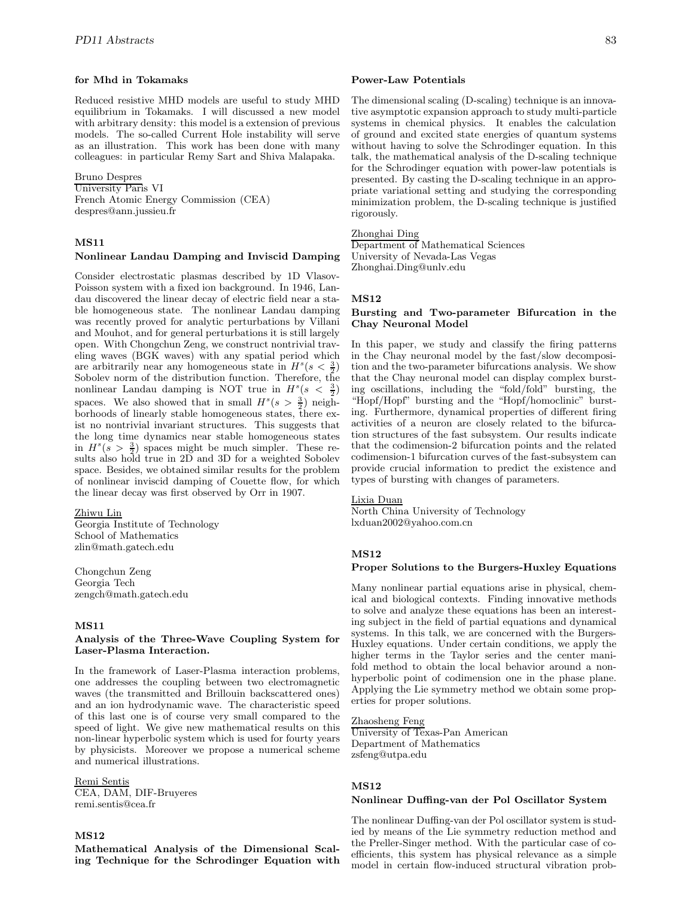**for Mhd in Tokamaks**

Reduced resistive MHD models are useful to study MHD equilibrium in Tokamaks. I will discussed a new model with arbitrary density: this model is a extension of previous models. The so-called Current Hole instability will serve as an illustration. This work has been done with many colleagues: in particular Remy Sart and Shiva Malapaka.

Bruno Despres
University Paris VI
French Atomic Energy Commission (CEA)
despres@ann.jussieu.fr

### MS11

**Nonlinear Landau Damping and Inviscid Damping**

Consider electrostatic plasmas described by 1D Vlasov-Poisson system with a fixed ion background. In 1946, Landau discovered the linear decay of electric field near a stable homogeneous state. The nonlinear Landau damping was recently proved for analytic perturbations by Villani and Mouhot, and for general perturbations it is still largely open. With Chongchun Zeng, we construct nontrivial traveling waves (BGK waves) with any spatial period which are arbitrarily near any homogeneous state in $H^s(s < \frac{3}{2})$ Sobolev norm of the distribution function. Therefore, the nonlinear Landau damping is NOT true in $H^s(s < \frac{3}{2})$ spaces. We also showed that in small $H^s(s > \frac{3}{2})$ neighborhoods of linearly stable homogeneous states, there exist no nontrivial invariant structures. This suggests that the long time dynamics near stable homogeneous states in $H^s(s > \frac{3}{2})$ spaces might be much simpler. These results also hold true in 2D and 3D for a weighted Sobolev space. Besides, we obtained similar results for the problem of nonlinear inviscid damping of Couette flow, for which the linear decay was first observed by Orr in 1907.

Zhiwu Lin
Georgia Institute of Technology
School of Mathematics
zlin@math.gatech.edu

Chongchun Zeng
Georgia Tech
zengch@math.gatech.edu

### MS11

**Analysis of the Three-Wave Coupling System for Laser-Plasma Interaction.**

In the framework of Laser-Plasma interaction problems, one addresses the coupling between two electromagnetic waves (the transmitted and Brillouin backscattered ones) and an ion hydrodynamic wave. The characteristic speed of this last one is of course very small compared to the speed of light. We give new mathematical results on this non-linear hyperbolic system which is used for fourty years by physicists. Moreover we propose a numerical scheme and numerical illustrations.

Remi Sentis
CEA, DAM, DIF-Bruyeres
remi.sentis@cea.fr

### MS12

**Mathematical Analysis of the Dimensional Scaling Technique for the Schrodinger Equation with Power-Law Potentials**

The dimensional scaling (D-scaling) technique is an innovative asymptotic expansion approach to study multi-particle systems in chemical physics. It enables the calculation of ground and excited state energies of quantum systems without having to solve the Schrodinger equation. In this talk, the mathematical analysis of the D-scaling technique for the Schrodinger equation with power-law potentials is presented. By casting the D-scaling technique in an appropriate variational setting and studying the corresponding minimization problem, the D-scaling technique is justified rigorously.

Zhonghai Ding
Department of Mathematical Sciences
University of Nevada-Las Vegas
Zhonghai.Ding@unlv.edu

### MS12

**Bursting and Two-parameter Bifurcation in the Chay Neuronal Model**

In this paper, we study and classify the firing patterns in the Chay neuronal model by the fast/slow decomposition and the two-parameter bifurcations analysis. We show that the Chay neuronal model can display complex bursting oscillations, including the "fold/fold" bursting, the "Hopf/Hopf" bursting and the "Hopf/homoclinic" bursting. Furthermore, dynamical properties of different firing activities of a neuron are closely related to the bifurcation structures of the fast subsystem. Our results indicate that the codimension-2 bifurcation points and the related codimension-1 bifurcation curves of the fast-subsystem can provide crucial information to predict the existence and types of bursting with changes of parameters.

Lixia Duan
North China University of Technology
lxduan2002@yahoo.com.cn

### MS12

**Proper Solutions to the Burgers-Huxley Equations**

Many nonlinear partial equations arise in physical, chemical and biological contexts. Finding innovative methods to solve and analyze these equations has been an interesting subject in the field of partial equations and dynamical systems. In this talk, we are concerned with the Burgers-Huxley equations. Under certain conditions, we apply the higher terms in the Taylor series and the center manifold method to obtain the local behavior around a non-hyperbolic point of codimension one in the phase plane. Applying the Lie symmetry method we obtain some properties for proper solutions.

Zhaosheng Feng
University of Texas-Pan American
Department of Mathematics
zsfeng@utpa.edu

### MS12

**Nonlinear Duffing-van der Pol Oscillator System**

The nonlinear Duffing-van der Pol oscillator system is studied by means of the Lie symmetry reduction method and the Preller-Singer method. With the particular case of coefficients, this system has physical relevance as a simple model in certain flow-induced structural vibration prob-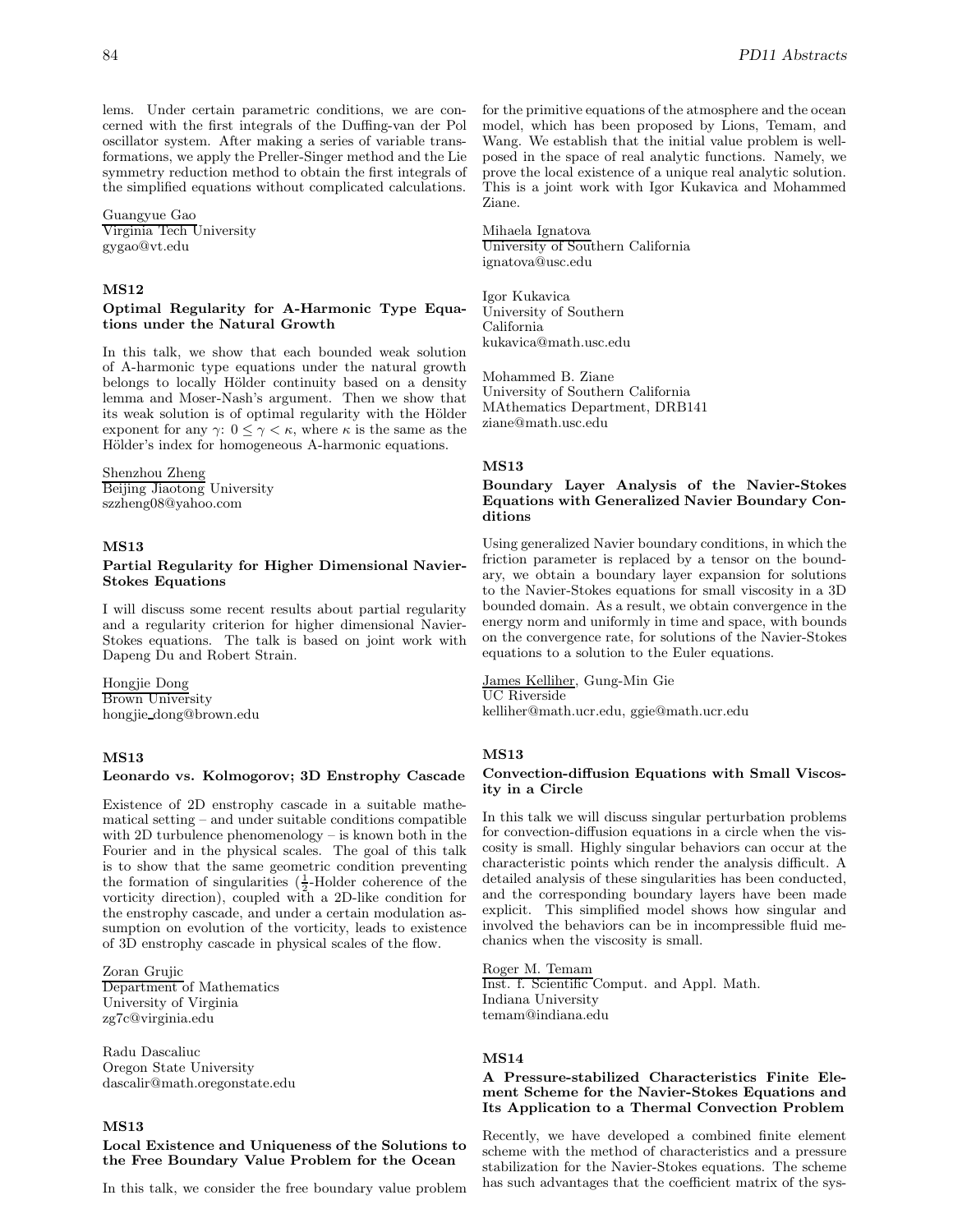lems. Under certain parametric conditions, we are concerned with the first integrals of the Duffing-van der Pol oscillator system. After making a series of variable transformations, we apply the Preller-Singer method and the Lie symmetry reduction method to obtain the first integrals of the simplified equations without complicated calculations.

Guangyue Gao
Virginia Tech University
gygao@vt.edu

### MS12
### Optimal Regularity for A-Harmonic Type Equations under the Natural Growth

In this talk, we show that each bounded weak solution of A-harmonic type equations under the natural growth belongs to locally Hölder continuity based on a density lemma and Moser-Nash's argument. Then we show that its weak solution is of optimal regularity with the Hölder exponent for any $\gamma$: $0 \leq \gamma < \kappa$, where $\kappa$ is the same as the Hölder's index for homogeneous A-harmonic equations.

Shenzhou Zheng
Beijing Jiaotong University
szzheng08@yahoo.com

### MS13
### Partial Regularity for Higher Dimensional Navier-Stokes Equations

I will discuss some recent results about partial regularity and a regularity criterion for higher dimensional Navier-Stokes equations. The talk is based on joint work with Dapeng Du and Robert Strain.

Hongjie Dong
Brown University
hongjie_dong@brown.edu

### MS13
### Leonardo vs. Kolmogorov; 3D Enstrophy Cascade

Existence of 2D enstrophy cascade in a suitable mathematical setting – and under suitable conditions compatible with 2D turbulence phenomenology – is known both in the Fourier and in the physical scales. The goal of this talk is to show that the same geometric condition preventing the formation of singularities ($\frac{1}{2}$-Holder coherence of the vorticity direction), coupled with a 2D-like condition for the enstrophy cascade, and under a certain modulation assumption on evolution of the vorticity, leads to existence of 3D enstrophy cascade in physical scales of the flow.

Zoran Grujic
Department of Mathematics
University of Virginia
zg7c@virginia.edu

Radu Dascaliuc
Oregon State University
dascalir@math.oregonstate.edu

### MS13
### Local Existence and Uniqueness of the Solutions to the Free Boundary Value Problem for the Ocean

In this talk, we consider the free boundary value problem for the primitive equations of the atmosphere and the ocean model, which has been proposed by Lions, Temam, and Wang. We establish that the initial value problem is well-posed in the space of real analytic functions. Namely, we prove the local existence of a unique real analytic solution. This is a joint work with Igor Kukavica and Mohammed Ziane.

Mihaela Ignatova
University of Southern California
ignatova@usc.edu

Igor Kukavica
University of Southern
California
kukavica@math.usc.edu

Mohammed B. Ziane
University of Southern California
MAthematics Department, DRB141
ziane@math.usc.edu

### MS13
### Boundary Layer Analysis of the Navier-Stokes Equations with Generalized Navier Boundary Conditions

Using generalized Navier boundary conditions, in which the friction parameter is replaced by a tensor on the boundary, we obtain a boundary layer expansion for solutions to the Navier-Stokes equations for small viscosity in a 3D bounded domain. As a result, we obtain convergence in the energy norm and uniformly in time and space, with bounds on the convergence rate, for solutions of the Navier-Stokes equations to a solution to the Euler equations.

James Kelliher, Gung-Min Gie
UC Riverside
kelliher@math.ucr.edu, ggie@math.ucr.edu

### MS13
### Convection-diffusion Equations with Small Viscosity in a Circle

In this talk we will discuss singular perturbation problems for convection-diffusion equations in a circle when the viscosity is small. Highly singular behaviors can occur at the characteristic points which render the analysis difficult. A detailed analysis of these singularities has been conducted, and the corresponding boundary layers have been made explicit. This simplified model shows how singular and involved the behaviors can be in incompressible fluid mechanics when the viscosity is small.

Roger M. Temam
Inst. f. Scientific Comput. and Appl. Math.
Indiana University
temam@indiana.edu

### MS14
### A Pressure-stabilized Characteristics Finite Element Scheme for the Navier-Stokes Equations and Its Application to a Thermal Convection Problem

Recently, we have developed a combined finite element scheme with the method of characteristics and a pressure stabilization for the Navier-Stokes equations. The scheme has such advantages that the coefficient matrix of the sys-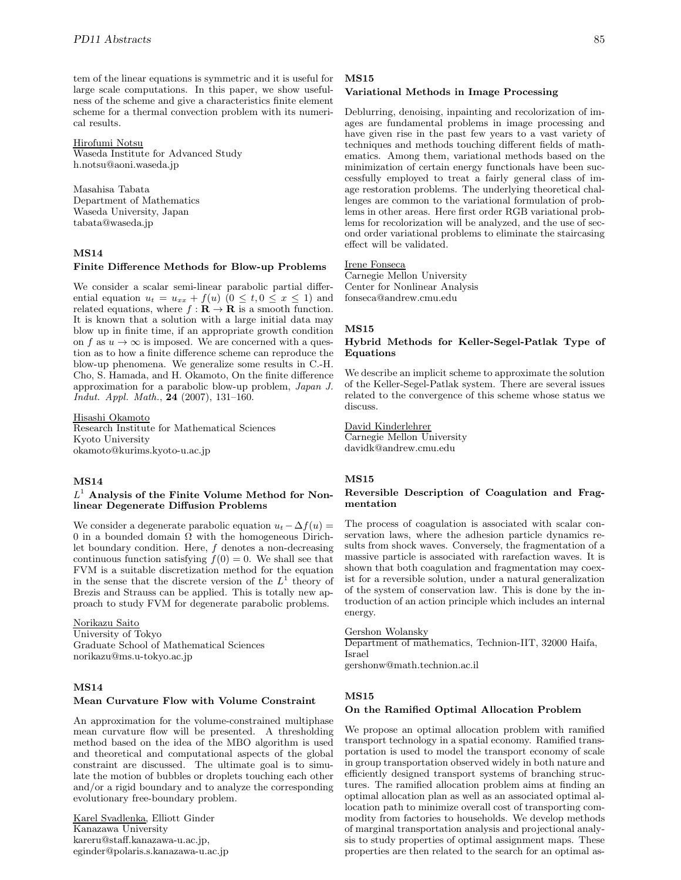tem of the linear equations is symmetric and it is useful for large scale computations. In this paper, we show usefulness of the scheme and give a characteristics finite element scheme for a thermal convection problem with its numerical results.

Hirofumi Notsu
Waseda Institute for Advanced Study
h.notsu@aoni.waseda.jp

Masahisa Tabata
Department of Mathematics
Waseda University, Japan
tabata@waseda.jp

### MS14
### Finite Difference Methods for Blow-up Problems

We consider a scalar semi-linear parabolic partial differential equation $u_t = u_{xx} + f(u)$ $(0 \le t, 0 \le x \le 1)$ and related equations, where $f : \mathbf{R} \to \mathbf{R}$ is a smooth function. It is known that a solution with a large initial data may blow up in finite time, if an appropriate growth condition on $f$ as $u \to \infty$ is imposed. We are concerned with a question as to how a finite difference scheme can reproduce the blow-up phenomena. We generalize some results in C.-H. Cho, S. Hamada, and H. Okamoto, On the finite difference approximation for a parabolic blow-up problem, *Japan J. Indut. Appl. Math.*, **24** (2007), 131–160.

Hisashi Okamoto
Research Institute for Mathematical Sciences
Kyoto University
okamoto@kurims.kyoto-u.ac.jp

### MS14
### $L^1$ Analysis of the Finite Volume Method for Nonlinear Degenerate Diffusion Problems

We consider a degenerate parabolic equation $u_t - \Delta f(u) = 0$ in a bounded domain $\Omega$ with the homogeneous Dirichlet boundary condition. Here, $f$ denotes a non-decreasing continuous function satisfying $f(0) = 0$. We shall see that FVM is a suitable discretization method for the equation in the sense that the discrete version of the $L^1$ theory of Brezis and Strauss can be applied. This is totally new approach to study FVM for degenerate parabolic problems.

Norikazu Saito
University of Tokyo
Graduate School of Mathematical Sciences
norikazu@ms.u-tokyo.ac.jp

### MS14
### Mean Curvature Flow with Volume Constraint

An approximation for the volume-constrained multiphase mean curvature flow will be presented. A thresholding method based on the idea of the MBO algorithm is used and theoretical and computational aspects of the global constraint are discussed. The ultimate goal is to simulate the motion of bubbles or droplets touching each other and/or a rigid boundary and to analyze the corresponding evolutionary free-boundary problem.

Karel Svadlenka, Elliott Ginder
Kanazawa University
kareru@staff.kanazawa-u.ac.jp,
eginder@polaris.s.kanazawa-u.ac.jp

### MS15
### Variational Methods in Image Processing

Deblurring, denoising, inpainting and recolorization of images are fundamental problems in image processing and have given rise in the past few years to a vast variety of techniques and methods touching different fields of mathematics. Among them, variational methods based on the minimization of certain energy functionals have been successfully employed to treat a fairly general class of image restoration problems. The underlying theoretical challenges are common to the variational formulation of problems in other areas. Here first order RGB variational problems for recolorization will be analyzed, and the use of second order variational problems to eliminate the staircasing effect will be validated.

Irene Fonseca
Carnegie Mellon University
Center for Nonlinear Analysis
fonseca@andrew.cmu.edu

### MS15
### Hybrid Methods for Keller-Segel-Patlak Type of Equations

We describe an implicit scheme to approximate the solution of the Keller-Segel-Patlak system. There are several issues related to the convergence of this scheme whose status we discuss.

David Kinderlehrer
Carnegie Mellon University
davidk@andrew.cmu.edu

### MS15
### Reversible Description of Coagulation and Fragmentation

The process of coagulation is associated with scalar conservation laws, where the adhesion particle dynamics results from shock waves. Conversely, the fragmentation of a massive particle is associated with rarefaction waves. It is shown that both coagulation and fragmentation may coexist for a reversible solution, under a natural generalization of the system of conservation law. This is done by the introduction of an action principle which includes an internal energy.

Gershon Wolansky
Department of mathematics, Technion-IIT, 32000 Haifa, Israel
gershonw@math.technion.ac.il

### MS15
### On the Ramified Optimal Allocation Problem

We propose an optimal allocation problem with ramified transport technology in a spatial economy. Ramified transportation is used to model the transport economy of scale in group transportation observed widely in both nature and efficiently designed transport systems of branching structures. The ramified allocation problem aims at finding an optimal allocation plan as well as an associated optimal allocation path to minimize overall cost of transporting commodity from factories to households. We develop methods of marginal transportation analysis and projectional analysis to study properties of optimal assignment maps. These properties are then related to the search for an optimal as-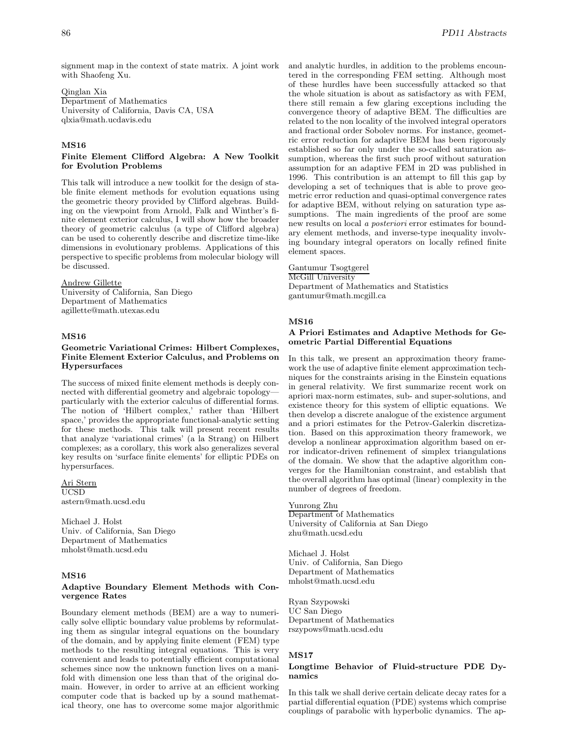signment map in the context of state matrix. A joint work with Shaofeng Xu.

Qinglan Xia
Department of Mathematics
University of California, Davis CA, USA
qlxia@math.ucdavis.edu

### MS16

#### Finite Element Clifford Algebra: A New Toolkit for Evolution Problems

This talk will introduce a new toolkit for the design of stable finite element methods for evolution equations using the geometric theory provided by Clifford algebras. Building on the viewpoint from Arnold, Falk and Winther's finite element exterior calculus, I will show how the broader theory of geometric calculus (a type of Clifford algebra) can be used to coherently describe and discretize time-like dimensions in evolutionary problems. Applications of this perspective to specific problems from molecular biology will be discussed.

Andrew Gillette
University of California, San Diego
Department of Mathematics
agillette@math.utexas.edu

### MS16

#### Geometric Variational Crimes: Hilbert Complexes, Finite Element Exterior Calculus, and Problems on Hypersurfaces

The success of mixed finite element methods is deeply connected with differential geometry and algebraic topology—particularly with the exterior calculus of differential forms. The notion of 'Hilbert complex,' rather than 'Hilbert space,' provides the appropriate functional-analytic setting for these methods. This talk will present recent results that analyze 'variational crimes' (a la Strang) on Hilbert complexes; as a corollary, this work also generalizes several key results on 'surface finite elements' for elliptic PDEs on hypersurfaces.

Ari Stern
UCSD
astern@math.ucsd.edu

Michael J. Holst
Univ. of California, San Diego
Department of Mathematics
mholst@math.ucsd.edu

### MS16

#### Adaptive Boundary Element Methods with Convergence Rates

Boundary element methods (BEM) are a way to numerically solve elliptic boundary value problems by reformulating them as singular integral equations on the boundary of the domain, and by applying finite element (FEM) type methods to the resulting integral equations. This is very convenient and leads to potentially efficient computational schemes since now the unknown function lives on a manifold with dimension one less than that of the original domain. However, in order to arrive at an efficient working computer code that is backed up by a sound mathematical theory, one has to overcome some major algorithmic and analytic hurdles, in addition to the problems encountered in the corresponding FEM setting. Although most of these hurdles have been successfully attacked so that the whole situation is about as satisfactory as with FEM, there still remain a few glaring exceptions including the convergence theory of adaptive BEM. The difficulties are related to the non locality of the involved integral operators and fractional order Sobolev norms. For instance, geometric error reduction for adaptive BEM has been rigorously established so far only under the so-called saturation assumption, whereas the first such proof without saturation assumption for an adaptive FEM in 2D was published in 1996. This contribution is an attempt to fill this gap by developing a set of techniques that is able to prove geometric error reduction and quasi-optimal convergence rates for adaptive BEM, without relying on saturation type assumptions. The main ingredients of the proof are some new results on local *a posteriori* error estimates for boundary element methods, and inverse-type inequality involving boundary integral operators on locally refined finite element spaces.

Gantumur Tsogtgerel
McGill University
Department of Mathematics and Statistics
gantumur@math.mcgill.ca

### MS16

#### A Priori Estimates and Adaptive Methods for Geometric Partial Differential Equations

In this talk, we present an approximation theory framework the use of adaptive finite element approximation techniques for the constraints arising in the Einstein equations in general relativity. We first summarize recent work on apriori max-norm estimates, sub- and super-solutions, and existence theory for this system of elliptic equations. We then develop a discrete analogue of the existence argument and a priori estimates for the Petrov-Galerkin discretization. Based on this approximation theory framework, we develop a nonlinear approximation algorithm based on error indicator-driven refinement of simplex triangulations of the domain. We show that the adaptive algorithm converges for the Hamiltonian constraint, and establish that the overall algorithm has optimal (linear) complexity in the number of degrees of freedom.

Yunrong Zhu
Department of Mathematics
University of California at San Diego
zhu@math.ucsd.edu

Michael J. Holst
Univ. of California, San Diego
Department of Mathematics
mholst@math.ucsd.edu

Ryan Szypowski
UC San Diego
Department of Mathematics
rszypows@math.ucsd.edu

### MS17

#### Longtime Behavior of Fluid-structure PDE Dynamics

In this talk we shall derive certain delicate decay rates for a partial differential equation (PDE) systems which comprise couplings of parabolic with hyperbolic dynamics. The ap-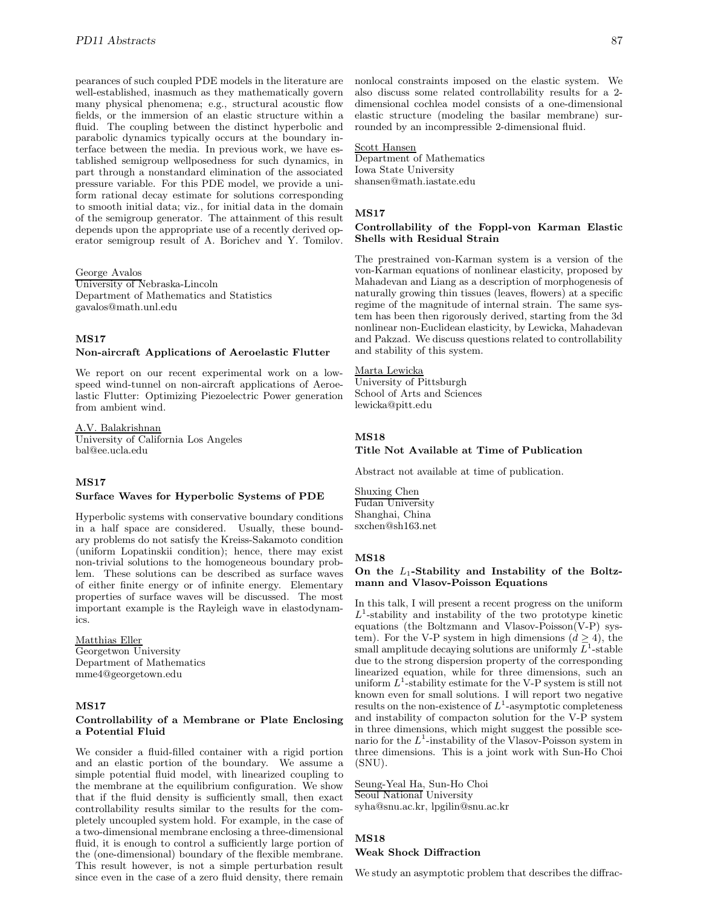pearances of such coupled PDE models in the literature are well-established, inasmuch as they mathematically govern many physical phenomena; e.g., structural acoustic flow fields, or the immersion of an elastic structure within a fluid. The coupling between the distinct hyperbolic and parabolic dynamics typically occurs at the boundary interface between the media. In previous work, we have established semigroup wellposedness for such dynamics, in part through a nonstandard elimination of the associated pressure variable. For this PDE model, we provide a uniform rational decay estimate for solutions corresponding to smooth initial data; viz., for initial data in the domain of the semigroup generator. The attainment of this result depends upon the appropriate use of a recently derived operator semigroup result of A. Borichev and Y. Tomilov.

George Avalos
University of Nebraska-Lincoln
Department of Mathematics and Statistics
gavalos@math.unl.edu

### MS17
### Non-aircraft Applications of Aeroelastic Flutter

We report on our recent experimental work on a low-speed wind-tunnel on non-aircraft applications of Aeroelastic Flutter: Optimizing Piezoelectric Power generation from ambient wind.

A.V. Balakrishnan
University of California Los Angeles
bal@ee.ucla.edu

### MS17
### Surface Waves for Hyperbolic Systems of PDE

Hyperbolic systems with conservative boundary conditions in a half space are considered. Usually, these boundary problems do not satisfy the Kreiss-Sakamoto condition (uniform Lopatinskii condition); hence, there may exist non-trivial solutions to the homogeneous boundary problem. These solutions can be described as surface waves of either finite energy or of infinite energy. Elementary properties of surface waves will be discussed. The most important example is the Rayleigh wave in elastodynamics.

Matthias Eller
Georgetwon University
Department of Mathematics
mme4@georgetown.edu

### MS17
### Controllability of a Membrane or Plate Enclosing a Potential Fluid

We consider a fluid-filled container with a rigid portion and an elastic portion of the boundary. We assume a simple potential fluid model, with linearized coupling to the membrane at the equilibrium configuration. We show that if the fluid density is sufficiently small, then exact controllability results similar to the results for the completely uncoupled system hold. For example, in the case of a two-dimensional membrane enclosing a three-dimensional fluid, it is enough to control a sufficiently large portion of the (one-dimensional) boundary of the flexible membrane. This result however, is not a simple perturbation result since even in the case of a zero fluid density, there remain nonlocal constraints imposed on the elastic system. We also discuss some related controllability results for a 2-dimensional cochlea model consists of a one-dimensional elastic structure (modeling the basilar membrane) surrounded by an incompressible 2-dimensional fluid.

Scott Hansen
Department of Mathematics
Iowa State University
shansen@math.iastate.edu

### MS17
### Controllability of the Foppl-von Karman Elastic Shells with Residual Strain

The prestrained von-Karman system is a version of the von-Karman equations of nonlinear elasticity, proposed by Mahadevan and Liang as a description of morphogenesis of naturally growing thin tissues (leaves, flowers) at a specific regime of the magnitude of internal strain. The same system has been then rigorously derived, starting from the 3d nonlinear non-Euclidean elasticity, by Lewicka, Mahadevan and Pakzad. We discuss questions related to controllability and stability of this system.

Marta Lewicka
University of Pittsburgh
School of Arts and Sciences
lewicka@pitt.edu

### MS18
### Title Not Available at Time of Publication

Abstract not available at time of publication.

Shuxing Chen
Fudan University
Shanghai, China
sxchen@sh163.net

### MS18
### On the $L_1$-Stability and Instability of the Boltzmann and Vlasov-Poisson Equations

In this talk, I will present a recent progress on the uniform $L^1$-stability and instability of the two prototype kinetic equations (the Boltzmann and Vlasov-Poisson(V-P) system). For the V-P system in high dimensions ($d \geq 4$), the small amplitude decaying solutions are uniformly $L^1$-stable due to the strong dispersion property of the corresponding linearized equation, while for three dimensions, such an uniform $L^1$-stability estimate for the V-P system is still not known even for small solutions. I will report two negative results on the non-existence of $L^1$-asymptotic completeness and instability of compacton solution for the V-P system in three dimensions, which might suggest the possible scenario for the $L^1$-instability of the Vlasov-Poisson system in three dimensions. This is a joint work with Sun-Ho Choi (SNU).

Seung-Yeal Ha, Sun-Ho Choi
Seoul National University
syha@snu.ac.kr, lpgilin@snu.ac.kr

### MS18
### Weak Shock Diffraction

We study an asymptotic problem that describes the diffrac-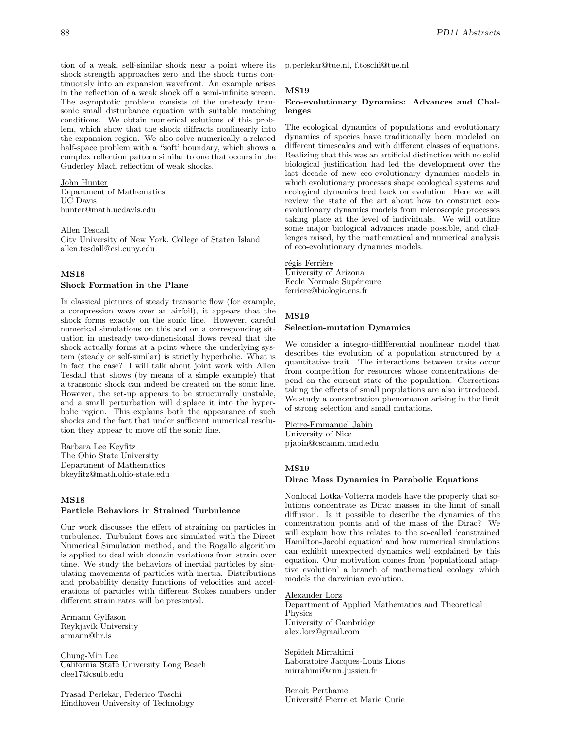tion of a weak, self-similar shock near a point where its shock strength approaches zero and the shock turns continuously into an expansion wavefront. An example arises in the reflection of a weak shock off a semi-infinite screen. The asymptotic problem consists of the unsteady transonic small disturbance equation with suitable matching conditions. We obtain numerical solutions of this problem, which show that the shock diffracts nonlinearly into the expansion region. We also solve numerically a related half-space problem with a "soft' boundary, which shows a complex reflection pattern similar to one that occurs in the Guderley Mach reflection of weak shocks.

John Hunter
Department of Mathematics
UC Davis
hunter@math.ucdavis.edu

Allen Tesdall
City University of New York, College of Staten Island
allen.tesdall@csi.cuny.edu

### MS18
### Shock Formation in the Plane

In classical pictures of steady transonic flow (for example, a compression wave over an airfoil), it appears that the shock forms exactly on the sonic line. However, careful numerical simulations on this and on a corresponding situation in unsteady two-dimensional flows reveal that the shock actually forms at a point where the underlying system (steady or self-similar) is strictly hyperbolic. What is in fact the case? I will talk about joint work with Allen Tesdall that shows (by means of a simple example) that a transonic shock can indeed be created on the sonic line. However, the set-up appears to be structurally unstable, and a small perturbation will displace it into the hyperbolic region. This explains both the appearance of such shocks and the fact that under sufficient numerical resolution they appear to move off the sonic line.

Barbara Lee Keyfitz
The Ohio State University
Department of Mathematics
bkeyfitz@math.ohio-state.edu

### MS18
### Particle Behaviors in Strained Turbulence

Our work discusses the effect of straining on particles in turbulence. Turbulent flows are simulated with the Direct Numerical Simulation method, and the Rogallo algorithm is applied to deal with domain variations from strain over time. We study the behaviors of inertial particles by simulating movements of particles with inertia. Distributions and probability density functions of velocities and accelerations of particles with different Stokes numbers under different strain rates will be presented.

Armann Gylfason
Reykjavik University
armann@hr.is

Chung-Min Lee
California State University Long Beach
clee17@csulb.edu

Prasad Perlekar, Federico Toschi
Eindhoven University of Technology
p.perlekar@tue.nl, f.toschi@tue.nl

### MS19
### Eco-evolutionary Dynamics: Advances and Challenges

The ecological dynamics of populations and evolutionary dynamics of species have traditionally been modeled on different timescales and with different classes of equations. Realizing that this was an artificial distinction with no solid biological justification had led the development over the last decade of new eco-evolutionary dynamics models in which evolutionary processes shape ecological systems and ecological dynamics feed back on evolution. Here we will review the state of the art about how to construct eco-evolutionary dynamics models from microscopic processes taking place at the level of individuals. We will outline some major biological advances made possible, and challenges raised, by the mathematical and numerical analysis of eco-evolutionary dynamics models.

régis Ferrière
University of Arizona
Ecole Normale Supérieure
ferriere@biologie.ens.fr

### MS19
### Selection-mutation Dynamics

We consider a integro-difffferential nonlinear model that describes the evolution of a population structured by a quantitative trait. The interactions between traits occur from competition for resources whose concentrations depend on the current state of the population. Corrections taking the effects of small populations are also introduced. We study a concentration phenomenon arising in the limit of strong selection and small mutations.

Pierre-Emmanuel Jabin
University of Nice
pjabin@cscamm.umd.edu

### MS19
### Dirac Mass Dynamics in Parabolic Equations

Nonlocal Lotka-Volterra models have the property that solutions concentrate as Dirac masses in the limit of small diffusion. Is it possible to describe the dynamics of the concentration points and of the mass of the Dirac? We will explain how this relates to the so-called 'constrained Hamilton-Jacobi equation' and how numerical simulations can exhibit unexpected dynamics well explained by this equation. Our motivation comes from 'populational adaptive evolution' a branch of mathematical ecology which models the darwinian evolution.

Alexander Lorz
Department of Applied Mathematics and Theoretical Physics
University of Cambridge
alex.lorz@gmail.com

Sepideh Mirrahimi
Laboratoire Jacques-Louis Lions
mirrahimi@ann.jussieu.fr

Benoit Perthame
Université Pierre et Marie Curie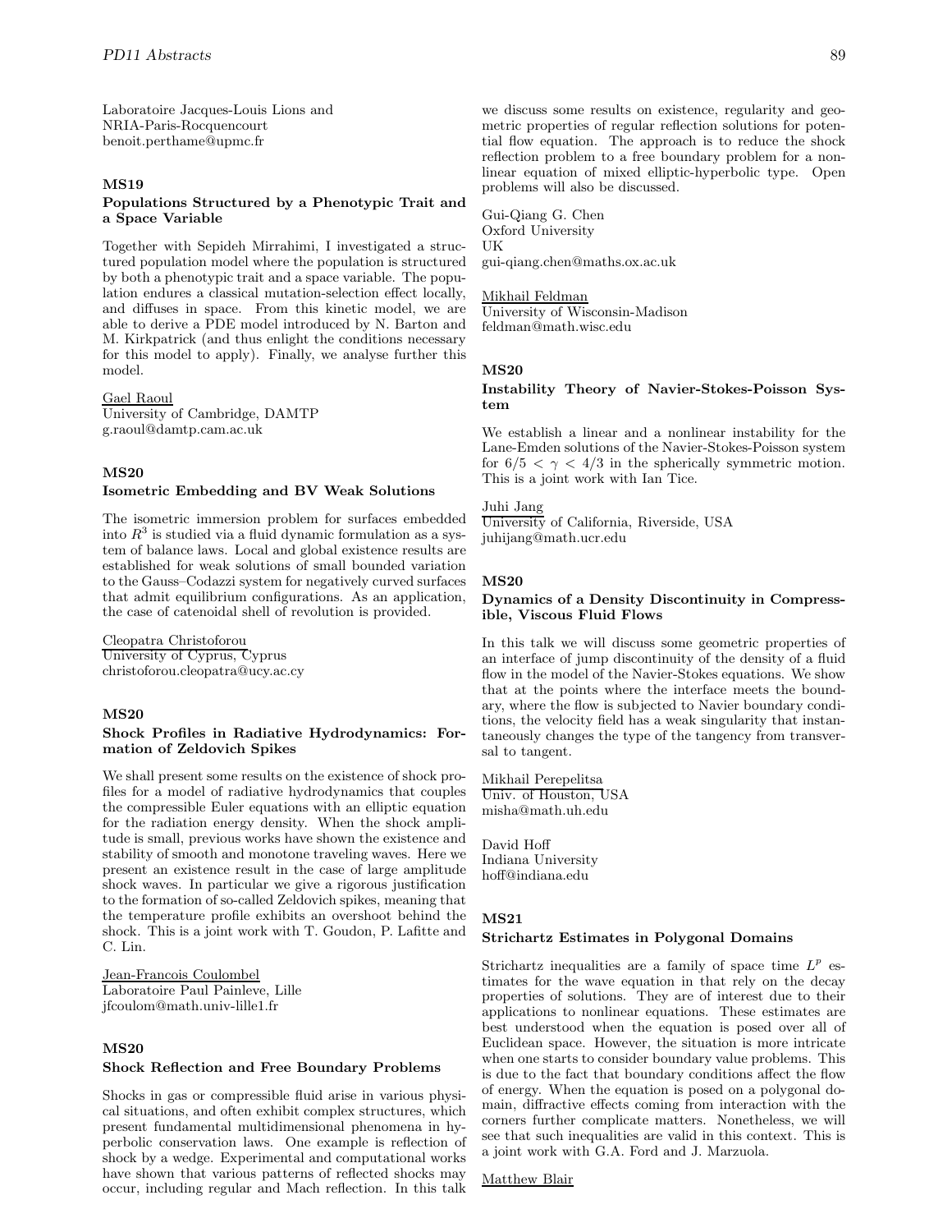Laboratoire Jacques-Louis Lions and
NRIA-Paris-Rocquencourt
benoit.perthame@upmc.fr

### MS19
**Populations Structured by a Phenotypic Trait and a Space Variable**

Together with Sepideh Mirrahimi, I investigated a structured population model where the population is structured by both a phenotypic trait and the space variable. The population endures a classical mutation-selection effect locally, and diffuses in space. From this kinetic model, we are able to derive a PDE model introduced by N. Barton and M. Kirkpatrick (and thus enlight the conditions necessary for this model to apply). Finally, we analyse further this model.

Gael Raoul
University of Cambridge, DAMTP
g.raoul@damtp.cam.ac.uk

### MS20
**Isometric Embedding and BV Weak Solutions**

The isometric immersion problem for surfaces embedded into $R^3$ is studied via a fluid dynamic formulation as a system of balance laws. Local and global existence results are established for weak solutions of small bounded variation to the Gauss–Codazzi system for negatively curved surfaces that admit equilibrium configurations. As an application, the case of catenoidal shell of revolution is provided.

Cleopatra Christoforou
University of Cyprus, Cyprus
christoforou.cleopatra@ucy.ac.cy

### MS20
**Shock Profiles in Radiative Hydrodynamics: Formation of Zeldovich Spikes**

We shall present some results on the existence of shock profiles for a model of radiative hydrodynamics that couples the compressible Euler equations with an elliptic equation for the radiation energy density. When the shock amplitude is small, previous works have shown the existence and stability of smooth and monotone traveling waves. Here we present an existence result in the case of large amplitude shock waves. In particular we give a rigorous justification to the formation of so-called Zeldovich spikes, meaning that the temperature profile exhibits an overshoot behind the shock. This is a joint work with T. Goudon, P. Lafitte and C. Lin.

Jean-Francois Coulombel
Laboratoire Paul Painleve, Lille
jfcoulom@math.univ-lille1.fr

### MS20
**Shock Reflection and Free Boundary Problems**

Shocks in gas or compressible fluid arise in various physical situations, and often exhibit complex structures, which present fundamental multidimensional phenomena in hyperbolic conservation laws. One example is reflection of shock by a wedge. Experimental and computational works have shown that various patterns of reflected shocks may occur, including regular and Mach reflection. In this talk we discuss some results on existence, regularity and geometric properties of regular reflection solutions for potential flow equation. The approach is to reduce the shock reflection problem to a free boundary problem for a nonlinear equation of mixed elliptic-hyperbolic type. Open problems will also be discussed.

Gui-Qiang G. Chen
Oxford University
UK
gui-qiang.chen@maths.ox.ac.uk

Mikhail Feldman
University of Wisconsin-Madison
feldman@math.wisc.edu

### MS20
**Instability Theory of Navier-Stokes-Poisson System**

We establish a linear and a nonlinear instability for the Lane-Emden solutions of the Navier-Stokes-Poisson system for $6/5 < \gamma < 4/3$ in the spherically symmetric motion. This is a joint work with Ian Tice.

Juhi Jang
University of California, Riverside, USA
juhijang@math.ucr.edu

### MS20
**Dynamics of a Density Discontinuity in Compressible, Viscous Fluid Flows**

In this talk we will discuss some geometric properties of an interface of jump discontinuity of the density of a fluid flow in the model of the Navier-Stokes equations. We show that at the points where the interface meets the boundary, where the flow is subjected to Navier boundary conditions, the velocity field has a weak singularity that instantaneously changes the type of the tangency from transversal to tangent.

Mikhail Perepelitsa
Univ. of Houston, USA
misha@math.uh.edu

David Hoff
Indiana University
hoff@indiana.edu

### MS21
**Strichartz Estimates in Polygonal Domains**

Strichartz inequalities are a family of space time $L^p$ estimates for the wave equation in that rely on the decay properties of solutions. They are of interest due to their applications to nonlinear equations. These estimates are best understood when the equation is posed over all of Euclidean space. However, the situation is more intricate when one starts to consider boundary value problems. This is due to the fact that boundary conditions affect the flow of energy. When the equation is posed on a polygonal domain, diffractive effects coming from interaction with the corners further complicate matters. Nonetheless, we will see that such inequalities are valid in this context. This is a joint work with G.A. Ford and J. Marzuola.

Matthew Blair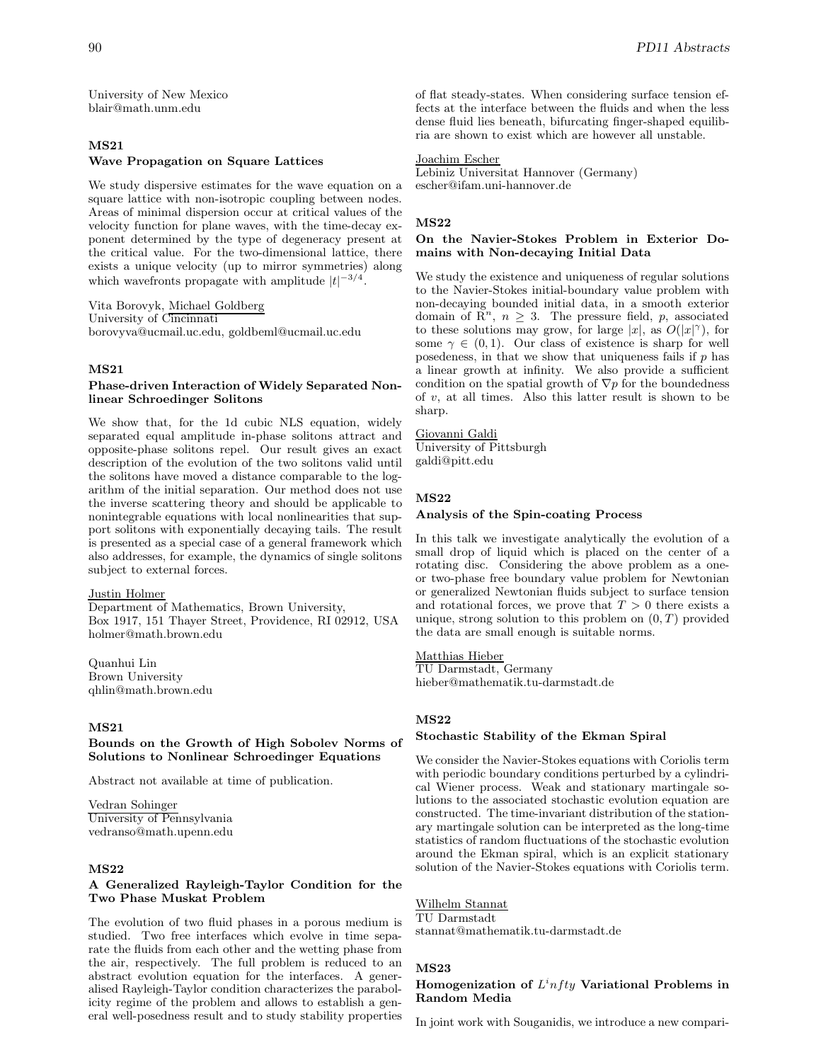University of New Mexico
blair@math.unm.edu

### MS21
#### Wave Propagation on Square Lattices

We study dispersive estimates for the wave equation on a square lattice with non-isotropic coupling between nodes. Areas of minimal dispersion occur at critical values of the velocity function for plane waves, with the time-decay exponent determined by the type of degeneracy present at the critical value. For the two-dimensional lattice, there exists a unique velocity (up to mirror symmetries) along which wavefronts propagate with amplitude $|t|^{-3/4}$.

Vita Borovyk, Michael Goldberg
University of Cincinnati
borovyva@ucmail.uc.edu, goldbeml@ucmail.uc.edu

### MS21
#### Phase-driven Interaction of Widely Separated Nonlinear Schroedinger Solitons

We show that, for the 1d cubic NLS equation, widely separated equal amplitude in-phase solitons attract and opposite-phase solitons repel. Our result gives an exact description of the evolution of the two solitons valid until the solitons have moved a distance comparable to the logarithm of the initial separation. Our method does not use the inverse scattering theory and should be applicable to nonintegrable equations with local nonlinearities that support solitons with exponentially decaying tails. The result is presented as a special case of a general framework which also addresses, for example, the dynamics of single solitons subject to external forces.

Justin Holmer
Department of Mathematics, Brown University,
Box 1917, 151 Thayer Street, Providence, RI 02912, USA
holmer@math.brown.edu

Quanhui Lin
Brown University
qhlin@math.brown.edu

### MS21
#### Bounds on the Growth of High Sobolev Norms of Solutions to Nonlinear Schroedinger Equations

Abstract not available at time of publication.

Vedran Sohinger
University of Pennsylvania
vedranso@math.upenn.edu

### MS22
#### A Generalized Rayleigh-Taylor Condition for the Two Phase Muskat Problem

The evolution of two fluid phases in a porous medium is studied. Two free interfaces which evolve in time separate the fluids from each other and the wetting phase from the air, respectively. The full problem is reduced to an abstract evolution equation for the interfaces. A generalised Rayleigh-Taylor condition characterizes the parabolicity regime of the problem and allows to establish a general well-posedness result and to study stability properties of flat steady-states. When considering surface tension effects at the interface between the fluids and when the less dense fluid lies beneath, bifurcating finger-shaped equilibria are shown to exist which are however all unstable.

Joachim Escher
Lebiniz Universitat Hannover (Germany)
escher@ifam.uni-hannover.de

### MS22
#### On the Navier-Stokes Problem in Exterior Domains with Non-decaying Initial Data

We study the existence and uniqueness of regular solutions to the Navier-Stokes initial-boundary value problem with non-decaying bounded initial data, in a smooth exterior domain of $\mathbb{R}^n$, $n \geq 3$. The pressure field, $p$, associated to these solutions may grow, for large $|x|$, as $O(|x|^\gamma)$, for some $\gamma \in (0,1)$. Our class of existence is sharp for well posedeness, in that we show that uniqueness fails if $p$ has a linear growth at infinity. We also provide a sufficient condition on the spatial growth of $\nabla p$ for the boundedness of $v$, at all times. Also this latter result is shown to be sharp.

Giovanni Galdi
University of Pittsburgh
galdi@pitt.edu

### MS22
#### Analysis of the Spin-coating Process

In this talk we investigate analytically the evolution of a small drop of liquid which is placed on the center of a rotating disc. Considering the above problem as a one- or two-phase free boundary value problem for Newtonian or generalized Newtonian fluids subject to surface tension and rotational forces, we prove that $T > 0$ there exists a unique, strong solution to this problem on $(0, T)$ provided the data are small enough is suitable norms.

Matthias Hieber
TU Darmstadt, Germany
hieber@mathematik.tu-darmstadt.de

### MS22
#### Stochastic Stability of the Ekman Spiral

We consider the Navier-Stokes equations with Coriolis term with periodic boundary conditions perturbed by a cylindrical Wiener process. Weak and stationary martingale solutions to the associated stochastic evolution equation are constructed. The time-invariant distribution of the stationary martingale solution can be interpreted as the long-time statistics of random fluctuations of the stochastic evolution around the Ekman spiral, which is an explicit stationary solution of the Navier-Stokes equations with Coriolis term.

Wilhelm Stannat
TU Darmstadt
stannat@mathematik.tu-darmstadt.de

### MS23
#### Homogenization of $L^infty$ Variational Problems in Random Media

In joint work with Souganidis, we introduce a new compari-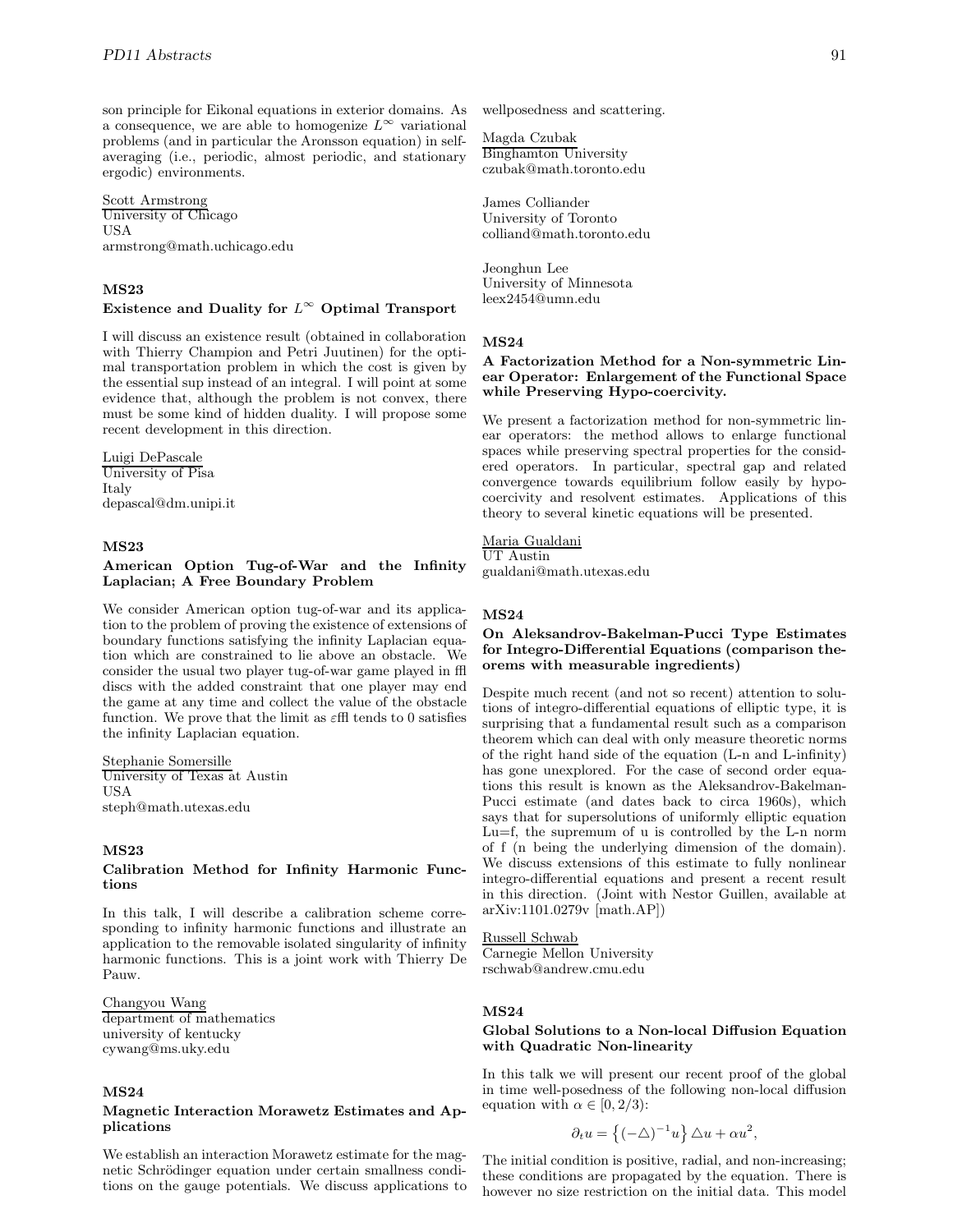son principle for Eikonal equations in exterior domains. As a consequence, we are able to homogenize $L^\infty$ variational problems (and in particular the Aronsson equation) in self-averaging (i.e., periodic, almost periodic, and stationary ergodic) environments.

Scott Armstrong
University of Chicago
USA
armstrong@math.uchicago.edu

### MS23
### Existence and Duality for $L^\infty$ Optimal Transport

I will discuss an existence result (obtained in collaboration with Thierry Champion and Petri Juutinen) for the optimal transportation problem in which the cost is given by the essential sup instead of an integral. I will point at some evidence that, although the problem is not convex, there must be some kind of hidden duality. I will propose some recent development in this direction.

Luigi DePascale
University of Pisa
Italy
depascal@dm.unipi.it

### MS23
### American Option Tug-of-War and the Infinity Laplacian; A Free Boundary Problem

We consider American option tug-of-war and its application to the problem of proving the existence of extensions of boundary functions satisfying the infinity Laplacian equation which are constrained to lie above an obstacle. We consider the usual two player tug-of-war game played in ffl discs with the added constraint that one player may end the game at any time and collect the value of the obstacle function. We prove that the limit as εffl tends to 0 satisfies the infinity Laplacian equation.

Stephanie Somersille
University of Texas at Austin
USA
steph@math.utexas.edu

### MS23
### Calibration Method for Infinity Harmonic Functions

In this talk, I will describe a calibration scheme corresponding to infinity harmonic functions and illustrate an application to the removable isolated singularity of infinity harmonic functions. This is a joint work with Thierry De Pauw.

Changyou Wang
department of mathematics
university of kentucky
cywang@ms.uky.edu

### MS24
### Magnetic Interaction Morawetz Estimates and Applications

We establish an interaction Morawetz estimate for the magnetic Schrödinger equation under certain smallness conditions on the gauge potentials. We discuss applications to wellposedness and scattering.

Magda Czubak
Binghamton University
czubak@math.toronto.edu

James Colliander
University of Toronto
colliand@math.toronto.edu

Jeonghun Lee
University of Minnesota
leex2454@umn.edu

### MS24
### A Factorization Method for a Non-symmetric Linear Operator: Enlargement of the Functional Space while Preserving Hypo-coercivity.

We present a factorization method for non-symmetric linear operators: the method allows to enlarge functional spaces while preserving spectral properties for the considered operators. In particular, spectral gap and related convergence towards equilibrium follow easily by hypocoercivity and resolvent estimates. Applications of this theory to several kinetic equations will be presented.

Maria Gualdani
UT Austin
gualdani@math.utexas.edu

### MS24
### On Aleksandrov-Bakelman-Pucci Type Estimates for Integro-Differential Equations (comparison theorems with measurable ingredients)

Despite much recent (and not so recent) attention to solutions of integro-differential equations of elliptic type, it is surprising that a fundamental result such as a comparison theorem which can deal with only measure theoretic norms of the right hand side of the equation (L-n and L-infinity) has gone unexplored. For the case of second order equations this result is known as the Aleksandrov-Bakelman-Pucci estimate (and dates back to circa 1960s), which says that for supersolutions of uniformly elliptic equation Lu=f, the supremum of u is controlled by the L-n norm of f (n being the underlying dimension of the domain). We discuss extensions of this estimate to fully nonlinear integro-differential equations and present a recent result in this direction. (Joint with Nestor Guillen, available at arXiv:1101.0279v [math.AP])

Russell Schwab
Carnegie Mellon University
rschwab@andrew.cmu.edu

### MS24
### Global Solutions to a Non-local Diffusion Equation with Quadratic Non-linearity

In this talk we will present our recent proof of the global in time well-posedness of the following non-local diffusion equation with $\alpha \in [0, 2/3)$:

$$\partial_t u = \left\{(-\triangle)^{-1} u\right\} \triangle u + \alpha u^2,$$

The initial condition is positive, radial, and non-increasing; these conditions are propagated by the equation. There is however no size restriction on the initial data. This model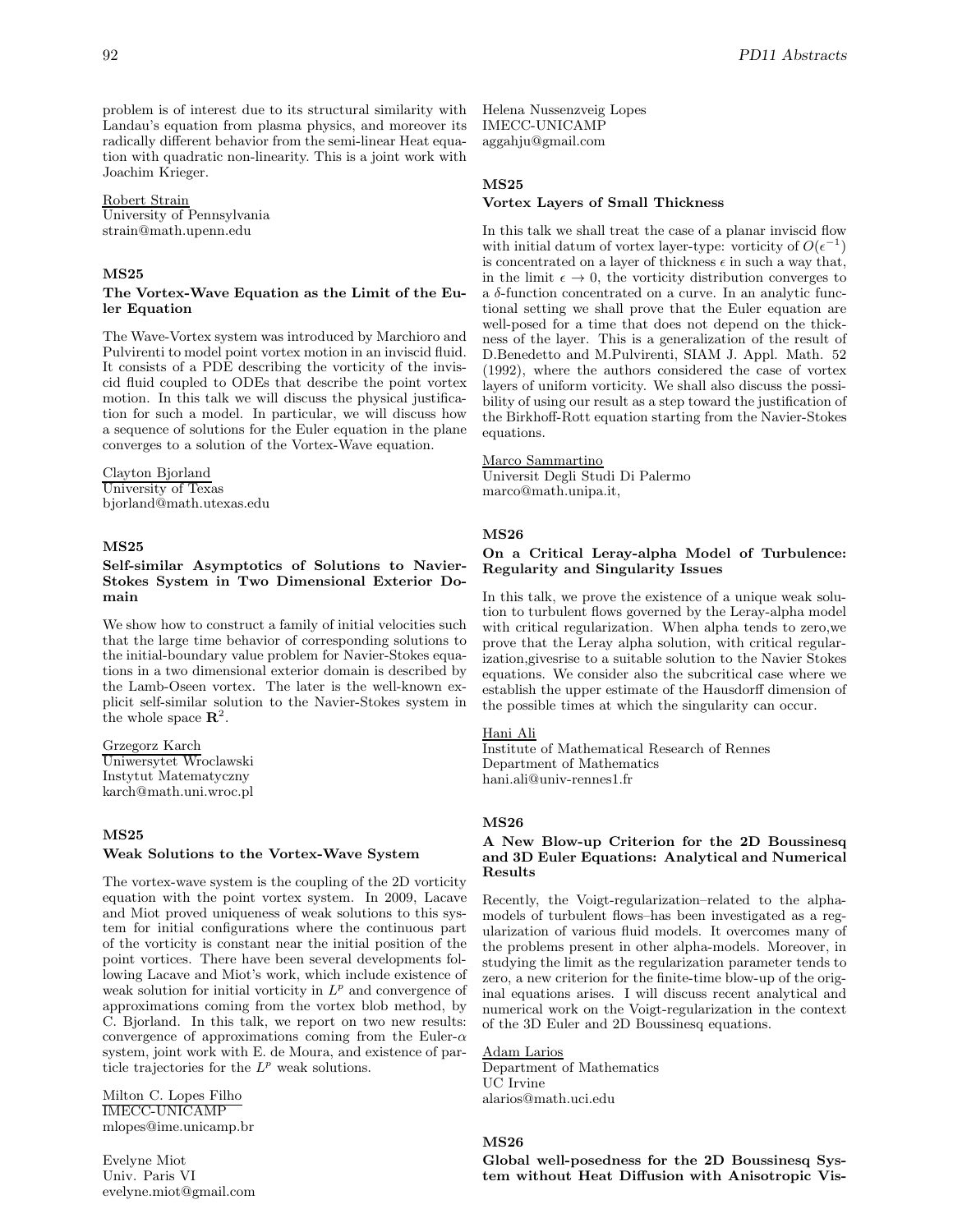problem is of interest due to its structural similarity with Landau's equation from plasma physics, and moreover its radically different behavior from the semi-linear Heat equation with quadratic non-linearity. This is a joint work with Joachim Krieger.

Robert Strain
University of Pennsylvania
strain@math.upenn.edu

### MS25
### The Vortex-Wave Equation as the Limit of the Euler Equation

The Wave-Vortex system was introduced by Marchioro and Pulvirenti to model point vortex motion in an inviscid fluid. It consists of a PDE describing the vorticity of the inviscid fluid coupled to ODEs that describe the point vortex motion. In this talk we will discuss the physical justification for such a model. In particular, we will discuss how a sequence of solutions for the Euler equation in the plane converges to a solution of the Vortex-Wave equation.

Clayton Bjorland
University of Texas
bjorland@math.utexas.edu

### MS25
### Self-similar Asymptotics of Solutions to Navier-Stokes System in Two Dimensional Exterior Domain

We show how to construct a family of initial velocities such that the large time behavior of corresponding solutions to the initial-boundary value problem for Navier-Stokes equations in a two dimensional exterior domain is described by the Lamb-Oseen vortex. The later is the well-known explicit self-similar solution to the Navier-Stokes system in the whole space $\mathbf{R}^2$.

Grzegorz Karch
Uniwersytet Wroclawski
Instytut Matematyczny
karch@math.uni.wroc.pl

### MS25
### Weak Solutions to the Vortex-Wave System

The vortex-wave system is the coupling of the 2D vorticity equation with the point vortex system. In 2009, Lacave and Miot proved uniqueness of weak solutions to this system for initial configurations where the continuous part of the vorticity is constant near the initial position of the point vortices. There have been several developments following Lacave and Miot's work, which include existence of weak solution for initial vorticity in $L^p$ and convergence of approximations coming from the vortex blob method, by C. Bjorland. In this talk, we report on two new results: convergence of approximations coming from the Euler-$\alpha$ system, joint work with E. de Moura, and existence of particle trajectories for the $L^p$ weak solutions.

Milton C. Lopes Filho
IMECC-UNICAMP
mlopes@ime.unicamp.br

Evelyne Miot
Univ. Paris VI
evelyne.miot@gmail.com

Helena Nussenzveig Lopes
IMECC-UNICAMP
aggahju@gmail.com

### MS25
### Vortex Layers of Small Thickness

In this talk we shall treat the case of a planar inviscid flow with initial datum of vortex layer-type: vorticity of $O(\epsilon^{-1})$ is concentrated on a layer of thickness $\epsilon$ in such a way that, in the limit $\epsilon \to 0$, the vorticity distribution converges to a $\delta$-function concentrated on a curve. In an analytic functional setting we shall prove that the Euler equation are well-posed for a time that does not depend on the thickness of the layer. This is a generalization of the result of D.Benedetto and M.Pulvirenti, SIAM J. Appl. Math. 52 (1992), where the authors considered the case of vortex layers of uniform vorticity. We shall also discuss the possibility of using our result as a step toward the justification of the Birkhoff-Rott equation starting from the Navier-Stokes equations.

Marco Sammartino
Universit Degli Studi Di Palermo
marco@math.unipa.it,

### MS26
### On a Critical Leray-alpha Model of Turbulence: Regularity and Singularity Issues

In this talk, we prove the existence of a unique weak solution to turbulent flows governed by the Leray-alpha model with critical regularization. When alpha tends to zero,we prove that the Leray alpha solution, with critical regularization,givesrise to a suitable solution to the Navier Stokes equations. We consider also the subcritical case where we establish the upper estimate of the Hausdorff dimension of the possible times at which the singularity can occur.

Hani Ali
Institute of Mathematical Research of Rennes
Department of Mathematics
hani.ali@univ-rennes1.fr

### MS26
### A New Blow-up Criterion for the 2D Boussinesq and 3D Euler Equations: Analytical and Numerical Results

Recently, the Voigt-regularization–related to the alpha-models of turbulent flows–has been investigated as a regularization of various fluid models. It overcomes many of the problems present in other alpha-models. Moreover, in studying the limit as the regularization parameter tends to zero, a new criterion for the finite-time blow-up of the original equations arises. I will discuss recent analytical and numerical work on the Voigt-regularization in the context of the 3D Euler and 2D Boussinesq equations.

Adam Larios
Department of Mathematics
UC Irvine
alarios@math.uci.edu

### MS26
### Global well-posedness for the 2D Boussinesq System without Heat Diffusion with Anisotropic Vis-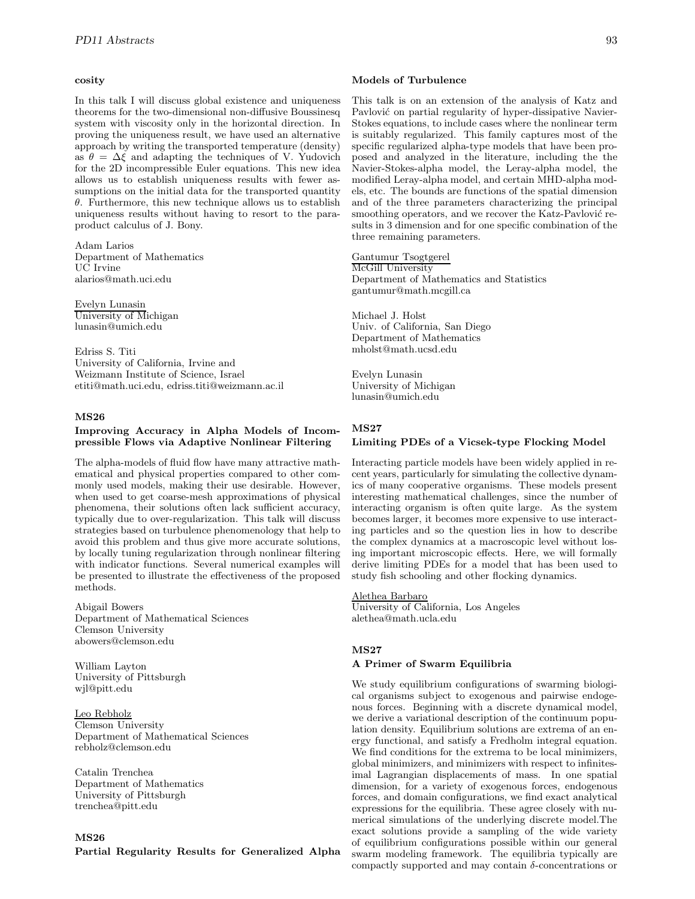**cosity**

In this talk I will discuss global existence and uniqueness theorems for the two-dimensional non-diffusive Boussinesq system with viscosity only in the horizontal direction. In proving the uniqueness result, we have used an alternative approach by writing the transported temperature (density) as $\theta = \Delta\xi$ and adapting the techniques of V. Yudovich for the 2D incompressible Euler equations. This new idea allows us to establish uniqueness results with fewer assumptions on the initial data for the transported quantity $\theta$. Furthermore, this new technique allows us to establish uniqueness results without having to resort to the paraproduct calculus of J. Bony.

Adam Larios
Department of Mathematics
UC Irvine
alarios@math.uci.edu

Evelyn Lunasin
University of Michigan
lunasin@umich.edu

Edriss S. Titi
University of California, Irvine and
Weizmann Institute of Science, Israel
etiti@math.uci.edu, edriss.titi@weizmann.ac.il

### MS26
### Improving Accuracy in Alpha Models of Incompressible Flows via Adaptive Nonlinear Filtering

The alpha-models of fluid flow have many attractive mathematical and physical properties compared to other commonly used models, making their use desirable. However, when used to get coarse-mesh approximations of physical phenomena, their solutions often lack sufficient accuracy, typically due to over-regularization. This talk will discuss strategies based on turbulence phenomenology that help to avoid this problem and thus give more accurate solutions, by locally tuning regularization through nonlinear filtering with indicator functions. Several numerical examples will be presented to illustrate the effectiveness of the proposed methods.

Abigail Bowers
Department of Mathematical Sciences
Clemson University
abowers@clemson.edu

William Layton
University of Pittsburgh
wjl@pitt.edu

Leo Rebholz
Clemson University
Department of Mathematical Sciences
rebholz@clemson.edu

Catalin Trenchea
Department of Mathematics
University of Pittsburgh
trenchea@pitt.edu

### MS26
### Partial Regularity Results for Generalized Alpha Models of Turbulence

This talk is on an extension of the analysis of Katz and Pavlović on partial regularity of hyper-dissipative Navier-Stokes equations, to include cases where the nonlinear term is suitably regularized. This family captures most of the specific regularized alpha-type models that have been proposed and analyzed in the literature, including the the Navier-Stokes-alpha model, the Leray-alpha model, the modified Leray-alpha model, and certain MHD-alpha models, etc. The bounds are functions of the spatial dimension and of the three parameters characterizing the principal smoothing operators, and we recover the Katz-Pavlović results in 3 dimension and for one specific combination of the three remaining parameters.

Gantumur Tsogtgerel
McGill University
Department of Mathematics and Statistics
gantumur@math.mcgill.ca

Michael J. Holst
Univ. of California, San Diego
Department of Mathematics
mholst@math.ucsd.edu

Evelyn Lunasin
University of Michigan
lunasin@umich.edu

### MS27
### Limiting PDEs of a Vicsek-type Flocking Model

Interacting particle models have been widely applied in recent years, particularly for simulating the collective dynamics of many cooperative organisms. These models present interesting mathematical challenges, since the number of interacting organism is often quite large. As the system becomes larger, it becomes more expensive to use interacting particles and so the question lies in how to describe the complex dynamics at a macroscopic level without losing important microscopic effects. Here, we will formally derive limiting PDEs for a model that has been used to study fish schooling and other flocking dynamics.

Alethea Barbaro
University of California, Los Angeles
alethea@math.ucla.edu

### MS27
### A Primer of Swarm Equilibria

We study equilibrium configurations of swarming biological organisms subject to exogenous and pairwise endogenous forces. Beginning with a discrete dynamical model, we derive a variational description of the continuum population density. Equilibrium solutions are extrema of an energy functional, and satisfy a Fredholm integral equation. We find conditions for the extrema to be local minimizers, global minimizers, and minimizers with respect to infinitesimal Lagrangian displacements of mass. In one spatial dimension, for a variety of exogenous forces, endogenous forces, and domain configurations, we find exact analytical expressions for the equilibria. These agree closely with numerical simulations of the underlying discrete model.The exact solutions provide a sampling of the wide variety of equilibrium configurations possible within our general swarm modeling framework. The equilibria typically are compactly supported and may contain $\delta$-concentrations or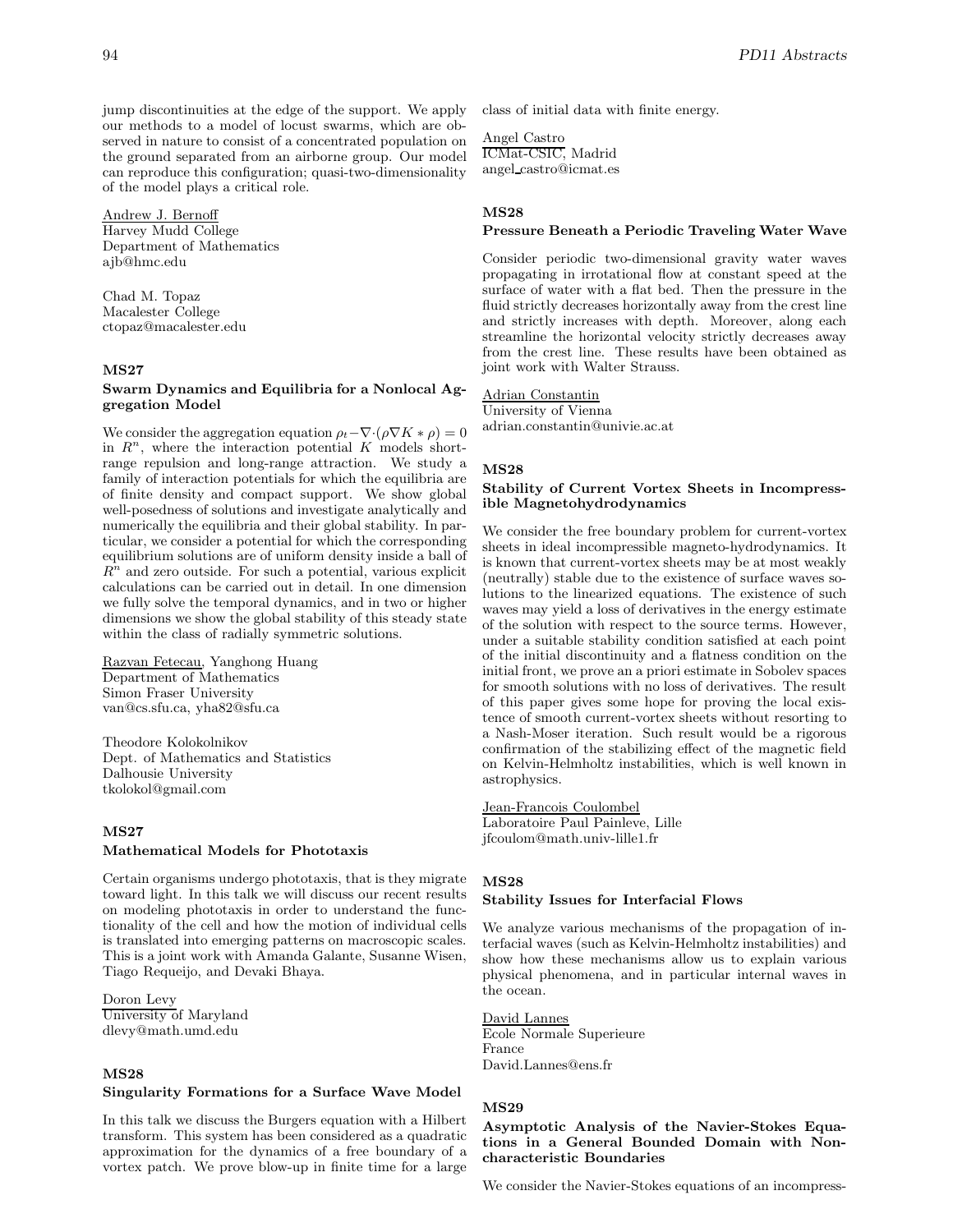jump discontinuities at the edge of the support. We apply our methods to a model of locust swarms, which are observed in nature to consist of a concentrated population on the ground separated from an airborne group. Our model can reproduce this configuration; quasi-two-dimensionality of the model plays a critical role.

Andrew J. Bernoff
Harvey Mudd College
Department of Mathematics
ajb@hmc.edu

Chad M. Topaz
Macalester College
ctopaz@macalester.edu

### MS27

**Swarm Dynamics and Equilibria for a Nonlocal Aggregation Model**

We consider the aggregation equation $\rho_t - \nabla\cdot(\rho\nabla K * \rho) = 0$ in $R^n$, where the interaction potential $K$ models short-range repulsion and long-range attraction. We study a family of interaction potentials for which the equilibria are of finite density and compact support. We show global well-posedness of solutions and investigate analytically and numerically the equilibria and their global stability. In particular, we consider a potential for which the corresponding equilibrium solutions are of uniform density inside a ball of $R^n$ and zero outside. For such a potential, various explicit calculations can be carried out in detail. In one dimension we fully solve the temporal dynamics, and in two or higher dimensions we show the global stability of this steady state within the class of radially symmetric solutions.

Razvan Fetecau, Yanghong Huang
Department of Mathematics
Simon Fraser University
van@cs.sfu.ca, yha82@sfu.ca

Theodore Kolokolnikov
Dept. of Mathematics and Statistics
Dalhousie University
tkolokol@gmail.com

### MS27

**Mathematical Models for Phototaxis**

Certain organisms undergo phototaxis, that is they migrate toward light. In this talk we will discuss our recent results on modeling phototaxis in order to understand the functionality of the cell and how the motion of individual cells is translated into emerging patterns on macroscopic scales. This is a joint work with Amanda Galante, Susanne Wisen, Tiago Requeijo, and Devaki Bhaya.

Doron Levy
University of Maryland
dlevy@math.umd.edu

### MS28

**Singularity Formations for a Surface Wave Model**

In this talk we discuss the Burgers equation with a Hilbert transform. This system has been considered as a quadratic approximation for the dynamics of a free boundary of a vortex patch. We prove blow-up in finite time for a large class of initial data with finite energy.

Angel Castro
ICMat-CSIC, Madrid
angel_castro@icmat.es

### MS28

**Pressure Beneath a Periodic Traveling Water Wave**

Consider periodic two-dimensional gravity water waves propagating in irrotational flow at constant speed at the surface of water with a flat bed. Then the pressure in the fluid strictly decreases horizontally away from the crest line and strictly increases with depth. Moreover, along each streamline the horizontal velocity strictly decreases away from the crest line. These results have been obtained as joint work with Walter Strauss.

Adrian Constantin
University of Vienna
adrian.constantin@univie.ac.at

### MS28

**Stability of Current Vortex Sheets in Incompressible Magnetohydrodynamics**

We consider the free boundary problem for current-vortex sheets in ideal incompressible magneto-hydrodynamics. It is known that current-vortex sheets may be at most weakly (neutrally) stable due to the existence of surface waves solutions to the linearized equations. The existence of such waves may yield a loss of derivatives in the energy estimate of the solution with respect to the source terms. However, under a suitable stability condition satisfied at each point of the initial discontinuity and a flatness condition on the initial front, we prove an a priori estimate in Sobolev spaces for smooth solutions with no loss of derivatives. The result of this paper gives some hope for proving the local existence of smooth current-vortex sheets without resorting to a Nash-Moser iteration. Such result would be a rigorous confirmation of the stabilizing effect of the magnetic field on Kelvin-Helmholtz instabilities, which is well known in astrophysics.

Jean-Francois Coulombel
Laboratoire Paul Painleve, Lille
jfcoulom@math.univ-lille1.fr

### MS28

**Stability Issues for Interfacial Flows**

We analyze various mechanisms of the propagation of interfacial waves (such as Kelvin-Helmholtz instabilities) and show how these mechanisms allow us to explain various physical phenomena, and in particular internal waves in the ocean.

David Lannes
Ecole Normale Superieure
France
David.Lannes@ens.fr

### MS29

**Asymptotic Analysis of the Navier-Stokes Equations in a General Bounded Domain with Noncharacteristic Boundaries**

We consider the Navier-Stokes equations of an incompress-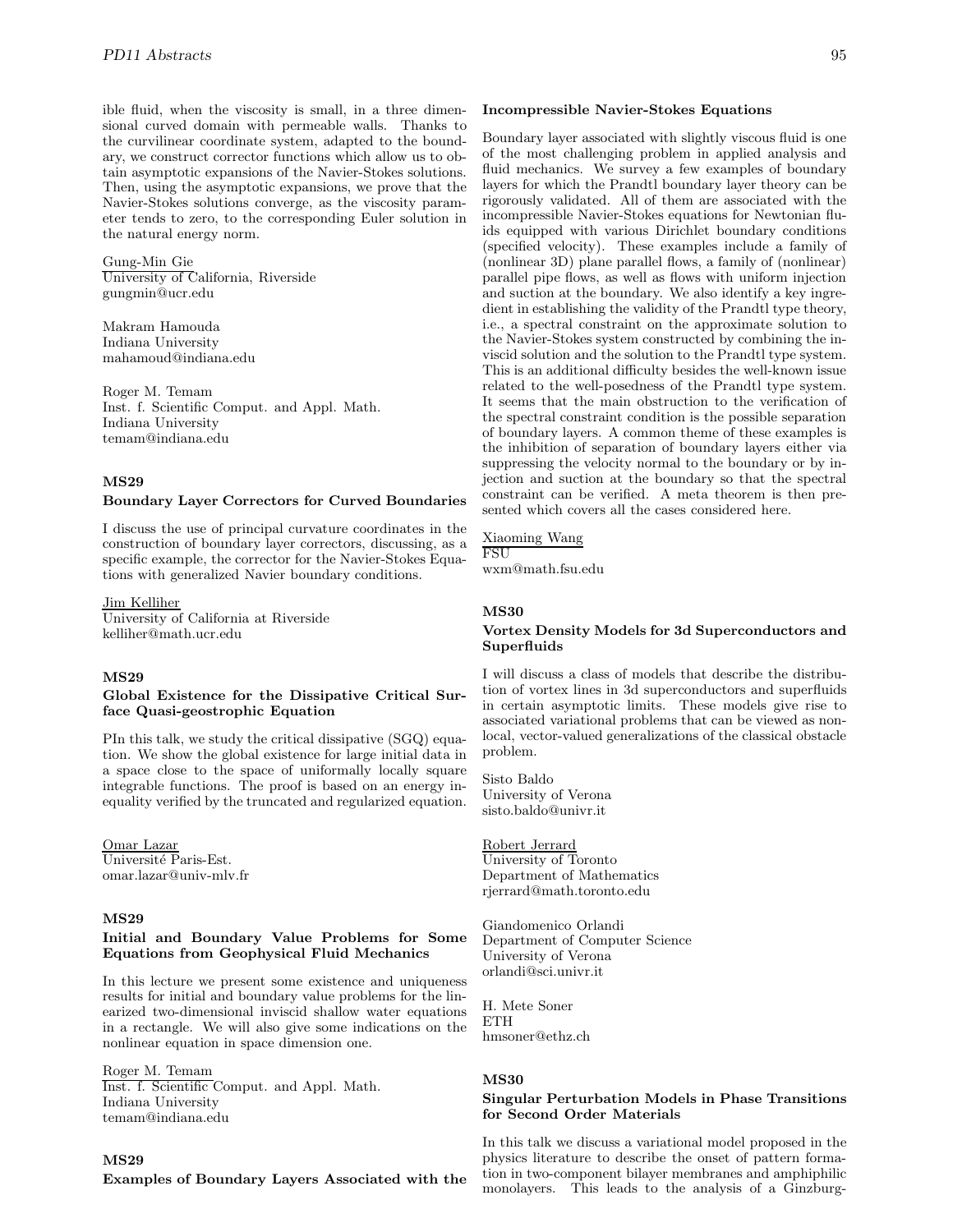ible fluid, when the viscosity is small, in a three dimensional curved domain with permeable walls. Thanks to the curvilinear coordinate system, adapted to the boundary, we construct corrector functions which allow us to obtain asymptotic expansions of the Navier-Stokes solutions. Then, using the asymptotic expansions, we prove that the Navier-Stokes solutions converge, as the viscosity parameter tends to zero, to the corresponding Euler solution in the natural energy norm.

Gung-Min Gie
University of California, Riverside
gungmin@ucr.edu

Makram Hamouda
Indiana University
mahamoud@indiana.edu

Roger M. Temam
Inst. f. Scientific Comput. and Appl. Math.
Indiana University
temam@indiana.edu

### MS29

### Boundary Layer Correctors for Curved Boundaries

I discuss the use of principal curvature coordinates in the construction of boundary layer correctors, discussing, as a specific example, the corrector for the Navier-Stokes Equations with generalized Navier boundary conditions.

Jim Kelliher
University of California at Riverside
kelliher@math.ucr.edu

### MS29

### Global Existence for the Dissipative Critical Surface Quasi-geostrophic Equation

PIn this talk, we study the critical dissipative (SGQ) equation. We show the global existence for large initial data in a space close to the space of uniformally locally square integrable functions. The proof is based on an energy inequality verified by the truncated and regularized equation.

Omar Lazar
Université Paris-Est.
omar.lazar@univ-mlv.fr

### MS29

### Initial and Boundary Value Problems for Some Equations from Geophysical Fluid Mechanics

In this lecture we present some existence and uniqueness results for initial and boundary value problems for the linearized two-dimensional inviscid shallow water equations in a rectangle. We will also give some indications on the nonlinear equation in space dimension one.

Roger M. Temam
Inst. f. Scientific Comput. and Appl. Math.
Indiana University
temam@indiana.edu

### MS29

### Examples of Boundary Layers Associated with the Incompressible Navier-Stokes Equations

Boundary layer associated with slightly viscous fluid is one of the most challenging problem in applied analysis and fluid mechanics. We survey a few examples of boundary layers for which the Prandtl boundary layer theory can be rigorously validated. All of them are associated with the incompressible Navier-Stokes equations for Newtonian fluids equipped with various Dirichlet boundary conditions (specified velocity). These examples include a family of (nonlinear 3D) plane parallel flows, a family of (nonlinear) parallel pipe flows, as well as flows with uniform injection and suction at the boundary. We also identify a key ingredient in establishing the validity of the Prandtl type theory, i.e., a spectral constraint on the approximate solution to the Navier-Stokes system constructed by combining the inviscid solution and the solution to the Prandtl type system. This is an additional difficulty besides the well-known issue related to the well-posedness of the Prandtl type system. It seems that the main obstruction to the verification of the spectral constraint condition is the possible separation of boundary layers. A common theme of these examples is the inhibition of separation of boundary layers either via suppressing the velocity normal to the boundary or by injection and suction at the boundary so that the spectral constraint can be verified. A meta theorem is then presented which covers all the cases considered here.

Xiaoming Wang
FSU
wxm@math.fsu.edu

### MS30

### Vortex Density Models for 3d Superconductors and Superfluids

I will discuss a class of models that describe the distribution of vortex lines in 3d superconductors and superfluids in certain asymptotic limits. These models give rise to associated variational problems that can be viewed as nonlocal, vector-valued generalizations of the classical obstacle problem.

Sisto Baldo
University of Verona
sisto.baldo@univr.it

Robert Jerrard
University of Toronto
Department of Mathematics
rjerrard@math.toronto.edu

Giandomenico Orlandi
Department of Computer Science
University of Verona
orlandi@sci.univr.it

H. Mete Soner
ETH
hmsoner@ethz.ch

### MS30

### Singular Perturbation Models in Phase Transitions for Second Order Materials

In this talk we discuss a variational model proposed in the physics literature to describe the onset of pattern formation in two-component bilayer membranes and amphiphilic monolayers. This leads to the analysis of a Ginzburg-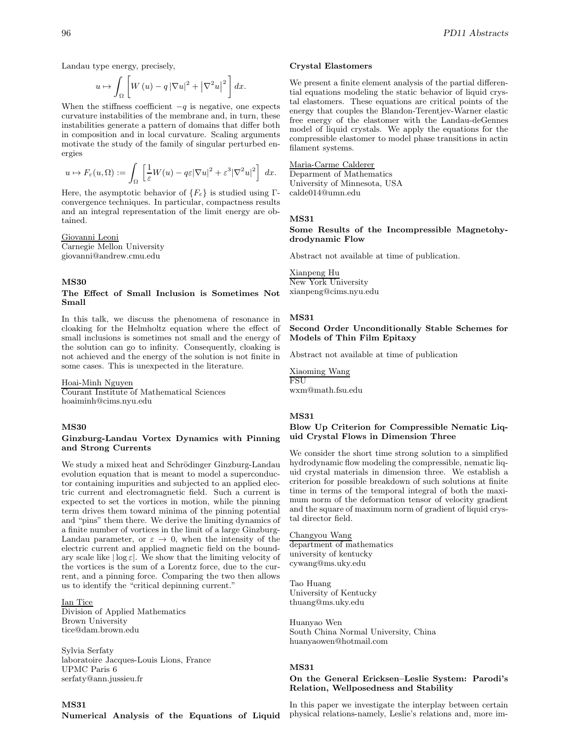Landau type energy, precisely,

$$u \mapsto \int_{\Omega} \left[ W(u) - q \left|\nabla u\right|^2 + \left|\nabla^2 u\right|^2 \right] dx.$$

When the stiffness coefficient $-q$ is negative, one expects curvature instabilities of the membrane and, in turn, these instabilities generate a pattern of domains that differ both in composition and in local curvature. Scaling arguments motivate the study of the family of singular perturbed energies

$$u \mapsto F_\varepsilon(u, \Omega) := \int_{\Omega} \left[ \frac{1}{\varepsilon} W(u) - q\varepsilon |\nabla u|^2 + \varepsilon^3 |\nabla^2 u|^2 \right] dx.$$

Here, the asymptotic behavior of $\{F_\varepsilon\}$ is studied using $\Gamma$-convergence techniques. In particular, compactness results and an integral representation of the limit energy are obtained.

Giovanni Leoni
Carnegie Mellon University
giovanni@andrew.cmu.edu

### MS30
### The Effect of Small Inclusion is Sometimes Not Small

In this talk, we discuss the phenomena of resonance in cloaking for the Helmholtz equation where the effect of small inclusions is sometimes not small and the energy of the solution can go to infinity. Consequently, cloaking is not achieved and the energy of the solution is not finite in some cases. This is unexpected in the literature.

Hoai-Minh Nguyen
Courant Institute of Mathematical Sciences
hoaiminh@cims.nyu.edu

### MS30
### Ginzburg-Landau Vortex Dynamics with Pinning and Strong Currents

We study a mixed heat and Schrödinger Ginzburg-Landau evolution equation that is meant to model a superconductor containing impurities and subjected to an applied electric current and electromagnetic field. Such a current is expected to set the vortices in motion, while the pinning term drives them toward minima of the pinning potential and "pins" them there. We derive the limiting dynamics of a finite number of vortices in the limit of a large Ginzburg-Landau parameter, or $\varepsilon \to 0$, when the intensity of the electric current and applied magnetic field on the boundary scale like $|\log \varepsilon|$. We show that the limiting velocity of the vortices is the sum of a Lorentz force, due to the current, and a pinning force. Comparing the two then allows us to identify the "critical depinning current."

Ian Tice
Division of Applied Mathematics
Brown University
tice@dam.brown.edu

Sylvia Serfaty
laboratoire Jacques-Louis Lions, France
UPMC Paris 6
serfaty@ann.jussieu.fr

### MS31
### Numerical Analysis of the Equations of Liquid Crystal Elastomers

We present a finite element analysis of the partial differential equations modeling the static behavior of liquid crystal elastomers. These equations are critical points of the energy that couples the Blandon-Terentjev-Warner elastic free energy of the elastomer with the Landau-deGennes model of liquid crystals. We apply the equations for the compressible elastomer to model phase transitions in actin filament systems.

Maria-Carme Calderer
Deparment of Mathematics
University of Minnesota, USA
calde014@umn.edu

### MS31
### Some Results of the Incompressible Magnetohydrodynamic Flow

Abstract not available at time of publication.

Xianpeng Hu
New York University
xianpeng@cims.nyu.edu

### MS31
### Second Order Unconditionally Stable Schemes for Models of Thin Film Epitaxy

Abstract not available at time of publication

Xiaoming Wang
FSU
wxm@math.fsu.edu

### MS31
### Blow Up Criterion for Compressible Nematic Liquid Crystal Flows in Dimension Three

We consider the short time strong solution to a simplified hydrodynamic flow modeling the compressible, nematic liquid crystal materials in dimension three. We establish a criterion for possible breakdown of such solutions at finite time in terms of the temporal integral of both the maximum norm of the deformation tensor of velocity gradient and the square of maximum norm of gradient of liquid crystal director field.

Changyou Wang
department of mathematics
university of kentucky
cywang@ms.uky.edu

Tao Huang
University of Kentucky
thuang@ms.uky.edu

Huanyao Wen
South China Normal University, China
huanyaowen@hotmail.com

### MS31
### On the General Ericksen–Leslie System: Parodi's Relation, Wellposedness and Stability

In this paper we investigate the interplay between certain physical relations-namely, Leslie's relations and, more im-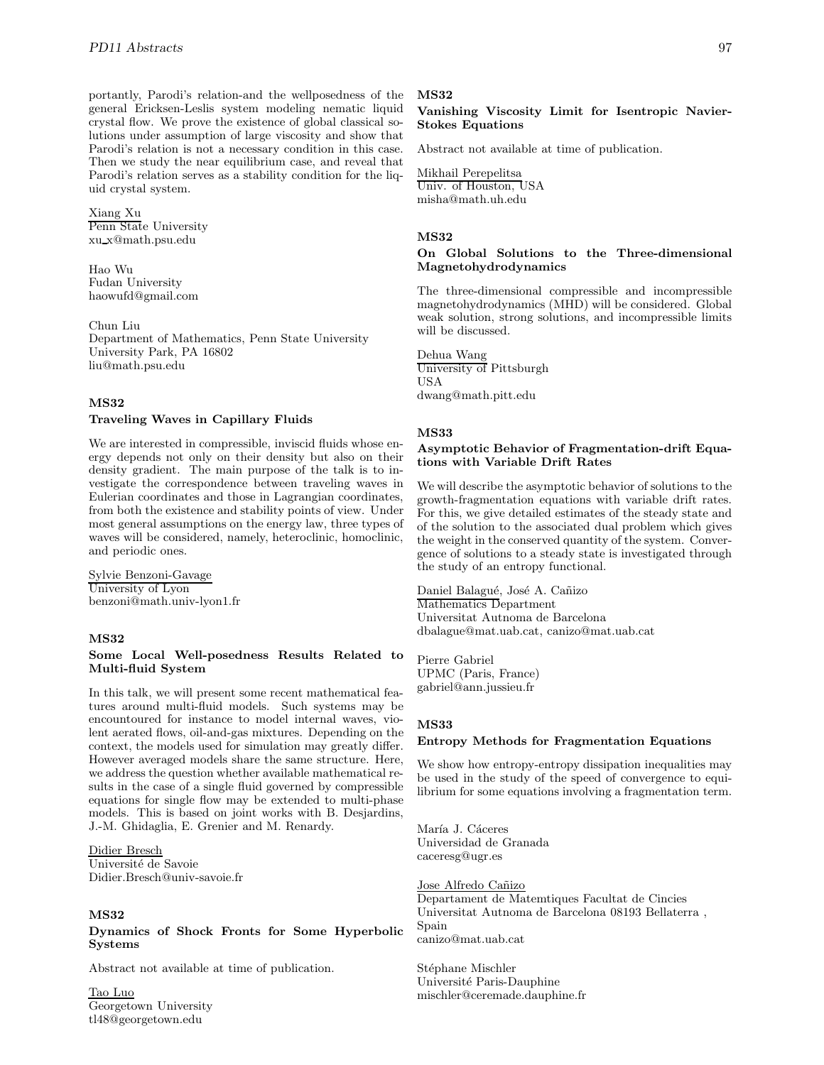portantly, Parodi's relation-and the wellposedness of the general Ericksen-Leslis system modeling nematic liquid crystal flow. We prove the existence of global classical solutions under assumption of large viscosity and show that Parodi's relation is not a necessary condition in this case. Then we study the near equilibrium case, and reveal that Parodi's relation serves as a stability condition for the liquid crystal system.

Xiang Xu
Penn State University
xu_x@math.psu.edu

Hao Wu
Fudan University
haowufd@gmail.com

Chun Liu
Department of Mathematics, Penn State University
University Park, PA 16802
liu@math.psu.edu

### MS32
### Traveling Waves in Capillary Fluids

We are interested in compressible, inviscid fluids whose energy depends not only on their density but also on their density gradient. The main purpose of the talk is to investigate the correspondence between traveling waves in Eulerian coordinates and those in Lagrangian coordinates, from both the existence and stability points of view. Under most general assumptions on the energy law, three types of waves will be considered, namely, heteroclinic, homoclinic, and periodic ones.

Sylvie Benzoni-Gavage
University of Lyon
benzoni@math.univ-lyon1.fr

### MS32
### Some Local Well-posedness Results Related to Multi-fluid System

In this talk, we will present some recent mathematical features around multi-fluid models. Such systems may be encountoured for instance to model internal waves, violent aerated flows, oil-and-gas mixtures. Depending on the context, the models used for simulation may greatly differ. However averaged models share the same structure. Here, we address the question whether available mathematical results in the case of a single fluid governed by compressible equations for single flow may be extended to multi-phase models. This is based on joint works with B. Desjardins, J.-M. Ghidaglia, E. Grenier and M. Renardy.

Didier Bresch
Université de Savoie
Didier.Bresch@univ-savoie.fr

### MS32
### Dynamics of Shock Fronts for Some Hyperbolic Systems

Abstract not available at time of publication.

Tao Luo
Georgetown University
tl48@georgetown.edu

### MS32
### Vanishing Viscosity Limit for Isentropic Navier-Stokes Equations

Abstract not available at time of publication.

Mikhail Perepelitsa
Univ. of Houston, USA
misha@math.uh.edu

### MS32
### On Global Solutions to the Three-dimensional Magnetohydrodynamics

The three-dimensional compressible and incompressible magnetohydrodynamics (MHD) will be considered. Global weak solution, strong solutions, and incompressible limits will be discussed.

Dehua Wang
University of Pittsburgh
USA
dwang@math.pitt.edu

### MS33
### Asymptotic Behavior of Fragmentation-drift Equations with Variable Drift Rates

We will describe the asymptotic behavior of solutions to the growth-fragmentation equations with variable drift rates. For this, we give detailed estimates of the steady state and of the solution to the associated dual problem which gives the weight in the conserved quantity of the system. Convergence of solutions to a steady state is investigated through the study of an entropy functional.

Daniel Balagué, José A. Cañizo
Mathematics Department
Universitat Autnoma de Barcelona
dbalague@mat.uab.cat, canizo@mat.uab.cat

Pierre Gabriel
UPMC (Paris, France)
gabriel@ann.jussieu.fr

### MS33
### Entropy Methods for Fragmentation Equations

We show how entropy-entropy dissipation inequalities may be used in the study of the speed of convergence to equilibrium for some equations involving a fragmentation term.

María J. Cáceres
Universidad de Granada
caceresg@ugr.es

Jose Alfredo Cañizo
Departament de Matemtiques Facultat de Cincies
Universitat Autnoma de Barcelona 08193 Bellaterra ,
Spain
canizo@mat.uab.cat

Stéphane Mischler
Université Paris-Dauphine
mischler@ceremade.dauphine.fr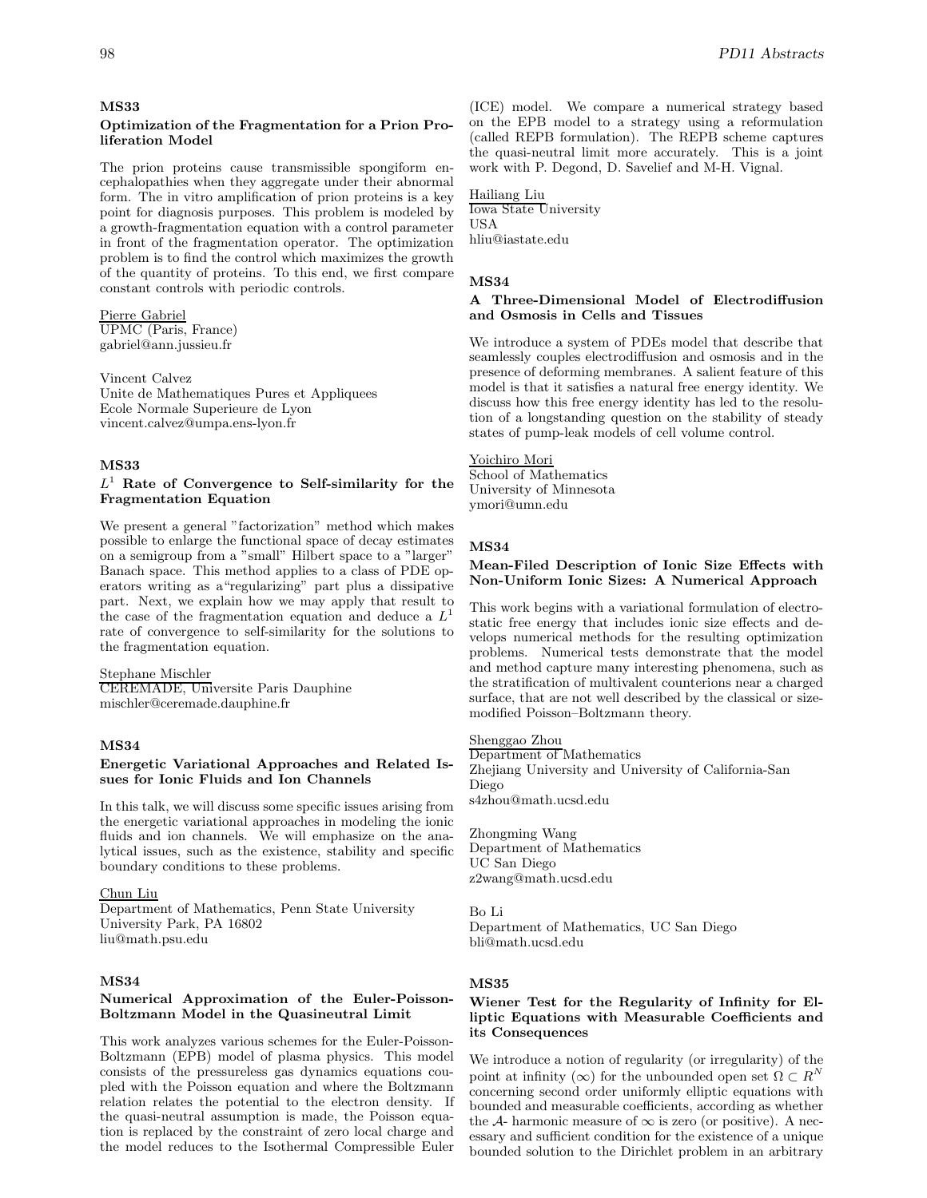### MS33

### Optimization of the Fragmentation for a Prion Proliferation Model

The prion proteins cause transmissible spongiform encephalopathies when they aggregate under their abnormal form. The in vitro amplification of prion proteins is a key point for diagnosis purposes. This problem is modeled by a growth-fragmentation equation with a control parameter in front of the fragmentation operator. The optimization problem is to find the control which maximizes the growth of the quantity of proteins. To this end, we first compare constant controls with periodic controls.

Pierre Gabriel
UPMC (Paris, France)
gabriel@ann.jussieu.fr

Vincent Calvez
Unite de Mathematiques Pures et Appliquees
Ecole Normale Superieure de Lyon
vincent.calvez@umpa.ens-lyon.fr

### MS33

### $L^1$ Rate of Convergence to Self-similarity for the Fragmentation Equation

We present a general "factorization" method which makes possible to enlarge the functional space of decay estimates on a semigroup from a "small" Hilbert space to a "larger" Banach space. This method applies to a class of PDE operators writing as a"regularizing" part plus a dissipative part. Next, we explain how we may apply that result to the case of the fragmentation equation and deduce a $L^1$ rate of convergence to self-similarity for the solutions to the fragmentation equation.

Stephane Mischler
CEREMADE, Universite Paris Dauphine
mischler@ceremade.dauphine.fr

### MS34

### Energetic Variational Approaches and Related Issues for Ionic Fluids and Ion Channels

In this talk, we will discuss some specific issues arising from the energetic variational approaches in modeling the ionic fluids and ion channels. We will emphasize on the analytical issues, such as the existence, stability and specific boundary conditions to these problems.

Chun Liu
Department of Mathematics, Penn State University
University Park, PA 16802
liu@math.psu.edu

### MS34

### Numerical Approximation of the Euler-Poisson-Boltzmann Model in the Quasineutral Limit

This work analyzes various schemes for the Euler-Poisson-Boltzmann (EPB) model of plasma physics. This model consists of the pressureless gas dynamics equations coupled with the Poisson equation and where the Boltzmann relation relates the potential to the electron density. If the quasi-neutral assumption is made, the Poisson equation is replaced by the constraint of zero local charge and the model reduces to the Isothermal Compressible Euler (ICE) model. We compare a numerical strategy based on the EPB model to a strategy using a reformulation (called REPB formulation). The REPB scheme captures the quasi-neutral limit more accurately. This is a joint work with P. Degond, D. Savelief and M-H. Vignal.

Hailiang Liu
Iowa State University
USA
hliu@iastate.edu

### MS34

### A Three-Dimensional Model of Electrodiffusion and Osmosis in Cells and Tissues

We introduce a system of PDEs model that describe that seamlessly couples electrodiffusion and osmosis and in the presence of deforming membranes. A salient feature of this model is that it satisfies a natural free energy identity. We discuss how this free energy identity has led to the resolution of a longstanding question on the stability of steady states of pump-leak models of cell volume control.

Yoichiro Mori
School of Mathematics
University of Minnesota
ymori@umn.edu

### MS34

### Mean-Filed Description of Ionic Size Effects with Non-Uniform Ionic Sizes: A Numerical Approach

This work begins with a variational formulation of electrostatic free energy that includes ionic size effects and develops numerical methods for the resulting optimization problems. Numerical tests demonstrate that the model and method capture many interesting phenomena, such as the stratification of multivalent counterions near a charged surface, that are not well described by the classical or size-modified Poisson–Boltzmann theory.

Shenggao Zhou
Department of Mathematics
Zhejiang University and University of California-San Diego
s4zhou@math.ucsd.edu

Zhongming Wang
Department of Mathematics
UC San Diego
z2wang@math.ucsd.edu

Bo Li
Department of Mathematics, UC San Diego
bli@math.ucsd.edu

### MS35

### Wiener Test for the Regularity of Infinity for Elliptic Equations with Measurable Coefficients and its Consequences

We introduce a notion of regularity (or irregularity) of the point at infinity ($\infty$) for the unbounded open set $\Omega \subset R^N$ concerning second order uniformly elliptic equations with bounded and measurable coefficients, according as whether the $\mathcal{A}$- harmonic measure of $\infty$ is zero (or positive). A necessary and sufficient condition for the existence of a unique bounded solution to the Dirichlet problem in an arbitrary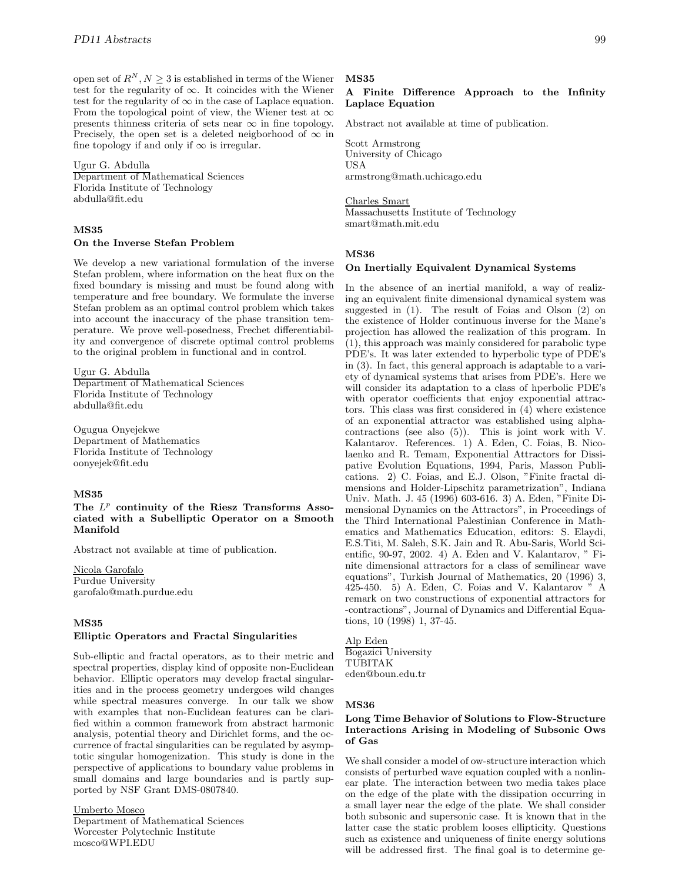open set of $R^N, N \geq 3$ is established in terms of the Wiener test for the regularity of $\infty$. It coincides with the Wiener test for the regularity of $\infty$ in the case of Laplace equation. From the topological point of view, the Wiener test at $\infty$ presents thinness criteria of sets near $\infty$ in fine topology. Precisely, the open set is a deleted neigborhood of $\infty$ in fine topology if and only if $\infty$ is irregular.

Ugur G. Abdulla
Department of Mathematical Sciences
Florida Institute of Technology
abdulla@fit.edu

### MS35
### On the Inverse Stefan Problem

We develop a new variational formulation of the inverse Stefan problem, where information on the heat flux on the fixed boundary is missing and must be found along with temperature and free boundary. We formulate the inverse Stefan problem as an optimal control problem which takes into account the inaccuracy of the phase transition temperature. We prove well-posedness, Frechet differentiability and convergence of discrete optimal control problems to the original problem in functional and in control.

Ugur G. Abdulla
Department of Mathematical Sciences
Florida Institute of Technology
abdulla@fit.edu

Ogugua Onyejekwe
Department of Mathematics
Florida Institute of Technology
oonyejek@fit.edu

### MS35
### The $L^p$ continuity of the Riesz Transforms Associated with a Subelliptic Operator on a Smooth Manifold

Abstract not available at time of publication.

Nicola Garofalo
Purdue University
garofalo@math.purdue.edu

### MS35
### Elliptic Operators and Fractal Singularities

Sub-elliptic and fractal operators, as to their metric and spectral properties, display kind of opposite non-Euclidean behavior. Elliptic operators may develop fractal singularities and in the process geometry undergoes wild changes while spectral measures converge. In our talk we show with examples that non-Euclidean features can be clarified within a common framework from abstract harmonic analysis, potential theory and Dirichlet forms, and the occurrence of fractal singularities can be regulated by asymptotic singular homogenization. This study is done in the perspective of applications to boundary value problems in small domains and large boundaries and is partly supported by NSF Grant DMS-0807840.

Umberto Mosco
Department of Mathematical Sciences
Worcester Polytechnic Institute
mosco@WPI.EDU

### MS35
### A Finite Difference Approach to the Infinity Laplace Equation

Abstract not available at time of publication.

Scott Armstrong
University of Chicago
USA
armstrong@math.uchicago.edu

Charles Smart
Massachusetts Institute of Technology
smart@math.mit.edu

### MS36
### On Inertially Equivalent Dynamical Systems

In the absence of an inertial manifold, a way of realizing an equivalent finite dimensional dynamical system was suggested in (1). The result of Foias and Olson (2) on the existence of Holder continuous inverse for the Mane's projection has allowed the realization of this program. In (1), this approach was mainly considered for parabolic type PDE's. It was later extended to hyperbolic type of PDE's in (3). In fact, this general approach is adaptable to a variety of dynamical systems that arises from PDE's. Here we will consider its adaptation to a class of hperbolic PDE's with operator coefficients that enjoy exponential attractors. This class was first considered in (4) where existence of an exponential attractor was established using alpha-contractions (see also (5)). This is joint work with V. Kalantarov. References. 1) A. Eden, C. Foias, B. Nicolaenko and R. Temam, Exponential Attractors for Dissipative Evolution Equations, 1994, Paris, Masson Publications. 2) C. Foias, and E.J. Olson, "Finite fractal dimensions and Holder-Lipschitz parametrization", Indiana Univ. Math. J. 45 (1996) 603-616. 3) A. Eden, "Finite Dimensional Dynamics on the Attractors", in Proceedings of the Third International Palestinian Conference in Mathematics and Mathematics Education, editors: S. Elaydi, E.S.Titi, M. Saleh, S.K. Jain and R. Abu-Saris, World Scientific, 90-97, 2002. 4) A. Eden and V. Kalantarov, " Finite dimensional attractors for a class of semilinear wave equations", Turkish Journal of Mathematics, 20 (1996) 3, 425-450. 5) A. Eden, C. Foias and V. Kalantarov " A remark on two constructions of exponential attractors for -contractions", Journal of Dynamics and Differential Equations, 10 (1998) 1, 37-45.

Alp Eden
Bogazici University
TUBITAK
eden@boun.edu.tr

### MS36
### Long Time Behavior of Solutions to Flow-Structure Interactions Arising in Modeling of Subsonic Ows of Gas

We shall consider a model of ow-structure interaction which consists of perturbed wave equation coupled with a nonlinear plate. The interaction between two media takes place on the edge of the plate with the dissipation occurring in a small layer near the edge of the plate. We shall consider both subsonic and supersonic case. It is known that in the latter case the static problem looses ellipticity. Questions such as existence and uniqueness of finite energy solutions will be addressed first. The final goal is to determine ge-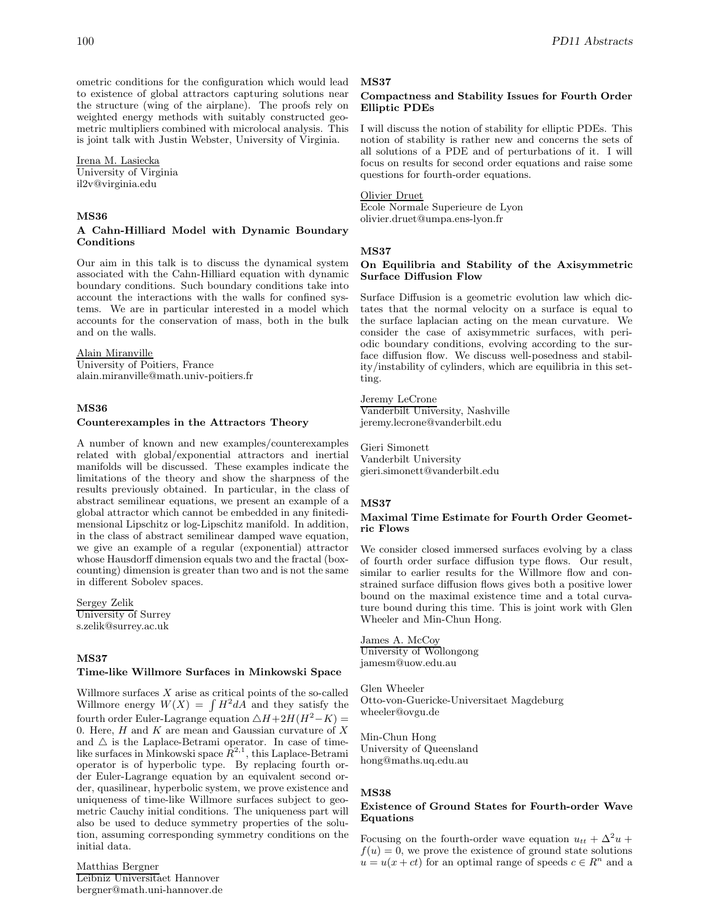ometric conditions for the configuration which would lead to existence of global attractors capturing solutions near the structure (wing of the airplane). The proofs rely on weighted energy methods with suitably constructed geometric multipliers combined with microlocal analysis. This is joint talk with Justin Webster, University of Virginia.

Irena M. Lasiecka
University of Virginia
il2v@virginia.edu

### MS36
### A Cahn-Hilliard Model with Dynamic Boundary Conditions

Our aim in this talk is to discuss the dynamical system associated with the Cahn-Hilliard equation with dynamic boundary conditions. Such boundary conditions take into account the interactions with the walls for confined systems. We are in particular interested in a model which accounts for the conservation of mass, both in the bulk and on the walls.

Alain Miranville
University of Poitiers, France
alain.miranville@math.univ-poitiers.fr

### MS36
### Counterexamples in the Attractors Theory

A number of known and new examples/counterexamples related with global/exponential attractors and inertial manifolds will be discussed. These examples indicate the limitations of the theory and show the sharpness of the results previously obtained. In particular, in the class of abstract semilinear equations, we present an example of a global attractor which cannot be embedded in any finitedimensional Lipschitz or log-Lipschitz manifold. In addition, in the class of abstract semilinear damped wave equation, we give an example of a regular (exponential) attractor whose Hausdorff dimension equals two and the fractal (box-counting) dimension is greater than two and is not the same in different Sobolev spaces.

Sergey Zelik
University of Surrey
s.zelik@surrey.ac.uk

### MS37
### Time-like Willmore Surfaces in Minkowski Space

Willmore surfaces $X$ arise as critical points of the so-called Willmore energy $W(X) = \int H^2 dA$ and they satisfy the fourth order Euler-Lagrange equation $\triangle H + 2H(H^2 - K) = 0$. Here, $H$ and $K$ are mean and Gaussian curvature of $X$ and $\triangle$ is the Laplace-Betrami operator. In case of time-like surfaces in Minkowski space $R^{2,1}$, this Laplace-Betrami operator is of hyperbolic type. By replacing fourth order Euler-Lagrange equation by an equivalent second order, quasilinear, hyperbolic system, we prove existence and uniqueness of time-like Willmore surfaces subject to geometric Cauchy initial conditions. The uniqueness part will also be used to deduce symmetry properties of the solution, assuming corresponding symmetry conditions on the initial data.

Matthias Bergner
Leibniz Universitaet Hannover
bergner@math.uni-hannover.de

### MS37
### Compactness and Stability Issues for Fourth Order Elliptic PDEs

I will discuss the notion of stability for elliptic PDEs. This notion of stability is rather new and concerns the sets of all solutions of a PDE and of perturbations of it. I will focus on results for second order equations and raise some questions for fourth-order equations.

Olivier Druet
Ecole Normale Superieure de Lyon
olivier.druet@umpa.ens-lyon.fr

### MS37
### On Equilibria and Stability of the Axisymmetric Surface Diffusion Flow

Surface Diffusion is a geometric evolution law which dictates that the normal velocity on a surface is equal to the surface laplacian acting on the mean curvature. We consider the case of axisymmetric surfaces, with periodic boundary conditions, evolving according to the surface diffusion flow. We discuss well-posedness and stability/instability of cylinders, which are equilibria in this setting.

Jeremy LeCrone
Vanderbilt University, Nashville
jeremy.lecrone@vanderbilt.edu

Gieri Simonett
Vanderbilt University
gieri.simonett@vanderbilt.edu

### MS37
### Maximal Time Estimate for Fourth Order Geometric Flows

We consider closed immersed surfaces evolving by a class of fourth order surface diffusion type flows. Our result, similar to earlier results for the Willmore flow and constrained surface diffusion flows gives both a positive lower bound on the maximal existence time and a total curvature bound during this time. This is joint work with Glen Wheeler and Min-Chun Hong.

James A. McCoy
University of Wollongong
jamesm@uow.edu.au

Glen Wheeler
Otto-von-Guericke-Universitaet Magdeburg
wheeler@ovgu.de

Min-Chun Hong
University of Queensland
hong@maths.uq.edu.au

### MS38
### Existence of Ground States for Fourth-order Wave Equations

Focusing on the fourth-order wave equation $u_{tt} + \Delta^2 u + f(u) = 0$, we prove the existence of ground state solutions $u = u(x + ct)$ for an optimal range of speeds $c \in R^n$ and a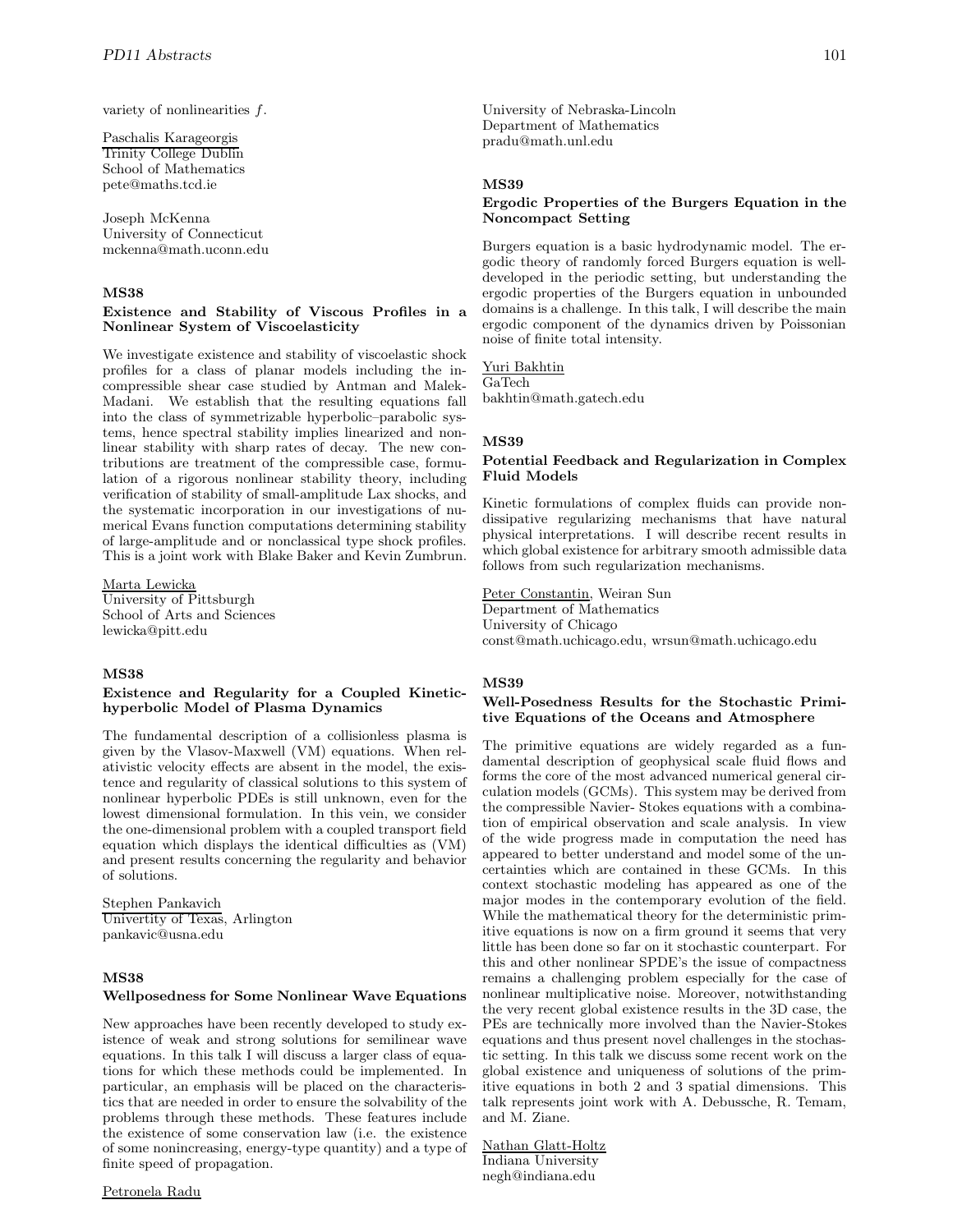variety of nonlinearities $f$.

Paschalis Karageorgis
Trinity College Dublin
School of Mathematics
pete@maths.tcd.ie

Joseph McKenna
University of Connecticut
mckenna@math.uconn.edu

### MS38

#### Existence and Stability of Viscous Profiles in a Nonlinear System of Viscoelasticity

We investigate existence and stability of viscoelastic shock profiles for a class of planar models including the incompressible shear case studied by Antman and Malek-Madani. We establish that the resulting equations fall into the class of symmetrizable hyperbolic–parabolic systems, hence spectral stability implies linearized and nonlinear stability with sharp rates of decay. The new contributions are treatment of the compressible case, formulation of a rigorous nonlinear stability theory, including verification of stability of small-amplitude Lax shocks, and the systematic incorporation in our investigations of numerical Evans function computations determining stability of large-amplitude and or nonclassical type shock profiles. This is a joint work with Blake Baker and Kevin Zumbrun.

Marta Lewicka
University of Pittsburgh
School of Arts and Sciences
lewicka@pitt.edu

### MS38

#### Existence and Regularity for a Coupled Kinetic-hyperbolic Model of Plasma Dynamics

The fundamental description of a collisionless plasma is given by the Vlasov-Maxwell (VM) equations. When relativistic velocity effects are absent in the model, the existence and regularity of classical solutions to this system of nonlinear hyperbolic PDEs is still unknown, even for the lowest dimensional formulation. In this vein, we consider the one-dimensional problem with a coupled transport field equation which displays the identical difficulties as (VM) and present results concerning the regularity and behavior of solutions.

Stephen Pankavich
Univertity of Texas, Arlington
pankavic@usna.edu

### MS38

#### Wellposedness for Some Nonlinear Wave Equations

New approaches have been recently developed to study existence of weak and strong solutions for semilinear wave equations. In this talk I will discuss a larger class of equations for which these methods could be implemented. In particular, an emphasis will be placed on the characteristics that are needed in order to ensure the solvability of the problems through these methods. These features include the existence of some conservation law (i.e. the existence of some nonincreasing, energy-type quantity) and a type of finite speed of propagation.

Petronela Radu
University of Nebraska-Lincoln
Department of Mathematics
pradu@math.unl.edu

### MS39

#### Ergodic Properties of the Burgers Equation in the Noncompact Setting

Burgers equation is a basic hydrodynamic model. The ergodic theory of randomly forced Burgers equation is well-developed in the periodic setting, but understanding the ergodic properties of the Burgers equation in unbounded domains is a challenge. In this talk, I will describe the main ergodic component of the dynamics driven by Poissonian noise of finite total intensity.

Yuri Bakhtin
GaTech
bakhtin@math.gatech.edu

### MS39

#### Potential Feedback and Regularization in Complex Fluid Models

Kinetic formulations of complex fluids can provide non-dissipative regularizing mechanisms that have natural physical interpretations. I will describe recent results in which global existence for arbitrary smooth admissible data follows from such regularization mechanisms.

Peter Constantin, Weiran Sun
Department of Mathematics
University of Chicago
const@math.uchicago.edu, wrsun@math.uchicago.edu

### MS39

#### Well-Posedness Results for the Stochastic Primitive Equations of the Oceans and Atmosphere

The primitive equations are widely regarded as a fundamental description of geophysical scale fluid flows and forms the core of the most advanced numerical general circulation models (GCMs). This system may be derived from the compressible Navier- Stokes equations with a combination of empirical observation and scale analysis. In view of the wide progress made in computation the need has appeared to better understand and model some of the uncertainties which are contained in these GCMs. In this context stochastic modeling has appeared as one of the major modes in the contemporary evolution of the field. While the mathematical theory for the deterministic primitive equations is now on a firm ground it seems that very little has been done so far on it stochastic counterpart. For this and other nonlinear SPDE's the issue of compactness remains a challenging problem especially for the case of nonlinear multiplicative noise. Moreover, notwithstanding the very recent global existence results in the 3D case, the PEs are technically more involved than the Navier-Stokes equations and thus present novel challenges in the stochastic setting. In this talk we discuss some recent work on the global existence and uniqueness of solutions of the primitive equations in both 2 and 3 spatial dimensions. This talk represents joint work with A. Debussche, R. Temam, and M. Ziane.

Nathan Glatt-Holtz
Indiana University
negh@indiana.edu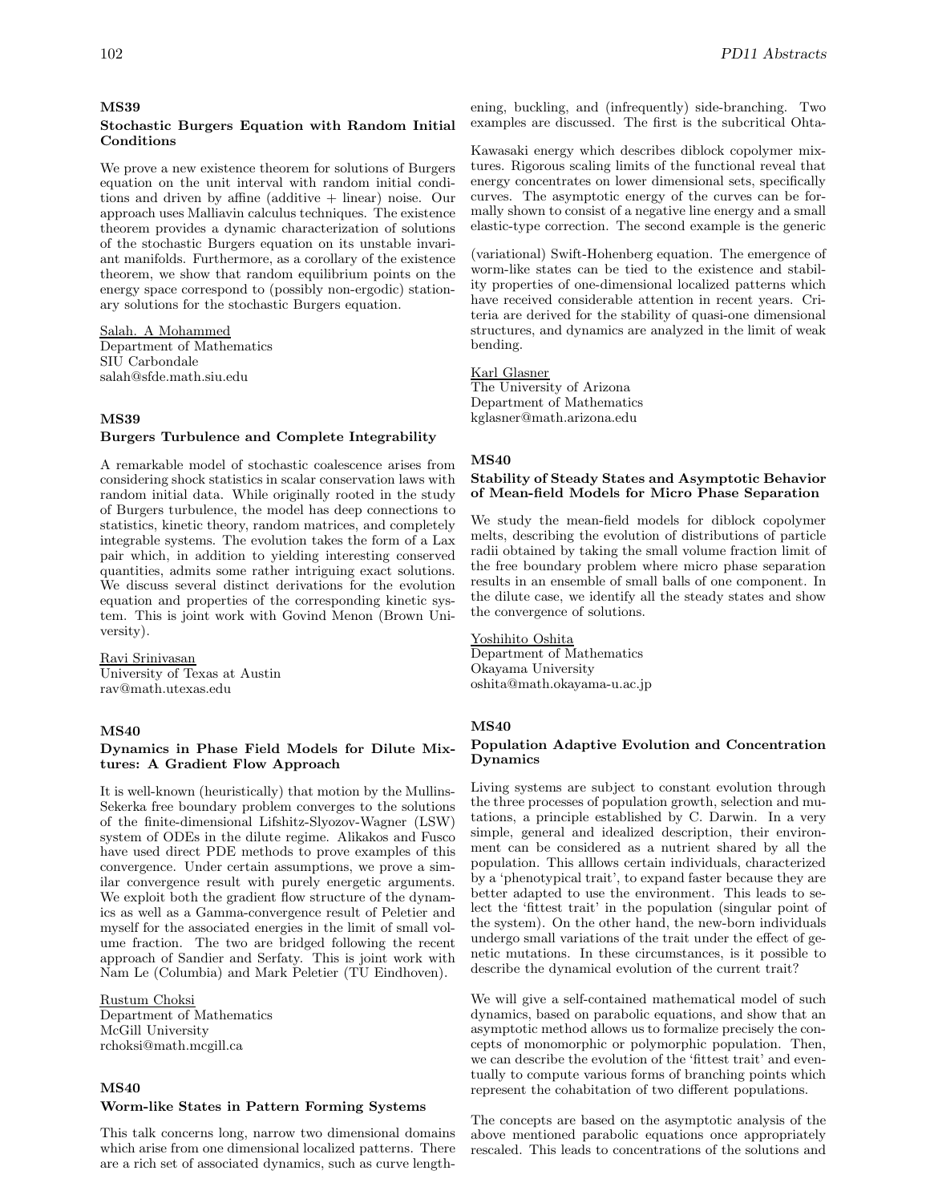### MS39

### Stochastic Burgers Equation with Random Initial Conditions

We prove a new existence theorem for solutions of Burgers equation on the unit interval with random initial conditions and driven by affine (additive + linear) noise. Our approach uses Malliavin calculus techniques. The existence theorem provides a dynamic characterization of solutions of the stochastic Burgers equation on its unstable invariant manifolds. Furthermore, as a corollary of the existence theorem, we show that random equilibrium points on the energy space correspond to (possibly non-ergodic) stationary solutions for the stochastic Burgers equation.

Salah. A Mohammed
Department of Mathematics
SIU Carbondale
salah@sfde.math.siu.edu

### MS39

### Burgers Turbulence and Complete Integrability

A remarkable model of stochastic coalescence arises from considering shock statistics in scalar conservation laws with random initial data. While originally rooted in the study of Burgers turbulence, the model has deep connections to statistics, kinetic theory, random matrices, and completely integrable systems. The evolution takes the form of a Lax pair which, in addition to yielding interesting conserved quantities, admits some rather intriguing exact solutions. We discuss several distinct derivations for the evolution equation and properties of the corresponding kinetic system. This is joint work with Govind Menon (Brown University).

Ravi Srinivasan
University of Texas at Austin
rav@math.utexas.edu

### MS40

### Dynamics in Phase Field Models for Dilute Mixtures: A Gradient Flow Approach

It is well-known (heuristically) that motion by the Mullins-Sekerka free boundary problem converges to the solutions of the finite-dimensional Lifshitz-Slyozov-Wagner (LSW) system of ODEs in the dilute regime. Alikakos and Fusco have used direct PDE methods to prove examples of this convergence. Under certain assumptions, we prove a similar convergence result with purely energetic arguments. We exploit both the gradient flow structure of the dynamics as well as a Gamma-convergence result of Peletier and myself for the associated energies in the limit of small volume fraction. The two are bridged following the recent approach of Sandier and Serfaty. This is joint work with Nam Le (Columbia) and Mark Peletier (TU Eindhoven).

Rustum Choksi
Department of Mathematics
McGill University
rchoksi@math.mcgill.ca

### MS40

### Worm-like States in Pattern Forming Systems

This talk concerns long, narrow two dimensional domains which arise from one dimensional localized patterns. There are a rich set of associated dynamics, such as curve lengthening, buckling, and (infrequently) side-branching. Two examples are discussed. The first is the subcritical Ohta-Kawasaki energy which describes diblock copolymer mixtures. Rigorous scaling limits of the functional reveal that energy concentrates on lower dimensional sets, specifically curves. The asymptotic energy of the curves can be formally shown to consist of a negative line energy and a small elastic-type correction. The second example is the generic (variational) Swift-Hohenberg equation. The emergence of worm-like states can be tied to the existence and stability properties of one-dimensional localized patterns which have received considerable attention in recent years. Criteria are derived for the stability of quasi-one dimensional structures, and dynamics are analyzed in the limit of weak bending.

Karl Glasner
The University of Arizona
Department of Mathematics
kglasner@math.arizona.edu

### MS40

### Stability of Steady States and Asymptotic Behavior of Mean-field Models for Micro Phase Separation

We study the mean-field models for diblock copolymer melts, describing the evolution of distributions of particle radii obtained by taking the small volume fraction limit of the free boundary problem where micro phase separation results in an ensemble of small balls of one component. In the dilute case, we identify all the steady states and show the convergence of solutions.

Yoshihito Oshita
Department of Mathematics
Okayama University
oshita@math.okayama-u.ac.jp

### MS40

### Population Adaptive Evolution and Concentration Dynamics

Living systems are subject to constant evolution through the three processes of population growth, selection and mutations, a principle established by C. Darwin. In a very simple, general and idealized description, their environment can be considered as a nutrient shared by all the population. This alllows certain individuals, characterized by a 'phenotypical trait', to expand faster because they are better adapted to use the environment. This leads to select the 'fittest trait' in the population (singular point of the system). On the other hand, the new-born individuals undergo small variations of the trait under the effect of genetic mutations. In these circumstances, is it possible to describe the dynamical evolution of the current trait?

We will give a self-contained mathematical model of such dynamics, based on parabolic equations, and show that an asymptotic method allows us to formalize precisely the concepts of monomorphic or polymorphic population. Then, we can describe the evolution of the 'fittest trait' and eventually to compute various forms of branching points which represent the cohabitation of two different populations.

The concepts are based on the asymptotic analysis of the above mentioned parabolic equations once appropriately rescaled. This leads to concentrations of the solutions and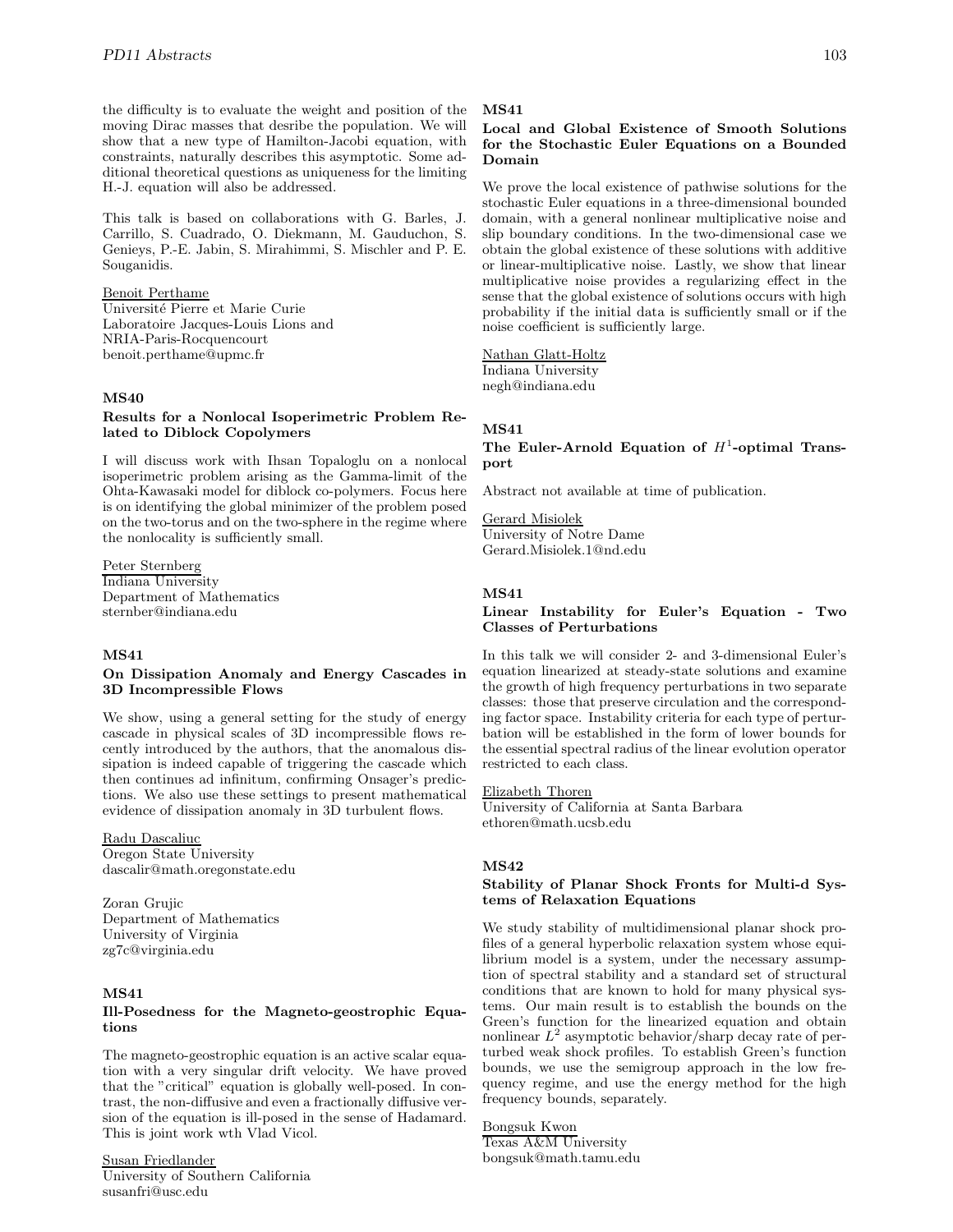the difficulty is to evaluate the weight and position of the moving Dirac masses that desribe the population. We will show that a new type of Hamilton-Jacobi equation, with constraints, naturally describes this asymptotic. Some additional theoretical questions as uniqueness for the limiting H.-J. equation will also be addressed.

This talk is based on collaborations with G. Barles, J. Carrillo, S. Cuadrado, O. Diekmann, M. Gauduchon, S. Genieys, P.-E. Jabin, S. Mirahimmi, S. Mischler and P. E. Souganidis.

Benoit Perthame
Université Pierre et Marie Curie
Laboratoire Jacques-Louis Lions and
NRIA-Paris-Rocquencourt
benoit.perthame@upmc.fr

### MS40

#### Results for a Nonlocal Isoperimetric Problem Related to Diblock Copolymers

I will discuss work with Ihsan Topaloglu on a nonlocal isoperimetric problem arising as the Gamma-limit of the Ohta-Kawasaki model for diblock co-polymers. Focus here is on identifying the global minimizer of the problem posed on the two-torus and on the two-sphere in the regime where the nonlocality is sufficiently small.

Peter Sternberg
Indiana University
Department of Mathematics
sternber@indiana.edu

### MS41

#### On Dissipation Anomaly and Energy Cascades in 3D Incompressible Flows

We show, using a general setting for the study of energy cascade in physical scales of 3D incompressible flows recently introduced by the authors, that the anomalous dissipation is indeed capable of triggering the cascade which then continues ad infinitum, confirming Onsager's predictions. We also use these settings to present mathematical evidence of dissipation anomaly in 3D turbulent flows.

Radu Dascaliuc
Oregon State University
dascalir@math.oregonstate.edu

Zoran Grujic
Department of Mathematics
University of Virginia
zg7c@virginia.edu

### MS41

#### Ill-Posedness for the Magneto-geostrophic Equations

The magneto-geostrophic equation is an active scalar equation with a very singular drift velocity. We have proved that the "critical" equation is globally well-posed. In contrast, the non-diffusive and even a fractionally diffusive version of the equation is ill-posed in the sense of Hadamard. This is joint work wth Vlad Vicol.

Susan Friedlander
University of Southern California
susanfri@usc.edu

### MS41

#### Local and Global Existence of Smooth Solutions for the Stochastic Euler Equations on a Bounded Domain

We prove the local existence of pathwise solutions for the stochastic Euler equations in a three-dimensional bounded domain, with a general nonlinear multiplicative noise and slip boundary conditions. In the two-dimensional case we obtain the global existence of these solutions with additive or linear-multiplicative noise. Lastly, we show that linear multiplicative noise provides a regularizing effect in the sense that the global existence of solutions occurs with high probability if the initial data is sufficiently small or if the noise coefficient is sufficiently large.

Nathan Glatt-Holtz
Indiana University
negh@indiana.edu

### MS41

#### The Euler-Arnold Equation of $H^1$-optimal Transport

Abstract not available at time of publication.

Gerard Misiolek
University of Notre Dame
Gerard.Misiolek.1@nd.edu

### MS41

#### Linear Instability for Euler's Equation - Two Classes of Perturbations

In this talk we will consider 2- and 3-dimensional Euler's equation linearized at steady-state solutions and examine the growth of high frequency perturbations in two separate classes: those that preserve circulation and the corresponding factor space. Instability criteria for each type of perturbation will be established in the form of lower bounds for the essential spectral radius of the linear evolution operator restricted to each class.

Elizabeth Thoren
University of California at Santa Barbara
ethoren@math.ucsb.edu

### MS42

#### Stability of Planar Shock Fronts for Multi-d Systems of Relaxation Equations

We study stability of multidimensional planar shock profiles of a general hyperbolic relaxation system whose equilibrium model is a system, under the necessary assumption of spectral stability and a standard set of structural conditions that are known to hold for many physical systems. Our main result is to establish the bounds on the Green's function for the linearized equation and obtain nonlinear $L^2$ asymptotic behavior/sharp decay rate of perturbed weak shock profiles. To establish Green's function bounds, we use the semigroup approach in the low frequency regime, and use the energy method for the high frequency bounds, separately.

Bongsuk Kwon
Texas A&M University
bongsuk@math.tamu.edu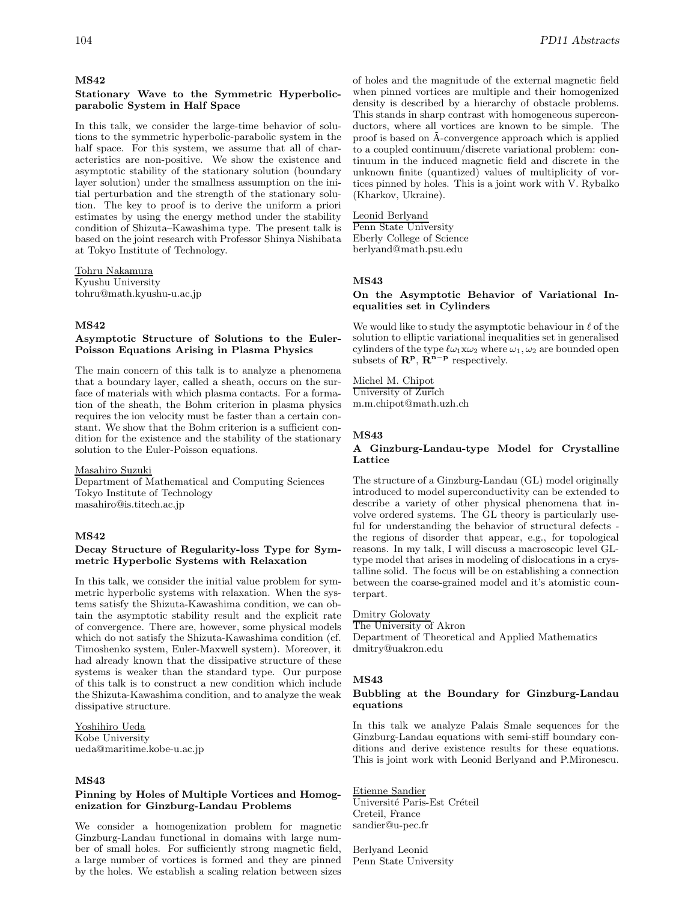## MS42

### Stationary Wave to the Symmetric Hyperbolic-parabolic System in Half Space

In this talk, we consider the large-time behavior of solutions to the symmetric hyperbolic-parabolic system in the half space. For this system, we assume that all of characteristics are non-positive. We show the existence and asymptotic stability of the stationary solution (boundary layer solution) under the smallness assumption on the initial perturbation and the strength of the stationary solution. The key to proof is to derive the uniform a priori estimates by using the energy method under the stability condition of Shizuta–Kawashima type. The present talk is based on the joint research with Professor Shinya Nishibata at Tokyo Institute of Technology.

Tohru Nakamura
Kyushu University
tohru@math.kyushu-u.ac.jp

## MS42

### Asymptotic Structure of Solutions to the Euler-Poisson Equations Arising in Plasma Physics

The main concern of this talk is to analyze a phenomena that a boundary layer, called a sheath, occurs on the surface of materials with which plasma contacts. For a formation of the sheath, the Bohm criterion in plasma physics requires the ion velocity must be faster than a certain constant. We show that the Bohm criterion is a sufficient condition for the existence and the stability of the stationary solution to the Euler-Poisson equations.

Masahiro Suzuki
Department of Mathematical and Computing Sciences
Tokyo Institute of Technology
masahiro@is.titech.ac.jp

## MS42

### Decay Structure of Regularity-loss Type for Symmetric Hyperbolic Systems with Relaxation

In this talk, we consider the initial value problem for symmetric hyperbolic systems with relaxation. When the systems satisfy the Shizuta-Kawashima condition, we can obtain the asymptotic stability result and the explicit rate of convergence. There are, however, some physical models which do not satisfy the Shizuta-Kawashima condition (cf. Timoshenko system, Euler-Maxwell system). Moreover, it had already known that the dissipative structure of these systems is weaker than the standard type. Our purpose of this talk is to construct a new condition which include the Shizuta-Kawashima condition, and to analyze the weak dissipative structure.

Yoshihiro Ueda
Kobe University
ueda@maritime.kobe-u.ac.jp

## MS43

### Pinning by Holes of Multiple Vortices and Homogenization for Ginzburg-Landau Problems

We consider a homogenization problem for magnetic Ginzburg-Landau functional in domains with large number of small holes. For sufficiently strong magnetic field, a large number of vortices is formed and they are pinned by the holes. We establish a scaling relation between sizes of holes and the magnitude of the external magnetic field when pinned vortices are multiple and their homogenized density is described by a hierarchy of obstacle problems. This stands in sharp contrast with homogeneous superconductors, where all vortices are known to be simple. The proof is based on Ã-convergence approach which is applied to a coupled continuum/discrete variational problem: continuum in the induced magnetic field and discrete in the unknown finite (quantized) values of multiplicity of vortices pinned by holes. This is a joint work with V. Rybalko (Kharkov, Ukraine).

Leonid Berlyand
Penn State University
Eberly College of Science
berlyand@math.psu.edu

## MS43

### On the Asymptotic Behavior of Variational Inequalities set in Cylinders

We would like to study the asymptotic behaviour in $\ell$ of the solution to elliptic variational inequalities set in generalised cylinders of the type $\ell\omega_1 \mathrm{x} \omega_2$ where $\omega_1, \omega_2$ are bounded open subsets of $\mathbf{R^p}$, $\mathbf{R^{n-p}}$ respectively.

Michel M. Chipot
University of Zurich
m.m.chipot@math.uzh.ch

## MS43

### A Ginzburg-Landau-type Model for Crystalline Lattice

The structure of a Ginzburg-Landau (GL) model originally introduced to model superconductivity can be extended to describe a variety of other physical phenomena that involve ordered systems. The GL theory is particularly useful for understanding the behavior of structural defects - the regions of disorder that appear, e.g., for topological reasons. In my talk, I will discuss a macroscopic level GL-type model that arises in modeling of dislocations in a crystalline solid. The focus will be on establishing a connection between the coarse-grained model and it's atomistic counterpart.

Dmitry Golovaty
The University of Akron
Department of Theoretical and Applied Mathematics
dmitry@uakron.edu

## MS43

### Bubbling at the Boundary for Ginzburg-Landau equations

In this talk we analyze Palais Smale sequences for the Ginzburg-Landau equations with semi-stiff boundary conditions and derive existence results for these equations. This is joint work with Leonid Berlyand and P.Mironescu.

Etienne Sandier
Université Paris-Est Créteil
Creteil, France
sandier@u-pec.fr

Berlyand Leonid
Penn State University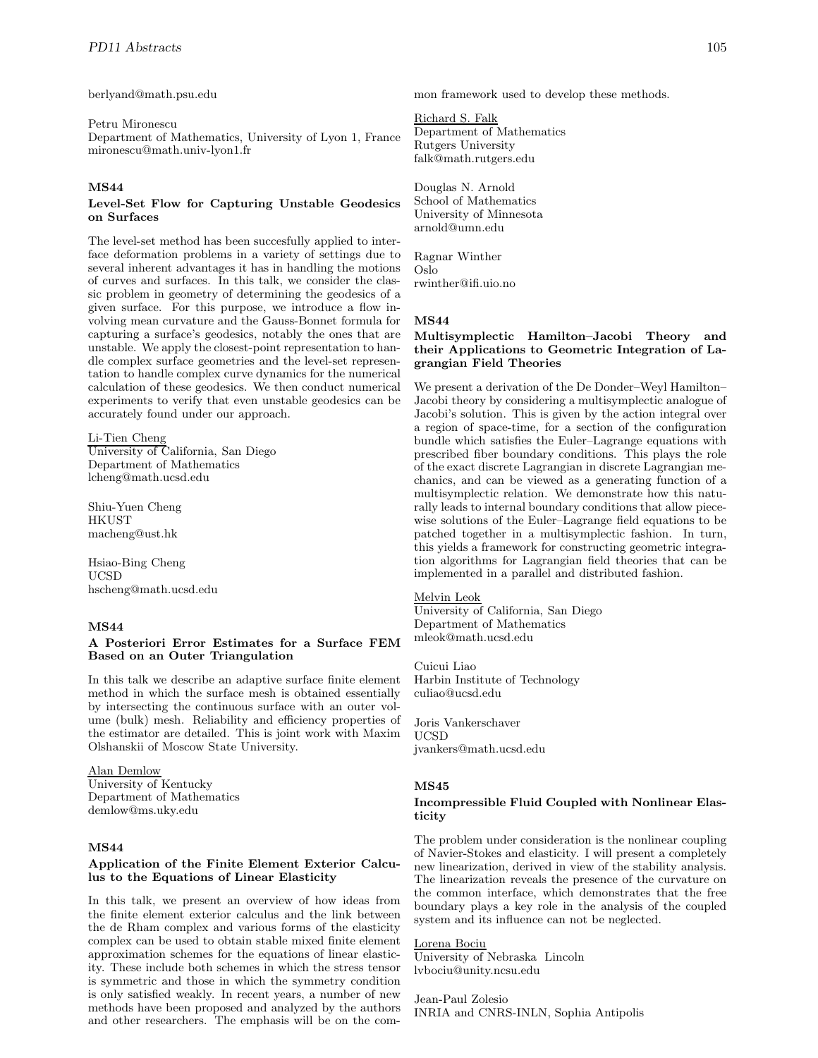berlyand@math.psu.edu

Petru Mironescu
Department of Mathematics, University of Lyon 1, France
mironescu@math.univ-lyon1.fr

### MS44

### Level-Set Flow for Capturing Unstable Geodesics on Surfaces

The level-set method has been succesfully applied to interface deformation problems in a variety of settings due to several inherent advantages it has in handling the motions of curves and surfaces. In this talk, we consider the classic problem in geometry of determining the geodesics of a given surface. For this purpose, we introduce a flow involving mean curvature and the Gauss-Bonnet formula for capturing a surface's geodesics, notably the ones that are unstable. We apply the closest-point representation to handle complex surface geometries and the level-set representation to handle complex curve dynamics for the numerical calculation of these geodesics. We then conduct numerical experiments to verify that even unstable geodesics can be accurately found under our approach.

Li-Tien Cheng
University of California, San Diego
Department of Mathematics
lcheng@math.ucsd.edu

Shiu-Yuen Cheng
HKUST
macheng@ust.hk

Hsiao-Bing Cheng
UCSD
hscheng@math.ucsd.edu

### MS44

### A Posteriori Error Estimates for a Surface FEM Based on an Outer Triangulation

In this talk we describe an adaptive surface finite element method in which the surface mesh is obtained essentially by intersecting the continuous surface with an outer volume (bulk) mesh. Reliability and efficiency properties of the estimator are detailed. This is joint work with Maxim Olshanskii of Moscow State University.

Alan Demlow
University of Kentucky
Department of Mathematics
demlow@ms.uky.edu

### MS44

### Application of the Finite Element Exterior Calculus to the Equations of Linear Elasticity

In this talk, we present an overview of how ideas from the finite element exterior calculus and the link between the de Rham complex and various forms of the elasticity complex can be used to obtain stable mixed finite element approximation schemes for the equations of linear elasticity. These include both schemes in which the stress tensor is symmetric and those in which the symmetry condition is only satisfied weakly. In recent years, a number of new methods have been proposed and analyzed by the authors and other researchers. The emphasis will be on the common framework used to develop these methods.

Richard S. Falk
Department of Mathematics
Rutgers University
falk@math.rutgers.edu

Douglas N. Arnold
School of Mathematics
University of Minnesota
arnold@umn.edu

Ragnar Winther
Oslo
rwinther@ifi.uio.no

### MS44

### Multisymplectic Hamilton–Jacobi Theory and their Applications to Geometric Integration of Lagrangian Field Theories

We present a derivation of the De Donder–Weyl Hamilton–Jacobi theory by considering a multisymplectic analogue of Jacobi's solution. This is given by the action integral over a region of space-time, for a section of the configuration bundle which satisfies the Euler–Lagrange equations with prescribed fiber boundary conditions. This plays the role of the exact discrete Lagrangian in discrete Lagrangian mechanics, and can be viewed as a generating function of a multisymplectic relation. We demonstrate how this naturally leads to internal boundary conditions that allow piecewise solutions of the Euler–Lagrange field equations to be patched together in a multisymplectic fashion. In turn, this yields a framework for constructing geometric integration algorithms for Lagrangian field theories that can be implemented in a parallel and distributed fashion.

Melvin Leok
University of California, San Diego
Department of Mathematics
mleok@math.ucsd.edu

Cuicui Liao
Harbin Institute of Technology
culiao@ucsd.edu

Joris Vankerschaver
UCSD
jvankers@math.ucsd.edu

### MS45

### Incompressible Fluid Coupled with Nonlinear Elasticity

The problem under consideration is the nonlinear coupling of Navier-Stokes and elasticity. I will present a completely new linearization, derived in view of the stability analysis. The linearization reveals the presence of the curvature on the common interface, which demonstrates that the free boundary plays a key role in the analysis of the coupled system and its influence can not be neglected.

Lorena Bociu
University of Nebraska Lincoln
lvbociu@unity.ncsu.edu

Jean-Paul Zolesio
INRIA and CNRS-INLN, Sophia Antipolis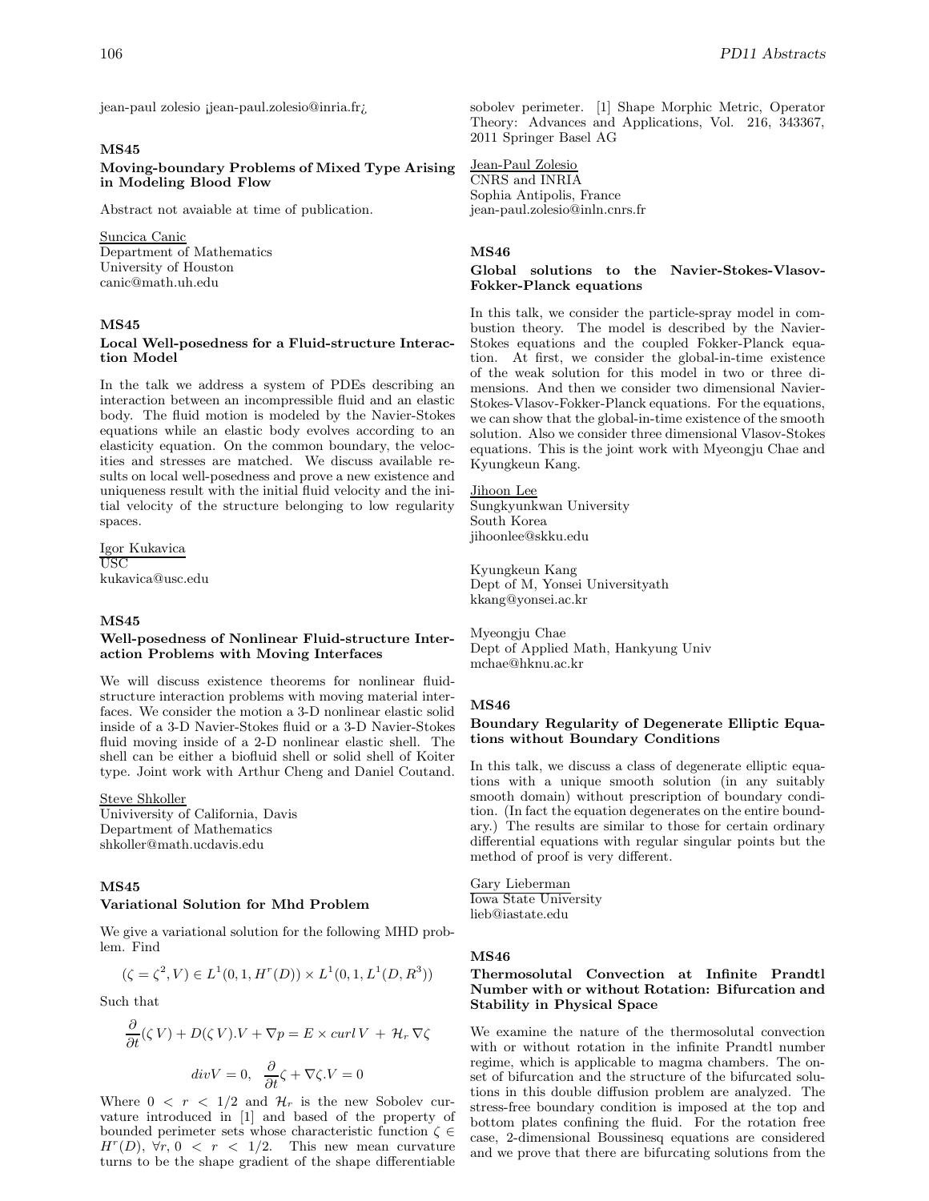jean-paul zolesio ¡jean-paul.zolesio@inria.fr¿

### MS45

### Moving-boundary Problems of Mixed Type Arising in Modeling Blood Flow

Abstract not avaiable at time of publication.

Suncica Canic
Department of Mathematics
University of Houston
canic@math.uh.edu

### MS45

### Local Well-posedness for a Fluid-structure Interaction Model

In the talk we address a system of PDEs describing an interaction between an incompressible fluid and an elastic body. The fluid motion is modeled by the Navier-Stokes equations while an elastic body evolves according to an elasticity equation. On the common boundary, the velocities and stresses are matched. We discuss available results on local well-posedness and prove a new existence and uniqueness result with the initial fluid velocity and the initial velocity of the structure belonging to low regularity spaces.

Igor Kukavica
USC
kukavica@usc.edu

### MS45

### Well-posedness of Nonlinear Fluid-structure Interaction Problems with Moving Interfaces

We will discuss existence theorems for nonlinear fluid-structure interaction problems with moving material interfaces. We consider the motion a 3-D nonlinear elastic solid inside of a 3-D Navier-Stokes fluid or a 3-D Navier-Stokes fluid moving inside of a 2-D nonlinear elastic shell. The shell can be either a biofluid shell or solid shell of Koiter type. Joint work with Arthur Cheng and Daniel Coutand.

Steve Shkoller
Univiversity of California, Davis
Department of Mathematics
shkoller@math.ucdavis.edu

### MS45

### Variational Solution for Mhd Problem

We give a variational solution for the following MHD problem. Find

$$(\zeta = \zeta^2, V) \in L^1(0,1,H^r(D)) \times L^1(0,1,L^1(D,R^3))$$

Such that

$$\frac{\partial}{\partial t}(\zeta\, V) + D(\zeta\, V).V + \nabla p = E \times curl\, V \; + \; \mathcal{H}_r\, \nabla\zeta$$

$$div V = 0, \;\; \frac{\partial}{\partial t}\zeta + \nabla\zeta.V = 0$$

Where $0 < r < 1/2$ and $\mathcal{H}_r$ is the new Sobolev curvature introduced in [1] and based of the property of bounded perimeter sets whose characteristic function $\zeta \in H^r(D)$, $\forall r, 0 < r < 1/2$. This new mean curvature turns to be the shape gradient of the shape differentiable sobolev perimeter. [1] Shape Morphic Metric, Operator Theory: Advances and Applications, Vol. 216, 343367, 2011 Springer Basel AG

Jean-Paul Zolesio
CNRS and INRIA
Sophia Antipolis, France
jean-paul.zolesio@inln.cnrs.fr

### MS46

### Global solutions to the Navier-Stokes-Vlasov-Fokker-Planck equations

In this talk, we consider the particle-spray model in combustion theory. The model is described by the Navier-Stokes equations and the coupled Fokker-Planck equation. At first, we consider the global-in-time existence of the weak solution for this model in two or three dimensions. And then we consider two dimensional Navier-Stokes-Vlasov-Fokker-Planck equations. For the equations, we can show that the global-in-time existence of the smooth solution. Also we consider three dimensional Vlasov-Stokes equations. This is the joint work with Myeongju Chae and Kyungkeun Kang.

Jihoon Lee
Sungkyunkwan University
South Korea
jihoonlee@skku.edu

Kyungkeun Kang
Dept of M, Yonsei Universityath
kkang@yonsei.ac.kr

Myeongju Chae
Dept of Applied Math, Hankyung Univ
mchae@hknu.ac.kr

### MS46

### Boundary Regularity of Degenerate Elliptic Equations without Boundary Conditions

In this talk, we discuss a class of degenerate elliptic equations with a unique smooth solution (in any suitably smooth domain) without prescription of boundary condition. (In fact the equation degenerates on the entire boundary.) The results are similar to those for certain ordinary differential equations with regular singular points but the method of proof is very different.

Gary Lieberman
Iowa State University
lieb@iastate.edu

### MS46

### Thermosolutal Convection at Infinite Prandtl Number with or without Rotation: Bifurcation and Stability in Physical Space

We examine the nature of the thermosolutal convection with or without rotation in the infinite Prandtl number regime, which is applicable to magma chambers. The onset of bifurcation and the structure of the bifurcated solutions in this double diffusion problem are analyzed. The stress-free boundary condition is imposed at the top and bottom plates confining the fluid. For the rotation free case, 2-dimensional Boussinesq equations are considered and we prove that there are bifurcating solutions from the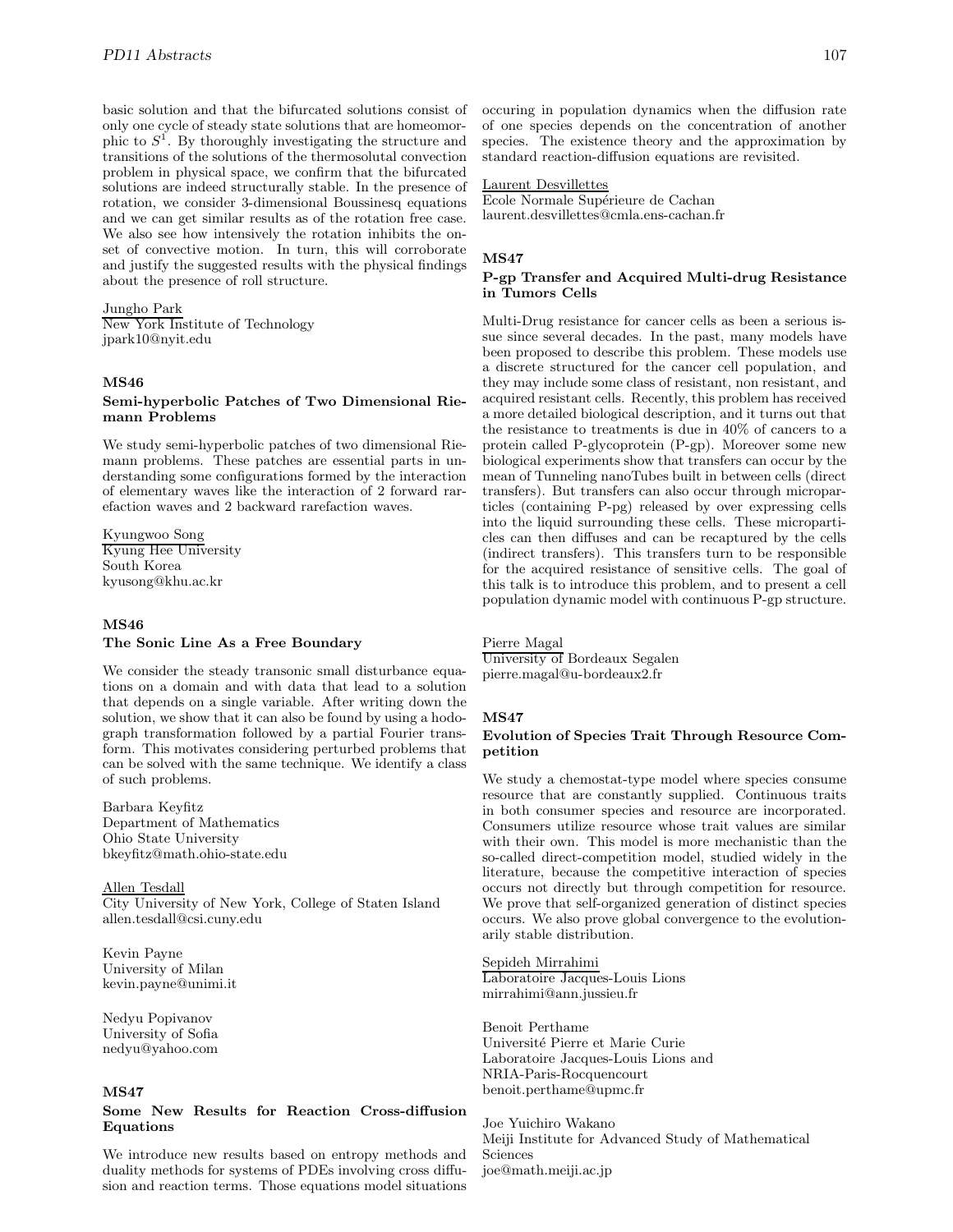basic solution and that the bifurcated solutions consist of only one cycle of steady state solutions that are homeomorphic to $S^1$. By thoroughly investigating the structure and transitions of the solutions of the thermosolutal convection problem in physical space, we confirm that the bifurcated solutions are indeed structurally stable. In the presence of rotation, we consider 3-dimensional Boussinesq equations and we can get similar results as of the rotation free case. We also see how intensively the rotation inhibits the onset of convective motion. In turn, this will corroborate and justify the suggested results with the physical findings about the presence of roll structure.

Jungho Park
New York Institute of Technology
jpark10@nyit.edu

### MS46
### Semi-hyperbolic Patches of Two Dimensional Riemann Problems

We study semi-hyperbolic patches of two dimensional Riemann problems. These patches are essential parts in understanding some configurations formed by the interaction of elementary waves like the interaction of 2 forward rarefaction waves and 2 backward rarefaction waves.

Kyungwoo Song
Kyung Hee University
South Korea
kyusong@khu.ac.kr

### MS46
### The Sonic Line As a Free Boundary

We consider the steady transonic small disturbance equations on a domain and with data that lead to a solution that depends on a single variable. After writing down the solution, we show that it can also be found by using a hodograph transformation followed by a partial Fourier transform. This motivates considering perturbed problems that can be solved with the same technique. We identify a class of such problems.

Barbara Keyfitz
Department of Mathematics
Ohio State University
bkeyfitz@math.ohio-state.edu

Allen Tesdall
City University of New York, College of Staten Island
allen.tesdall@csi.cuny.edu

Kevin Payne
University of Milan
kevin.payne@unimi.it

Nedyu Popivanov
University of Sofia
nedyu@yahoo.com

### MS47
### Some New Results for Reaction Cross-diffusion Equations

We introduce new results based on entropy methods and duality methods for systems of PDEs involving cross diffusion and reaction terms. Those equations model situations occuring in population dynamics when the diffusion rate of one species depends on the concentration of another species. The existence theory and the approximation by standard reaction-diffusion equations are revisited.

Laurent Desvillettes
Ecole Normale Supérieure de Cachan
laurent.desvillettes@cmla.ens-cachan.fr

### MS47
### P-gp Transfer and Acquired Multi-drug Resistance in Tumors Cells

Multi-Drug resistance for cancer cells as been a serious issue since several decades. In the past, many models have been proposed to describe this problem. These models use a discrete structured for the cancer cell population, and they may include some class of resistant, non resistant, and acquired resistant cells. Recently, this problem has received a more detailed biological description, and it turns out that the resistance to treatments is due in 40% of cancers to a protein called P-glycoprotein (P-gp). Moreover some new biological experiments show that transfers can occur by the mean of Tunneling nanoTubes built in between cells (direct transfers). But transfers can also occur through microparticles (containing P-pg) released by over expressing cells into the liquid surrounding these cells. These microparticles can then diffuses and can be recaptured by the cells (indirect transfers). This transfers turn to be responsible for the acquired resistance of sensitive cells. The goal of this talk is to introduce this problem, and to present a cell population dynamic model with continuous P-gp structure.

Pierre Magal
University of Bordeaux Segalen
pierre.magal@u-bordeaux2.fr

### MS47
### Evolution of Species Trait Through Resource Competition

We study a chemostat-type model where species consume resource that are constantly supplied. Continuous traits in both consumer species and resource are incorporated. Consumers utilize resource whose trait values are similar with their own. This model is more mechanistic than the so-called direct-competition model, studied widely in the literature, because the competitive interaction of species occurs not directly but through competition for resource. We prove that self-organized generation of distinct species occurs. We also prove global convergence to the evolutionarily stable distribution.

Sepideh Mirrahimi
Laboratoire Jacques-Louis Lions
mirrahimi@ann.jussieu.fr

Benoit Perthame
Université Pierre et Marie Curie
Laboratoire Jacques-Louis Lions and
NRIA-Paris-Rocquencourt
benoit.perthame@upmc.fr

Joe Yuichiro Wakano
Meiji Institute for Advanced Study of Mathematical Sciences
joe@math.meiji.ac.jp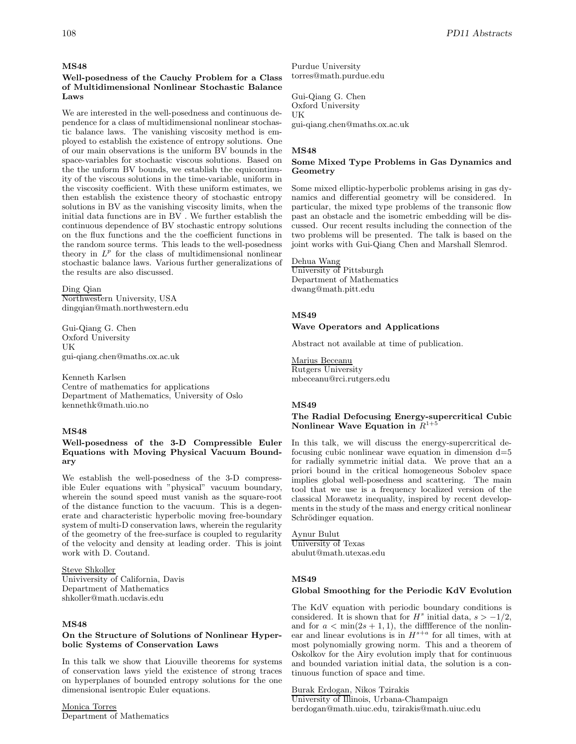### MS48

#### Well-posedness of the Cauchy Problem for a Class of Multidimensional Nonlinear Stochastic Balance Laws

We are interested in the well-posedness and continuous dependence for a class of multidimensional nonlinear stochastic balance laws. The vanishing viscosity method is employed to establish the existence of entropy solutions. One of our main observations is the uniform BV bounds in the space-variables for stochastic viscous solutions. Based on the the unform BV bounds, we establish the equicontinuity of the viscous solutions in the time-variable, uniform in the viscosity coefficient. With these uniform estimates, we then establish the existence theory of stochastic entropy solutions in BV as the vanishing viscosity limits, when the initial data functions are in BV . We further establish the continuous dependence of BV stochastic entropy solutions on the flux functions and the the coefficient functions in the random source terms. This leads to the well-posedness theory in $L^p$ for the class of multidimensional nonlinear stochastic balance laws. Various further generalizations of the results are also discussed.

Ding Qian
Northwestern University, USA
dingqian@math.northwestern.edu

Gui-Qiang G. Chen
Oxford University
UK
gui-qiang.chen@maths.ox.ac.uk

Kenneth Karlsen
Centre of mathematics for applications
Department of Mathematics, University of Oslo
kennethk@math.uio.no

### MS48

#### Well-posedness of the 3-D Compressible Euler Equations with Moving Physical Vacuum Boundary

We establish the well-posedness of the 3-D compressible Euler equations with "physical" vacuum boundary, wherein the sound speed must vanish as the square-root of the distance function to the vacuum. This is a degenerate and characteristic hyperbolic moving free-boundary system of multi-D conservation laws, wherein the regularity of the geometry of the free-surface is coupled to regularity of the velocity and density at leading order. This is joint work with D. Coutand.

Steve Shkoller
Univiversity of California, Davis
Department of Mathematics
shkoller@math.ucdavis.edu

### MS48

#### On the Structure of Solutions of Nonlinear Hyperbolic Systems of Conservation Laws

In this talk we show that Liouville theorems for systems of conservation laws yield the existence of strong traces on hyperplanes of bounded entropy solutions for the one dimensional isentropic Euler equations.

Monica Torres
Department of Mathematics
Purdue University
torres@math.purdue.edu

Gui-Qiang G. Chen
Oxford University
UK
gui-qiang.chen@maths.ox.ac.uk

### MS48

#### Some Mixed Type Problems in Gas Dynamics and Geometry

Some mixed elliptic-hyperbolic problems arising in gas dynamics and differential geometry will be considered. In particular, the mixed type problems of the transonic flow past an obstacle and the isometric embedding will be discussed. Our recent results including the connection of the two problems will be presented. The talk is based on the joint works with Gui-Qiang Chen and Marshall Slemrod.

Dehua Wang
University of Pittsburgh
Department of Mathematics
dwang@math.pitt.edu

### MS49

#### Wave Operators and Applications

Abstract not available at time of publication.

Marius Beceanu
Rutgers University
mbeceanu@rci.rutgers.edu

### MS49

#### The Radial Defocusing Energy-supercritical Cubic Nonlinear Wave Equation in $R^{1+5}$

In this talk, we will discuss the energy-supercritical defocusing cubic nonlinear wave equation in dimension d=5 for radially symmetric initial data. We prove that an a priori bound in the critical homogeneous Sobolev space implies global well-posedness and scattering. The main tool that we use is a frequency localized version of the classical Morawetz inequality, inspired by recent developments in the study of the mass and energy critical nonlinear Schrödinger equation.

Aynur Bulut
University of Texas
abulut@math.utexas.edu

### MS49

#### Global Smoothing for the Periodic KdV Evolution

The KdV equation with periodic boundary conditions is considered. It is shown that for $H^s$ initial data, $s > -1/2$, and for $a < \min(2s+1, 1)$, the diffference of the nonlinear and linear evolutions is in $H^{s+a}$ for all times, with at most polynomially growing norm. This and a theorem of Oskolkov for the Airy evolution imply that for continuous and bounded variation initial data, the solution is a continuous function of space and time.

Burak Erdogan, Nikos Tzirakis
University of Illinois, Urbana-Champaign
berdogan@math.uiuc.edu, tzirakis@math.uiuc.edu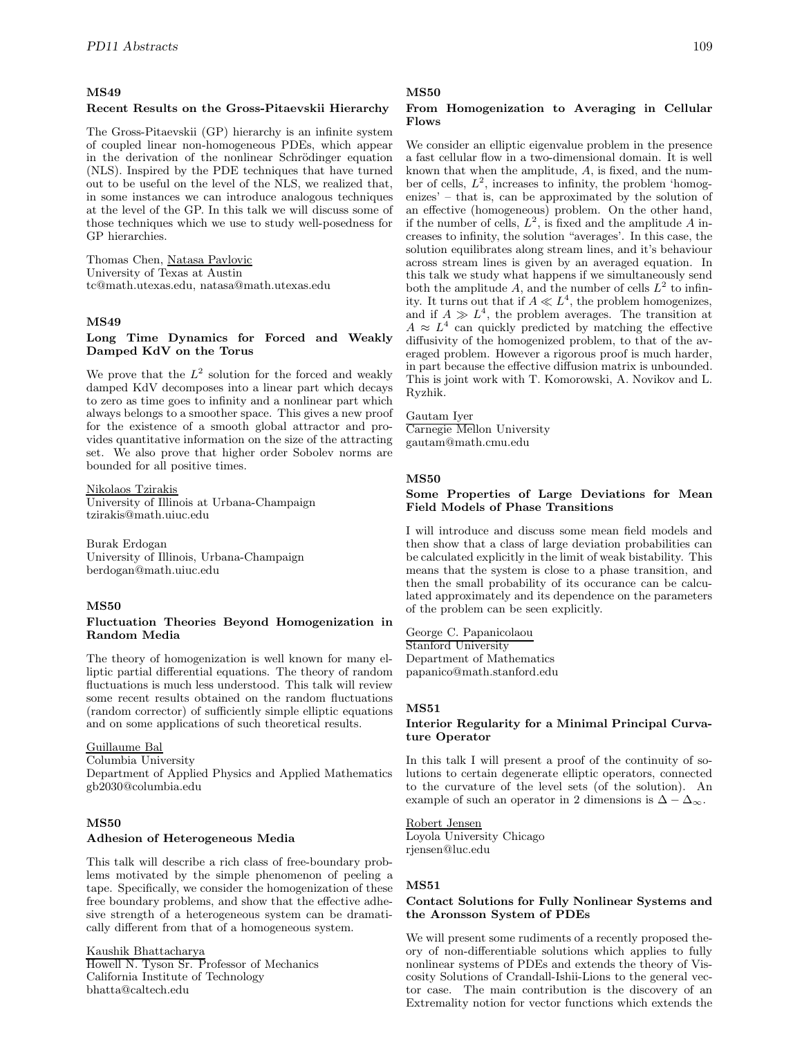## MS49

### Recent Results on the Gross-Pitaevskii Hierarchy

The Gross-Pitaevskii (GP) hierarchy is an infinite system of coupled linear non-homogeneous PDEs, which appear in the derivation of the nonlinear Schrödinger equation (NLS). Inspired by the PDE techniques that have turned out to be useful on the level of the NLS, we realized that, in some instances we can introduce analogous techniques at the level of the GP. In this talk we will discuss some of those techniques which we use to study well-posedness for GP hierarchies.

Thomas Chen, Natasa Pavlovic
University of Texas at Austin
tc@math.utexas.edu, natasa@math.utexas.edu

## MS49

### Long Time Dynamics for Forced and Weakly Damped KdV on the Torus

We prove that the $L^2$ solution for the forced and weakly damped KdV decomposes into a linear part which decays to zero as time goes to infinity and a nonlinear part which always belongs to a smoother space. This gives a new proof for the existence of a smooth global attractor and provides quantitative information on the size of the attracting set. We also prove that higher order Sobolev norms are bounded for all positive times.

Nikolaos Tzirakis
University of Illinois at Urbana-Champaign
tzirakis@math.uiuc.edu

Burak Erdogan
University of Illinois, Urbana-Champaign
berdogan@math.uiuc.edu

## MS50

### Fluctuation Theories Beyond Homogenization in Random Media

The theory of homogenization is well known for many elliptic partial differential equations. The theory of random fluctuations is much less understood. This talk will review some recent results obtained on the random fluctuations (random corrector) of sufficiently simple elliptic equations and on some applications of such theoretical results.

Guillaume Bal
Columbia University
Department of Applied Physics and Applied Mathematics
gb2030@columbia.edu

## MS50

### Adhesion of Heterogeneous Media

This talk will describe a rich class of free-boundary problems motivated by the simple phenomenon of peeling a tape. Specifically, we consider the homogenization of these free boundary problems, and show that the effective adhesive strength of a heterogeneous system can be dramatically different from that of a homogeneous system.

Kaushik Bhattacharya
Howell N. Tyson Sr. Professor of Mechanics
California Institute of Technology
bhatta@caltech.edu

## MS50

### From Homogenization to Averaging in Cellular Flows

We consider an elliptic eigenvalue problem in the presence a fast cellular flow in a two-dimensional domain. It is well known that when the amplitude, $A$, is fixed, and the number of cells, $L^2$, increases to infinity, the problem 'homogenizes' – that is, can be approximated by the solution of an effective (homogeneous) problem. On the other hand, if the number of cells, $L^2$, is fixed and the amplitude $A$ increases to infinity, the solution "averages'. In this case, the solution equilibrates along stream lines, and it's behaviour across stream lines is given by an averaged equation. In this talk we study what happens if we simultaneously send both the amplitude $A$, and the number of cells $L^2$ to infinity. It turns out that if $A \ll L^4$, the problem homogenizes, and if $A \gg L^4$, the problem averages. The transition at $A \approx L^4$ can quickly predicted by matching the effective diffusivity of the homogenized problem, to that of the averaged problem. However a rigorous proof is much harder, in part because the effective diffusion matrix is unbounded. This is joint work with T. Komorowski, A. Novikov and L. Ryzhik.

Gautam Iyer
Carnegie Mellon University
gautam@math.cmu.edu

## MS50

### Some Properties of Large Deviations for Mean Field Models of Phase Transitions

I will introduce and discuss some mean field models and then show that a class of large deviation probabilities can be calculated explicitly in the limit of weak bistability. This means that the system is close to a phase transition, and then the small probability of its occurance can be calculated approximately and its dependence on the parameters of the problem can be seen explicitly.

George C. Papanicolaou
Stanford University
Department of Mathematics
papanico@math.stanford.edu

## MS51

### Interior Regularity for a Minimal Principal Curvature Operator

In this talk I will present a proof of the continuity of solutions to certain degenerate elliptic operators, connected to the curvature of the level sets (of the solution). An example of such an operator in 2 dimensions is $\Delta - \Delta_\infty$.

Robert Jensen
Loyola University Chicago
rjensen@luc.edu

## MS51

### Contact Solutions for Fully Nonlinear Systems and the Aronsson System of PDEs

We will present some rudiments of a recently proposed theory of non-differentiable solutions which applies to fully nonlinear systems of PDEs and extends the theory of Viscosity Solutions of Crandall-Ishii-Lions to the general vector case. The main contribution is the discovery of an Extremality notion for vector functions which extends the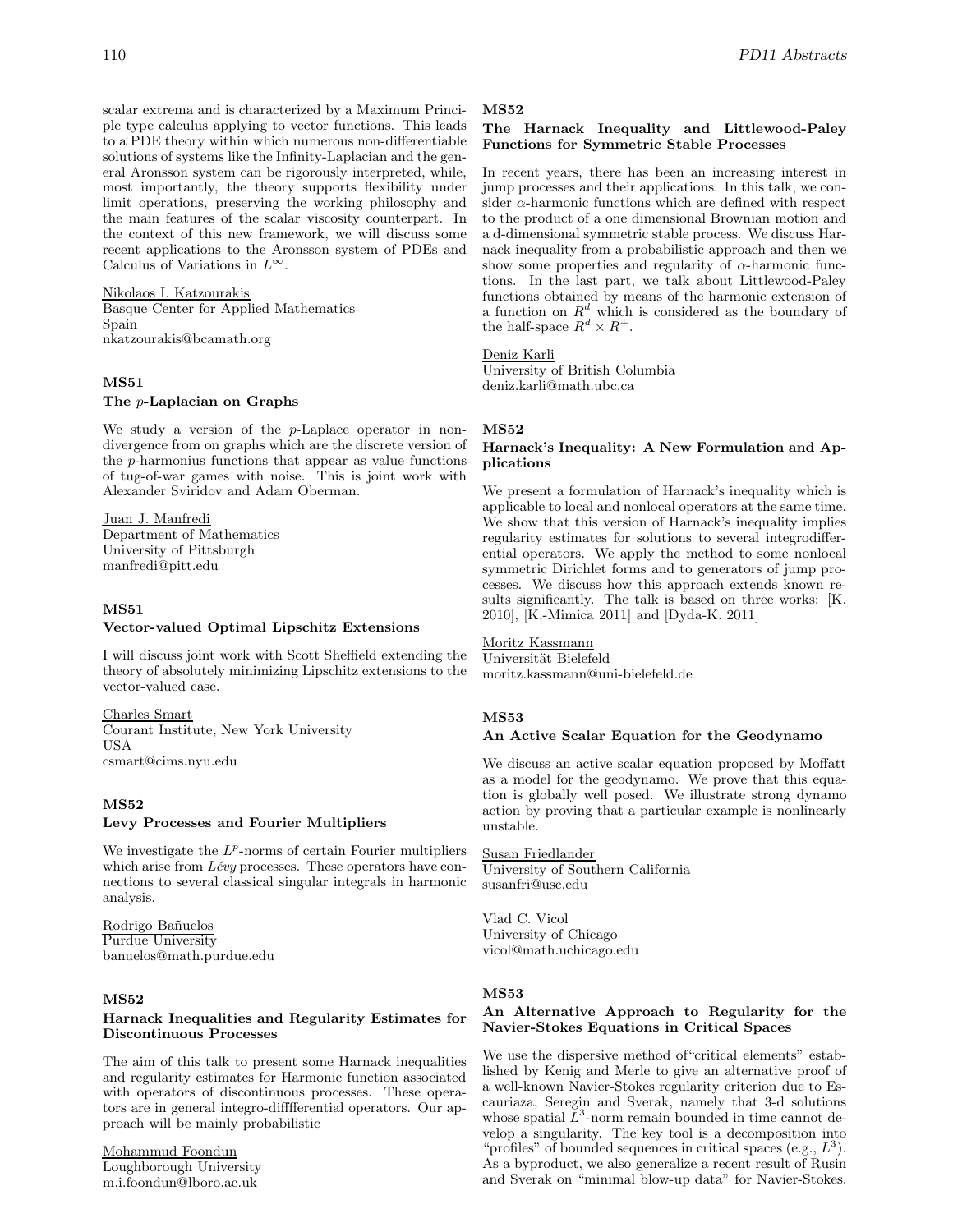scalar extrema and is characterized by a Maximum Principle type calculus applying to vector functions. This leads to a PDE theory within which numerous non-differentiable solutions of systems like the Infinity-Laplacian and the general Aronsson system can be rigorously interpreted, while, most importantly, the theory supports flexibility under limit operations, preserving the working philosophy and the main features of the scalar viscosity counterpart. In the context of this new framework, we will discuss some recent applications to the Aronsson system of PDEs and Calculus of Variations in $L^\infty$.

Nikolaos I. Katzourakis
Basque Center for Applied Mathematics
Spain
nkatzourakis@bcamath.org

### MS51
### The $p$-Laplacian on Graphs

We study a version of the $p$-Laplace operator in non-divergence from on graphs which are the discrete version of the $p$-harmonius functions that appear as value functions of tug-of-war games with noise. This is joint work with Alexander Sviridov and Adam Oberman.

Juan J. Manfredi
Department of Mathematics
University of Pittsburgh
manfredi@pitt.edu

### MS51
### Vector-valued Optimal Lipschitz Extensions

I will discuss joint work with Scott Sheffield extending the theory of absolutely minimizing Lipschitz extensions to the vector-valued case.

Charles Smart
Courant Institute, New York University
USA
csmart@cims.nyu.edu

### MS52
### Levy Processes and Fourier Multipliers

We investigate the $L^p$-norms of certain Fourier multipliers which arise from *Lévy* processes. These operators have connections to several classical singular integrals in harmonic analysis.

Rodrigo Bañuelos
Purdue University
banuelos@math.purdue.edu

### MS52
### Harnack Inequalities and Regularity Estimates for Discontinuous Processes

The aim of this talk to present some Harnack inequalities and regularity estimates for Harmonic function associated with operators of discontinuous processes. These operators are in general integro-difffferential operators. Our approach will be mainly probabilistic

Mohammud Foondun
Loughborough University
m.i.foondun@lboro.ac.uk

### MS52
### The Harnack Inequality and Littlewood-Paley Functions for Symmetric Stable Processes

In recent years, there has been an increasing interest in jump processes and their applications. In this talk, we consider $\alpha$-harmonic functions which are defined with respect to the product of a one dimensional Brownian motion and a d-dimensional symmetric stable process. We discuss Harnack inequality from a probabilistic approach and then we show some properties and regularity of $\alpha$-harmonic functions. In the last part, we talk about Littlewood-Paley functions obtained by means of the harmonic extension of a function on $R^d$ which is considered as the boundary of the half-space $R^d \times R^+$.

Deniz Karli
University of British Columbia
deniz.karli@math.ubc.ca

### MS52
### Harnack's Inequality: A New Formulation and Applications

We present a formulation of Harnack's inequality which is applicable to local and nonlocal operators at the same time. We show that this version of Harnack's inequality implies regularity estimates for solutions to several integrodifferential operators. We apply the method to some nonlocal symmetric Dirichlet forms and to generators of jump processes. We discuss how this approach extends known results significantly. The talk is based on three works: [K. 2010], [K.-Mimica 2011] and [Dyda-K. 2011]

Moritz Kassmann
Universität Bielefeld
moritz.kassmann@uni-bielefeld.de

### MS53
### An Active Scalar Equation for the Geodynamo

We discuss an active scalar equation proposed by Moffatt as a model for the geodynamo. We prove that this equation is globally well posed. We illustrate strong dynamo action by proving that a particular example is nonlinearly unstable.

Susan Friedlander
University of Southern California
susanfri@usc.edu

Vlad C. Vicol
University of Chicago
vicol@math.uchicago.edu

### MS53
### An Alternative Approach to Regularity for the Navier-Stokes Equations in Critical Spaces

We use the dispersive method of"critical elements" established by Kenig and Merle to give an alternative proof of a well-known Navier-Stokes regularity criterion due to Escauriaza, Seregin and Sverak, namely that 3-d solutions whose spatial $L^3$-norm remain bounded in time cannot develop a singularity. The key tool is a decomposition into "profiles" of bounded sequences in critical spaces (e.g., $L^3$). As a byproduct, we also generalize a recent result of Rusin and Sverak on "minimal blow-up data" for Navier-Stokes.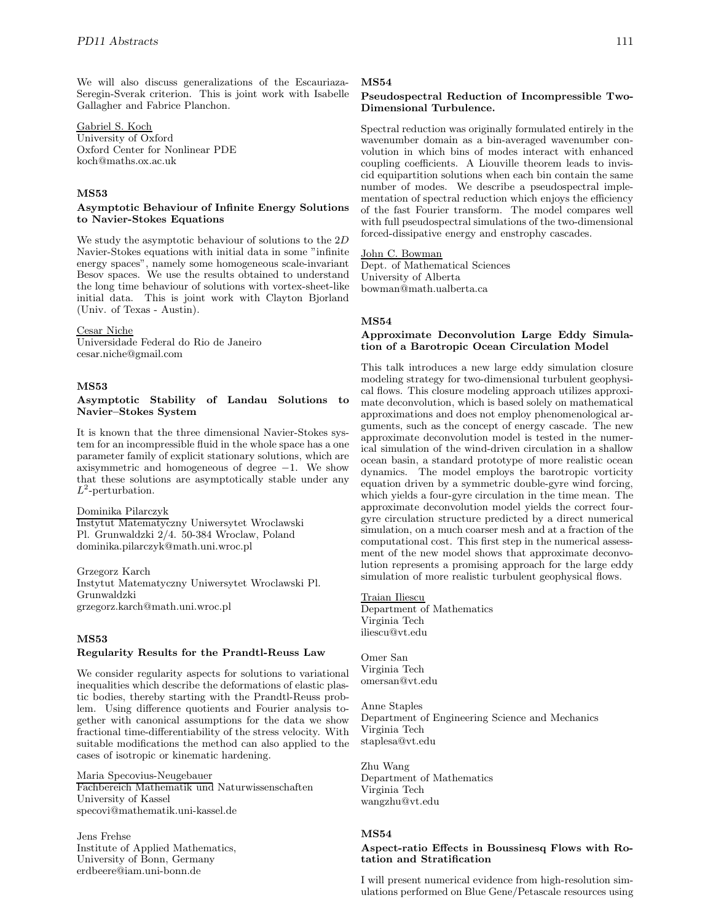We will also discuss generalizations of the Escauriaza-Seregin-Sverak criterion. This is joint work with Isabelle Gallagher and Fabrice Planchon.

Gabriel S. Koch
University of Oxford
Oxford Center for Nonlinear PDE
koch@maths.ox.ac.uk

### MS53

#### Asymptotic Behaviour of Infinite Energy Solutions to Navier-Stokes Equations

We study the asymptotic behaviour of solutions to the $2D$ Navier-Stokes equations with initial data in some "infinite energy spaces", namely some homogeneous scale-invariant Besov spaces. We use the results obtained to understand the long time behaviour of solutions with vortex-sheet-like initial data. This is joint work with Clayton Bjorland (Univ. of Texas - Austin).

Cesar Niche
Universidade Federal do Rio de Janeiro
cesar.niche@gmail.com

### MS53

#### Asymptotic Stability of Landau Solutions to Navier–Stokes System

It is known that the three dimensional Navier-Stokes system for an incompressible fluid in the whole space has a one parameter family of explicit stationary solutions, which are axisymmetric and homogeneous of degree $-1$. We show that these solutions are asymptotically stable under any $L^2$-perturbation.

Dominika Pilarczyk
Instytut Matematyczny Uniwersytet Wroclawski
Pl. Grunwaldzki 2/4. 50-384 Wroclaw, Poland
dominika.pilarczyk@math.uni.wroc.pl

Grzegorz Karch
Instytut Matematyczny Uniwersytet Wroclawski Pl. Grunwaldzki
grzegorz.karch@math.uni.wroc.pl

### MS53

#### Regularity Results for the Prandtl-Reuss Law

We consider regularity aspects for solutions to variational inequalities which describe the deformations of elastic plastic bodies, thereby starting with the Prandtl-Reuss problem. Using difference quotients and Fourier analysis together with canonical assumptions for the data we show fractional time-differentiability of the stress velocity. With suitable modifications the method can also applied to the cases of isotropic or kinematic hardening.

Maria Specovius-Neugebauer
Fachbereich Mathematik und Naturwissenschaften
University of Kassel
specovi@mathematik.uni-kassel.de

Jens Frehse
Institute of Applied Mathematics,
University of Bonn, Germany
erdbeere@iam.uni-bonn.de

### MS54

#### Pseudospectral Reduction of Incompressible Two-Dimensional Turbulence.

Spectral reduction was originally formulated entirely in the wavenumber domain as a bin-averaged wavenumber convolution in which bins of modes interact with enhanced coupling coefficients. A Liouville theorem leads to inviscid equipartition solutions when each bin contain the same number of modes. We describe a pseudospectral implementation of spectral reduction which enjoys the efficiency of the fast Fourier transform. The model compares well with full pseudospectral simulations of the two-dimensional forced-dissipative energy and enstrophy cascades.

John C. Bowman
Dept. of Mathematical Sciences
University of Alberta
bowman@math.ualberta.ca

### MS54

#### Approximate Deconvolution Large Eddy Simulation of a Barotropic Ocean Circulation Model

This talk introduces a new large eddy simulation closure modeling strategy for two-dimensional turbulent geophysical flows. This closure modeling approach utilizes approximate deconvolution, which is based solely on mathematical approximations and does not employ phenomenological arguments, such as the concept of energy cascade. The new approximate deconvolution model is tested in the numerical simulation of the wind-driven circulation in a shallow ocean basin, a standard prototype of more realistic ocean dynamics. The model employs the barotropic vorticity equation driven by a symmetric double-gyre wind forcing, which yields a four-gyre circulation in the time mean. The approximate deconvolution model yields the correct four-gyre circulation structure predicted by a direct numerical simulation, on a much coarser mesh and at a fraction of the computational cost. This first step in the numerical assessment of the new model shows that approximate deconvolution represents a promising approach for the large eddy simulation of more realistic turbulent geophysical flows.

Traian Iliescu
Department of Mathematics
Virginia Tech
iliescu@vt.edu

Omer San
Virginia Tech
omersan@vt.edu

Anne Staples
Department of Engineering Science and Mechanics
Virginia Tech
staplesa@vt.edu

Zhu Wang
Department of Mathematics
Virginia Tech
wangzhu@vt.edu

### MS54

#### Aspect-ratio Effects in Boussinesq Flows with Rotation and Stratification

I will present numerical evidence from high-resolution simulations performed on Blue Gene/Petascale resources using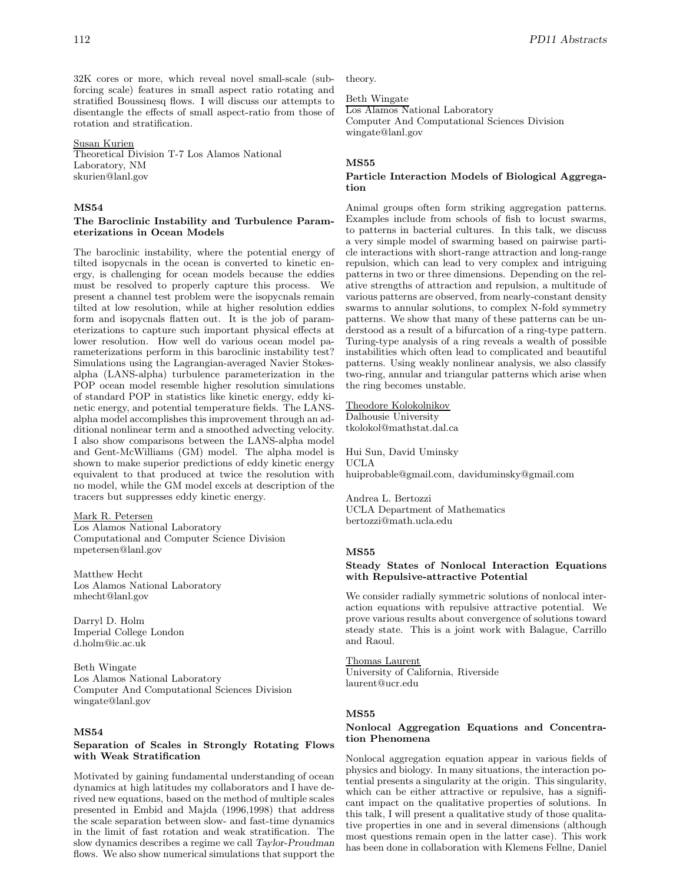32K cores or more, which reveal novel small-scale (subforcing scale) features in small aspect ratio rotating and stratified Boussinesq flows. I will discuss our attempts to disentangle the effects of small aspect-ratio from those of rotation and stratification.

Susan Kurien
Theoretical Division T-7 Los Alamos National Laboratory, NM
skurien@lanl.gov

### MS54
### The Baroclinic Instability and Turbulence Parameterizations in Ocean Models

The baroclinic instability, where the potential energy of tilted isopycnals in the ocean is converted to kinetic energy, is challenging for ocean models because the eddies must be resolved to properly capture this process. We present a channel test problem were the isopycnals remain tilted at low resolution, while at higher resolution eddies form and isopycnals flatten out. It is the job of parameterizations to capture such important physical effects at lower resolution. How well do various ocean model parameterizations perform in this baroclinic instability test? Simulations using the Lagrangian-averaged Navier Stokes-alpha (LANS-alpha) turbulence parameterization in the POP ocean model resemble higher resolution simulations of standard POP in statistics like kinetic energy, eddy kinetic energy, and potential temperature fields. The LANS-alpha model accomplishes this improvement through an additional nonlinear term and a smoothed advecting velocity. I also show comparisons between the LANS-alpha model and Gent-McWilliams (GM) model. The alpha model is shown to make superior predictions of eddy kinetic energy equivalent to that produced at twice the resolution with no model, while the GM model excels at description of the tracers but suppresses eddy kinetic energy.

Mark R. Petersen
Los Alamos National Laboratory
Computational and Computer Science Division
mpetersen@lanl.gov

Matthew Hecht
Los Alamos National Laboratory
mhecht@lanl.gov

Darryl D. Holm
Imperial College London
d.holm@ic.ac.uk

Beth Wingate
Los Alamos National Laboratory
Computer And Computational Sciences Division
wingate@lanl.gov

### MS54
### Separation of Scales in Strongly Rotating Flows with Weak Stratification

Motivated by gaining fundamental understanding of ocean dynamics at high latitudes my collaborators and I have derived new equations, based on the method of multiple scales presented in Embid and Majda (1996,1998) that address the scale separation between slow- and fast-time dynamics in the limit of fast rotation and weak stratification. The slow dynamics describes a regime we call *Taylor-Proudman* flows. We also show numerical simulations that support the theory.

Beth Wingate
Los Alamos National Laboratory
Computer And Computational Sciences Division
wingate@lanl.gov

### MS55
### Particle Interaction Models of Biological Aggregation

Animal groups often form striking aggregation patterns. Examples include from schools of fish to locust swarms, to patterns in bacterial cultures. In this talk, we discuss a very simple model of swarming based on pairwise particle interactions with short-range attraction and long-range repulsion, which can lead to very complex and intriguing patterns in two or three dimensions. Depending on the relative strengths of attraction and repulsion, a multitude of various patterns are observed, from nearly-constant density swarms to annular solutions, to complex N-fold symmetry patterns. We show that many of these patterns can be understood as a result of a bifurcation of a ring-type pattern. Turing-type analysis of a ring reveals a wealth of possible instabilities which often lead to complicated and beautiful patterns. Using weakly nonlinear analysis, we also classify two-ring, annular and triangular patterns which arise when the ring becomes unstable.

Theodore Kolokolnikov
Dalhousie University
tkolokol@mathstat.dal.ca

Hui Sun, David Uminsky
UCLA
huiprobable@gmail.com, daviduminsky@gmail.com

Andrea L. Bertozzi
UCLA Department of Mathematics
bertozzi@math.ucla.edu

### MS55
### Steady States of Nonlocal Interaction Equations with Repulsive-attractive Potential

We consider radially symmetric solutions of nonlocal interaction equations with repulsive attractive potential. We prove various results about convergence of solutions toward steady state. This is a joint work with Balague, Carrillo and Raoul.

Thomas Laurent
University of California, Riverside
laurent@ucr.edu

### MS55
### Nonlocal Aggregation Equations and Concentration Phenomena

Nonlocal aggregation equation appear in various fields of physics and biology. In many situations, the interaction potential presents a singularity at the origin. This singularity, which can be either attractive or repulsive, has a significant impact on the qualitative properties of solutions. In this talk, I will present a qualitative study of those qualitative properties in one and in several dimensions (although most questions remain open in the latter case). This work has been done in collaboration with Klemens Fellne, Daniel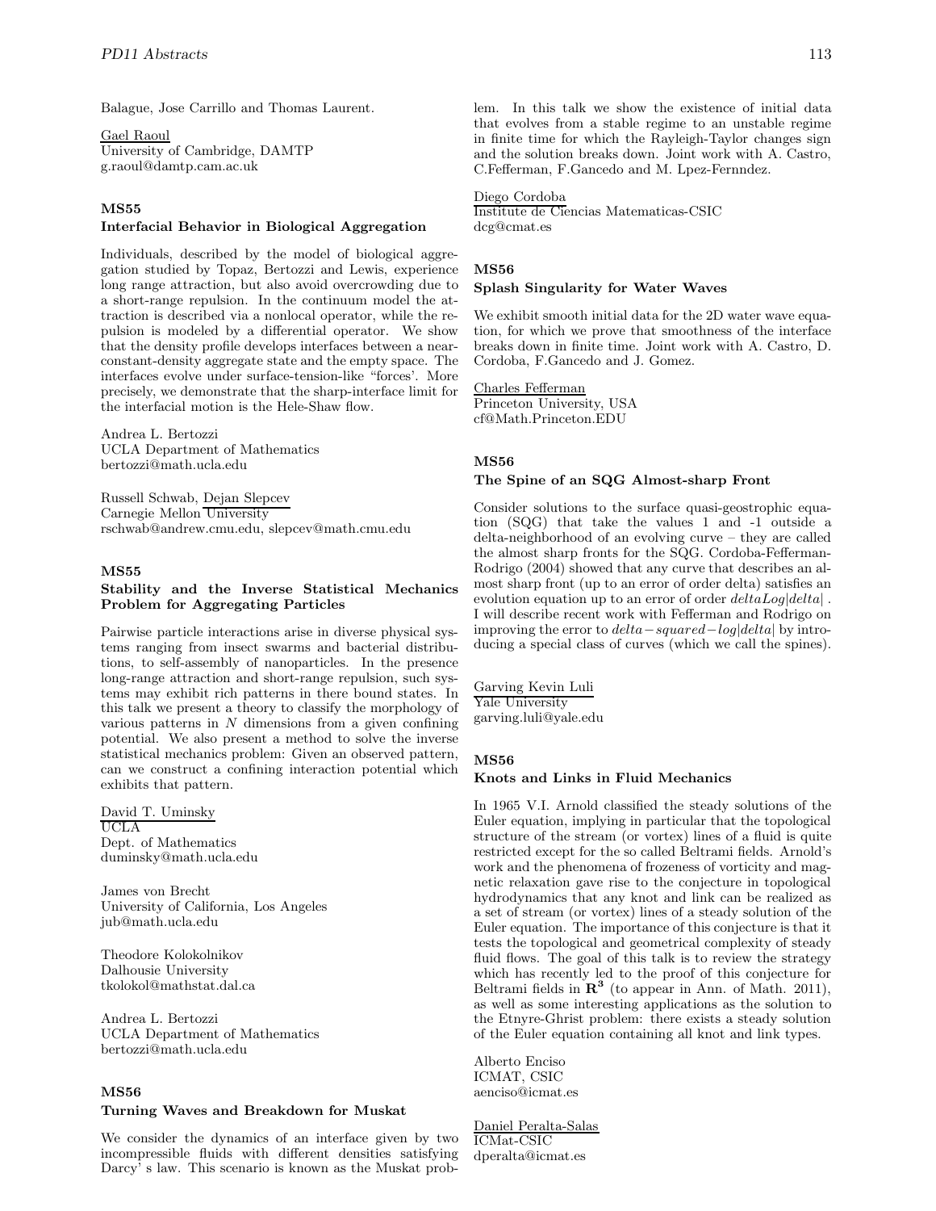Balague, Jose Carrillo and Thomas Laurent.

Gael Raoul
University of Cambridge, DAMTP
g.raoul@damtp.cam.ac.uk

### MS55
### Interfacial Behavior in Biological Aggregation

Individuals, described by the model of biological aggregation studied by Topaz, Bertozzi and Lewis, experience long range attraction, but also avoid overcrowding due to a short-range repulsion. In the continuum model the attraction is described via a nonlocal operator, while the repulsion is modeled by a differential operator. We show that the density profile develops interfaces between a near-constant-density aggregate state and the empty space. The interfaces evolve under surface-tension-like "forces'. More precisely, we demonstrate that the sharp-interface limit for the interfacial motion is the Hele-Shaw flow.

Andrea L. Bertozzi
UCLA Department of Mathematics
bertozzi@math.ucla.edu

Russell Schwab, Dejan Slepcev
Carnegie Mellon University
rschwab@andrew.cmu.edu, slepcev@math.cmu.edu

### MS55
### Stability and the Inverse Statistical Mechanics Problem for Aggregating Particles

Pairwise particle interactions arise in diverse physical systems ranging from insect swarms and bacterial distributions, to self-assembly of nanoparticles. In the presence long-range attraction and short-range repulsion, such systems may exhibit rich patterns in there bound states. In this talk we present a theory to classify the morphology of various patterns in $N$ dimensions from a given confining potential. We also present a method to solve the inverse statistical mechanics problem: Given an observed pattern, can we construct a confining interaction potential which exhibits that pattern.

David T. Uminsky
UCLA
Dept. of Mathematics
duminsky@math.ucla.edu

James von Brecht
University of California, Los Angeles
jub@math.ucla.edu

Theodore Kolokolnikov
Dalhousie University
tkolokol@mathstat.dal.ca

Andrea L. Bertozzi
UCLA Department of Mathematics
bertozzi@math.ucla.edu

### MS56
### Turning Waves and Breakdown for Muskat

We consider the dynamics of an interface given by two incompressible fluids with different densities satisfying Darcy' s law. This scenario is known as the Muskat problem. In this talk we show the existence of initial data that evolves from a stable regime to an unstable regime in finite time for which the Rayleigh-Taylor changes sign and the solution breaks down. Joint work with A. Castro, C.Fefferman, F.Gancedo and M. Lpez-Fernndez.

Diego Cordoba
Institute de Ciencias Matematicas-CSIC
dcg@cmat.es

### MS56
### Splash Singularity for Water Waves

We exhibit smooth initial data for the 2D water wave equation, for which we prove that smoothness of the interface breaks down in finite time. Joint work with A. Castro, D. Cordoba, F.Gancedo and J. Gomez.

Charles Fefferman
Princeton University, USA
cf@Math.Princeton.EDU

### MS56
### The Spine of an SQG Almost-sharp Front

Consider solutions to the surface quasi-geostrophic equation (SQG) that take the values 1 and -1 outside a delta-neighborhood of an evolving curve – they are called the almost sharp fronts for the SQG. Cordoba-Fefferman-Rodrigo (2004) showed that any curve that describes an almost sharp front (up to an error of order delta) satisfies an evolution equation up to an error of order $deltaLog|delta|$ . I will describe recent work with Fefferman and Rodrigo on improving the error to $delta-squared-log|delta|$ by introducing a special class of curves (which we call the spines).

Garving Kevin Luli
Yale University
garving.luli@yale.edu

### MS56
### Knots and Links in Fluid Mechanics

In 1965 V.I. Arnold classified the steady solutions of the Euler equation, implying in particular that the topological structure of the stream (or vortex) lines of a fluid is quite restricted except for the so called Beltrami fields. Arnold's work and the phenomena of frozeness of vorticity and magnetic relaxation gave rise to the conjecture in topological hydrodynamics that any knot and link can be realized as a set of stream (or vortex) lines of a steady solution of the Euler equation. The importance of this conjecture is that it tests the topological and geometrical complexity of steady fluid flows. The goal of this talk is to review the strategy which has recently led to the proof of this conjecture for Beltrami fields in $\mathbf{R}^3$ (to appear in Ann. of Math. 2011), as well as some interesting applications as the solution to the Etnyre-Ghrist problem: there exists a steady solution of the Euler equation containing all knot and link types.

Alberto Enciso
ICMAT, CSIC
aenciso@icmat.es

Daniel Peralta-Salas
ICMat-CSIC
dperalta@icmat.es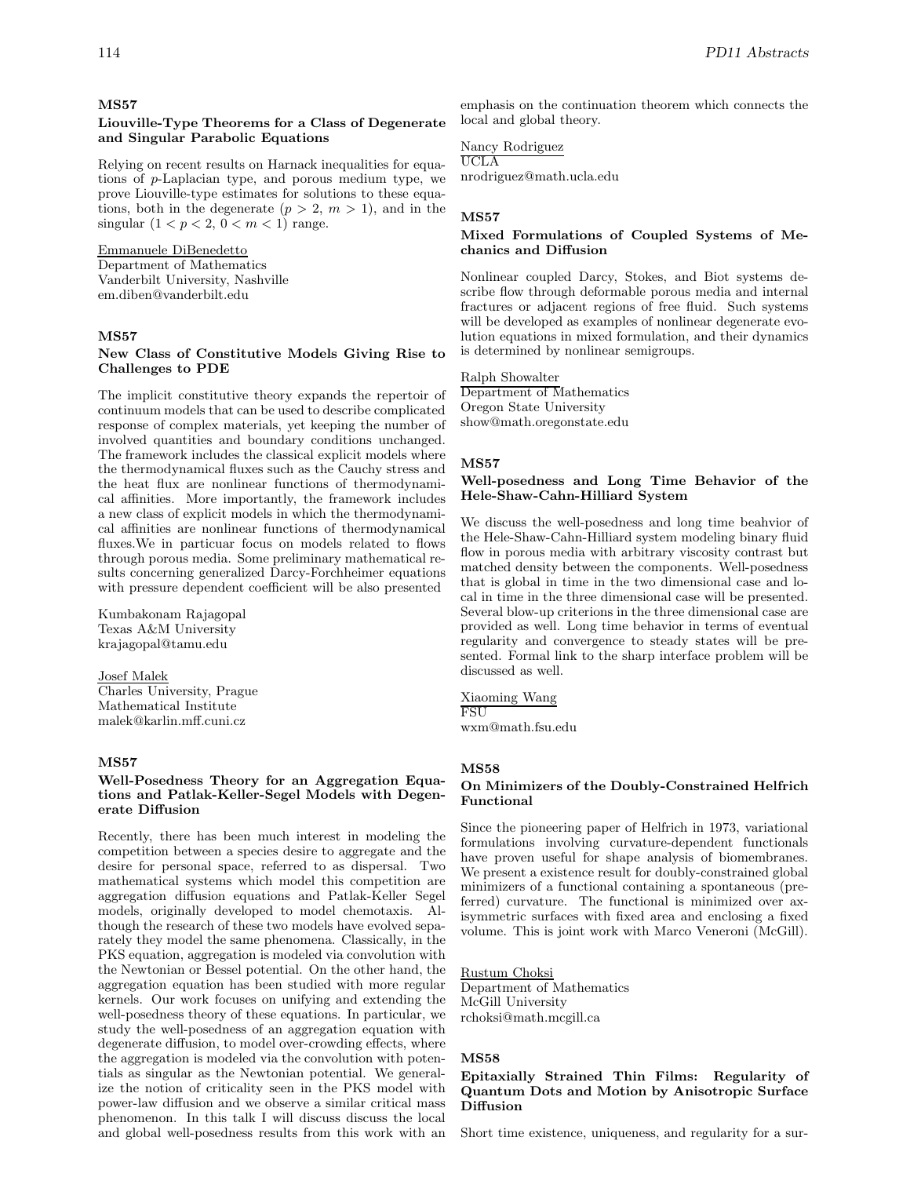## MS57

### Liouville-Type Theorems for a Class of Degenerate and Singular Parabolic Equations

Relying on recent results on Harnack inequalities for equations of $p$-Laplacian type, and porous medium type, we prove Liouville-type estimates for solutions to these equations, both in the degenerate ($p > 2$, $m > 1$), and in the singular ($1 < p < 2$, $0 < m < 1$) range.

Emmanuele DiBenedetto
Department of Mathematics
Vanderbilt University, Nashville
em.diben@vanderbilt.edu

## MS57

### New Class of Constitutive Models Giving Rise to Challenges to PDE

The implicit constitutive theory expands the repertoir of continuum models that can be used to describe complicated response of complex materials, yet keeping the number of involved quantities and boundary conditions unchanged. The framework includes the classical explicit models where the thermodynamical fluxes such as the Cauchy stress and the heat flux are nonlinear functions of thermodynamical affinities. More importantly, the framework includes a new class of explicit models in which the thermodynamical affinities are nonlinear functions of thermodynamical fluxes.We in particuar focus on models related to flows through porous media. Some preliminary mathematical results concerning generalized Darcy-Forchheimer equations with pressure dependent coefficient will be also presented

Kumbakonam Rajagopal
Texas A&M University
krajagopal@tamu.edu

Josef Malek
Charles University, Prague
Mathematical Institute
malek@karlin.mff.cuni.cz

## MS57

### Well-Posedness Theory for an Aggregation Equations and Patlak-Keller-Segel Models with Degenerate Diffusion

Recently, there has been much interest in modeling the competition between a species desire to aggregate and the desire for personal space, referred to as dispersal. Two mathematical systems which model this competition are aggregation diffusion equations and Patlak-Keller Segel models, originally developed to model chemotaxis. Although the research of these two models have evolved separately they model the same phenomena. Classically, in the PKS equation, aggregation is modeled via convolution with the Newtonian or Bessel potential. On the other hand, the aggregation equation has been studied with more regular kernels. Our work focuses on unifying and extending the well-posedness theory of these equations. In particular, we study the well-posedness of an aggregation equation with degenerate diffusion, to model over-crowding effects, where the aggregation is modeled via the convolution with potentials as singular as the Newtonian potential. We generalize the notion of criticality seen in the PKS model with power-law diffusion and we observe a similar critical mass phenomenon. In this talk I will discuss discuss the local and global well-posedness results from this work with an emphasis on the continuation theorem which connects the local and global theory.

Nancy Rodriguez
UCLA
nrodriguez@math.ucla.edu

## MS57

### Mixed Formulations of Coupled Systems of Mechanics and Diffusion

Nonlinear coupled Darcy, Stokes, and Biot systems describe flow through deformable porous media and internal fractures or adjacent regions of free fluid. Such systems will be developed as examples of nonlinear degenerate evolution equations in mixed formulation, and their dynamics is determined by nonlinear semigroups.

Ralph Showalter
Department of Mathematics
Oregon State University
show@math.oregonstate.edu

## MS57

### Well-posedness and Long Time Behavior of the Hele-Shaw-Cahn-Hilliard System

We discuss the well-posedness and long time beahvior of the Hele-Shaw-Cahn-Hilliard system modeling binary fluid flow in porous media with arbitrary viscosity contrast but matched density between the components. Well-posedness that is global in time in the two dimensional case and local in time in the three dimensional case will be presented. Several blow-up criterions in the three dimensional case are provided as well. Long time behavior in terms of eventual regularity and convergence to steady states will be presented. Formal link to the sharp interface problem will be discussed as well.

Xiaoming Wang
FSU
wxm@math.fsu.edu

## MS58

### On Minimizers of the Doubly-Constrained Helfrich Functional

Since the pioneering paper of Helfrich in 1973, variational formulations involving curvature-dependent functionals have proven useful for shape analysis of biomembranes. We present a existence result for doubly-constrained global minimizers of a functional containing a spontaneous (preferred) curvature. The functional is minimized over axisymmetric surfaces with fixed area and enclosing a fixed volume. This is joint work with Marco Veneroni (McGill).

Rustum Choksi
Department of Mathematics
McGill University
rchoksi@math.mcgill.ca

## MS58

### Epitaxially Strained Thin Films: Regularity of Quantum Dots and Motion by Anisotropic Surface Diffusion

Short time existence, uniqueness, and regularity for a sur-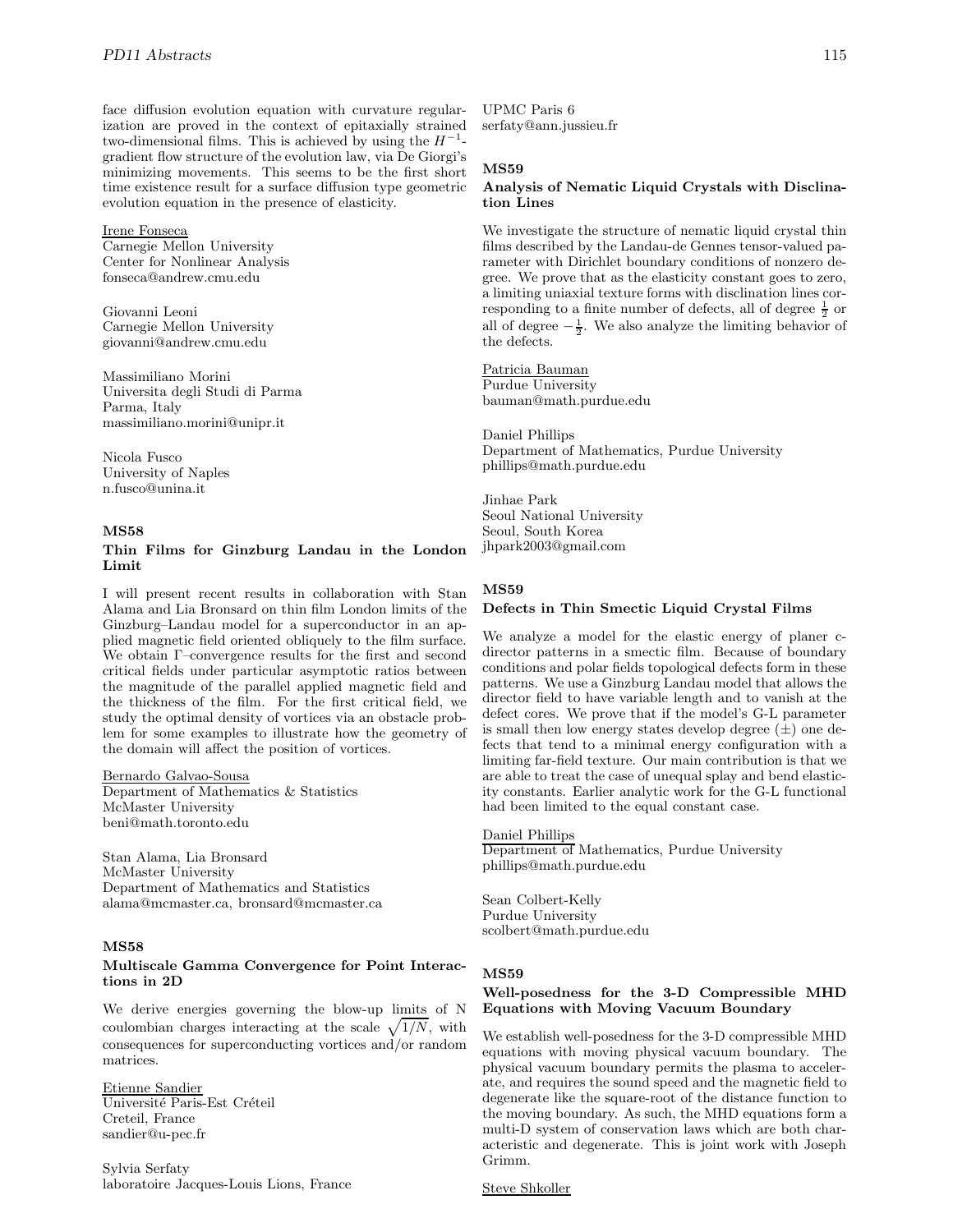face diffusion evolution equation with curvature regularization are proved in the context of epitaxially strained two-dimensional films. This is achieved by using the $H^{-1}$-gradient flow structure of the evolution law, via De Giorgi's minimizing movements. This seems to be the first short time existence result for a surface diffusion type geometric evolution equation in the presence of elasticity.

Irene Fonseca
Carnegie Mellon University
Center for Nonlinear Analysis
fonseca@andrew.cmu.edu

Giovanni Leoni
Carnegie Mellon University
giovanni@andrew.cmu.edu

Massimiliano Morini
Universita degli Studi di Parma
Parma, Italy
massimiliano.morini@unipr.it

Nicola Fusco
University of Naples
n.fusco@unina.it

### MS58
### Thin Films for Ginzburg Landau in the London Limit

I will present recent results in collaboration with Stan Alama and Lia Bronsard on thin film London limits of the Ginzburg–Landau model for a superconductor in an applied magnetic field oriented obliquely to the film surface. We obtain Γ–convergence results for the first and second critical fields under particular asymptotic ratios between the magnitude of the parallel applied magnetic field and the thickness of the film. For the first critical field, we study the optimal density of vortices via an obstacle problem for some examples to illustrate how the geometry of the domain will affect the position of vortices.

Bernardo Galvao-Sousa
Department of Mathematics & Statistics
McMaster University
beni@math.toronto.edu

Stan Alama, Lia Bronsard
McMaster University
Department of Mathematics and Statistics
alama@mcmaster.ca, bronsard@mcmaster.ca

### MS58
### Multiscale Gamma Convergence for Point Interactions in 2D

We derive energies governing the blow-up limits of N coulombian charges interacting at the scale $\sqrt{1/N}$, with consequences for superconducting vortices and/or random matrices.

Etienne Sandier
Université Paris-Est Créteil
Creteil, France
sandier@u-pec.fr

Sylvia Serfaty
laboratoire Jacques-Louis Lions, France
UPMC Paris 6
serfaty@ann.jussieu.fr

### MS59
### Analysis of Nematic Liquid Crystals with Disclination Lines

We investigate the structure of nematic liquid crystal thin films described by the Landau-de Gennes tensor-valued parameter with Dirichlet boundary conditions of nonzero degree. We prove that as the elasticity constant goes to zero, a limiting uniaxial texture forms with disclination lines corresponding to a finite number of defects, all of degree $\frac{1}{2}$ or all of degree $-\frac{1}{2}$. We also analyze the limiting behavior of the defects.

Patricia Bauman
Purdue University
bauman@math.purdue.edu

Daniel Phillips
Department of Mathematics, Purdue University
phillips@math.purdue.edu

Jinhae Park
Seoul National University
Seoul, South Korea
jhpark2003@gmail.com

### MS59
### Defects in Thin Smectic Liquid Crystal Films

We analyze a model for the elastic energy of planer c-director patterns in a smectic film. Because of boundary conditions and polar fields topological defects form in these patterns. We use a Ginzburg Landau model that allows the director field to have variable length and to vanish at the defect cores. We prove that if the model's G-L parameter is small then low energy states develop degree ($\pm$) one defects that tend to a minimal energy configuration with a limiting far-field texture. Our main contribution is that we are able to treat the case of unequal splay and bend elasticity constants. Earlier analytic work for the G-L functional had been limited to the equal constant case.

Daniel Phillips
Department of Mathematics, Purdue University
phillips@math.purdue.edu

Sean Colbert-Kelly
Purdue University
scolbert@math.purdue.edu

### MS59
### Well-posedness for the 3-D Compressible MHD Equations with Moving Vacuum Boundary

We establish well-posedness for the 3-D compressible MHD equations with moving physical vacuum boundary. The physical vacuum boundary permits the plasma to accelerate, and requires the sound speed and the magnetic field to degenerate like the square-root of the distance function to the moving boundary. As such, the MHD equations form a multi-D system of conservation laws which are both characteristic and degenerate. This is joint work with Joseph Grimm.

Steve Shkoller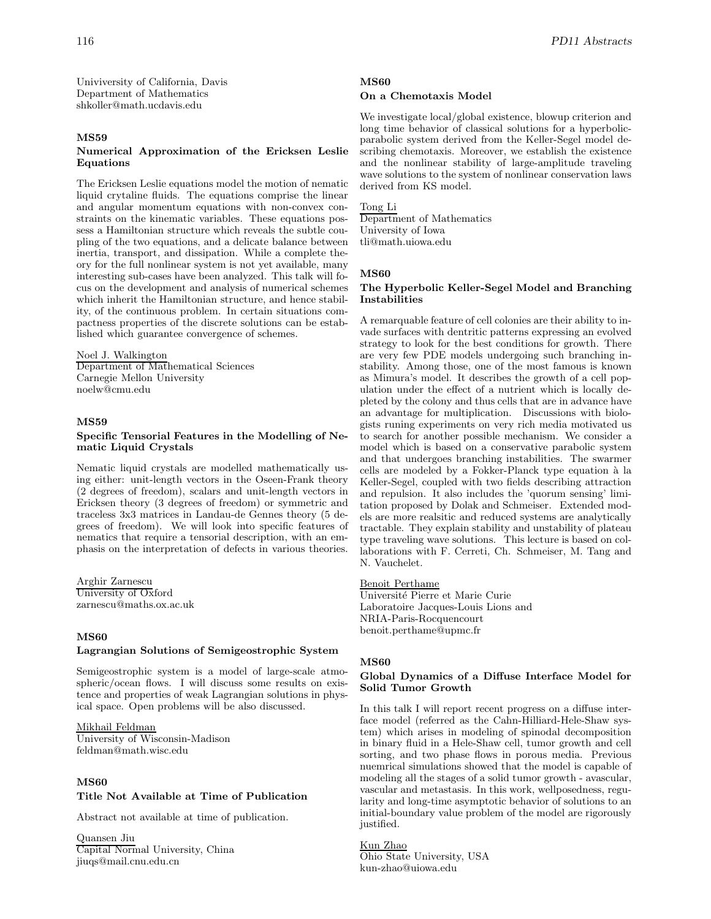Univiversity of California, Davis
Department of Mathematics
shkoller@math.ucdavis.edu

### MS59
### Numerical Approximation of the Ericksen Leslie Equations

The Ericksen Leslie equations model the motion of nematic liquid crytaline fluids. The equations comprise the linear and angular momentum equations with non-convex constraints on the kinematic variables. These equations possess a Hamiltonian structure which reveals the subtle coupling of the two equations, and a delicate balance between inertia, transport, and dissipation. While a complete theory for the full nonlinear system is not yet available, many interesting sub-cases have been analyzed. This talk will focus on the development and analysis of numerical schemes which inherit the Hamiltonian structure, and hence stability, of the continuous problem. In certain situations compactness properties of the discrete solutions can be established which guarantee convergence of schemes.

Noel J. Walkington
Department of Mathematical Sciences
Carnegie Mellon University
noelw@cmu.edu

### MS59
### Specific Tensorial Features in the Modelling of Nematic Liquid Crystals

Nematic liquid crystals are modelled mathematically using either: unit-length vectors in the Oseen-Frank theory (2 degrees of freedom), scalars and unit-length vectors in Ericksen theory (3 degrees of freedom) or symmetric and traceless 3x3 matrices in Landau-de Gennes theory (5 degrees of freedom). We will look into specific features of nematics that require a tensorial description, with an emphasis on the interpretation of defects in various theories.

Arghir Zarnescu
University of Oxford
zarnescu@maths.ox.ac.uk

### MS60
### Lagrangian Solutions of Semigeostrophic System

Semigeostrophic system is a model of large-scale atmospheric/ocean flows. I will discuss some results on existence and properties of weak Lagrangian solutions in physical space. Open problems will be also discussed.

Mikhail Feldman
University of Wisconsin-Madison
feldman@math.wisc.edu

### MS60
### Title Not Available at Time of Publication

Abstract not available at time of publication.

Quansen Jiu
Capital Normal University, China
jiuqs@mail.cnu.edu.cn

### MS60
### On a Chemotaxis Model

We investigate local/global existence, blowup criterion and long time behavior of classical solutions for a hyperbolic-parabolic system derived from the Keller-Segel model describing chemotaxis. Moreover, we establish the existence and the nonlinear stability of large-amplitude traveling wave solutions to the system of nonlinear conservation laws derived from KS model.

Tong Li
Department of Mathematics
University of Iowa
tli@math.uiowa.edu

### MS60
### The Hyperbolic Keller-Segel Model and Branching Instabilities

A remarquable feature of cell colonies are their ability to invade surfaces with dentritic patterns expressing an evolved strategy to look for the best conditions for growth. There are very few PDE models undergoing such branching instability. Among those, one of the most famous is known as Mimura's model. It describes the growth of a cell population under the effect of a nutrient which is locally depleted by the colony and thus cells that are in advance have an advantage for multiplication. Discussions with biologists runing experiments on very rich media motivated us to search for another possible mechanism. We consider a model which is based on a conservative parabolic system and that undergoes branching instabilities. The swarmer cells are modeled by a Fokker-Planck type equation à la Keller-Segel, coupled with two fields describing attraction and repulsion. It also includes the 'quorum sensing' limitation proposed by Dolak and Schmeiser. Extended models are more realsitic and reduced systems are analytically tractable. They explain stability and unstability of plateau type traveling wave solutions. This lecture is based on collaborations with F. Cerreti, Ch. Schmeiser, M. Tang and N. Vauchelet.

Benoit Perthame
Université Pierre et Marie Curie
Laboratoire Jacques-Louis Lions and
NRIA-Paris-Rocquencourt
benoit.perthame@upmc.fr

### MS60
### Global Dynamics of a Diffuse Interface Model for Solid Tumor Growth

In this talk I will report recent progress on a diffuse interface model (referred as the Cahn-Hilliard-Hele-Shaw system) which arises in modeling of spinodal decomposition in binary fluid in a Hele-Shaw cell, tumor growth and cell sorting, and two phase flows in porous media. Previous nuemrical simulations showed that the model is capable of modeling all the stages of a solid tumor growth - avascular, vascular and metastasis. In this work, wellposedness, regularity and long-time asymptotic behavior of solutions to an initial-boundary value problem of the model are rigorously justified.

Kun Zhao
Ohio State University, USA
kun-zhao@uiowa.edu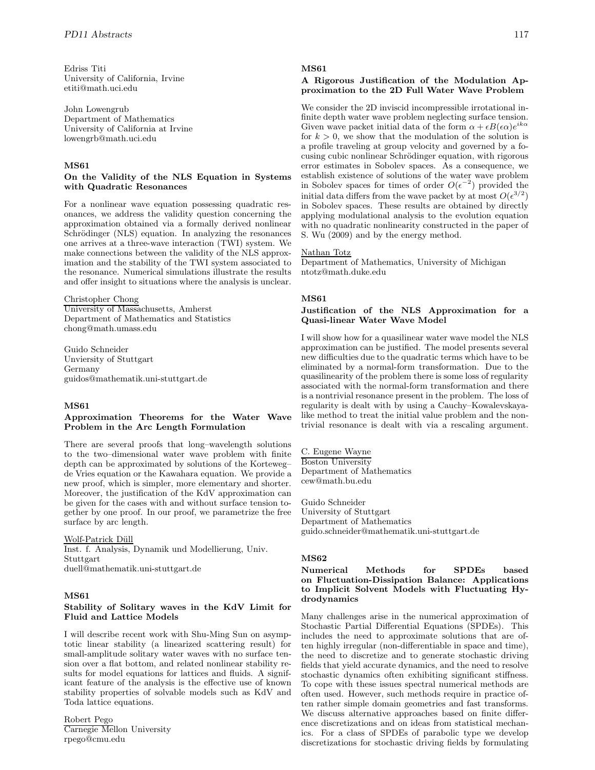Edriss Titi
University of California, Irvine
etiti@math.uci.edu

John Lowengrub
Department of Mathematics
University of California at Irvine
lowengrb@math.uci.edu

### MS61

### On the Validity of the NLS Equation in Systems with Quadratic Resonances

For a nonlinear wave equation possessing quadratic resonances, we address the validity question concerning the approximation obtained via a formally derived nonlinear Schrödinger (NLS) equation. In analyzing the resonances one arrives at a three-wave interaction (TWI) system. We make connections between the validity of the NLS approximation and the stability of the TWI system associated to the resonance. Numerical simulations illustrate the results and offer insight to situations where the analysis is unclear.

Christopher Chong
University of Massachusetts, Amherst
Department of Mathematics and Statistics
chong@math.umass.edu

Guido Schneider
Unviersity of Stuttgart
Germany
guidos@mathematik.uni-stuttgart.de

### MS61

### Approximation Theorems for the Water Wave Problem in the Arc Length Formulation

There are several proofs that long–wavelength solutions to the two–dimensional water wave problem with finite depth can be approximated by solutions of the Korteweg–de Vries equation or the Kawahara equation. We provide a new proof, which is simpler, more elementary and shorter. Moreover, the justification of the KdV approximation can be given for the cases with and without surface tension together by one proof. In our proof, we parametrize the free surface by arc length.

Wolf-Patrick Düll
Inst. f. Analysis, Dynamik und Modellierung, Univ. Stuttgart
duell@mathematik.uni-stuttgart.de

### MS61

### Stability of Solitary waves in the KdV Limit for Fluid and Lattice Models

I will describe recent work with Shu-Ming Sun on asymptotic linear stability (a linearized scattering result) for small-amplitude solitary water waves with no surface tension over a flat bottom, and related nonlinear stability results for model equations for lattices and fluids. A significant feature of the analysis is the effective use of known stability properties of solvable models such as KdV and Toda lattice equations.

Robert Pego
Carnegie Mellon University
rpego@cmu.edu

### MS61

### A Rigorous Justification of the Modulation Approximation to the 2D Full Water Wave Problem

We consider the 2D inviscid incompressible irrotational infinite depth water wave problem neglecting surface tension. Given wave packet initial data of the form $\alpha + \epsilon B(\epsilon\alpha)e^{ik\alpha}$ for $k > 0$, we show that the modulation of the solution is a profile traveling at group velocity and governed by a focusing cubic nonlinear Schrödinger equation, with rigorous error estimates in Sobolev spaces. As a consequence, we establish existence of solutions of the water wave problem in Sobolev spaces for times of order $O(\epsilon^{-2})$ provided the initial data differs from the wave packet by at most $O(\epsilon^{3/2})$ in Sobolev spaces. These results are obtained by directly applying modulational analysis to the evolution equation with no quadratic nonlinearity constructed in the paper of S. Wu (2009) and by the energy method.

Nathan Totz
Department of Mathematics, University of Michigan
ntotz@math.duke.edu

### MS61

### Justification of the NLS Approximation for a Quasi-linear Water Wave Model

I will show how for a quasilinear water wave model the NLS approximation can be justified. The model presents several new difficulties due to the quadratic terms which have to be eliminated by a normal-form transformation. Due to the quasilinearity of the problem there is some loss of regularity associated with the normal-form transformation and there is a nontrivial resonance present in the problem. The loss of regularity is dealt with by using a Cauchy–Kowalevskaya-like method to treat the initial value problem and the nontrivial resonance is dealt with via a rescaling argument.

C. Eugene Wayne
Boston University
Department of Mathematics
cew@math.bu.edu

Guido Schneider
University of Stuttgart
Department of Mathematics
guido.schneider@mathematik.uni-stuttgart.de

### MS62

### Numerical Methods for SPDEs based on Fluctuation-Dissipation Balance: Applications to Implicit Solvent Models with Fluctuating Hydrodynamics

Many challenges arise in the numerical approximation of Stochastic Partial Differential Equations (SPDEs). This includes the need to approximate solutions that are often highly irregular (non-differentiable in space and time), the need to discretize and to generate stochastic driving fields that yield accurate dynamics, and the need to resolve stochastic dynamics often exhibiting significant stiffness. To cope with these issues spectral numerical methods are often used. However, such methods require in practice often rather simple domain geometries and fast transforms. We discuss alternative approaches based on finite difference discretizations and on ideas from statistical mechanics. For a class of SPDEs of parabolic type we develop discretizations for stochastic driving fields by formulating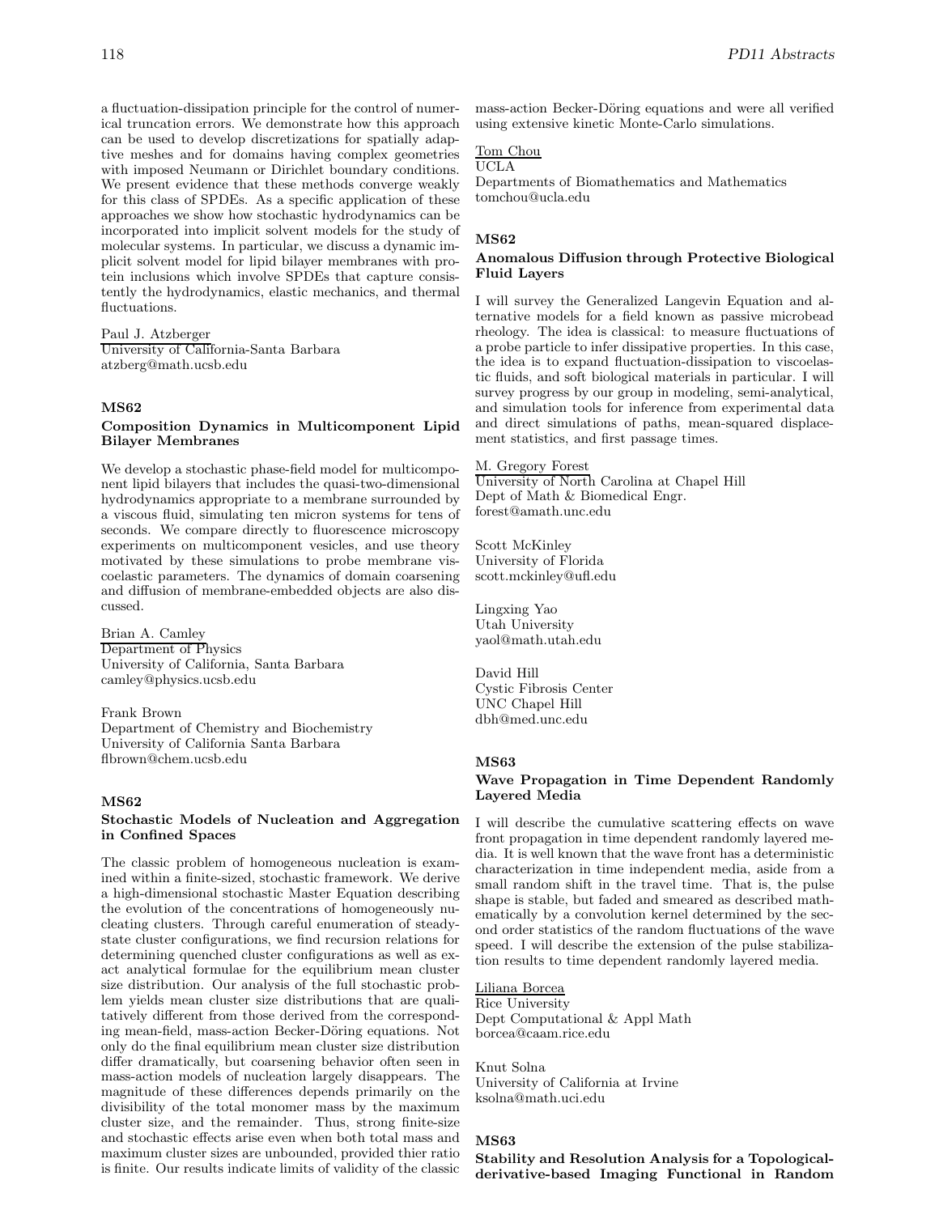a fluctuation-dissipation principle for the control of numerical truncation errors. We demonstrate how this approach can be used to develop discretizations for spatially adaptive meshes and for domains having complex geometries with imposed Neumann or Dirichlet boundary conditions. We present evidence that these methods converge weakly for this class of SPDEs. As a specific application of these approaches we show how stochastic hydrodynamics can be incorporated into implicit solvent models for the study of molecular systems. In particular, we discuss a dynamic implicit solvent model for lipid bilayer membranes with protein inclusions which involve SPDEs that capture consistently the hydrodynamics, elastic mechanics, and thermal fluctuations.

Paul J. Atzberger
University of California-Santa Barbara
atzberg@math.ucsb.edu

### MS62

**Composition Dynamics in Multicomponent Lipid Bilayer Membranes**

We develop a stochastic phase-field model for multicomponent lipid bilayers that includes the quasi-two-dimensional hydrodynamics appropriate to a membrane surrounded by a viscous fluid, simulating ten micron systems for tens of seconds. We compare directly to fluorescence microscopy experiments on multicomponent vesicles, and use theory motivated by these simulations to probe membrane viscoelastic parameters. The dynamics of domain coarsening and diffusion of membrane-embedded objects are also discussed.

Brian A. Camley
Department of Physics
University of California, Santa Barbara
camley@physics.ucsb.edu

Frank Brown
Department of Chemistry and Biochemistry
University of California Santa Barbara
flbrown@chem.ucsb.edu

### MS62

**Stochastic Models of Nucleation and Aggregation in Confined Spaces**

The classic problem of homogeneous nucleation is examined within a finite-sized, stochastic framework. We derive a high-dimensional stochastic Master Equation describing the evolution of the concentrations of homogeneously nucleating clusters. Through careful enumeration of steady-state cluster configurations, we find recursion relations for determining quenched cluster configurations as well as exact analytical formulae for the equilibrium mean cluster size distribution. Our analysis of the full stochastic problem yields mean cluster size distributions that are qualitatively different from those derived from the corresponding mean-field, mass-action Becker-Döring equations. Not only do the final equilibrium mean cluster size distribution differ dramatically, but coarsening behavior often seen in mass-action models of nucleation largely disappears. The magnitude of these differences depends primarily on the divisibility of the total monomer mass by the maximum cluster size, and the remainder. Thus, strong finite-size and stochastic effects arise even when both total mass and maximum cluster sizes are unbounded, provided thier ratio is finite. Our results indicate limits of validity of the classic mass-action Becker-Döring equations and were all verified using extensive kinetic Monte-Carlo simulations.

Tom Chou
UCLA
Departments of Biomathematics and Mathematics
tomchou@ucla.edu

### MS62

**Anomalous Diffusion through Protective Biological Fluid Layers**

I will survey the Generalized Langevin Equation and alternative models for a field known as passive microbead rheology. The idea is classical: to measure fluctuations of a probe particle to infer dissipative properties. In this case, the idea is to expand fluctuation-dissipation to viscoelastic fluids, and soft biological materials in particular. I will survey progress by our group in modeling, semi-analytical, and simulation tools for inference from experimental data and direct simulations of paths, mean-squared displacement statistics, and first passage times.

M. Gregory Forest
University of North Carolina at Chapel Hill
Dept of Math & Biomedical Engr.
forest@amath.unc.edu

Scott McKinley
University of Florida
scott.mckinley@ufl.edu

Lingxing Yao
Utah University
yaol@math.utah.edu

David Hill
Cystic Fibrosis Center
UNC Chapel Hill
dbh@med.unc.edu

### MS63

**Wave Propagation in Time Dependent Randomly Layered Media**

I will describe the cumulative scattering effects on wave front propagation in time dependent randomly layered media. It is well known that the wave front has a deterministic characterization in time independent media, aside from a small random shift in the travel time. That is, the pulse shape is stable, but faded and smeared as described mathematically by a convolution kernel determined by the second order statistics of the random fluctuations of the wave speed. I will describe the extension of the pulse stabilization results to time dependent randomly layered media.

Liliana Borcea
Rice University
Dept Computational & Appl Math
borcea@caam.rice.edu

Knut Solna
University of California at Irvine
ksolna@math.uci.edu

### MS63

**Stability and Resolution Analysis for a Topological-derivative-based Imaging Functional in Random**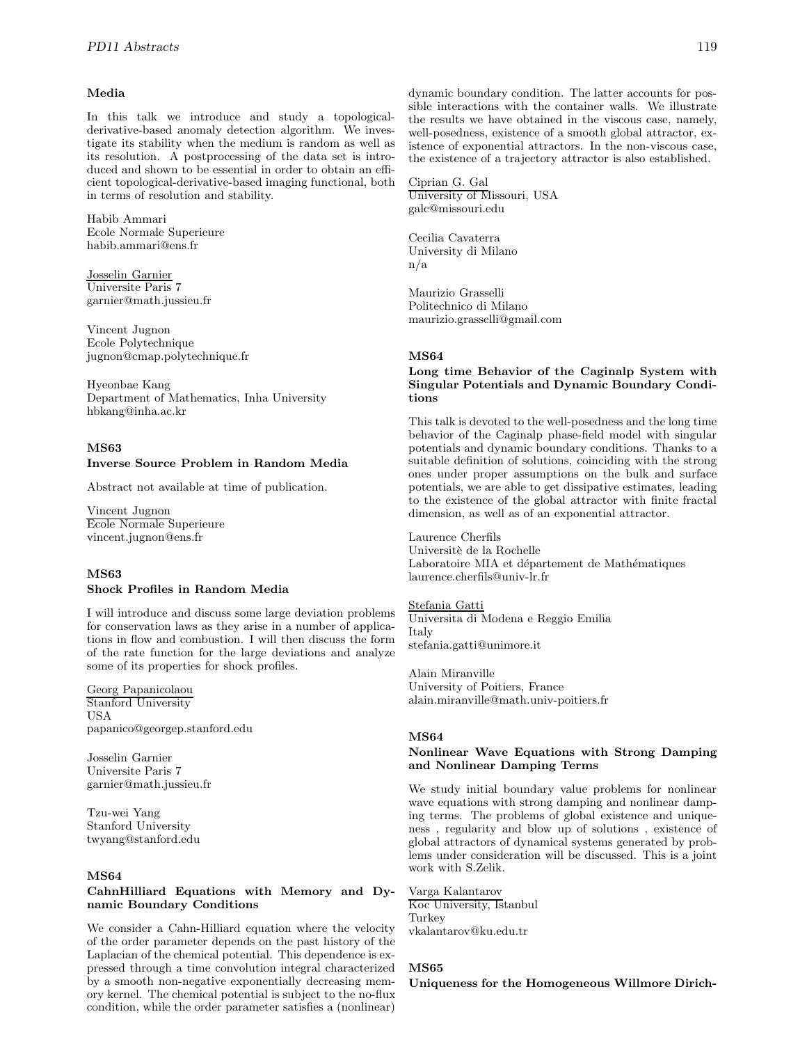**Media**

In this talk we introduce and study a topological-derivative-based anomaly detection algorithm. We investigate its stability when the medium is random as well as its resolution. A postprocessing of the data set is introduced and shown to be essential in order to obtain an efficient topological-derivative-based imaging functional, both in terms of resolution and stability.

Habib Ammari
Ecole Normale Superieure
habib.ammari@ens.fr

Josselin Garnier
Universite Paris 7
garnier@math.jussieu.fr

Vincent Jugnon
Ecole Polytechnique
jugnon@cmap.polytechnique.fr

Hyeonbae Kang
Department of Mathematics, Inha University
hbkang@inha.ac.kr

**MS63**

**Inverse Source Problem in Random Media**

Abstract not available at time of publication.

Vincent Jugnon
Ecole Normale Superieure
vincent.jugnon@ens.fr

**MS63**

**Shock Profiles in Random Media**

I will introduce and discuss some large deviation problems for conservation laws as they arise in a number of applications in flow and combustion. I will then discuss the form of the rate function for the large deviations and analyze some of its properties for shock profiles.

Georg Papanicolaou
Stanford University
USA
papanico@georgep.stanford.edu

Josselin Garnier
Universite Paris 7
garnier@math.jussieu.fr

Tzu-wei Yang
Stanford University
twyang@stanford.edu

**MS64**

**CahnHilliard Equations with Memory and Dynamic Boundary Conditions**

We consider a Cahn-Hilliard equation where the velocity of the order parameter depends on the past history of the Laplacian of the chemical potential. This dependence is expressed through a time convolution integral characterized by a smooth non-negative exponentially decreasing memory kernel. The chemical potential is subject to the no-flux condition, while the order parameter satisfies a (nonlinear) dynamic boundary condition. The latter accounts for possible interactions with the container walls. We illustrate the results we have obtained in the viscous case, namely, well-posedness, existence of a smooth global attractor, existence of exponential attractors. In the non-viscous case, the existence of a trajectory attractor is also established.

Ciprian G. Gal
University of Missouri, USA
galc@missouri.edu

Cecilia Cavaterra
University di Milano
n/a

Maurizio Grasselli
Politechnico di Milano
maurizio.grasselli@gmail.com

**MS64**

**Long time Behavior of the Caginalp System with Singular Potentials and Dynamic Boundary Conditions**

This talk is devoted to the well-posedness and the long time behavior of the Caginalp phase-field model with singular potentials and dynamic boundary conditions. Thanks to a suitable definition of solutions, coinciding with the strong ones under proper assumptions on the bulk and surface potentials, we are able to get dissipative estimates, leading to the existence of the global attractor with finite fractal dimension, as well as of an exponential attractor.

Laurence Cherfils
Universitè de la Rochelle
Laboratoire MIA et département de Mathématiques
laurence.cherfils@univ-lr.fr

Stefania Gatti
Universita di Modena e Reggio Emilia
Italy
stefania.gatti@unimore.it

Alain Miranville
University of Poitiers, France
alain.miranville@math.univ-poitiers.fr

**MS64**

**Nonlinear Wave Equations with Strong Damping and Nonlinear Damping Terms**

We study initial boundary value problems for nonlinear wave equations with strong damping and nonlinear damping terms. The problems of global existence and uniqueness , regularity and blow up of solutions , existence of global attractors of dynamical systems generated by problems under consideration will be discussed. This is a joint work with S.Zelik.

Varga Kalantarov
Koc University, Istanbul
Turkey
vkalantarov@ku.edu.tr

**MS65**

**Uniqueness for the Homogeneous Willmore Dirich-**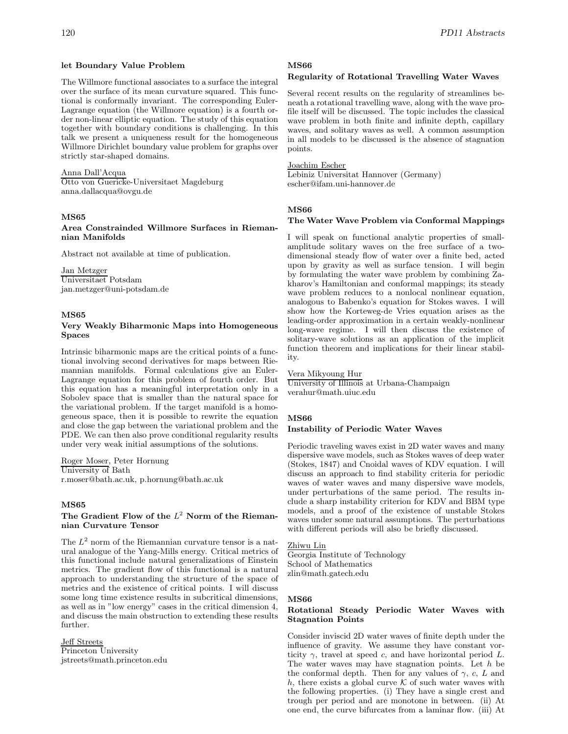**let Boundary Value Problem**

The Willmore functional associates to a surface the integral over the surface of its mean curvature squared. This functional is conformally invariant. The corresponding Euler-Lagrange equation (the Willmore equation) is a fourth order non-linear elliptic equation. The study of this equation together with boundary conditions is challenging. In this talk we present a uniqueness result for the homogeneous Willmore Dirichlet boundary value problem for graphs over strictly star-shaped domains.

Anna Dall'Acqua
Otto von Guericke-Universitaet Magdeburg
anna.dallacqua@ovgu.de

### MS65
**Area Constrainded Willmore Surfaces in Riemannian Manifolds**

Abstract not available at time of publication.

Jan Metzger
Universitaet Potsdam
jan.metzger@uni-potsdam.de

### MS65
**Very Weakly Biharmonic Maps into Homogeneous Spaces**

Intrinsic biharmonic maps are the critical points of a functional involving second derivatives for maps between Riemannian manifolds. Formal calculations give an Euler-Lagrange equation for this problem of fourth order. But this equation has a meaningful interpretation only in a Sobolev space that is smaller than the natural space for the variational problem. If the target manifold is a homogeneous space, then it is possible to rewrite the equation and close the gap between the variational problem and the PDE. We can then also prove conditional regularity results under very weak initial assumptions of the solutions.

Roger Moser, Peter Hornung
University of Bath
r.moser@bath.ac.uk, p.hornung@bath.ac.uk

### MS65
**The Gradient Flow of the $L^2$ Norm of the Riemannian Curvature Tensor**

The $L^2$ norm of the Riemannian curvature tensor is a natural analogue of the Yang-Mills energy. Critical metrics of this functional include natural generalizations of Einstein metrics. The gradient flow of this functional is a natural approach to understanding the structure of the space of metrics and the existence of critical points. I will discuss some long time existence results in subcritical dimensions, as well as in "low energy" cases in the critical dimension 4, and discuss the main obstruction to extending these results further.

Jeff Streets
Princeton University
jstreets@math.princeton.edu

### MS66
**Regularity of Rotational Travelling Water Waves**

Several recent results on the regularity of streamlines beneath a rotational travelling wave, along with the wave profile itself will be discussed. The topic includes the classical wave problem in both finite and infinite depth, capillary waves, and solitary waves as well. A common assumption in all models to be discussed is the absence of stagnation points.

Joachim Escher
Lebiniz Universitat Hannover (Germany)
escher@ifam.uni-hannover.de

### MS66
**The Water Wave Problem via Conformal Mappings**

I will speak on functional analytic properties of small-amplitude solitary waves on the free surface of a two-dimensional steady flow of water over a finite bed, acted upon by gravity as well as surface tension. I will begin by formulating the water wave problem by combining Zakharov's Hamiltonian and conformal mappings; its steady wave problem reduces to a nonlocal nonlinear equation, analogous to Babenko's equation for Stokes waves. I will show how the Korteweg-de Vries equation arises as the leading-order approximation in a certain weakly-nonlinear long-wave regime. I will then discuss the existence of solitary-wave solutions as an application of the implicit function theorem and implications for their linear stability.

Vera Mikyoung Hur
University of Illinois at Urbana-Champaign
verahur@math.uiuc.edu

### MS66
**Instability of Periodic Water Waves**

Periodic traveling waves exist in 2D water waves and many dispersive wave models, such as Stokes waves of deep water (Stokes, 1847) and Cnoidal waves of KDV equation. I will discuss an approach to find stability criteria for periodic waves of water waves and many dispersive wave models, under perturbations of the same period. The results include a sharp instability criterion for KDV and BBM type models, and a proof of the existence of unstable Stokes waves under some natural assumptions. The perturbations with different periods will also be briefly discussed.

Zhiwu Lin
Georgia Institute of Technology
School of Mathematics
zlin@math.gatech.edu

### MS66
**Rotational Steady Periodic Water Waves with Stagnation Points**

Consider inviscid 2D water waves of finite depth under the influence of gravity. We assume they have constant vorticity $\gamma$, travel at speed $c$, and have horizontal period $L$. The water waves may have stagnation points. Let $h$ be the conformal depth. Then for any values of $\gamma$, $c$, $L$ and $h$, there exists a global curve $\mathcal{K}$ of such water waves with the following properties. (i) They have a single crest and trough per period and are monotone in between. (ii) At one end, the curve bifurcates from a laminar flow. (iii) At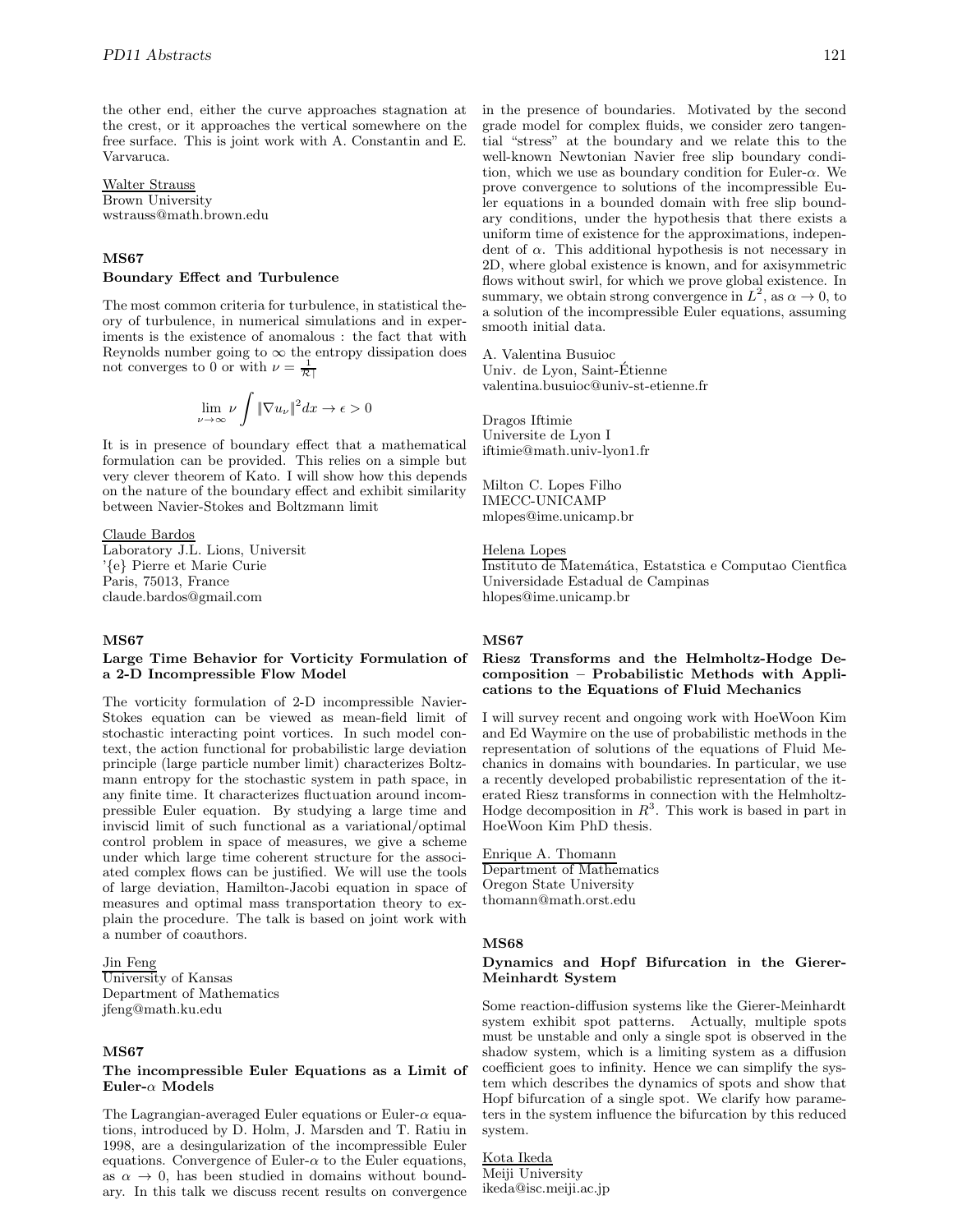the other end, either the curve approaches stagnation at the crest, or it approaches the vertical somewhere on the free surface. This is joint work with A. Constantin and E. Varvaruca.

Walter Strauss
Brown University
wstrauss@math.brown.edu

### MS67
### Boundary Effect and Turbulence

The most common criteria for turbulence, in statistical theory of turbulence, in numerical simulations and in experiments is the existence of anomalous : the fact that with Reynolds number going to $\infty$ the entropy dissipation does not converges to 0 or with $\nu = \frac{1}{\mathcal{R}|}$

$$\lim_{\nu \to \infty} \nu \int \|\nabla u_\nu\|^2 dx \to \epsilon > 0$$

It is in presence of boundary effect that a mathematical formulation can be provided. This relies on a simple but very clever theorem of Kato. I will show how this depends on the nature of the boundary effect and exhibit similarity between Navier-Stokes and Boltzmann limit

Claude Bardos
Laboratory J.L. Lions, Universit
'{e} Pierre et Marie Curie
Paris, 75013, France
claude.bardos@gmail.com

### MS67
### Large Time Behavior for Vorticity Formulation of a 2-D Incompressible Flow Model

The vorticity formulation of 2-D incompressible Navier-Stokes equation can be viewed as mean-field limit of stochastic interacting point vortices. In such model context, the action functional for probabilistic large deviation principle (large particle number limit) characterizes Boltzmann entropy for the stochastic system in path space, in any finite time. It characterizes fluctuation around incompressible Euler equation. By studying a large time and inviscid limit of such functional as a variational/optimal control problem in space of measures, we give a scheme under which large time coherent structure for the associated complex flows can be justified. We will use the tools of large deviation, Hamilton-Jacobi equation in space of measures and optimal mass transportation theory to explain the procedure. The talk is based on joint work with a number of coauthors.

Jin Feng
University of Kansas
Department of Mathematics
jfeng@math.ku.edu

### MS67
### The incompressible Euler Equations as a Limit of Euler-$\alpha$ Models

The Lagrangian-averaged Euler equations or Euler-$\alpha$ equations, introduced by D. Holm, J. Marsden and T. Ratiu in 1998, are a desingularization of the incompressible Euler equations. Convergence of Euler-$\alpha$ to the Euler equations, as $\alpha \to 0$, has been studied in domains without boundary. In this talk we discuss recent results on convergence in the presence of boundaries. Motivated by the second grade model for complex fluids, we consider zero tangential "stress" at the boundary and we relate this to the well-known Newtonian Navier free slip boundary condition, which we use as boundary condition for Euler-$\alpha$. We prove convergence to solutions of the incompressible Euler equations in a bounded domain with free slip boundary conditions, under the hypothesis that there exists a uniform time of existence for the approximations, independent of $\alpha$. This additional hypothesis is not necessary in 2D, where global existence is known, and for axisymmetric flows without swirl, for which we prove global existence. In summary, we obtain strong convergence in $L^2$, as $\alpha \to 0$, to a solution of the incompressible Euler equations, assuming smooth initial data.

A. Valentina Busuioc
Univ. de Lyon, Saint-Étienne
valentina.busuioc@univ-st-etienne.fr

Dragos Iftimie
Universite de Lyon I
iftimie@math.univ-lyon1.fr

Milton C. Lopes Filho
IMECC-UNICAMP
mlopes@ime.unicamp.br

Helena Lopes
Instituto de Matemática, Estatstica e Computao Cientfica
Universidade Estadual de Campinas
hlopes@ime.unicamp.br

### MS67
### Riesz Transforms and the Helmholtz-Hodge Decomposition – Probabilistic Methods with Applications to the Equations of Fluid Mechanics

I will survey recent and ongoing work with HoeWoon Kim and Ed Waymire on the use of probabilistic methods in the representation of solutions of the equations of Fluid Mechanics in domains with boundaries. In particular, we use a recently developed probabilistic representation of the iterated Riesz transforms in connection with the Helmholtz-Hodge decomposition in $R^3$. This work is based in part in HoeWoon Kim PhD thesis.

Enrique A. Thomann
Department of Mathematics
Oregon State University
thomann@math.orst.edu

### MS68
### Dynamics and Hopf Bifurcation in the Gierer-Meinhardt System

Some reaction-diffusion systems like the Gierer-Meinhardt system exhibit spot patterns. Actually, multiple spots must be unstable and only a single spot is observed in the shadow system, which is a limiting system as a diffusion coefficient goes to infinity. Hence we can simplify the system which describes the dynamics of spots and show that Hopf bifurcation of a single spot. We clarify how parameters in the system influence the bifurcation by this reduced system.

Kota Ikeda
Meiji University
ikeda@isc.meiji.ac.jp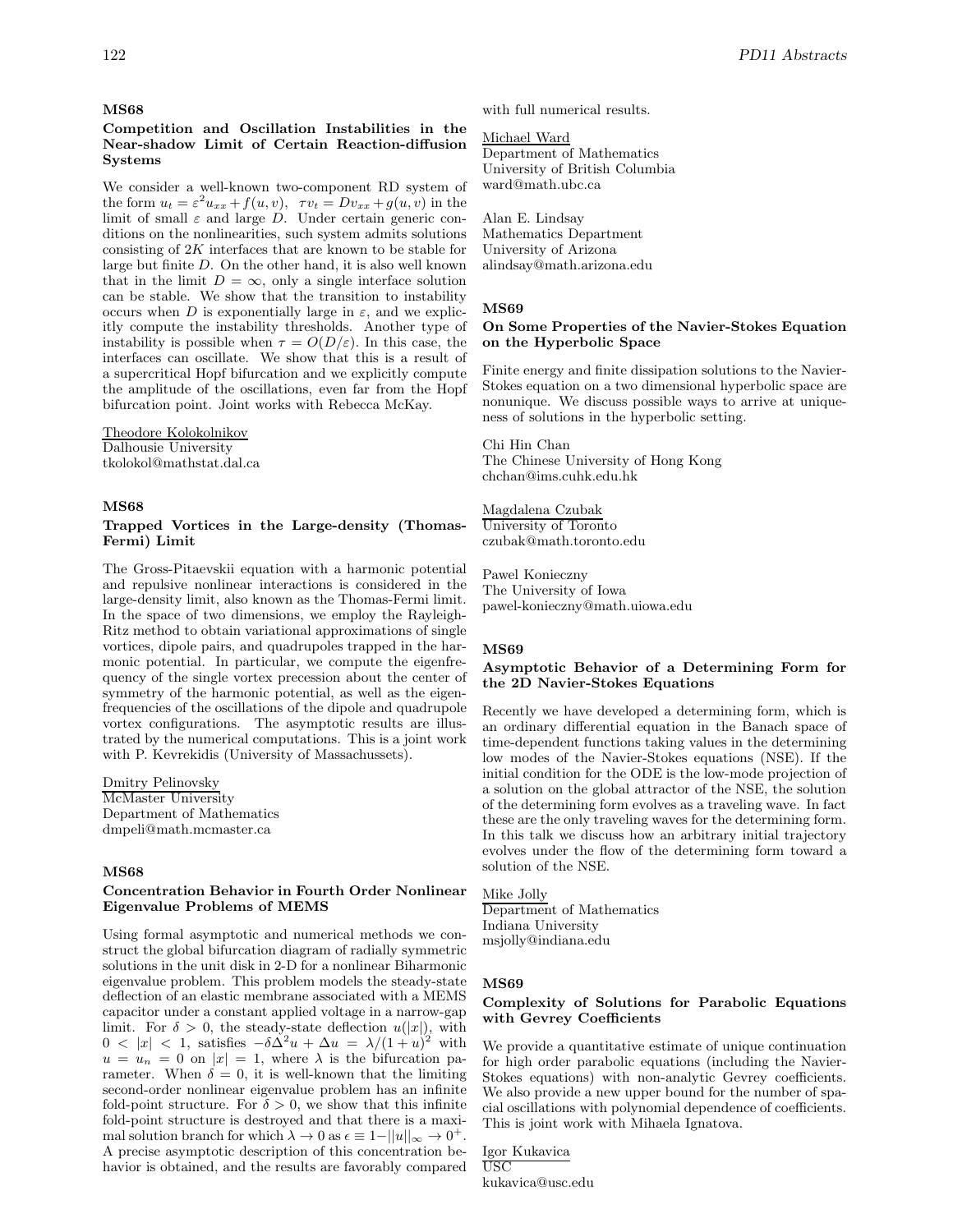### MS68

#### Competition and Oscillation Instabilities in the Near-shadow Limit of Certain Reaction-diffusion Systems

We consider a well-known two-component RD system of the form $u_t = \varepsilon^2 u_{xx} + f(u,v)$, $\tau v_t = D v_{xx} + g(u,v)$ in the limit of small $\varepsilon$ and large $D$. Under certain generic conditions on the nonlinearities, such system admits solutions consisting of $2K$ interfaces that are known to be stable for large but finite $D$. On the other hand, it is also well known that in the limit $D = \infty$, only a single interface solution can be stable. We show that the transition to instability occurs when $D$ is exponentially large in $\varepsilon$, and we explicitly compute the instability thresholds. Another type of instability is possible when $\tau = O(D/\varepsilon)$. In this case, the interfaces can oscillate. We show that this is a result of a supercritical Hopf bifurcation and we explicitly compute the amplitude of the oscillations, even far from the Hopf bifurcation point. Joint works with Rebecca McKay.

Theodore Kolokolnikov
Dalhousie University
tkolokol@mathstat.dal.ca

### MS68

#### Trapped Vortices in the Large-density (Thomas-Fermi) Limit

The Gross-Pitaevskii equation with a harmonic potential and repulsive nonlinear interactions is considered in the large-density limit, also known as the Thomas-Fermi limit. In the space of two dimensions, we employ the Rayleigh-Ritz method to obtain variational approximations of single vortices, dipole pairs, and quadrupoles trapped in the harmonic potential. In particular, we compute the eigenfrequency of the single vortex precession about the center of symmetry of the harmonic potential, as well as the eigenfrequencies of the oscillations of the dipole and quadrupole vortex configurations. The asymptotic results are illustrated by the numerical computations. This is a joint work with P. Kevrekidis (University of Massachussets).

Dmitry Pelinovsky
McMaster University
Department of Mathematics
dmpeli@math.mcmaster.ca

### MS68

#### Concentration Behavior in Fourth Order Nonlinear Eigenvalue Problems of MEMS

Using formal asymptotic and numerical methods we construct the global bifurcation diagram of radially symmetric solutions in the unit disk in 2-D for a nonlinear Biharmonic eigenvalue problem. This problem models the steady-state deflection of an elastic membrane associated with a MEMS capacitor under a constant applied voltage in a narrow-gap limit. For $\delta > 0$, the steady-state deflection $u(|x|)$, with $0 < |x| < 1$, satisfies $-\delta\Delta^2 u + \Delta u = \lambda/(1+u)^2$ with $u = u_n = 0$ on $|x| = 1$, where $\lambda$ is the bifurcation parameter. When $\delta = 0$, it is well-known that the limiting second-order nonlinear eigenvalue problem has an infinite fold-point structure. For $\delta > 0$, we show that this infinite fold-point structure is destroyed and that there is a maximal solution branch for which $\lambda \to 0$ as $\epsilon \equiv 1 - ||u||_\infty \to 0^+$. A precise asymptotic description of this concentration behavior is obtained, and the results are favorably compared with full numerical results.

Michael Ward
Department of Mathematics
University of British Columbia
ward@math.ubc.ca

Alan E. Lindsay
Mathematics Department
University of Arizona
alindsay@math.arizona.edu

### MS69

#### On Some Properties of the Navier-Stokes Equation on the Hyperbolic Space

Finite energy and finite dissipation solutions to the Navier-Stokes equation on a two dimensional hyperbolic space are nonunique. We discuss possible ways to arrive at uniqueness of solutions in the hyperbolic setting.

Chi Hin Chan
The Chinese University of Hong Kong
chchan@ims.cuhk.edu.hk

Magdalena Czubak
University of Toronto
czubak@math.toronto.edu

Pawel Konieczny
The University of Iowa
pawel-konieczny@math.uiowa.edu

### MS69

#### Asymptotic Behavior of a Determining Form for the 2D Navier-Stokes Equations

Recently we have developed a determining form, which is an ordinary differential equation in the Banach space of time-dependent functions taking values in the determining low modes of the Navier-Stokes equations (NSE). If the initial condition for the ODE is the low-mode projection of a solution on the global attractor of the NSE, the solution of the determining form evolves as a traveling wave. In fact these are the only traveling waves for the determining form. In this talk we discuss how an arbitrary initial trajectory evolves under the flow of the determining form toward a solution of the NSE.

Mike Jolly
Department of Mathematics
Indiana University
msjolly@indiana.edu

### MS69

#### Complexity of Solutions for Parabolic Equations with Gevrey Coefficients

We provide a quantitative estimate of unique continuation for high order parabolic equations (including the Navier-Stokes equations) with non-analytic Gevrey coefficients. We also provide a new upper bound for the number of spacial oscillations with polynomial dependence of coefficients. This is joint work with Mihaela Ignatova.

Igor Kukavica
USC
kukavica@usc.edu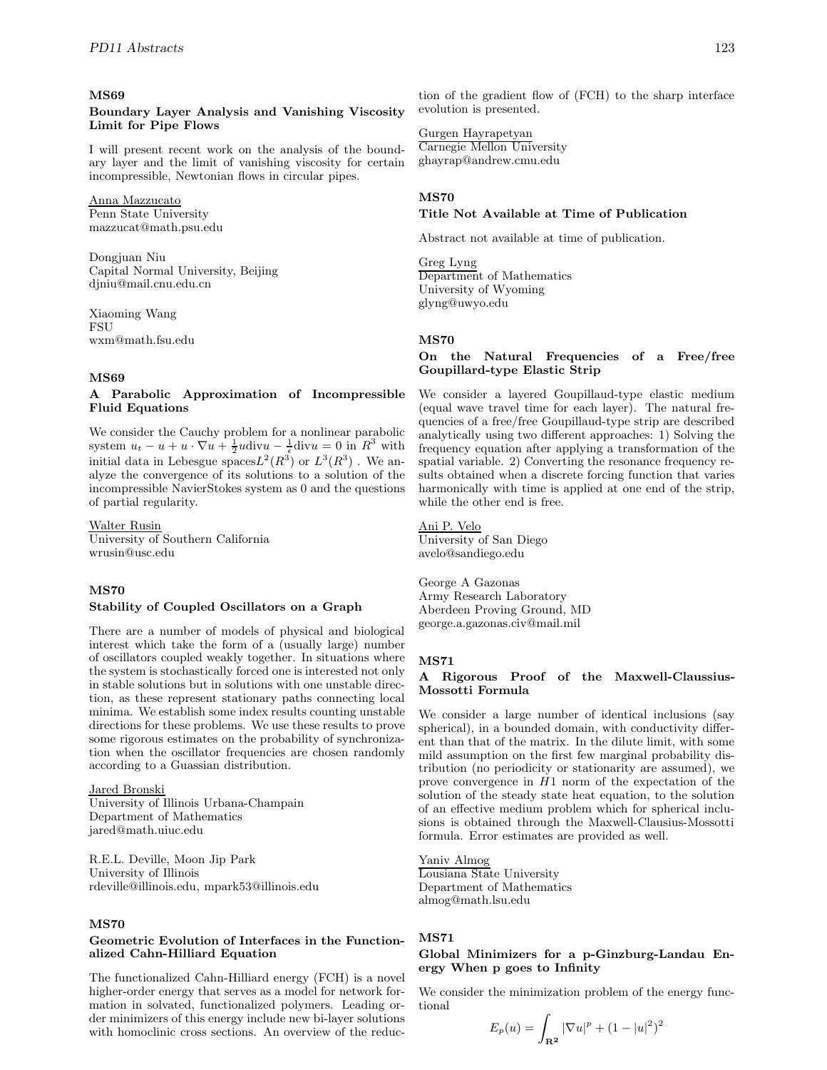**MS69**

### Boundary Layer Analysis and Vanishing Viscosity Limit for Pipe Flows

I will present recent work on the analysis of the boundary layer and the limit of vanishing viscosity for certain incompressible, Newtonian flows in circular pipes.

Anna Mazzucato
Penn State University
mazzucat@math.psu.edu

Dongjuan Niu
Capital Normal University, Beijing
djniu@mail.cnu.edu.cn

Xiaoming Wang
FSU
wxm@math.fsu.edu

**MS69**

### A Parabolic Approximation of Incompressible Fluid Equations

We consider the Cauchy problem for a nonlinear parabolic system $u_t - u + u \cdot \nabla u + \frac{1}{2} u \text{div} u - \frac{1}{\epsilon} \text{div} u = 0$ in $R^3$ with initial data in Lebesgue spaces$L^2(R^3)$ or $L^3(R^3)$ . We analyze the convergence of its solutions to a solution of the incompressible NavierStokes system as 0 and the questions of partial regularity.

Walter Rusin
University of Southern California
wrusin@usc.edu

**MS70**

### Stability of Coupled Oscillators on a Graph

There are a number of models of physical and biological interest which take the form of a (usually large) number of oscillators coupled weakly together. In situations where the system is stochastically forced one is interested not only in stable solutions but in solutions with one unstable direction, as these represent stationary paths connecting local minima. We establish some index results counting unstable directions for these problems. We use these results to prove some rigorous estimates on the probability of synchronization when the oscillator frequencies are chosen randomly according to a Guassian distribution.

Jared Bronski
University of Illinois Urbana-Champain
Department of Mathematics
jared@math.uiuc.edu

R.E.L. Deville, Moon Jip Park
University of Illinois
rdeville@illinois.edu, mpark53@illinois.edu

**MS70**

### Geometric Evolution of Interfaces in the Functionalized Cahn-Hilliard Equation

The functionalized Cahn-Hilliard energy (FCH) is a novel higher-order energy that serves as a model for network formation in solvated, functionalized polymers. Leading order minimizers of this energy include new bi-layer solutions with homoclinic cross sections. An overview of the reduction of the gradient flow of (FCH) to the sharp interface evolution is presented.

Gurgen Hayrapetyan
Carnegie Mellon University
ghayrap@andrew.cmu.edu

**MS70**

### Title Not Available at Time of Publication

Abstract not available at time of publication.

Greg Lyng
Department of Mathematics
University of Wyoming
glyng@uwyo.edu

**MS70**

### On the Natural Frequencies of a Free/free Goupillard-type Elastic Strip

We consider a layered Goupillaud-type elastic medium (equal wave travel time for each layer). The natural frequencies of a free/free Goupillaud-type strip are described analytically using two different approaches: 1) Solving the frequency equation after applying a transformation of the spatial variable. 2) Converting the resonance frequency results obtained when a discrete forcing function that varies harmonically with time is applied at one end of the strip, while the other end is free.

Ani P. Velo
University of San Diego
avelo@sandiego.edu

George A Gazonas
Army Research Laboratory
Aberdeen Proving Ground, MD
george.a.gazonas.civ@mail.mil

**MS71**

### A Rigorous Proof of the Maxwell-Claussius-Mossotti Formula

We consider a large number of identical inclusions (say spherical), in a bounded domain, with conductivity different than that of the matrix. In the dilute limit, with some mild assumption on the first few marginal probability distribution (no periodicity or stationarity are assumed), we prove convergence in $H1$ norm of the expectation of the solution of the steady state heat equation, to the solution of an effective medium problem which for spherical inclusions is obtained through the Maxwell-Clausius-Mossotti formula. Error estimates are provided as well.

Yaniv Almog
Lousiana State University
Department of Mathematics
almog@math.lsu.edu

**MS71**

### Global Minimizers for a p-Ginzburg-Landau Energy When p goes to Infinity

We consider the minimization problem of the energy functional

$$E_p(u) = \int_{\mathbf{R^2}} |\nabla u|^p + (1 - |u|^2)^2$$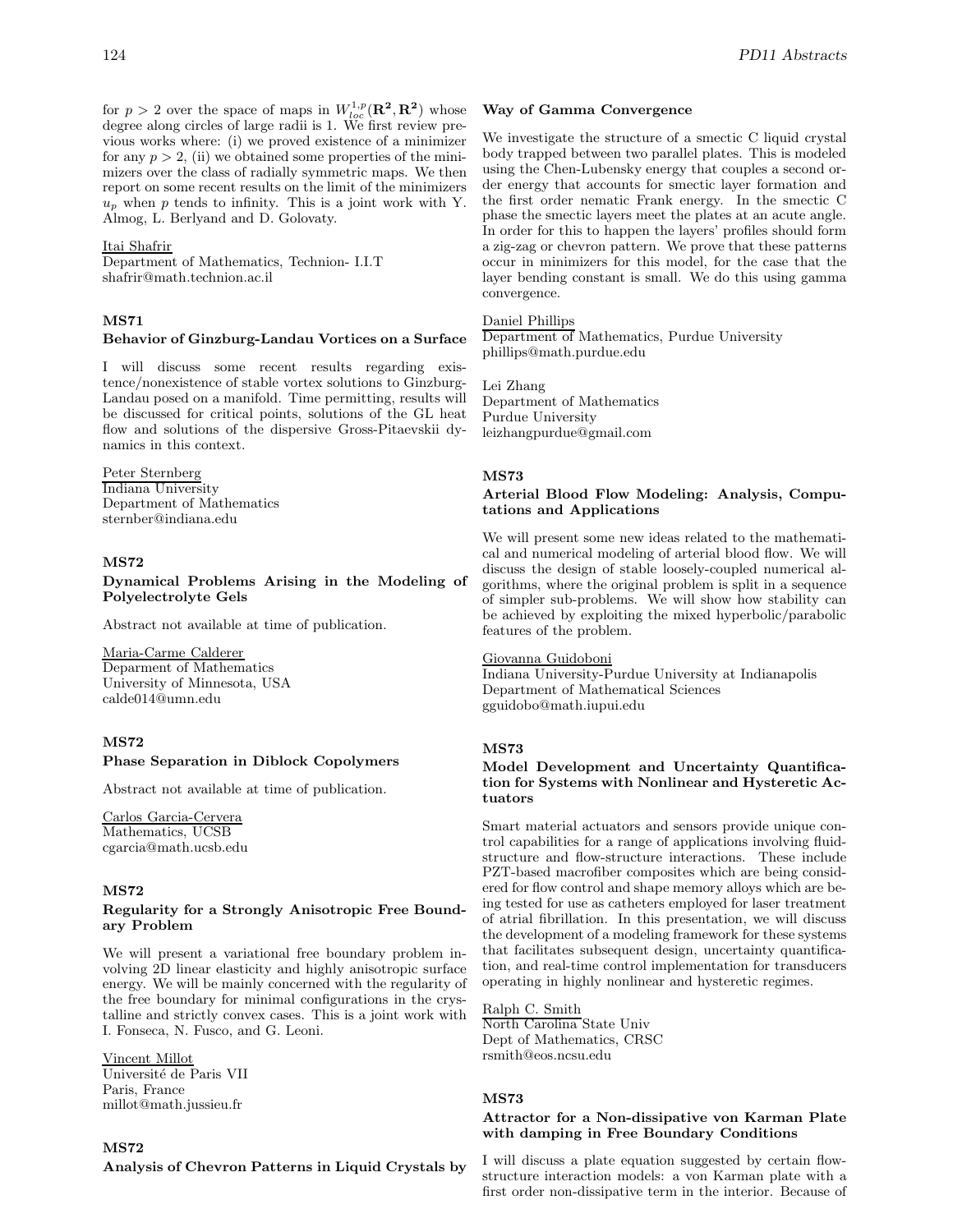for $p > 2$ over the space of maps in $W^{1,p}_{loc}(\mathbf{R^2}, \mathbf{R^2})$ whose degree along circles of large radii is 1. We first review previous works where: (i) we proved existence of a minimizer for any $p > 2$, (ii) we obtained some properties of the minimizers over the class of radially symmetric maps. We then report on some recent results on the limit of the minimizers $u_p$ when $p$ tends to infinity. This is a joint work with Y. Almog, L. Berlyand and D. Golovaty.

Itai Shafrir
Department of Mathematics, Technion- I.I.T
shafrir@math.technion.ac.il

### MS71
**Behavior of Ginzburg-Landau Vortices on a Surface**

I will discuss some recent results regarding existence/nonexistence of stable vortex solutions to Ginzburg-Landau posed on a manifold. Time permitting, results will be discussed for critical points, solutions of the GL heat flow and solutions of the dispersive Gross-Pitaevskii dynamics in this context.

Peter Sternberg
Indiana University
Department of Mathematics
sternber@indiana.edu

### MS72
**Dynamical Problems Arising in the Modeling of Polyelectrolyte Gels**

Abstract not available at time of publication.

Maria-Carme Calderer
Deparment of Mathematics
University of Minnesota, USA
calde014@umn.edu

### MS72
**Phase Separation in Diblock Copolymers**

Abstract not available at time of publication.

Carlos Garcia-Cervera
Mathematics, UCSB
cgarcia@math.ucsb.edu

### MS72
**Regularity for a Strongly Anisotropic Free Boundary Problem**

We will present a variational free boundary problem involving 2D linear elasticity and highly anisotropic surface energy. We will be mainly concerned with the regularity of the free boundary for minimal configurations in the crystalline and strictly convex cases. This is a joint work with I. Fonseca, N. Fusco, and G. Leoni.

Vincent Millot
Université de Paris VII
Paris, France
millot@math.jussieu.fr

### MS72
**Analysis of Chevron Patterns in Liquid Crystals by Way of Gamma Convergence**

We investigate the structure of a smectic C liquid crystal body trapped between two parallel plates. This is modeled using the Chen-Lubensky energy that couples a second order energy that accounts for smectic layer formation and the first order nematic Frank energy. In the smectic C phase the smectic layers meet the plates at an acute angle. In order for this to happen the layers' profiles should form a zig-zag or chevron pattern. We prove that these patterns occur in minimizers for this model, for the case that the layer bending constant is small. We do this using gamma convergence.

Daniel Phillips
Department of Mathematics, Purdue University
phillips@math.purdue.edu

Lei Zhang
Department of Mathematics
Purdue University
leizhangpurdue@gmail.com

### MS73
**Arterial Blood Flow Modeling: Analysis, Computations and Applications**

We will present some new ideas related to the mathematical and numerical modeling of arterial blood flow. We will discuss the design of stable loosely-coupled numerical algorithms, where the original problem is split in a sequence of simpler sub-problems. We will show how stability can be achieved by exploiting the mixed hyperbolic/parabolic features of the problem.

Giovanna Guidoboni
Indiana University-Purdue University at Indianapolis
Department of Mathematical Sciences
gguidobo@math.iupui.edu

### MS73
**Model Development and Uncertainty Quantification for Systems with Nonlinear and Hysteretic Actuators**

Smart material actuators and sensors provide unique control capabilities for a range of applications involving fluid-structure and flow-structure interactions. These include PZT-based macrofiber composites which are being considered for flow control and shape memory alloys which are being tested for use as catheters employed for laser treatment of atrial fibrillation. In this presentation, we will discuss the development of a modeling framework for these systems that facilitates subsequent design, uncertainty quantification, and real-time control implementation for transducers operating in highly nonlinear and hysteretic regimes.

Ralph C. Smith
North Carolina State Univ
Dept of Mathematics, CRSC
rsmith@eos.ncsu.edu

### MS73
**Attractor for a Non-dissipative von Karman Plate with damping in Free Boundary Conditions**

I will discuss a plate equation suggested by certain flow-structure interaction models: a von Karman plate with a first order non-dissipative term in the interior. Because of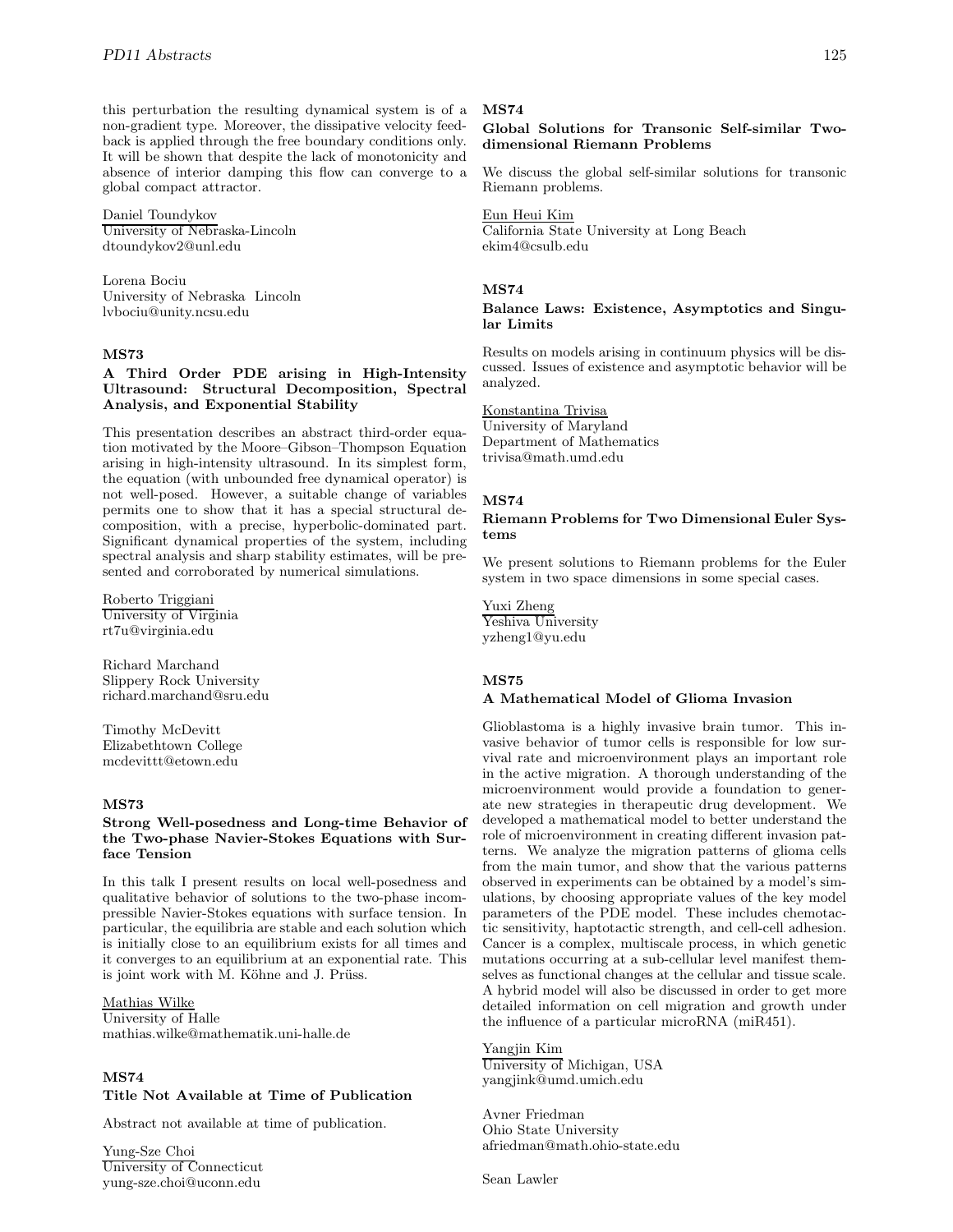this perturbation the resulting dynamical system is of a non-gradient type. Moreover, the dissipative velocity feedback is applied through the free boundary conditions only. It will be shown that despite the lack of monotonicity and absence of interior damping this flow can converge to a global compact attractor.

Daniel Toundykov
University of Nebraska-Lincoln
dtoundykov2@unl.edu

Lorena Bociu
University of Nebraska Lincoln
lvbociu@unity.ncsu.edu

### MS73

#### A Third Order PDE arising in High-Intensity Ultrasound: Structural Decomposition, Spectral Analysis, and Exponential Stability

This presentation describes an abstract third-order equation motivated by the Moore–Gibson–Thompson Equation arising in high-intensity ultrasound. In its simplest form, the equation (with unbounded free dynamical operator) is not well-posed. However, a suitable change of variables permits one to show that it has a special structural decomposition, with a precise, hyperbolic-dominated part. Significant dynamical properties of the system, including spectral analysis and sharp stability estimates, will be presented and corroborated by numerical simulations.

Roberto Triggiani
University of Virginia
rt7u@virginia.edu

Richard Marchand
Slippery Rock University
richard.marchand@sru.edu

Timothy McDevitt
Elizabethtown College
mcdevittt@etown.edu

### MS73

#### Strong Well-posedness and Long-time Behavior of the Two-phase Navier-Stokes Equations with Surface Tension

In this talk I present results on local well-posedness and qualitative behavior of solutions to the two-phase incompressible Navier-Stokes equations with surface tension. In particular, the equilibria are stable and each solution which is initially close to an equilibrium exists for all times and it converges to an equilibrium at an exponential rate. This is joint work with M. Köhne and J. Prüss.

Mathias Wilke
University of Halle
mathias.wilke@mathematik.uni-halle.de

### MS74

#### Title Not Available at Time of Publication

Abstract not available at time of publication.

Yung-Sze Choi
University of Connecticut
yung-sze.choi@uconn.edu

### MS74

#### Global Solutions for Transonic Self-similar Two-dimensional Riemann Problems

We discuss the global self-similar solutions for transonic Riemann problems.

Eun Heui Kim
California State University at Long Beach
ekim4@csulb.edu

### MS74

#### Balance Laws: Existence, Asymptotics and Singular Limits

Results on models arising in continuum physics will be discussed. Issues of existence and asymptotic behavior will be analyzed.

Konstantina Trivisa
University of Maryland
Department of Mathematics
trivisa@math.umd.edu

### MS74

#### Riemann Problems for Two Dimensional Euler Systems

We present solutions to Riemann problems for the Euler system in two space dimensions in some special cases.

Yuxi Zheng
Yeshiva University
yzheng1@yu.edu

### MS75

#### A Mathematical Model of Glioma Invasion

Glioblastoma is a highly invasive brain tumor. This invasive behavior of tumor cells is responsible for low survival rate and microenvironment plays an important role in the active migration. A thorough understanding of the microenvironment would provide a foundation to generate new strategies in therapeutic drug development. We developed a mathematical model to better understand the role of microenvironment in creating different invasion patterns. We analyze the migration patterns of glioma cells from the main tumor, and show that the various patterns observed in experiments can be obtained by a model's simulations, by choosing appropriate values of the key model parameters of the PDE model. These includes chemotactic sensitivity, haptotactic strength, and cell-cell adhesion. Cancer is a complex, multiscale process, in which genetic mutations occurring at a sub-cellular level manifest themselves as functional changes at the cellular and tissue scale. A hybrid model will also be discussed in order to get more detailed information on cell migration and growth under the influence of a particular microRNA (miR451).

Yangjin Kim
University of Michigan, USA
yangjink@umd.umich.edu

Avner Friedman
Ohio State University
afriedman@math.ohio-state.edu

Sean Lawler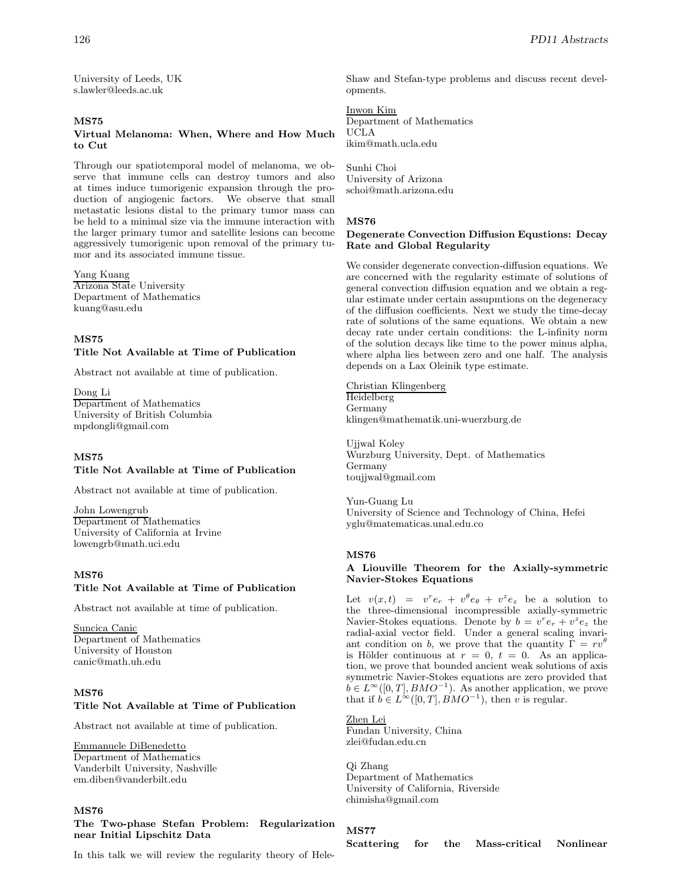University of Leeds, UK
s.lawler@leeds.ac.uk

### MS75
### Virtual Melanoma: When, Where and How Much to Cut

Through our spatiotemporal model of melanoma, we observe that immune cells can destroy tumors and also at times induce tumorigenic expansion through the production of angiogenic factors. We observe that small metastatic lesions distal to the primary tumor mass can be held to a minimal size via the immune interaction with the larger primary tumor and satellite lesions can become aggressively tumorigenic upon removal of the primary tumor and its associated immune tissue.

Yang Kuang
Arizona State University
Department of Mathematics
kuang@asu.edu

### MS75
### Title Not Available at Time of Publication

Abstract not available at time of publication.

Dong Li
Department of Mathematics
University of British Columbia
mpdongli@gmail.com

### MS75
### Title Not Available at Time of Publication

Abstract not available at time of publication.

John Lowengrub
Department of Mathematics
University of California at Irvine
lowengrb@math.uci.edu

### MS76
### Title Not Available at Time of Publication

Abstract not available at time of publication.

Suncica Canic
Department of Mathematics
University of Houston
canic@math.uh.edu

### MS76
### Title Not Available at Time of Publication

Abstract not available at time of publication.

Emmanuele DiBenedetto
Department of Mathematics
Vanderbilt University, Nashville
em.diben@vanderbilt.edu

### MS76
### The Two-phase Stefan Problem: Regularization near Initial Lipschitz Data

In this talk we will review the regularity theory of Hele-Shaw and Stefan-type problems and discuss recent developments.

Inwon Kim
Department of Mathematics
UCLA
ikim@math.ucla.edu

Sunhi Choi
University of Arizona
schoi@math.arizona.edu

### MS76
### Degenerate Convection Diffusion Equstions: Decay Rate and Global Regularity

We consider degenerate convection-diffusion equations. We are concerned with the regularity estimate of solutions of general convection diffusion equation and we obtain a regular estimate under certain assupmtions on the degeneracy of the diffusion coefficients. Next we study the time-decay rate of solutions of the same equations. We obtain a new decay rate under certain conditions: the L-infinity norm of the solution decays like time to the power minus alpha, where alpha lies between zero and one half. The analysis depends on a Lax Oleinik type estimate.

Christian Klingenberg
Heidelberg
Germany
klingen@mathematik.uni-wuerzburg.de

Ujjwal Koley
Wurzburg University, Dept. of Mathematics
Germany
toujjwal@gmail.com

Yun-Guang Lu
University of Science and Technology of China, Hefei
yglu@matematicas.unal.edu.co

### MS76
### A Liouville Theorem for the Axially-symmetric Navier-Stokes Equations

Let $v(x,t) = v^r e_r + v^\theta e_\theta + v^z e_z$ be a solution to the three-dimensional incompressible axially-symmetric Navier-Stokes equations. Denote by $b = v^r e_r + v^z e_z$ the radial-axial vector field. Under a general scaling invariant condition on $b$, we prove that the quantity $\Gamma = r v^\theta$ is Hölder continuous at $r = 0$, $t = 0$. As an application, we prove that bounded ancient weak solutions of axis symmetric Navier-Stokes equations are zero provided that $b \in L^\infty([0,T], BMO^{-1})$. As another application, we prove that if $b \in L^\infty([0,T], BMO^{-1})$, then $v$ is regular.

Zhen Lei
Fundan University, China
zlei@fudan.edu.cn

Qi Zhang
Department of Mathematics
University of California, Riverside
chimisha@gmail.com

### MS77
### Scattering for the Mass-critical Nonlinear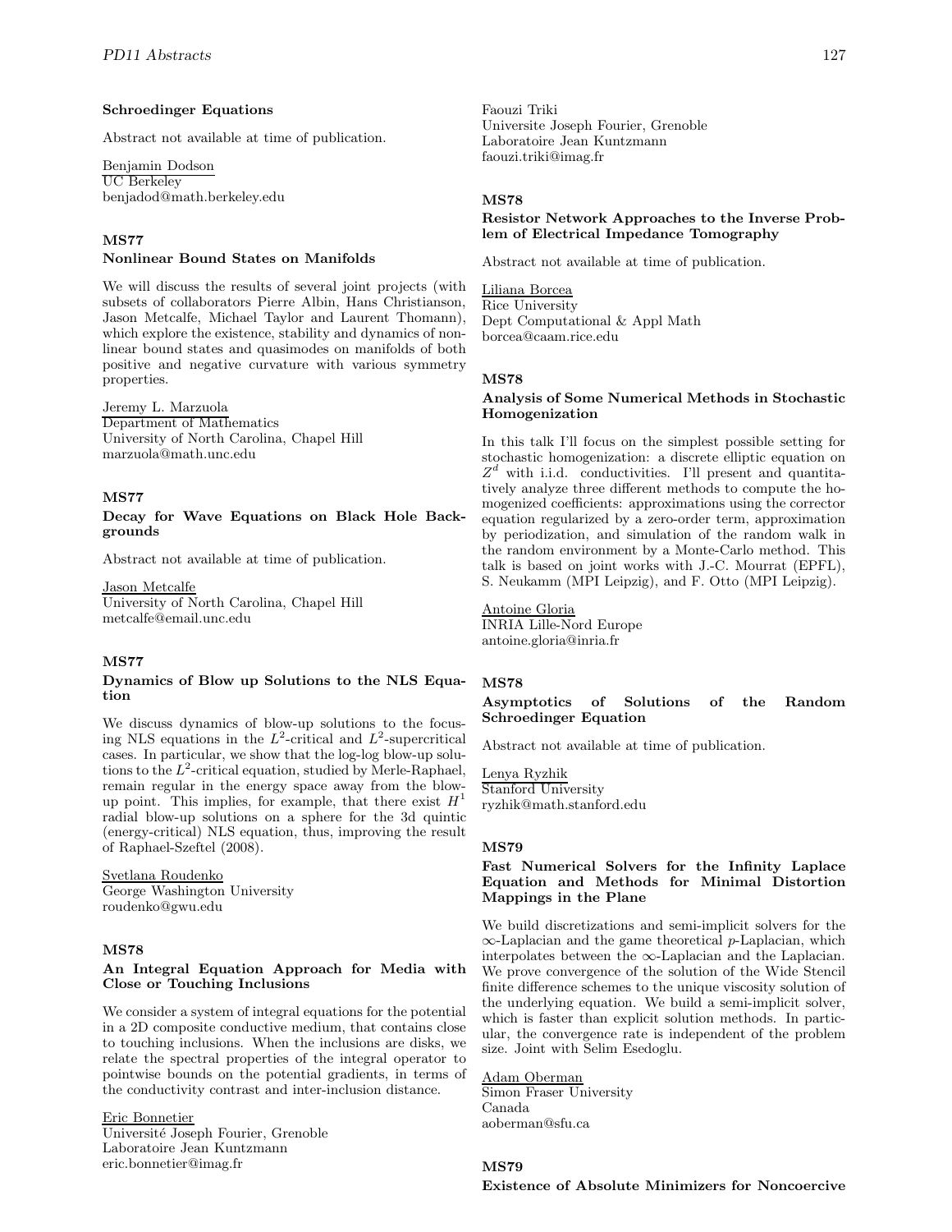**Schroedinger Equations**

Abstract not available at time of publication.

Benjamin Dodson
UC Berkeley
benjadod@math.berkeley.edu

**MS77**

**Nonlinear Bound States on Manifolds**

We will discuss the results of several joint projects (with subsets of collaborators Pierre Albin, Hans Christianson, Jason Metcalfe, Michael Taylor and Laurent Thomann), which explore the existence, stability and dynamics of nonlinear bound states and quasimodes on manifolds of both positive and negative curvature with various symmetry properties.

Jeremy L. Marzuola
Department of Mathematics
University of North Carolina, Chapel Hill
marzuola@math.unc.edu

**MS77**

**Decay for Wave Equations on Black Hole Backgrounds**

Abstract not available at time of publication.

Jason Metcalfe
University of North Carolina, Chapel Hill
metcalfe@email.unc.edu

**MS77**

**Dynamics of Blow up Solutions to the NLS Equation**

We discuss dynamics of blow-up solutions to the focusing NLS equations in the $L^2$-critical and $L^2$-supercritical cases. In particular, we show that the log-log blow-up solutions to the $L^2$-critical equation, studied by Merle-Raphael, remain regular in the energy space away from the blow-up point. This implies, for example, that there exist $H^1$ radial blow-up solutions on a sphere for the 3d quintic (energy-critical) NLS equation, thus, improving the result of Raphael-Szeftel (2008).

Svetlana Roudenko
George Washington University
roudenko@gwu.edu

**MS78**

**An Integral Equation Approach for Media with Close or Touching Inclusions**

We consider a system of integral equations for the potential in a 2D composite conductive medium, that contains close to touching inclusions. When the inclusions are disks, we relate the spectral properties of the integral operator to pointwise bounds on the potential gradients, in terms of the conductivity contrast and inter-inclusion distance.

Eric Bonnetier
Université Joseph Fourier, Grenoble
Laboratoire Jean Kuntzmann
eric.bonnetier@imag.fr

Faouzi Triki
Universite Joseph Fourier, Grenoble
Laboratoire Jean Kuntzmann
faouzi.triki@imag.fr

**MS78**

**Resistor Network Approaches to the Inverse Problem of Electrical Impedance Tomography**

Abstract not available at time of publication.

Liliana Borcea
Rice University
Dept Computational & Appl Math
borcea@caam.rice.edu

**MS78**

**Analysis of Some Numerical Methods in Stochastic Homogenization**

In this talk I'll focus on the simplest possible setting for stochastic homogenization: a discrete elliptic equation on $Z^d$ with i.i.d. conductivities. I'll present and quantitatively analyze three different methods to compute the homogenized coefficients: approximations using the corrector equation regularized by a zero-order term, approximation by periodization, and simulation of the random walk in the random environment by a Monte-Carlo method. This talk is based on joint works with J.-C. Mourrat (EPFL), S. Neukamm (MPI Leipzig), and F. Otto (MPI Leipzig).

Antoine Gloria
INRIA Lille-Nord Europe
antoine.gloria@inria.fr

**MS78**

**Asymptotics of Solutions of the Random Schroedinger Equation**

Abstract not available at time of publication.

Lenya Ryzhik
Stanford University
ryzhik@math.stanford.edu

**MS79**

**Fast Numerical Solvers for the Infinity Laplace Equation and Methods for Minimal Distortion Mappings in the Plane**

We build discretizations and semi-implicit solvers for the $\infty$-Laplacian and the game theoretical $p$-Laplacian, which interpolates between the $\infty$-Laplacian and the Laplacian. We prove convergence of the solution of the Wide Stencil finite difference schemes to the unique viscosity solution of the underlying equation. We build a semi-implicit solver, which is faster than explicit solution methods. In particular, the convergence rate is independent of the problem size. Joint with Selim Esedoglu.

Adam Oberman
Simon Fraser University
Canada
aoberman@sfu.ca

**MS79**

**Existence of Absolute Minimizers for Noncoercive**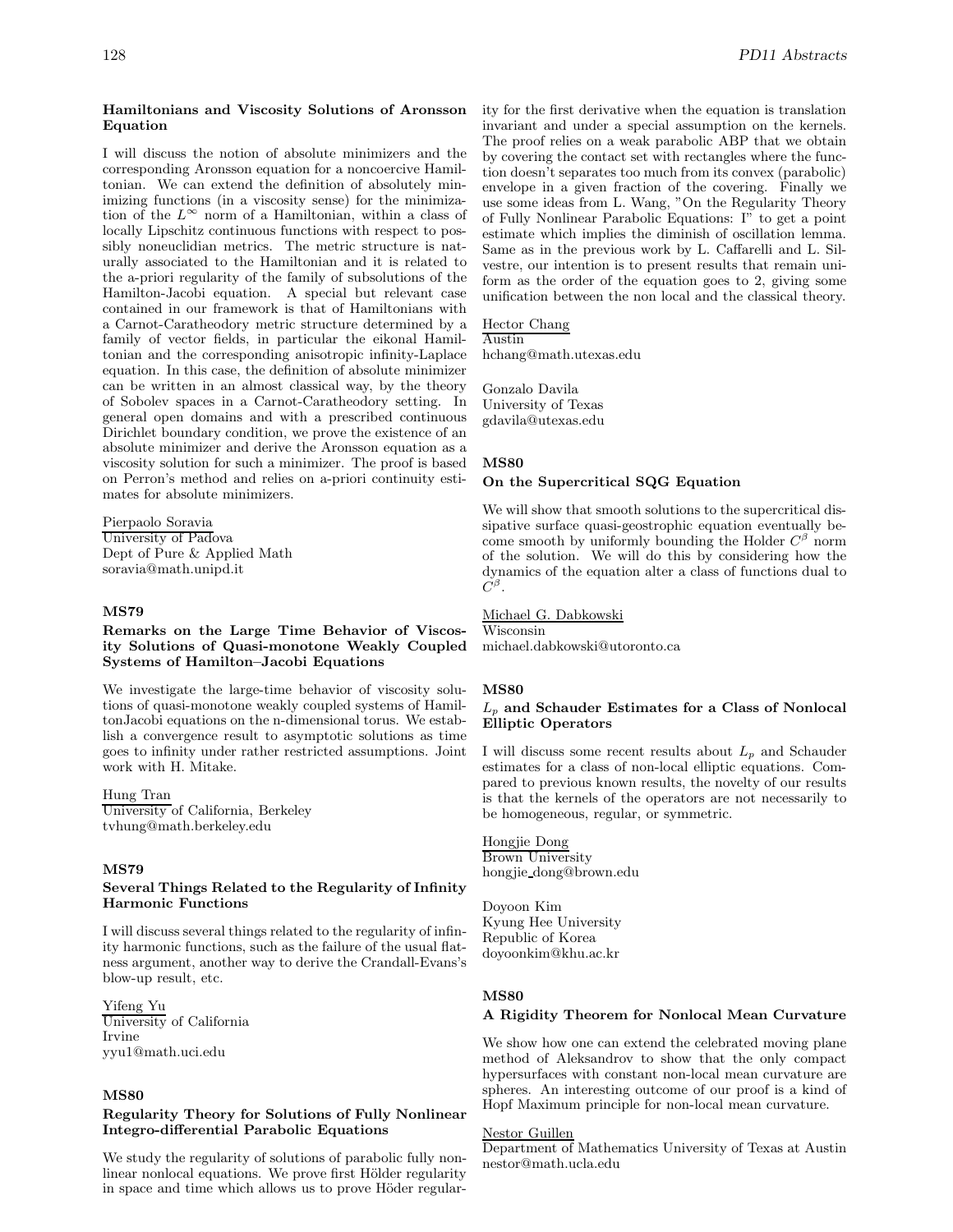### Hamiltonians and Viscosity Solutions of Aronsson Equation

I will discuss the notion of absolute minimizers and the corresponding Aronsson equation for a noncoercive Hamiltonian. We can extend the definition of absolutely minimizing functions (in a viscosity sense) for the minimization of the $L^\infty$ norm of a Hamiltonian, within a class of locally Lipschitz continuous functions with respect to possibly noneuclidian metrics. The metric structure is naturally associated to the Hamiltonian and it is related to the a-priori regularity of the family of subsolutions of the Hamilton-Jacobi equation. A special but relevant case contained in our framework is that of Hamiltonians with a Carnot-Caratheodory metric structure determined by a family of vector fields, in particular the eikonal Hamiltonian and the corresponding anisotropic infinity-Laplace equation. In this case, the definition of absolute minimizer can be written in an almost classical way, by the theory of Sobolev spaces in a Carnot-Caratheodory setting. In general open domains and with a prescribed continuous Dirichlet boundary condition, we prove the existence of an absolute minimizer and derive the Aronsson equation as a viscosity solution for such a minimizer. The proof is based on Perron's method and relies on a-priori continuity estimates for absolute minimizers.

Pierpaolo Soravia
University of Padova
Dept of Pure & Applied Math
soravia@math.unipd.it

## MS79

### Remarks on the Large Time Behavior of Viscosity Solutions of Quasi-monotone Weakly Coupled Systems of Hamilton–Jacobi Equations

We investigate the large-time behavior of viscosity solutions of quasi-monotone weakly coupled systems of HamiltonJacobi equations on the n-dimensional torus. We establish a convergence result to asymptotic solutions as time goes to infinity under rather restricted assumptions. Joint work with H. Mitake.

Hung Tran
University of California, Berkeley
tvhung@math.berkeley.edu

## MS79

### Several Things Related to the Regularity of Infinity Harmonic Functions

I will discuss several things related to the regularity of infinity harmonic functions, such as the failure of the usual flatness argument, another way to derive the Crandall-Evans's blow-up result, etc.

Yifeng Yu
University of California
Irvine
yyu1@math.uci.edu

## MS80

### Regularity Theory for Solutions of Fully Nonlinear Integro-differential Parabolic Equations

We study the regularity of solutions of parabolic fully nonlinear nonlocal equations. We prove first Hölder regularity in space and time which allows us to prove Höder regularity for the first derivative when the equation is translation invariant and under a special assumption on the kernels. The proof relies on a weak parabolic ABP that we obtain by covering the contact set with rectangles where the function doesn't separates too much from its convex (parabolic) envelope in a given fraction of the covering. Finally we use some ideas from L. Wang, "On the Regularity Theory of Fully Nonlinear Parabolic Equations: I" to get a point estimate which implies the diminish of oscillation lemma. Same as in the previous work by L. Caffarelli and L. Silvestre, our intention is to present results that remain uniform as the order of the equation goes to 2, giving some unification between the non local and the classical theory.

Hector Chang
Austin
hchang@math.utexas.edu

Gonzalo Davila
University of Texas
gdavila@utexas.edu

## MS80

### On the Supercritical SQG Equation

We will show that smooth solutions to the supercritical dissipative surface quasi-geostrophic equation eventually become smooth by uniformly bounding the Holder $C^\beta$ norm of the solution. We will do this by considering how the dynamics of the equation alter a class of functions dual to $C^\beta$.

Michael G. Dabkowski
Wisconsin
michael.dabkowski@utoronto.ca

## MS80

### $L_p$ and Schauder Estimates for a Class of Nonlocal Elliptic Operators

I will discuss some recent results about $L_p$ and Schauder estimates for a class of non-local elliptic equations. Compared to previous known results, the novelty of our results is that the kernels of the operators are not necessarily to be homogeneous, regular, or symmetric.

Hongjie Dong
Brown University
hongjie_dong@brown.edu

Doyoon Kim
Kyung Hee University
Republic of Korea
doyoonkim@khu.ac.kr

## MS80

### A Rigidity Theorem for Nonlocal Mean Curvature

We show how one can extend the celebrated moving plane method of Aleksandrov to show that the only compact hypersurfaces with constant non-local mean curvature are spheres. An interesting outcome of our proof is a kind of Hopf Maximum principle for non-local mean curvature.

Nestor Guillen
Department of Mathematics University of Texas at Austin
nestor@math.ucla.edu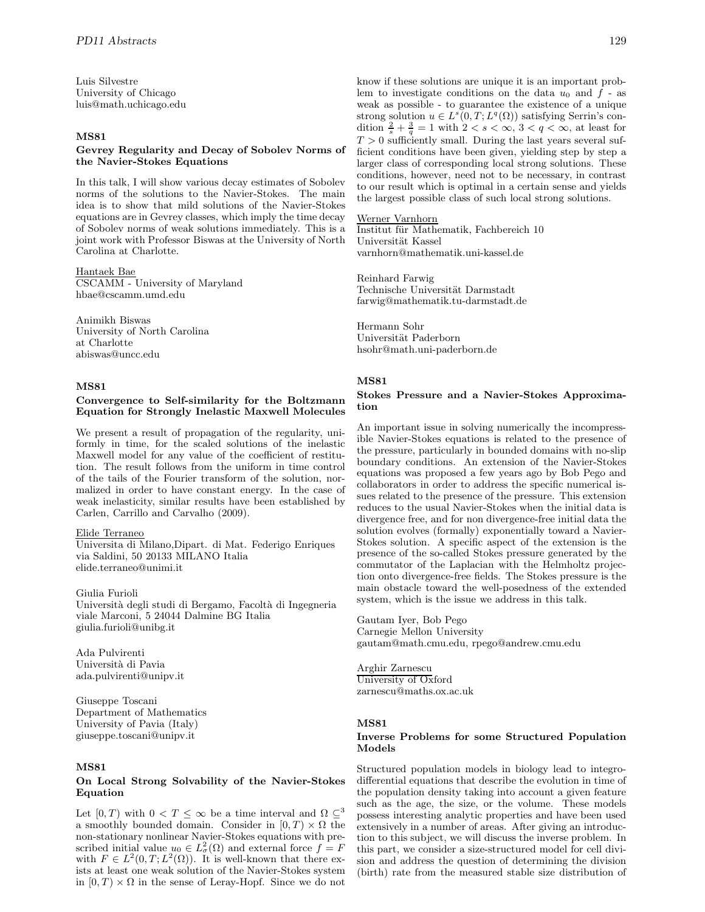Luis Silvestre
University of Chicago
luis@math.uchicago.edu

### MS81

### Gevrey Regularity and Decay of Sobolev Norms of the Navier-Stokes Equations

In this talk, I will show various decay estimates of Sobolev norms of the solutions to the Navier-Stokes. The main idea is to show that mild solutions of the Navier-Stokes equations are in Gevrey classes, which imply the time decay of Sobolev norms of weak solutions immediately. This is a joint work with Professor Biswas at the University of North Carolina at Charlotte.

Hantaek Bae
CSCAMM - University of Maryland
hbae@cscamm.umd.edu

Animikh Biswas
University of North Carolina
at Charlotte
abiswas@uncc.edu

### MS81

### Convergence to Self-similarity for the Boltzmann Equation for Strongly Inelastic Maxwell Molecules

We present a result of propagation of the regularity, uniformly in time, for the scaled solutions of the inelastic Maxwell model for any value of the coefficient of restitution. The result follows from the uniform in time control of the tails of the Fourier transform of the solution, normalized in order to have constant energy. In the case of weak inelasticity, similar results have been established by Carlen, Carrillo and Carvalho (2009).

Elide Terraneo
Universita di Milano,Dipart. di Mat. Federigo Enriques
via Saldini, 50 20133 MILANO Italia
elide.terraneo@unimi.it

Giulia Furioli
Università degli studi di Bergamo, Facoltà di Ingegneria
viale Marconi, 5 24044 Dalmine BG Italia
giulia.furioli@unibg.it

Ada Pulvirenti
Università di Pavia
ada.pulvirenti@unipv.it

Giuseppe Toscani
Department of Mathematics
University of Pavia (Italy)
giuseppe.toscani@unipv.it

### MS81

### On Local Strong Solvability of the Navier-Stokes Equation

Let $[0,T)$ with $0 < T \leq \infty$ be a time interval and $\Omega \subseteq^3$ a smoothly bounded domain. Consider in $[0,T) \times \Omega$ the non-stationary nonlinear Navier-Stokes equations with prescribed initial value $u_0 \in L^2_\sigma(\Omega)$ and external force $f = F$ with $F \in L^2(0,T;L^2(\Omega))$. It is well-known that there exists at least one weak solution of the Navier-Stokes system in $[0,T) \times \Omega$ in the sense of Leray-Hopf. Since we do not know if these solutions are unique it is an important problem to investigate conditions on the data $u_0$ and $f$ - as weak as possible - to guarantee the existence of a unique strong solution $u \in L^s(0,T;L^q(\Omega))$ satisfying Serrin's condition $\frac{2}{s} + \frac{3}{q} = 1$ with $2 < s < \infty$, $3 < q < \infty$, at least for $T > 0$ sufficiently small. During the last years several sufficient conditions have been given, yielding step by step a larger class of corresponding local strong solutions. These conditions, however, need not to be necessary, in contrast to our result which is optimal in a certain sense and yields the largest possible class of such local strong solutions.

Werner Varnhorn
Institut für Mathematik, Fachbereich 10
Universität Kassel
varnhorn@mathematik.uni-kassel.de

Reinhard Farwig
Technische Universität Darmstadt
farwig@mathematik.tu-darmstadt.de

Hermann Sohr
Universität Paderborn
hsohr@math.uni-paderborn.de

### MS81

### Stokes Pressure and a Navier-Stokes Approximation

An important issue in solving numerically the incompressible Navier-Stokes equations is related to the presence of the pressure, particularly in bounded domains with no-slip boundary conditions. An extension of the Navier-Stokes equations was proposed a few years ago by Bob Pego and collaborators in order to address the specific numerical issues related to the presence of the pressure. This extension reduces to the usual Navier-Stokes when the initial data is divergence free, and for non divergence-free initial data the solution evolves (formally) exponentially toward a Navier-Stokes solution. A specific aspect of the extension is the presence of the so-called Stokes pressure generated by the commutator of the Laplacian with the Helmholtz projection onto divergence-free fields. The Stokes pressure is the main obstacle toward the well-posedness of the extended system, which is the issue we address in this talk.

Gautam Iyer, Bob Pego
Carnegie Mellon University
gautam@math.cmu.edu, rpego@andrew.cmu.edu

Arghir Zarnescu
University of Oxford
zarnescu@maths.ox.ac.uk

### MS81

### Inverse Problems for some Structured Population Models

Structured population models in biology lead to integro-differential equations that describe the evolution in time of the population density taking into account a given feature such as the age, the size, or the volume. These models possess interesting analytic properties and have been used extensively in a number of areas. After giving an introduction to this subject, we will discuss the inverse problem. In this part, we consider a size-structured model for cell division and address the question of determining the division (birth) rate from the measured stable size distribution of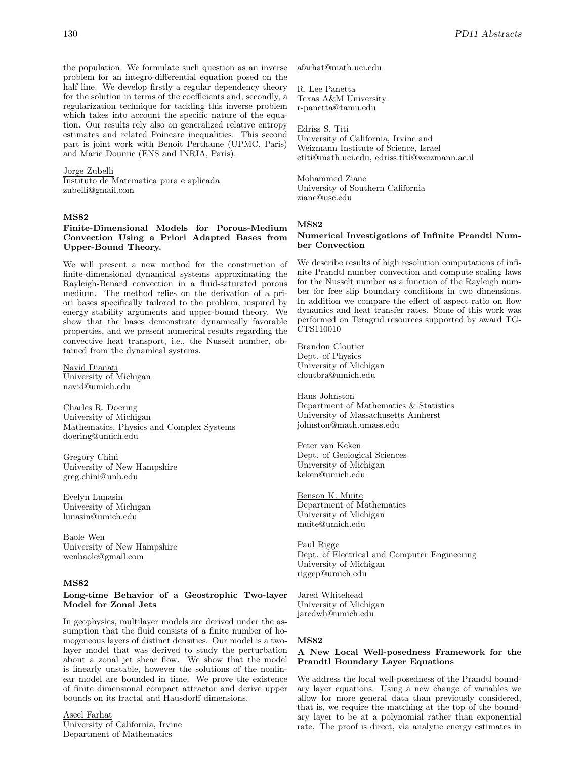the population. We formulate such question as an inverse problem for an integro-differential equation posed on the half line. We develop firstly a regular dependency theory for the solution in terms of the coefficients and, secondly, a regularization technique for tackling this inverse problem which takes into account the specific nature of the equation. Our results rely also on generalized relative entropy estimates and related Poincare inequalities. This second part is joint work with Benoit Perthame (UPMC, Paris) and Marie Doumic (ENS and INRIA, Paris).

Jorge Zubelli
Instituto de Matematica pura e aplicada
zubelli@gmail.com

### MS82

### Finite-Dimensional Models for Porous-Medium Convection Using a Priori Adapted Bases from Upper-Bound Theory.

We will present a new method for the construction of finite-dimensional dynamical systems approximating the Rayleigh-Benard convection in a fluid-saturated porous medium. The method relies on the derivation of a priori bases specifically tailored to the problem, inspired by energy stability arguments and upper-bound theory. We show that the bases demonstrate dynamically favorable properties, and we present numerical results regarding the convective heat transport, i.e., the Nusselt number, obtained from the dynamical systems.

Navid Dianati
University of Michigan
navid@umich.edu

Charles R. Doering
University of Michigan
Mathematics, Physics and Complex Systems
doering@umich.edu

Gregory Chini
University of New Hampshire
greg.chini@unh.edu

Evelyn Lunasin
University of Michigan
lunasin@umich.edu

Baole Wen
University of New Hampshire
wenbaole@gmail.com

### MS82

### Long-time Behavior of a Geostrophic Two-layer Model for Zonal Jets

In geophysics, multilayer models are derived under the assumption that the fluid consists of a finite number of homogeneous layers of distinct densities. Our model is a two-layer model that was derived to study the perturbation about a zonal jet shear flow. We show that the model is linearly unstable, however the solutions of the nonlinear model are bounded in time. We prove the existence of finite dimensional compact attractor and derive upper bounds on its fractal and Hausdorff dimensions.

Aseel Farhat
University of California, Irvine
Department of Mathematics
afarhat@math.uci.edu

R. Lee Panetta
Texas A&M University
r-panetta@tamu.edu

Edriss S. Titi
University of California, Irvine and
Weizmann Institute of Science, Israel
etiti@math.uci.edu, edriss.titi@weizmann.ac.il

Mohammed Ziane
University of Southern California
ziane@usc.edu

### MS82

### Numerical Investigations of Infinite Prandtl Number Convection

We describe results of high resolution computations of infinite Prandtl number convection and compute scaling laws for the Nusselt number as a function of the Rayleigh number for free slip boundary conditions in two dimensions. In addition we compare the effect of aspect ratio on flow dynamics and heat transfer rates. Some of this work was performed on Teragrid resources supported by award TG-CTS110010

Brandon Cloutier
Dept. of Physics
University of Michigan
cloutbra@umich.edu

Hans Johnston
Department of Mathematics & Statistics
University of Massachusetts Amherst
johnston@math.umass.edu

Peter van Keken
Dept. of Geological Sciences
University of Michigan
keken@umich.edu

Benson K. Muite
Department of Mathematics
University of Michigan
muite@umich.edu

Paul Rigge
Dept. of Electrical and Computer Engineering
University of Michigan
riggep@umich.edu

Jared Whitehead
University of Michigan
jaredwh@umich.edu

### MS82

### A New Local Well-posedness Framework for the Prandtl Boundary Layer Equations

We address the local well-posedness of the Prandtl boundary layer equations. Using a new change of variables we allow for more general data than previously considered, that is, we require the matching at the top of the boundary layer to be at a polynomial rather than exponential rate. The proof is direct, via analytic energy estimates in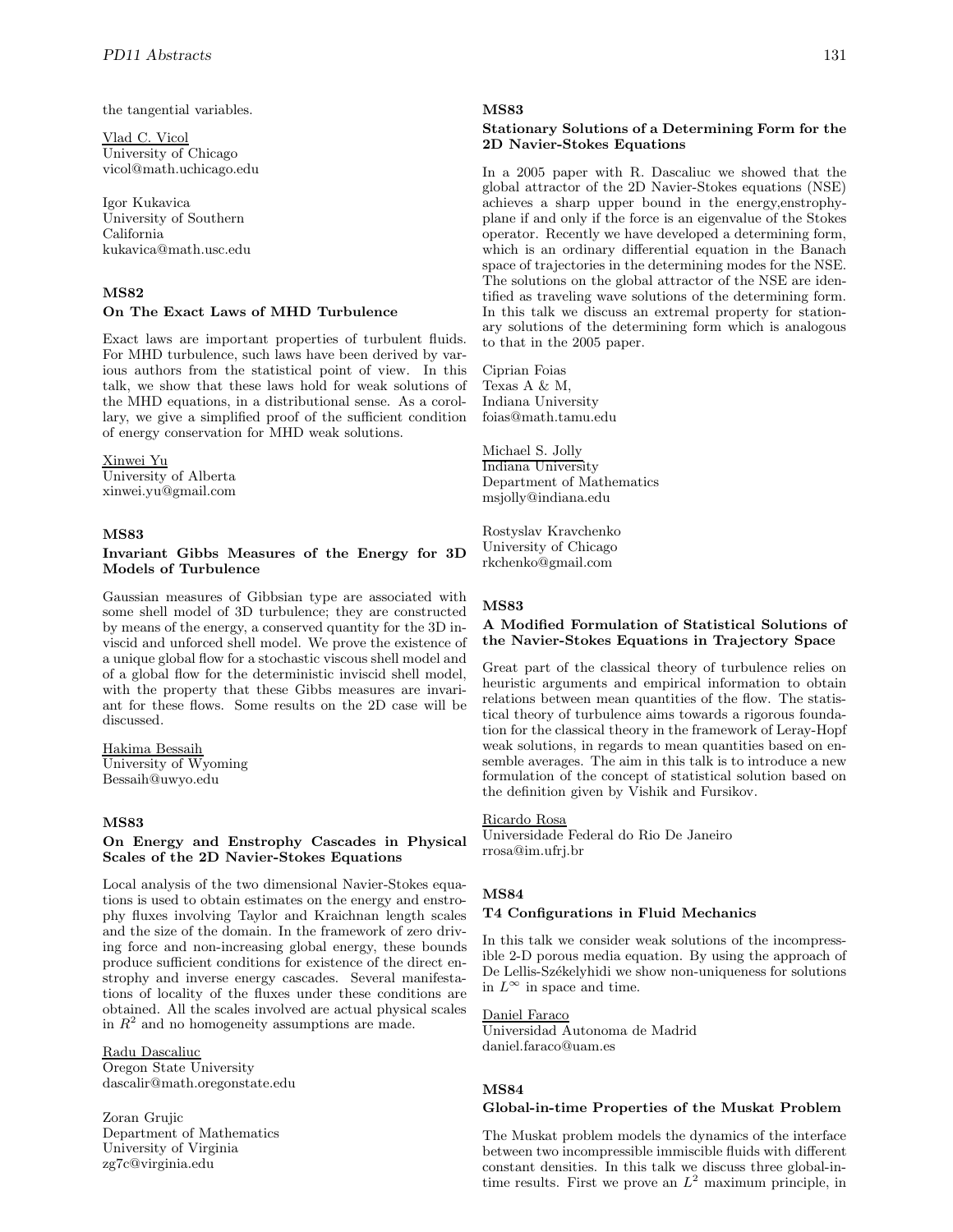the tangential variables.

Vlad C. Vicol
University of Chicago
vicol@math.uchicago.edu

Igor Kukavica
University of Southern California
kukavica@math.usc.edu

### MS82

### On The Exact Laws of MHD Turbulence

Exact laws are important properties of turbulent fluids. For MHD turbulence, such laws have been derived by various authors from the statistical point of view. In this talk, we show that these laws hold for weak solutions of the MHD equations, in a distributional sense. As a corollary, we give a simplified proof of the sufficient condition of energy conservation for MHD weak solutions.

Xinwei Yu
University of Alberta
xinwei.yu@gmail.com

### MS83

### Invariant Gibbs Measures of the Energy for 3D Models of Turbulence

Gaussian measures of Gibbsian type are associated with some shell model of 3D turbulence; they are constructed by means of the energy, a conserved quantity for the 3D inviscid and unforced shell model. We prove the existence of a unique global flow for a stochastic viscous shell model and of a global flow for the deterministic inviscid shell model, with the property that these Gibbs measures are invariant for these flows. Some results on the 2D case will be discussed.

Hakima Bessaih
University of Wyoming
Bessaih@uwyo.edu

### MS83

### On Energy and Enstrophy Cascades in Physical Scales of the 2D Navier-Stokes Equations

Local analysis of the two dimensional Navier-Stokes equations is used to obtain estimates on the energy and enstrophy fluxes involving Taylor and Kraichnan length scales and the size of the domain. In the framework of zero driving force and non-increasing global energy, these bounds produce sufficient conditions for existence of the direct enstrophy and inverse energy cascades. Several manifestations of locality of the fluxes under these conditions are obtained. All the scales involved are actual physical scales in $R^2$ and no homogeneity assumptions are made.

Radu Dascaliuc
Oregon State University
dascalir@math.oregonstate.edu

Zoran Grujic
Department of Mathematics
University of Virginia
zg7c@virginia.edu

### MS83

### Stationary Solutions of a Determining Form for the 2D Navier-Stokes Equations

In a 2005 paper with R. Dascaliuc we showed that the global attractor of the 2D Navier-Stokes equations (NSE) achieves a sharp upper bound in the energy,enstrophy-plane if and only if the force is an eigenvalue of the Stokes operator. Recently we have developed a determining form, which is an ordinary differential equation in the Banach space of trajectories in the determining modes for the NSE. The solutions on the global attractor of the NSE are identified as traveling wave solutions of the determining form. In this talk we discuss an extremal property for stationary solutions of the determining form which is analogous to that in the 2005 paper.

Ciprian Foias
Texas A & M,
Indiana University
foias@math.tamu.edu

Michael S. Jolly
Indiana University
Department of Mathematics
msjolly@indiana.edu

Rostyslav Kravchenko
University of Chicago
rkchenko@gmail.com

### MS83

### A Modified Formulation of Statistical Solutions of the Navier-Stokes Equations in Trajectory Space

Great part of the classical theory of turbulence relies on heuristic arguments and empirical information to obtain relations between mean quantities of the flow. The statistical theory of turbulence aims towards a rigorous foundation for the classical theory in the framework of Leray-Hopf weak solutions, in regards to mean quantities based on ensemble averages. The aim in this talk is to introduce a new formulation of the concept of statistical solution based on the definition given by Vishik and Fursikov.

Ricardo Rosa
Universidade Federal do Rio De Janeiro
rrosa@im.ufrj.br

### MS84

### T4 Configurations in Fluid Mechanics

In this talk we consider weak solutions of the incompressible 2-D porous media equation. By using the approach of De Lellis-Székelyhidi we show non-uniqueness for solutions in $L^\infty$ in space and time.

Daniel Faraco
Universidad Autonoma de Madrid
daniel.faraco@uam.es

### MS84

### Global-in-time Properties of the Muskat Problem

The Muskat problem models the dynamics of the interface between two incompressible immiscible fluids with different constant densities. In this talk we discuss three global-in-time results. First we prove an $L^2$ maximum principle, in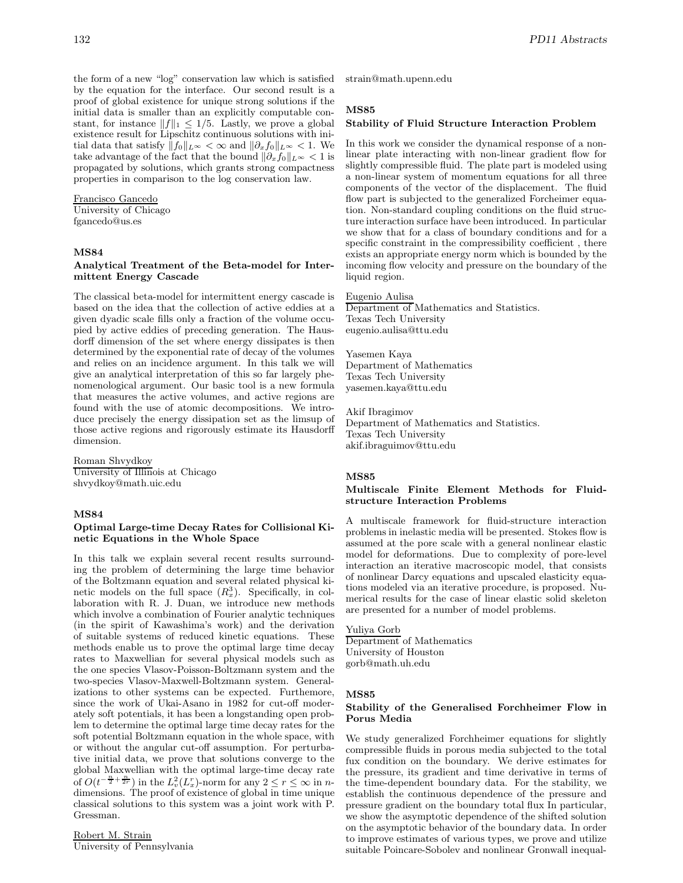the form of a new "log" conservation law which is satisfied by the equation for the interface. Our second result is a proof of global existence for unique strong solutions if the initial data is smaller than an explicitly computable constant, for instance $\|f\|_1 \leq 1/5$. Lastly, we prove a global existence result for Lipschitz continuous solutions with initial data that satisfy $\|f_0\|_{L^\infty} < \infty$ and $\|\partial_x f_0\|_{L^\infty} < 1$. We take advantage of the fact that the bound $\|\partial_x f_0\|_{L^\infty} < 1$ is propagated by solutions, which grants strong compactness properties in comparison to the log conservation law.

Francisco Gancedo
University of Chicago
fgancedo@us.es

### MS84
### Analytical Treatment of the Beta-model for Intermittent Energy Cascade

The classical beta-model for intermittent energy cascade is based on the idea that the collection of active eddies at a given dyadic scale fills only a fraction of the volume occupied by active eddies of preceding generation. The Hausdorff dimension of the set where energy dissipates is then determined by the exponential rate of decay of the volumes and relies on an incidence argument. In this talk we will give an analytical interpretation of this so far largely phenomenological argument. Our basic tool is a new formula that measures the active volumes, and active regions are found with the use of atomic decompositions. We introduce precisely the energy dissipation set as the limsup of those active regions and rigorously estimate its Hausdorff dimension.

Roman Shvydkoy
University of Illinois at Chicago
shvydkoy@math.uic.edu

### MS84
### Optimal Large-time Decay Rates for Collisional Kinetic Equations in the Whole Space

In this talk we explain several recent results surrounding the problem of determining the large time behavior of the Boltzmann equation and several related physical kinetic models on the full space ($R^3_x$). Specifically, in collaboration with R. J. Duan, we introduce new methods which involve a combination of Fourier analytic techniques (in the spirit of Kawashima's work) and the derivation of suitable systems of reduced kinetic equations. These methods enable us to prove the optimal large time decay rates to Maxwellian for several physical models such as the one species Vlasov-Poisson-Boltzmann system and the two-species Vlasov-Maxwell-Boltzmann system. Generalizations to other systems can be expected. Furthermore, since the work of Ukai-Asano in 1982 for cut-off moderately soft potentials, it has been a longstanding open problem to determine the optimal large time decay rates for the soft potential Boltzmann equation in the whole space, with or without the angular cut-off assumption. For perturbative initial data, we prove that solutions converge to the global Maxwellian with the optimal large-time decay rate of $O(t^{-\frac{n}{2}+\frac{n}{2r}})$ in the $L^2_v(L^r_x)$-norm for any $2 \leq r \leq \infty$ in $n$-dimensions. The proof of existence of global in time unique classical solutions to this system was a joint work with P. Gressman.

Robert M. Strain
University of Pennsylvania
strain@math.upenn.edu

### MS85
### Stability of Fluid Structure Interaction Problem

In this work we consider the dynamical response of a non-linear plate interacting with non-linear gradient flow for slightly compressible fluid. The plate part is modeled using a non-linear system of momentum equations for all three components of the vector of the displacement. The fluid flow part is subjected to the generalized Forcheimer equation. Non-standard coupling conditions on the fluid structure interaction surface have been introduced. In particular we show that for a class of boundary conditions and for a specific constraint in the compressibility coefficient , there exists an appropriate energy norm which is bounded by the incoming flow velocity and pressure on the boundary of the liquid region.

Eugenio Aulisa
Department of Mathematics and Statistics.
Texas Tech University
eugenio.aulisa@ttu.edu

Yasemen Kaya
Department of Mathematics
Texas Tech University
yasemen.kaya@ttu.edu

Akif Ibragimov
Department of Mathematics and Statistics.
Texas Tech University
akif.ibraguimov@ttu.edu

### MS85
### Multiscale Finite Element Methods for Fluid-structure Interaction Problems

A multiscale framework for fluid-structure interaction problems in inelastic media will be presented. Stokes flow is assumed at the pore scale with a general nonlinear elastic model for deformations. Due to complexity of pore-level interaction an iterative macroscopic model, that consists of nonlinear Darcy equations and upscaled elasticity equations modeled via an iterative procedure, is proposed. Numerical results for the case of linear elastic solid skeleton are presented for a number of model problems.

Yuliya Gorb
Department of Mathematics
University of Houston
gorb@math.uh.edu

### MS85
### Stability of the Generalised Forchheimer Flow in Porus Media

We study generalized Forchheimer equations for slightly compressible fluids in porous media subjected to the total fux condition on the boundary. We derive estimates for the pressure, its gradient and time derivative in terms of the time-dependent boundary data. For the stability, we establish the continuous dependence of the pressure and pressure gradient on the boundary total flux In particular, we show the asymptotic dependence of the shifted solution on the asymptotic behavior of the boundary data. In order to improve estimates of various types, we prove and utilize suitable Poincare-Sobolev and nonlinear Gronwall inequal-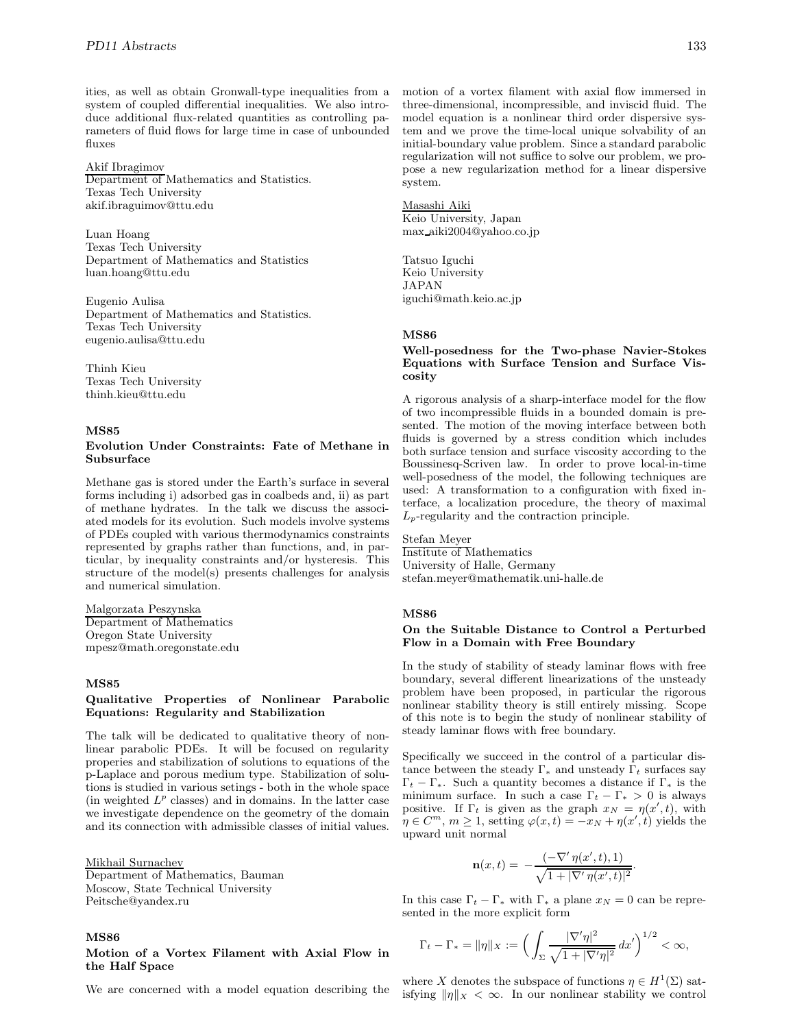ities, as well as obtain Gronwall-type inequalities from a system of coupled differential inequalities. We also introduce additional flux-related quantities as controlling parameters of fluid flows for large time in case of unbounded fluxes

Akif Ibragimov
Department of Mathematics and Statistics.
Texas Tech University
akif.ibraguimov@ttu.edu

Luan Hoang
Texas Tech University
Department of Mathematics and Statistics
luan.hoang@ttu.edu

Eugenio Aulisa
Department of Mathematics and Statistics.
Texas Tech University
eugenio.aulisa@ttu.edu

Thinh Kieu
Texas Tech University
thinh.kieu@ttu.edu

### MS85

### Evolution Under Constraints: Fate of Methane in Subsurface

Methane gas is stored under the Earth's surface in several forms including i) adsorbed gas in coalbeds and, ii) as part of methane hydrates. In the talk we discuss the associated models for its evolution. Such models involve systems of PDEs coupled with various thermodynamics constraints represented by graphs rather than functions, and, in particular, by inequality constraints and/or hysteresis. This structure of the model(s) presents challenges for analysis and numerical simulation.

Malgorzata Peszynska
Department of Mathematics
Oregon State University
mpesz@math.oregonstate.edu

### MS85

### Qualitative Properties of Nonlinear Parabolic Equations: Regularity and Stabilization

The talk will be dedicated to qualitative theory of nonlinear parabolic PDEs. It will be focused on regularity properies and stabilization of solutions to equations of the p-Laplace and porous medium type. Stabilization of solutions is studied in various setings - both in the whole space (in weighted $L^p$ classes) and in domains. In the latter case we investigate dependence on the geometry of the domain and its connection with admissible classes of initial values.

Mikhail Surnachev
Department of Mathematics, Bauman
Moscow, State Technical University
Peitsche@yandex.ru

### MS86

### Motion of a Vortex Filament with Axial Flow in the Half Space

We are concerned with a model equation describing the motion of a vortex filament with axial flow immersed in three-dimensional, incompressible, and inviscid fluid. The model equation is a nonlinear third order dispersive system and we prove the time-local unique solvability of an initial-boundary value problem. Since a standard parabolic regularization will not suffice to solve our problem, we propose a new regularization method for a linear dispersive system.

Masashi Aiki
Keio University, Japan
max_aiki2004@yahoo.co.jp

Tatsuo Iguchi
Keio University
JAPAN
iguchi@math.keio.ac.jp

### MS86

### Well-posedness for the Two-phase Navier-Stokes Equations with Surface Tension and Surface Viscosity

A rigorous analysis of a sharp-interface model for the flow of two incompressible fluids in a bounded domain is presented. The motion of the moving interface between both fluids is governed by a stress condition which includes both surface tension and surface viscosity according to the Boussinesq-Scriven law. In order to prove local-in-time well-posedness of the model, the following techniques are used: A transformation to a configuration with fixed interface, a localization procedure, the theory of maximal $L_p$-regularity and the contraction principle.

Stefan Meyer
Institute of Mathematics
University of Halle, Germany
stefan.meyer@mathematik.uni-halle.de

### MS86

### On the Suitable Distance to Control a Perturbed Flow in a Domain with Free Boundary

In the study of stability of steady laminar flows with free boundary, several different linearizations of the unsteady problem have been proposed, in particular the rigorous nonlinear stability theory is still entirely missing. Scope of this note is to begin the study of nonlinear stability of steady laminar flows with free boundary.

Specifically we succeed in the control of a particular distance between the steady $\Gamma_*$ and unsteady $\Gamma_t$ surfaces say $\Gamma_t - \Gamma_*$. Such a quantity becomes a distance if $\Gamma_*$ is the minimum surface. In such a case $\Gamma_t - \Gamma_* > 0$ is always positive. If $\Gamma_t$ is given as the graph $x_N = \eta(x', t)$, with $\eta \in C^m$, $m \geq 1$, setting $\varphi(x,t) = -x_N + \eta(x', t)$ yields the upward unit normal

$$\mathbf{n}(x,t) = -\frac{(-\nabla' \eta(x',t), 1)}{\sqrt{1 + |\nabla' \eta(x',t)|^2}}.$$

In this case $\Gamma_t - \Gamma_*$ with $\Gamma_*$ a plane $x_N = 0$ can be represented in the more explicit form

$$\Gamma_t - \Gamma_* = \|\eta\|_X := \Big( \int_\Sigma \frac{|\nabla' \eta|^2}{\sqrt{1 + |\nabla' \eta|^2}} \, dx' \Big)^{1/2} < \infty,$$

where $X$ denotes the subspace of functions $\eta \in H^1(\Sigma)$ satisfying $\|\eta\|_X < \infty$. In our nonlinear stability we control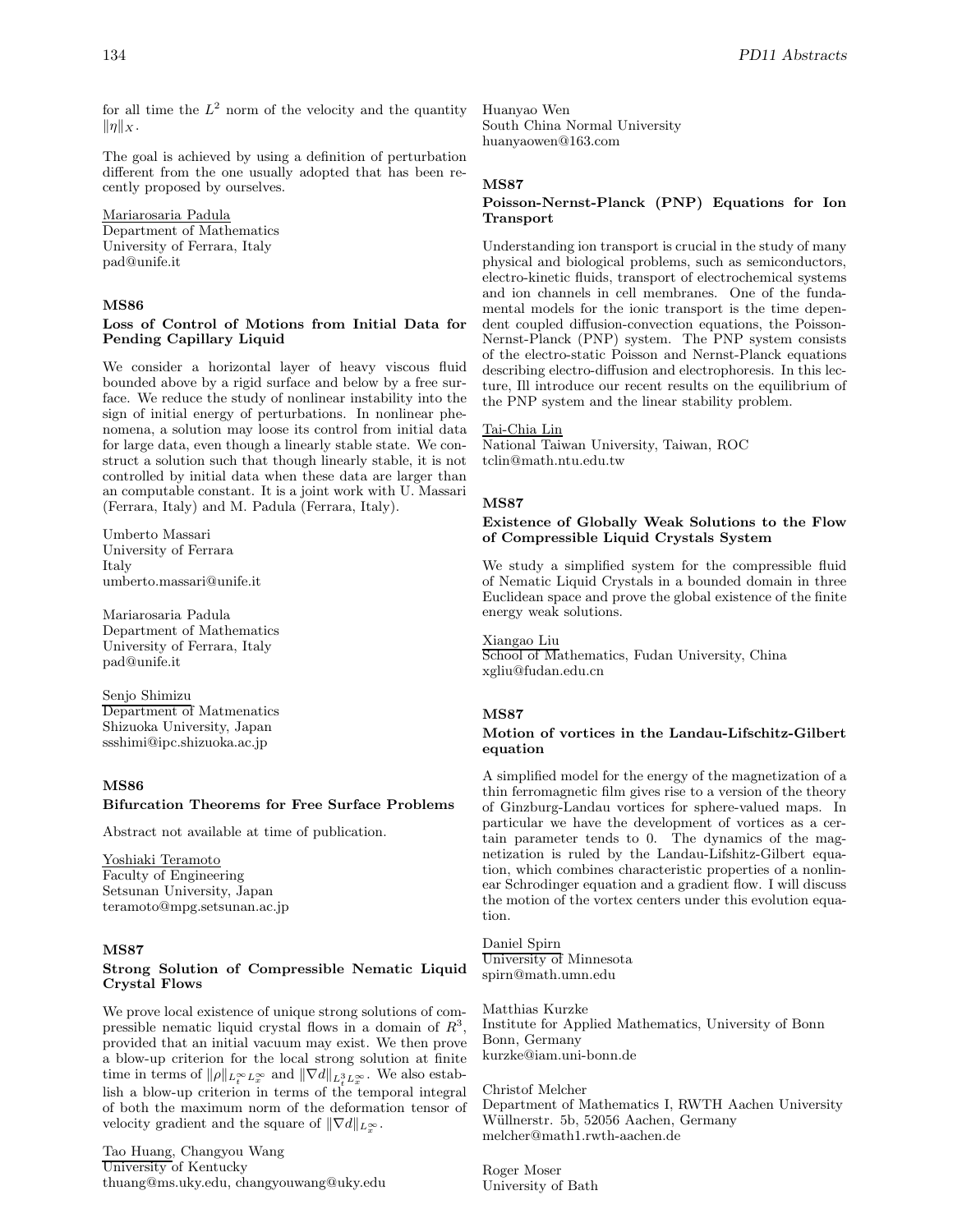for all time the $L^2$ norm of the velocity and the quantity $\|\eta\|_X$.

The goal is achieved by using a definition of perturbation different from the one usually adopted that has been recently proposed by ourselves.

Mariarosaria Padula
Department of Mathematics
University of Ferrara, Italy
pad@unife.it

### MS86

### Loss of Control of Motions from Initial Data for Pending Capillary Liquid

We consider a horizontal layer of heavy viscous fluid bounded above by a rigid surface and below by a free surface. We reduce the study of nonlinear instability into the sign of initial energy of perturbations. In nonlinear phenomena, a solution may loose its control from initial data for large data, even though a linearly stable state. We construct a solution such that though linearly stable, it is not controlled by initial data when these data are larger than an computable constant. It is a joint work with U. Massari (Ferrara, Italy) and M. Padula (Ferrara, Italy).

Umberto Massari
University of Ferrara
Italy
umberto.massari@unife.it

Mariarosaria Padula
Department of Mathematics
University of Ferrara, Italy
pad@unife.it

Senjo Shimizu
Department of Matmenatics
Shizuoka University, Japan
ssshimi@ipc.shizuoka.ac.jp

### MS86

### Bifurcation Theorems for Free Surface Problems

Abstract not available at time of publication.

Yoshiaki Teramoto
Faculty of Engineering
Setsunan University, Japan
teramoto@mpg.setsunan.ac.jp

### MS87

### Strong Solution of Compressible Nematic Liquid Crystal Flows

We prove local existence of unique strong solutions of compressible nematic liquid crystal flows in a domain of $R^3$, provided that an initial vacuum may exist. We then prove a blow-up criterion for the local strong solution at finite time in terms of $\|\rho\|_{L_t^\infty L_x^\infty}$ and $\|\nabla d\|_{L_t^3 L_x^\infty}$. We also establish a blow-up criterion in terms of the temporal integral of both the maximum norm of the deformation tensor of velocity gradient and the square of $\|\nabla d\|_{L_x^\infty}$.

Tao Huang, Changyou Wang
University of Kentucky
thuang@ms.uky.edu, changyouwang@uky.edu

Huanyao Wen
South China Normal University
huanyaowen@163.com

### MS87

### Poisson-Nernst-Planck (PNP) Equations for Ion Transport

Understanding ion transport is crucial in the study of many physical and biological problems, such as semiconductors, electro-kinetic fluids, transport of electrochemical systems and ion channels in cell membranes. One of the fundamental models for the ionic transport is the time dependent coupled diffusion-convection equations, the Poisson-Nernst-Planck (PNP) system. The PNP system consists of the electro-static Poisson and Nernst-Planck equations describing electro-diffusion and electrophoresis. In this lecture, Ill introduce our recent results on the equilibrium of the PNP system and the linear stability problem.

Tai-Chia Lin
National Taiwan University, Taiwan, ROC
tclin@math.ntu.edu.tw

### MS87

### Existence of Globally Weak Solutions to the Flow of Compressible Liquid Crystals System

We study a simplified system for the compressible fluid of Nematic Liquid Crystals in a bounded domain in three Euclidean space and prove the global existence of the finite energy weak solutions.

Xiangao Liu
School of Mathematics, Fudan University, China
xgliu@fudan.edu.cn

### MS87

### Motion of vortices in the Landau-Lifschitz-Gilbert equation

A simplified model for the energy of the magnetization of a thin ferromagnetic film gives rise to a version of the theory of Ginzburg-Landau vortices for sphere-valued maps. In particular we have the development of vortices as a certain parameter tends to 0. The dynamics of the magnetization is ruled by the Landau-Lifshitz-Gilbert equation, which combines characteristic properties of a nonlinear Schrodinger equation and a gradient flow. I will discuss the motion of the vortex centers under this evolution equation.

Daniel Spirn
University of Minnesota
spirn@math.umn.edu

Matthias Kurzke
Institute for Applied Mathematics, University of Bonn
Bonn, Germany
kurzke@iam.uni-bonn.de

Christof Melcher
Department of Mathematics I, RWTH Aachen University
Wüllnerstr. 5b, 52056 Aachen, Germany
melcher@math1.rwth-aachen.de

Roger Moser
University of Bath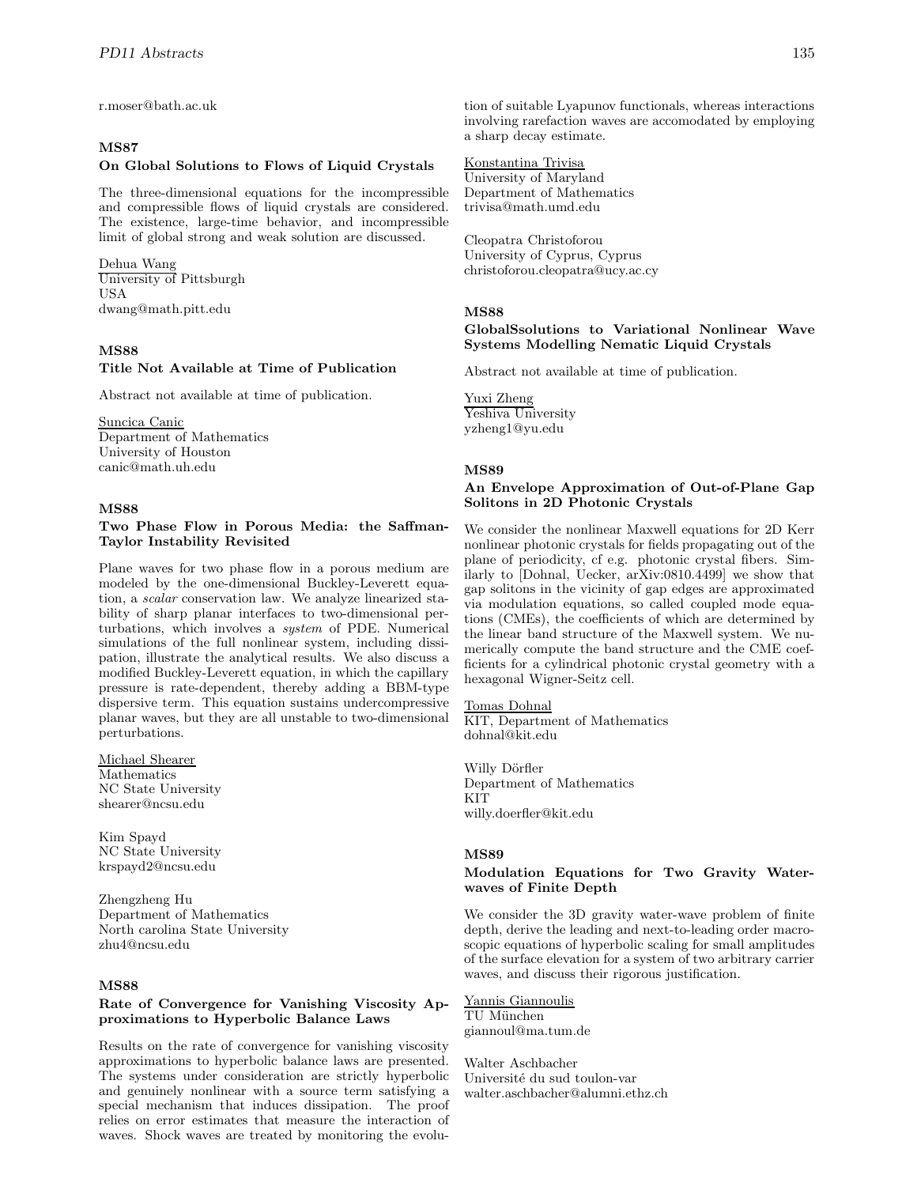r.moser@bath.ac.uk

### MS87

**On Global Solutions to Flows of Liquid Crystals**

The three-dimensional equations for the incompressible and compressible flows of liquid crystals are considered. The existence, large-time behavior, and incompressible limit of global strong and weak solution are discussed.

Dehua Wang
University of Pittsburgh
USA
dwang@math.pitt.edu

### MS88

**Title Not Available at Time of Publication**

Abstract not available at time of publication.

Suncica Canic
Department of Mathematics
University of Houston
canic@math.uh.edu

### MS88

**Two Phase Flow in Porous Media: the Saffman-Taylor Instability Revisited**

Plane waves for two phase flow in a porous medium are modeled by the one-dimensional Buckley-Leverett equation, a *scalar* conservation law. We analyze linearized stability of sharp planar interfaces to two-dimensional perturbations, which involves a *system* of PDE. Numerical simulations of the full nonlinear system, including dissipation, illustrate the analytical results. We also discuss a modified Buckley-Leverett equation, in which the capillary pressure is rate-dependent, thereby adding a BBM-type dispersive term. This equation sustains undercompressive planar waves, but they are all unstable to two-dimensional perturbations.

Michael Shearer
Mathematics
NC State University
shearer@ncsu.edu

Kim Spayd
NC State University
krspayd2@ncsu.edu

Zhengzheng Hu
Department of Mathematics
North carolina State University
zhu4@ncsu.edu

### MS88

**Rate of Convergence for Vanishing Viscosity Approximations to Hyperbolic Balance Laws**

Results on the rate of convergence for vanishing viscosity approximations to hyperbolic balance laws are presented. The systems under consideration are strictly hyperbolic and genuinely nonlinear with a source term satisfying a special mechanism that induces dissipation. The proof relies on error estimates that measure the interaction of waves. Shock waves are treated by monitoring the evolution of suitable Lyapunov functionals, whereas interactions involving rarefaction waves are accomodated by employing a sharp decay estimate.

Konstantina Trivisa
University of Maryland
Department of Mathematics
trivisa@math.umd.edu

Cleopatra Christoforou
University of Cyprus, Cyprus
christoforou.cleopatra@ucy.ac.cy

### MS88

**GlobalSsolutions to Variational Nonlinear Wave Systems Modelling Nematic Liquid Crystals**

Abstract not available at time of publication.

Yuxi Zheng
Yeshiva University
yzheng1@yu.edu

### MS89

**An Envelope Approximation of Out-of-Plane Gap Solitons in 2D Photonic Crystals**

We consider the nonlinear Maxwell equations for 2D Kerr nonlinear photonic crystals for fields propagating out of the plane of periodicity, cf e.g. photonic crystal fibers. Similarly to [Dohnal, Uecker, arXiv:0810.4499] we show that gap solitons in the vicinity of gap edges are approximated via modulation equations, so called coupled mode equations (CMEs), the coefficients of which are determined by the linear band structure of the Maxwell system. We numerically compute the band structure and the CME coefficients for a cylindrical photonic crystal geometry with a hexagonal Wigner-Seitz cell.

Tomas Dohnal
KIT, Department of Mathematics
dohnal@kit.edu

Willy Dörfler
Department of Mathematics
KIT
willy.doerfler@kit.edu

### MS89

**Modulation Equations for Two Gravity Water-waves of Finite Depth**

We consider the 3D gravity water-wave problem of finite depth, derive the leading and next-to-leading order macroscopic equations of hyperbolic scaling for small amplitudes of the surface elevation for a system of two arbitrary carrier waves, and discuss their rigorous justification.

Yannis Giannoulis
TU München
giannoul@ma.tum.de

Walter Aschbacher
Université du sud toulon-var
walter.aschbacher@alumni.ethz.ch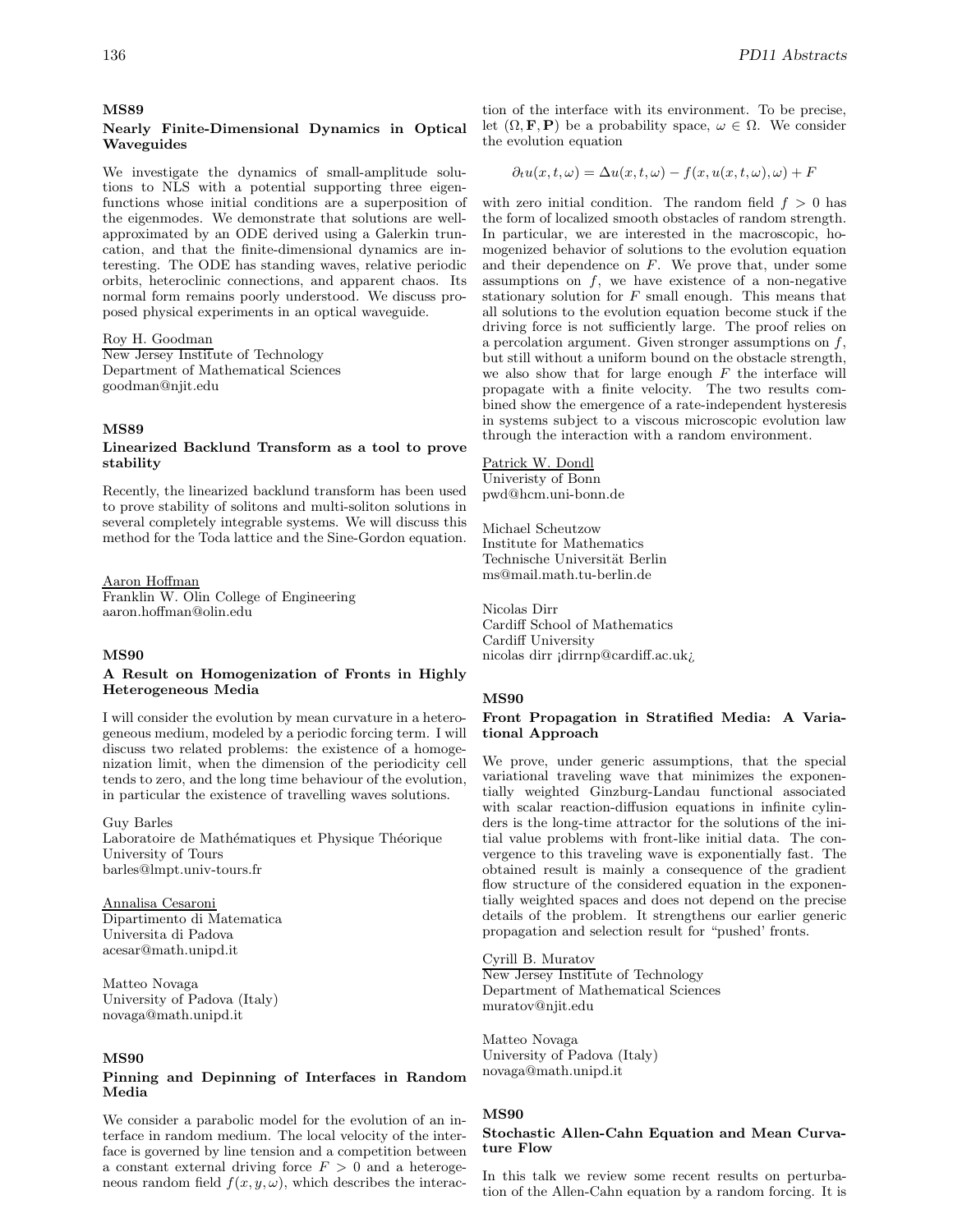### MS89

#### Nearly Finite-Dimensional Dynamics in Optical Waveguides

We investigate the dynamics of small-amplitude solutions to NLS with a potential supporting three eigenfunctions whose initial conditions are a superposition of the eigenmodes. We demonstrate that solutions are well-approximated by an ODE derived using a Galerkin truncation, and that the finite-dimensional dynamics are interesting. The ODE has standing waves, relative periodic orbits, heteroclinic connections, and apparent chaos. Its normal form remains poorly understood. We discuss proposed physical experiments in an optical waveguide.

Roy H. Goodman
New Jersey Institute of Technology
Department of Mathematical Sciences
goodman@njit.edu

### MS89

#### Linearized Backlund Transform as a tool to prove stability

Recently, the linearized backlund transform has been used to prove stability of solitons and multi-soliton solutions in several completely integrable systems. We will discuss this method for the Toda lattice and the Sine-Gordon equation.

Aaron Hoffman
Franklin W. Olin College of Engineering
aaron.hoffman@olin.edu

### MS90

#### A Result on Homogenization of Fronts in Highly Heterogeneous Media

I will consider the evolution by mean curvature in a heterogeneous medium, modeled by a periodic forcing term. I will discuss two related problems: the existence of a homogenization limit, when the dimension of the periodicity cell tends to zero, and the long time behaviour of the evolution, in particular the existence of travelling waves solutions.

Guy Barles
Laboratoire de Mathématiques et Physique Théorique
University of Tours
barles@lmpt.univ-tours.fr

Annalisa Cesaroni
Dipartimento di Matematica
Universita di Padova
acesar@math.unipd.it

Matteo Novaga
University of Padova (Italy)
novaga@math.unipd.it

### MS90

#### Pinning and Depinning of Interfaces in Random Media

We consider a parabolic model for the evolution of an interface in random medium. The local velocity of the interface is governed by line tension and a competition between a constant external driving force $F > 0$ and a heterogeneous random field $f(x, y, \omega)$, which describes the interaction of the interface with its environment. To be precise, let $(\Omega, \mathbf{F}, \mathbf{P})$ be a probability space, $\omega \in \Omega$. We consider the evolution equation

$$\partial_t u(x,t,\omega) = \Delta u(x,t,\omega) - f(x, u(x,t,\omega), \omega) + F$$

with zero initial condition. The random field $f > 0$ has the form of localized smooth obstacles of random strength. In particular, we are interested in the macroscopic, homogenized behavior of solutions to the evolution equation and their dependence on $F$. We prove that, under some assumptions on $f$, we have existence of a non-negative stationary solution for $F$ small enough. This means that all solutions to the evolution equation become stuck if the driving force is not sufficiently large. The proof relies on a percolation argument. Given stronger assumptions on $f$, but still without a uniform bound on the obstacle strength, we also show that for large enough $F$ the interface will propagate with a finite velocity. The two results combined show the emergence of a rate-independent hysteresis in systems subject to a viscous microscopic evolution law through the interaction with a random environment.

Patrick W. Dondl
Univeristy of Bonn
pwd@hcm.uni-bonn.de

Michael Scheutzow
Institute for Mathematics
Technische Universität Berlin
ms@mail.math.tu-berlin.de

Nicolas Dirr
Cardiff School of Mathematics
Cardiff University
nicolas dirr ¡dirrnp@cardiff.ac.uk¿

### MS90

#### Front Propagation in Stratified Media: A Variational Approach

We prove, under generic assumptions, that the special variational traveling wave that minimizes the exponentially weighted Ginzburg-Landau functional associated with scalar reaction-diffusion equations in infinite cylinders is the long-time attractor for the solutions of the initial value problems with front-like initial data. The convergence to this traveling wave is exponentially fast. The obtained result is mainly a consequence of the gradient flow structure of the considered equation in the exponentially weighted spaces and does not depend on the precise details of the problem. It strengthens our earlier generic propagation and selection result for "pushed' fronts.

Cyrill B. Muratov
New Jersey Institute of Technology
Department of Mathematical Sciences
muratov@njit.edu

Matteo Novaga
University of Padova (Italy)
novaga@math.unipd.it

### MS90

#### Stochastic Allen-Cahn Equation and Mean Curvature Flow

In this talk we review some recent results on perturbation of the Allen-Cahn equation by a random forcing. It is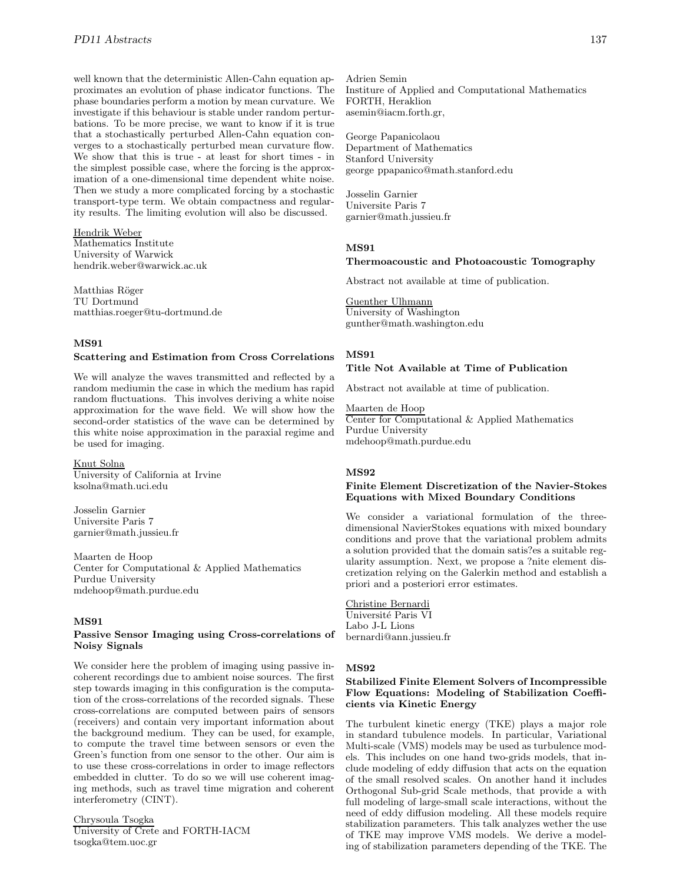well known that the deterministic Allen-Cahn equation approximates an evolution of phase indicator functions. The phase boundaries perform a motion by mean curvature. We investigate if this behaviour is stable under random perturbations. To be more precise, we want to know if it is true that a stochastically perturbed Allen-Cahn equation converges to a stochastically perturbed mean curvature flow. We show that this is true - at least for short times - in the simplest possible case, where the forcing is the approximation of a one-dimensional time dependent white noise. Then we study a more complicated forcing by a stochastic transport-type term. We obtain compactness and regularity results. The limiting evolution will also be discussed.

Hendrik Weber
Mathematics Institute
University of Warwick
hendrik.weber@warwick.ac.uk

Matthias Röger
TU Dortmund
matthias.roeger@tu-dortmund.de

### MS91
**Scattering and Estimation from Cross Correlations**

We will analyze the waves transmitted and reflected by a random mediumin the case in which the medium has rapid random fluctuations. This involves deriving a white noise approximation for the wave field. We will show how the second-order statistics of the wave can be determined by this white noise approximation in the paraxial regime and be used for imaging.

Knut Solna
University of California at Irvine
ksolna@math.uci.edu

Josselin Garnier
Universite Paris 7
garnier@math.jussieu.fr

Maarten de Hoop
Center for Computational & Applied Mathematics
Purdue University
mdehoop@math.purdue.edu

### MS91
**Passive Sensor Imaging using Cross-correlations of Noisy Signals**

We consider here the problem of imaging using passive incoherent recordings due to ambient noise sources. The first step towards imaging in this configuration is the computation of the cross-correlations of the recorded signals. These cross-correlations are computed between pairs of sensors (receivers) and contain very important information about the background medium. They can be used, for example, to compute the travel time between sensors or even the Green's function from one sensor to the other. Our aim is to use these cross-correlations in order to image reflectors embedded in clutter. To do so we will use coherent imaging methods, such as travel time migration and coherent interferometry (CINT).

Chrysoula Tsogka
University of Crete and FORTH-IACM
tsogka@tem.uoc.gr

Adrien Semin
Institure of Applied and Computational Mathematics
FORTH, Heraklion
asemin@iacm.forth.gr,

George Papanicolaou
Department of Mathematics
Stanford University
george ppapanico@math.stanford.edu

Josselin Garnier
Universite Paris 7
garnier@math.jussieu.fr

### MS91
**Thermoacoustic and Photoacoustic Tomography**

Abstract not available at time of publication.

Guenther Ulhmann
University of Washington
gunther@math.washington.edu

### MS91
**Title Not Available at Time of Publication**

Abstract not available at time of publication.

Maarten de Hoop
Center for Computational & Applied Mathematics
Purdue University
mdehoop@math.purdue.edu

### MS92
**Finite Element Discretization of the Navier-Stokes Equations with Mixed Boundary Conditions**

We consider a variational formulation of the three-dimensional NavierStokes equations with mixed boundary conditions and prove that the variational problem admits a solution provided that the domain satis?es a suitable regularity assumption. Next, we propose a ?nite element discretization relying on the Galerkin method and establish a priori and a posteriori error estimates.

Christine Bernardi
Université Paris VI
Labo J-L Lions
bernardi@ann.jussieu.fr

### MS92
**Stabilized Finite Element Solvers of Incompressible Flow Equations: Modeling of Stabilization Coefficients via Kinetic Energy**

The turbulent kinetic energy (TKE) plays a major role in standard tubulence models. In particular, Variational Multi-scale (VMS) models may be used as turbulence models. This includes on one hand two-grids models, that include modeling of eddy diffusion that acts on the equation of the small resolved scales. On another hand it includes Orthogonal Sub-grid Scale methods, that provide a with full modeling of large-small scale interactions, without the need of eddy diffusion modeling. All these models require stabilization parameters. This talk analyzes wether the use of TKE may improve VMS models. We derive a modeling of stabilization parameters depending of the TKE. The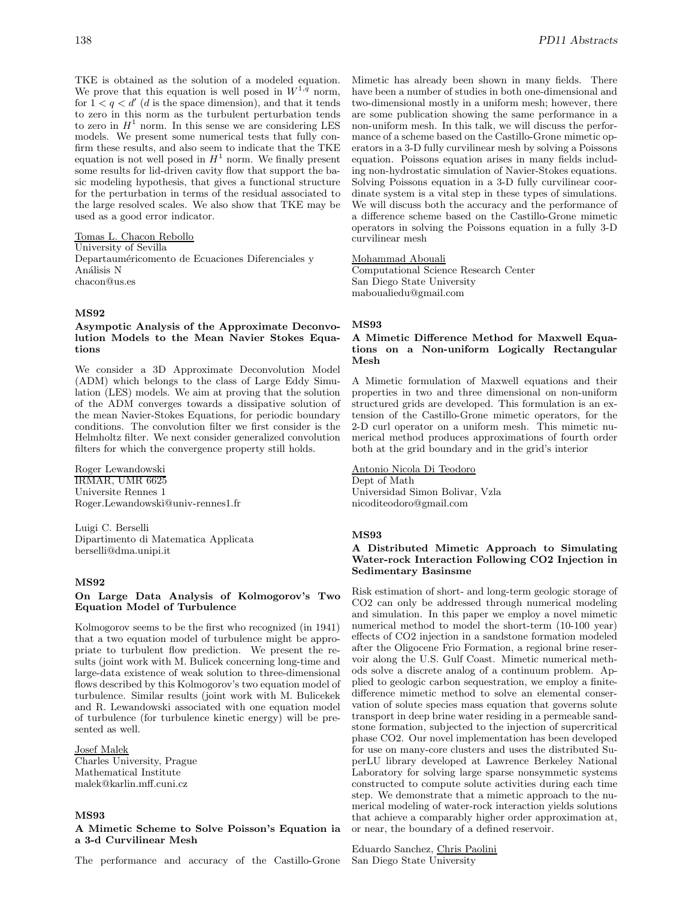TKE is obtained as the solution of a modeled equation. We prove that this equation is well posed in $W^{1,q}$ norm, for $1 < q < d'$ ($d$ is the space dimension), and that it tends to zero in this norm as the turbulent perturbation tends to zero in $H^1$ norm. In this sense we are considering LES models. We present some numerical tests that fully confirm these results, and also seem to indicate that the TKE equation is not well posed in $H^1$ norm. We finally present some results for lid-driven cavity flow that support the basic modeling hypothesis, that gives a functional structure for the perturbation in terms of the residual associated to the large resolved scales. We also show that TKE may be used as a good error indicator.

Tomas L. Chacon Rebollo
University of Sevilla
Departauméricomento de Ecuaciones Diferenciales y Análisis N
chacon@us.es

### MS92
### Asympotic Analysis of the Approximate Deconvolution Models to the Mean Navier Stokes Equations

We consider a 3D Approximate Deconvolution Model (ADM) which belongs to the class of Large Eddy Simulation (LES) models. We aim at proving that the solution of the ADM converges towards a dissipative solution of the mean Navier-Stokes Equations, for periodic boundary conditions. The convolution filter we first consider is the Helmholtz filter. We next consider generalized convolution filters for which the convergence property still holds.

Roger Lewandowski
IRMAR, UMR 6625
Universite Rennes 1
Roger.Lewandowski@univ-rennes1.fr

Luigi C. Berselli
Dipartimento di Matematica Applicata
berselli@dma.unipi.it

### MS92
### On Large Data Analysis of Kolmogorov's Two Equation Model of Turbulence

Kolmogorov seems to be the first who recognized (in 1941) that a two equation model of turbulence might be appropriate to turbulent flow prediction. We present the results (joint work with M. Bulicek concerning long-time and large-data existence of weak solution to three-dimensional flows described by this Kolmogorov's two equation model of turbulence. Similar results (joint work with M. Bulicekek and R. Lewandowski associated with one equation model of turbulence (for turbulence kinetic energy) will be presented as well.

Josef Malek
Charles University, Prague
Mathematical Institute
malek@karlin.mff.cuni.cz

### MS93
### A Mimetic Scheme to Solve Poisson's Equation ia a 3-d Curvilinear Mesh

The performance and accuracy of the Castillo-Grone Mimetic has already been shown in many fields. There have been a number of studies in both one-dimensional and two-dimensional mostly in a uniform mesh; however, there are some publication showing the same performance in a non-uniform mesh. In this talk, we will discuss the performance of a scheme based on the Castillo-Grone mimetic operators in a 3-D fully curvilinear mesh by solving a Poissons equation. Poissons equation arises in many fields including non-hydrostatic simulation of Navier-Stokes equations. Solving Poissons equation in a 3-D fully curvilinear coordinate system is a vital step in these types of simulations. We will discuss both the accuracy and the performance of a difference scheme based on the Castillo-Grone mimetic operators in solving the Poissons equation in a fully 3-D curvilinear mesh

Mohammad Abouali
Computational Science Research Center
San Diego State University
maboualiedu@gmail.com

### MS93
### A Mimetic Difference Method for Maxwell Equations on a Non-uniform Logically Rectangular Mesh

A Mimetic formulation of Maxwell equations and their properties in two and three dimensional on non-uniform structured grids are developed. This formulation is an extension of the Castillo-Grone mimetic operators, for the 2-D curl operator on a uniform mesh. This mimetic numerical method produces approximations of fourth order both at the grid boundary and in the grid's interior

Antonio Nicola Di Teodoro
Dept of Math
Universidad Simon Bolivar, Vzla
nicoditeodoro@gmail.com

### MS93
### A Distributed Mimetic Approach to Simulating Water-rock Interaction Following CO2 Injection in Sedimentary Basinsme

Risk estimation of short- and long-term geologic storage of $CO_2$ can only be addressed through numerical modeling and simulation. In this paper we employ a novel mimetic numerical method to model the short-term (10-100 year) effects of $CO_2$ injection in a sandstone formation modeled after the Oligocene Frio Formation, a regional brine reservoir along the U.S. Gulf Coast. Mimetic numerical methods solve a discrete analog of a continuum problem. Applied to geologic carbon sequestration, we employ a finite-difference mimetic method to solve an elemental conservation of solute species mass equation that governs solute transport in deep brine water residing in a permeable sandstone formation, subjected to the injection of supercritical phase $CO_2$. Our novel implementation has been developed for use on many-core clusters and uses the distributed SuperLU library developed at Lawrence Berkeley National Laboratory for solving large sparse nonsymmetic systems constructed to compute solute activities during each time step. We demonstrate that a mimetic approach to the numerical modeling of water-rock interaction yields solutions that achieve a comparably higher order approximation at, or near, the boundary of a defined reservoir.

Eduardo Sanchez, Chris Paolini
San Diego State University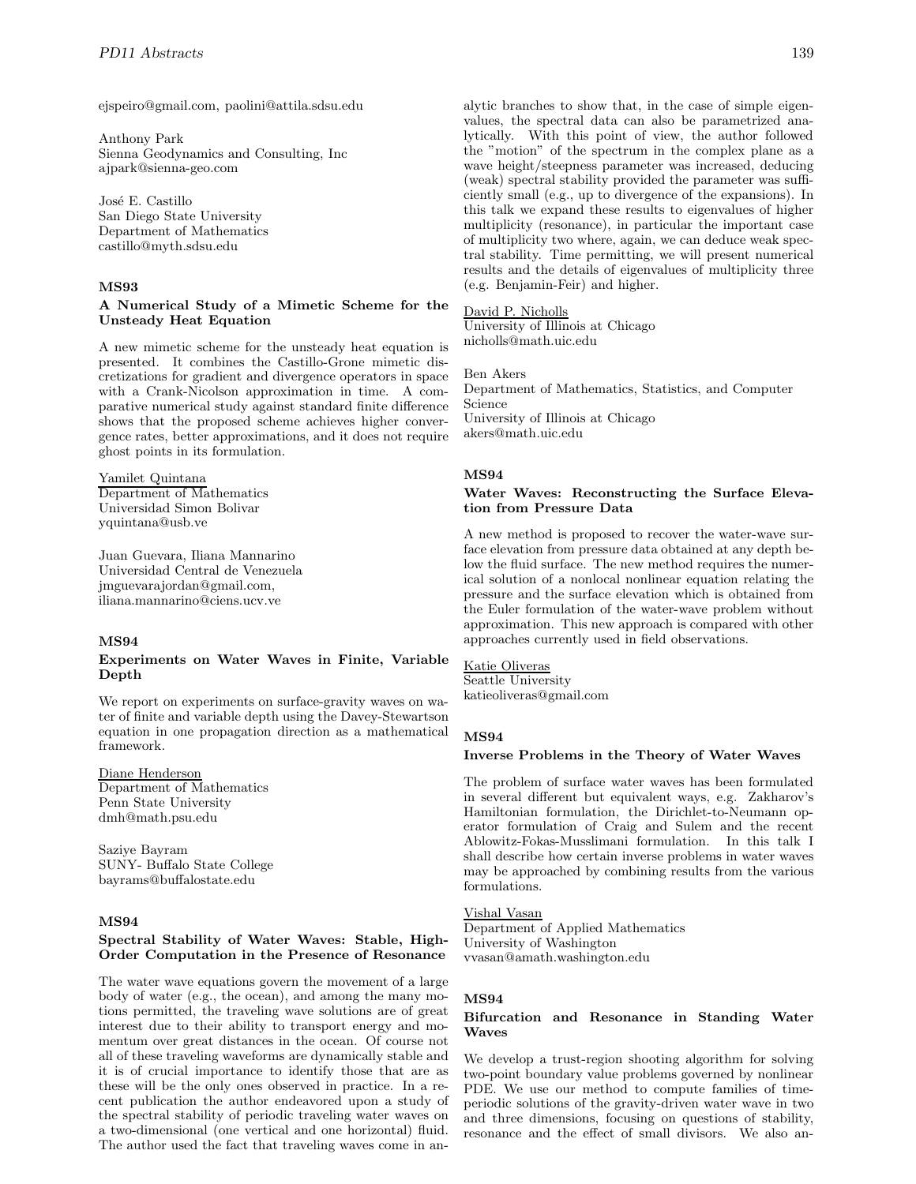ejspeiro@gmail.com, paolini@attila.sdsu.edu

Anthony Park
Sienna Geodynamics and Consulting, Inc
ajpark@sienna-geo.com

José E. Castillo
San Diego State University
Department of Mathematics
castillo@myth.sdsu.edu

### MS93

### A Numerical Study of a Mimetic Scheme for the Unsteady Heat Equation

A new mimetic scheme for the unsteady heat equation is presented. It combines the Castillo-Grone mimetic discretizations for gradient and divergence operators in space with a Crank-Nicolson approximation in time. A comparative numerical study against standard finite difference shows that the proposed scheme achieves higher convergence rates, better approximations, and it does not require ghost points in its formulation.

Yamilet Quintana
Department of Mathematics
Universidad Simon Bolivar
yquintana@usb.ve

Juan Guevara, Iliana Mannarino
Universidad Central de Venezuela
jmguevarajordan@gmail.com,
iliana.mannarino@ciens.ucv.ve

### MS94

### Experiments on Water Waves in Finite, Variable Depth

We report on experiments on surface-gravity waves on water of finite and variable depth using the Davey-Stewartson equation in one propagation direction as a mathematical framework.

Diane Henderson
Department of Mathematics
Penn State University
dmh@math.psu.edu

Saziye Bayram
SUNY- Buffalo State College
bayrams@buffalostate.edu

### MS94

### Spectral Stability of Water Waves: Stable, High-Order Computation in the Presence of Resonance

The water wave equations govern the movement of a large body of water (e.g., the ocean), and among the many motions permitted, the traveling wave solutions are of great interest due to their ability to transport energy and momentum over great distances in the ocean. Of course not all of these traveling waveforms are dynamically stable and it is of crucial importance to identify those that are as these will be the only ones observed in practice. In a recent publication the author endeavored upon a study of the spectral stability of periodic traveling water waves on a two-dimensional (one vertical and one horizontal) fluid. The author used the fact that traveling waves come in analytic branches to show that, in the case of simple eigenvalues, the spectral data can also be parametrized analytically. With this point of view, the author followed the "motion" of the spectrum in the complex plane as a wave height/steepness parameter was increased, deducing (weak) spectral stability provided the parameter was sufficiently small (e.g., up to divergence of the expansions). In this talk we expand these results to eigenvalues of higher multiplicity (resonance), in particular the important case of multiplicity two where, again, we can deduce weak spectral stability. Time permitting, we will present numerical results and the details of eigenvalues of multiplicity three (e.g. Benjamin-Feir) and higher.

David P. Nicholls
University of Illinois at Chicago
nicholls@math.uic.edu

Ben Akers
Department of Mathematics, Statistics, and Computer Science
University of Illinois at Chicago
akers@math.uic.edu

### MS94

### Water Waves: Reconstructing the Surface Elevation from Pressure Data

A new method is proposed to recover the water-wave surface elevation from pressure data obtained at any depth below the fluid surface. The new method requires the numerical solution of a nonlocal nonlinear equation relating the pressure and the surface elevation which is obtained from the Euler formulation of the water-wave problem without approximation. This new approach is compared with other approaches currently used in field observations.

Katie Oliveras
Seattle University
katieoliveras@gmail.com

### MS94

### Inverse Problems in the Theory of Water Waves

The problem of surface water waves has been formulated in several different but equivalent ways, e.g. Zakharov's Hamiltonian formulation, the Dirichlet-to-Neumann operator formulation of Craig and Sulem and the recent Ablowitz-Fokas-Musslimani formulation. In this talk I shall describe how certain inverse problems in water waves may be approached by combining results from the various formulations.

Vishal Vasan
Department of Applied Mathematics
University of Washington
vvasan@amath.washington.edu

### MS94

### Bifurcation and Resonance in Standing Water Waves

We develop a trust-region shooting algorithm for solving two-point boundary value problems governed by nonlinear PDE. We use our method to compute families of time-periodic solutions of the gravity-driven water wave in two and three dimensions, focusing on questions of stability, resonance and the effect of small divisors. We also an-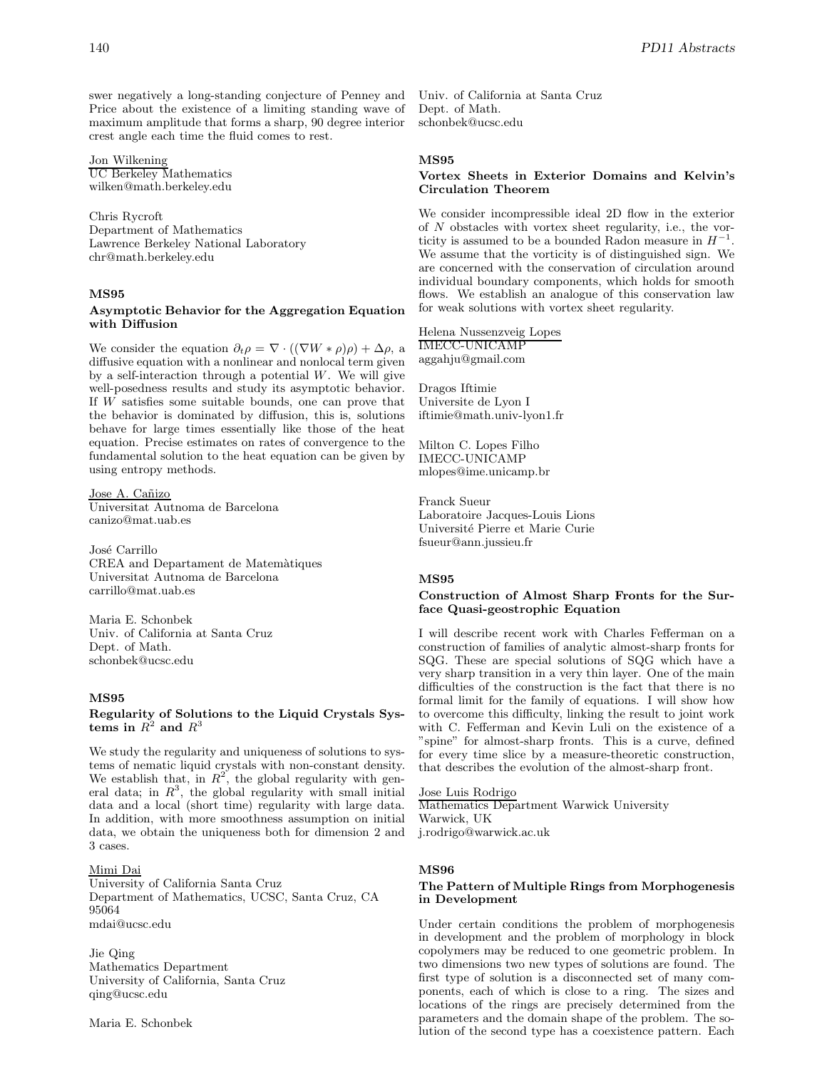swer negatively a long-standing conjecture of Penney and Price about the existence of a limiting standing wave of maximum amplitude that forms a sharp, 90 degree interior crest angle each time the fluid comes to rest.

Jon Wilkening
UC Berkeley Mathematics
wilken@math.berkeley.edu

Chris Rycroft
Department of Mathematics
Lawrence Berkeley National Laboratory
chr@math.berkeley.edu

### MS95

**Asymptotic Behavior for the Aggregation Equation with Diffusion**

We consider the equation $\partial_t \rho = \nabla \cdot ((\nabla W * \rho)\rho) + \Delta\rho$, a diffusive equation with a nonlinear and nonlocal term given by a self-interaction through a potential $W$. We will give well-posedness results and study its asymptotic behavior. If $W$ satisfies some suitable bounds, one can prove that the behavior is dominated by diffusion, this is, solutions behave for large times essentially like those of the heat equation. Precise estimates on rates of convergence to the fundamental solution to the heat equation can be given by using entropy methods.

Jose A. Cañizo
Universitat Autnoma de Barcelona
canizo@mat.uab.es

José Carrillo
CREA and Departament de Matemàtiques
Universitat Autnoma de Barcelona
carrillo@mat.uab.es

Maria E. Schonbek
Univ. of California at Santa Cruz
Dept. of Math.
schonbek@ucsc.edu

### MS95

**Regularity of Solutions to the Liquid Crystals Systems in $R^2$ and $R^3$**

We study the regularity and uniqueness of solutions to systems of nematic liquid crystals with non-constant density. We establish that, in $R^2$, the global regularity with general data; in $R^3$, the global regularity with small initial data and a local (short time) regularity with large data. In addition, with more smoothness assumption on initial data, we obtain the uniqueness both for dimension 2 and 3 cases.

Mimi Dai
University of California Santa Cruz
Department of Mathematics, UCSC, Santa Cruz, CA 95064
mdai@ucsc.edu

Jie Qing
Mathematics Department
University of California, Santa Cruz
qing@ucsc.edu

Maria E. Schonbek
Univ. of California at Santa Cruz
Dept. of Math.
schonbek@ucsc.edu

### MS95

**Vortex Sheets in Exterior Domains and Kelvin's Circulation Theorem**

We consider incompressible ideal 2D flow in the exterior of $N$ obstacles with vortex sheet regularity, i.e., the vorticity is assumed to be a bounded Radon measure in $H^{-1}$. We assume that the vorticity is of distinguished sign. We are concerned with the conservation of circulation around individual boundary components, which holds for smooth flows. We establish an analogue of this conservation law for weak solutions with vortex sheet regularity.

Helena Nussenzveig Lopes
IMECC-UNICAMP
aggahju@gmail.com

Dragos Iftimie
Universite de Lyon I
iftimie@math.univ-lyon1.fr

Milton C. Lopes Filho
IMECC-UNICAMP
mlopes@ime.unicamp.br

Franck Sueur
Laboratoire Jacques-Louis Lions
Université Pierre et Marie Curie
fsueur@ann.jussieu.fr

### MS95

**Construction of Almost Sharp Fronts for the Surface Quasi-geostrophic Equation**

I will describe recent work with Charles Fefferman on a construction of families of analytic almost-sharp fronts for SQG. These are special solutions of SQG which have a very sharp transition in a very thin layer. One of the main difficulties of the construction is the fact that there is no formal limit for the family of equations. I will show how to overcome this difficulty, linking the result to joint work with C. Fefferman and Kevin Luli on the existence of a "spine" for almost-sharp fronts. This is a curve, defined for every time slice by a measure-theoretic construction, that describes the evolution of the almost-sharp front.

Jose Luis Rodrigo
Mathematics Department Warwick University
Warwick, UK
j.rodrigo@warwick.ac.uk

### MS96

**The Pattern of Multiple Rings from Morphogenesis in Development**

Under certain conditions the problem of morphogenesis in development and the problem of morphology in block copolymers may be reduced to one geometric problem. In two dimensions two new types of solutions are found. The first type of solution is a disconnected set of many components, each of which is close to a ring. The sizes and locations of the rings are precisely determined from the parameters and the domain shape of the problem. The solution of the second type has a coexistence pattern. Each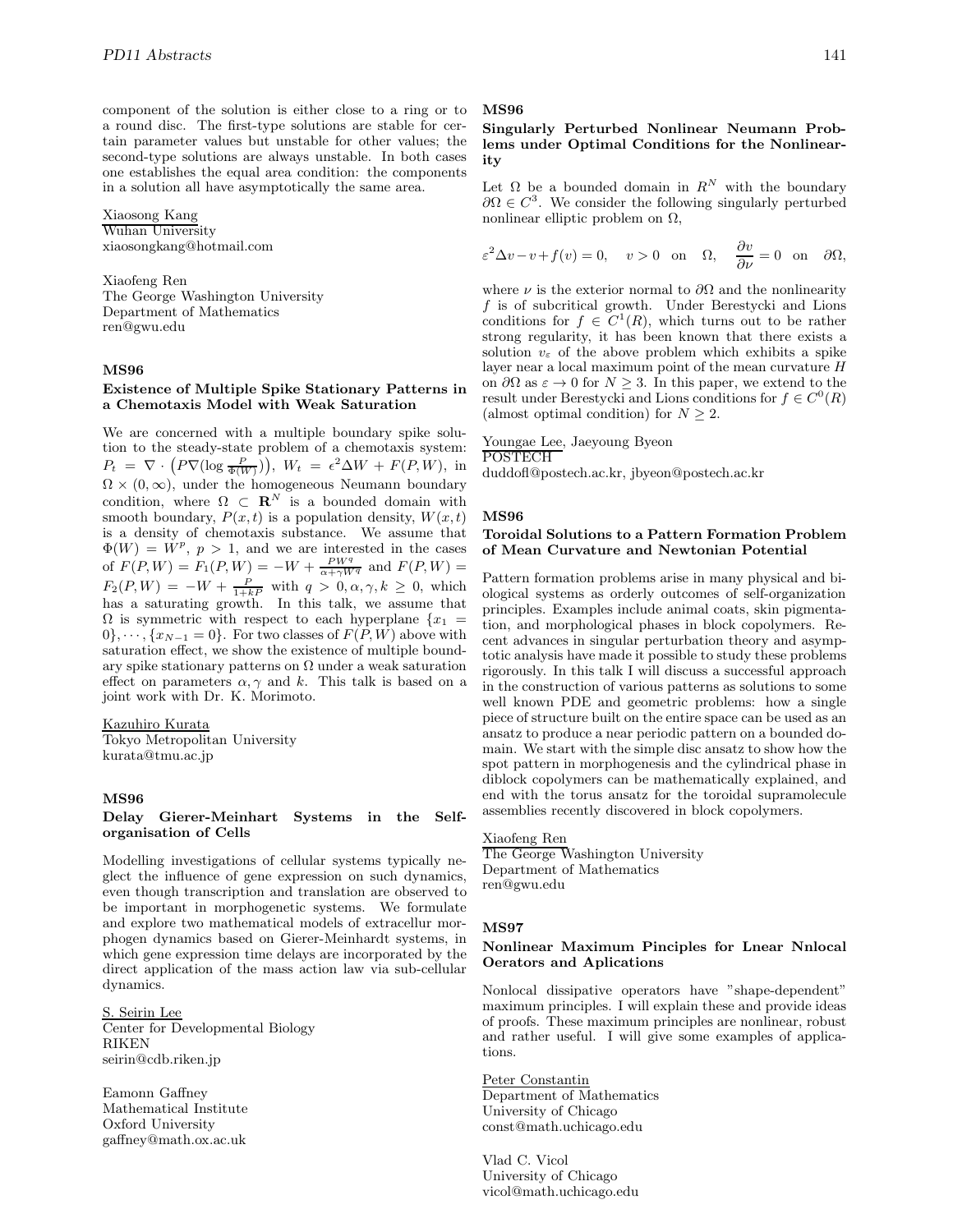component of the solution is either close to a ring or to a round disc. The first-type solutions are stable for certain parameter values but unstable for other values; the second-type solutions are always unstable. In both cases one establishes the equal area condition: the components in a solution all have asymptotically the same area.

Xiaosong Kang
Wuhan University
xiaosongkang@hotmail.com

Xiaofeng Ren
The George Washington University
Department of Mathematics
ren@gwu.edu

### MS96

### Existence of Multiple Spike Stationary Patterns in a Chemotaxis Model with Weak Saturation

We are concerned with a multiple boundary spike solution to the steady-state problem of a chemotaxis system: $P_t = \nabla \cdot \left(P\nabla(\log \frac{P}{\Phi(W)})\right)$, $W_t = \epsilon^2 \Delta W + F(P, W)$, in $\Omega \times (0, \infty)$, under the homogeneous Neumann boundary condition, where $\Omega \subset \mathbf{R}^N$ is a bounded domain with smooth boundary, $P(x, t)$ is a population density, $W(x, t)$ is a density of chemotaxis substance. We assume that $\Phi(W) = W^p$, $p > 1$, and we are interested in the cases of $F(P, W) = F_1(P, W) = -W + \frac{PW^q}{\alpha + \gamma W^q}$ and $F(P, W) = F_2(P, W) = -W + \frac{P}{1+kP}$ with $q > 0, \alpha, \gamma, k \geq 0$, which has a saturating growth. In this talk, we assume that $\Omega$ is symmetric with respect to each hyperplane $\{x_1 = 0\}, \cdots, \{x_{N-1} = 0\}$. For two classes of $F(P, W)$ above with saturation effect, we show the existence of multiple boundary spike stationary patterns on $\Omega$ under a weak saturation effect on parameters $\alpha, \gamma$ and $k$. This talk is based on a joint work with Dr. K. Morimoto.

Kazuhiro Kurata
Tokyo Metropolitan University
kurata@tmu.ac.jp

### MS96

### Delay Gierer-Meinhart Systems in the Self-organisation of Cells

Modelling investigations of cellular systems typically neglect the influence of gene expression on such dynamics, even though transcription and translation are observed to be important in morphogenetic systems. We formulate and explore two mathematical models of extracellur morphogen dynamics based on Gierer-Meinhardt systems, in which gene expression time delays are incorporated by the direct application of the mass action law via sub-cellular dynamics.

S. Seirin Lee
Center for Developmental Biology
RIKEN
seirin@cdb.riken.jp

Eamonn Gaffney
Mathematical Institute
Oxford University
gaffney@math.ox.ac.uk

### MS96

### Singularly Perturbed Nonlinear Neumann Problems under Optimal Conditions for the Nonlinearity

Let $\Omega$ be a bounded domain in $R^N$ with the boundary $\partial\Omega \in C^3$. We consider the following singularly perturbed nonlinear elliptic problem on $\Omega$,

$$\varepsilon^2 \Delta v - v + f(v) = 0, \quad v > 0 \quad \text{on} \quad \Omega, \quad \frac{\partial v}{\partial \nu} = 0 \quad \text{on} \quad \partial\Omega,$$

where $\nu$ is the exterior normal to $\partial\Omega$ and the nonlinearity $f$ is of subcritical growth. Under Berestycki and Lions conditions for $f \in C^1(R)$, which turns out to be rather strong regularity, it has been known that there exists a solution $v_\varepsilon$ of the above problem which exhibits a spike layer near a local maximum point of the mean curvature $H$ on $\partial\Omega$ as $\varepsilon \to 0$ for $N \geq 3$. In this paper, we extend to the result under Berestycki and Lions conditions for $f \in C^0(R)$ (almost optimal condition) for $N \geq 2$.

Youngae Lee, Jaeyoung Byeon
POSTECH
duddofl@postech.ac.kr, jbyeon@postech.ac.kr

### MS96

### Toroidal Solutions to a Pattern Formation Problem of Mean Curvature and Newtonian Potential

Pattern formation problems arise in many physical and biological systems as orderly outcomes of self-organization principles. Examples include animal coats, skin pigmentation, and morphological phases in block copolymers. Recent advances in singular perturbation theory and asymptotic analysis have made it possible to study these problems rigorously. In this talk I will discuss a successful approach in the construction of various patterns as solutions to some well known PDE and geometric problems: how a single piece of structure built on the entire space can be used as an ansatz to produce a near periodic pattern on a bounded domain. We start with the simple disc ansatz to show how the spot pattern in morphogenesis and the cylindrical phase in diblock copolymers can be mathematically explained, and end with the torus ansatz for the toroidal supramolecule assemblies recently discovered in block copolymers.

Xiaofeng Ren
The George Washington University
Department of Mathematics
ren@gwu.edu

### MS97

### Nonlinear Maximum Pinciples for Lnear Nnlocal Oerators and Aplications

Nonlocal dissipative operators have "shape-dependent" maximum principles. I will explain these and provide ideas of proofs. These maximum principles are nonlinear, robust and rather useful. I will give some examples of applications.

Peter Constantin
Department of Mathematics
University of Chicago
const@math.uchicago.edu

Vlad C. Vicol
University of Chicago
vicol@math.uchicago.edu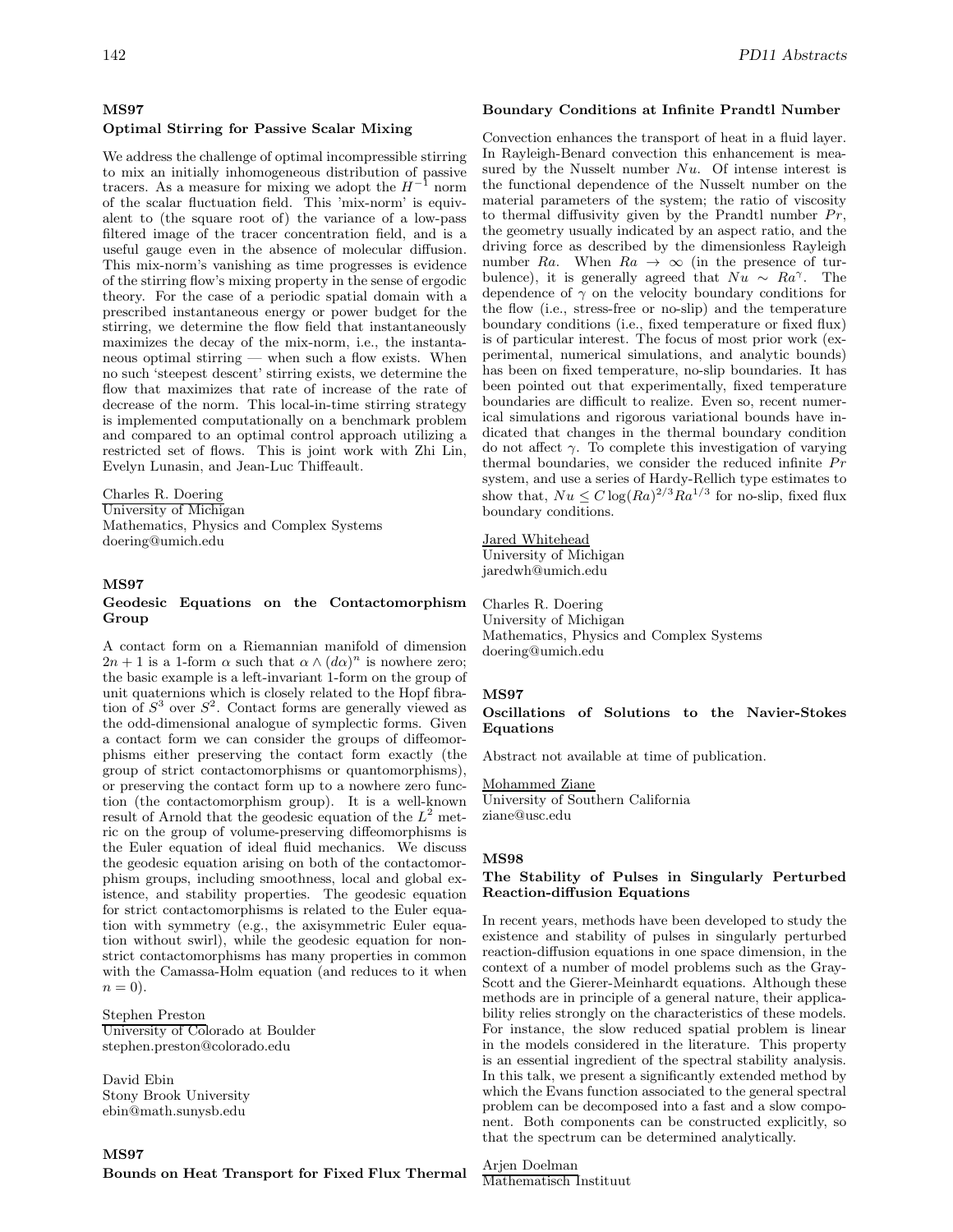### MS97
### Optimal Stirring for Passive Scalar Mixing

We address the challenge of optimal incompressible stirring to mix an initially inhomogeneous distribution of passive tracers. As a measure for mixing we adopt the $H^{-1}$ norm of the scalar fluctuation field. This 'mix-norm' is equivalent to (the square root of) the variance of a low-pass filtered image of the tracer concentration field, and is a useful gauge even in the absence of molecular diffusion. This mix-norm's vanishing as time progresses is evidence of the stirring flow's mixing property in the sense of ergodic theory. For the case of a periodic spatial domain with a prescribed instantaneous energy or power budget for the stirring, we determine the flow field that instantaneously maximizes the decay of the mix-norm, i.e., the instantaneous optimal stirring — when such a flow exists. When no such 'steepest descent' stirring exists, we determine the flow that maximizes that rate of increase of the rate of decrease of the norm. This local-in-time stirring strategy is implemented computationally on a benchmark problem and compared to an optimal control approach utilizing a restricted set of flows. This is joint work with Zhi Lin, Evelyn Lunasin, and Jean-Luc Thiffeault.

Charles R. Doering
University of Michigan
Mathematics, Physics and Complex Systems
doering@umich.edu

### MS97
### Geodesic Equations on the Contactomorphism Group

A contact form on a Riemannian manifold of dimension $2n+1$ is a 1-form $\alpha$ such that $\alpha \wedge (d\alpha)^n$ is nowhere zero; the basic example is a left-invariant 1-form on the group of unit quaternions which is closely related to the Hopf fibration of $S^3$ over $S^2$. Contact forms are generally viewed as the odd-dimensional analogue of symplectic forms. Given a contact form we can consider the groups of diffeomorphisms either preserving the contact form exactly (the group of strict contactomorphisms or quantomorphisms), or preserving the contact form up to a nowhere zero function (the contactomorphism group). It is a well-known result of Arnold that the geodesic equation of the $L^2$ metric on the group of volume-preserving diffeomorphisms is the Euler equation of ideal fluid mechanics. We discuss the geodesic equation arising on both of the contactomorphism groups, including smoothness, local and global existence, and stability properties. The geodesic equation for strict contactomorphisms is related to the Euler equation with symmetry (e.g., the axisymmetric Euler equation without swirl), while the geodesic equation for non-strict contactomorphisms has many properties in common with the Camassa-Holm equation (and reduces to it when $n=0$).

Stephen Preston
University of Colorado at Boulder
stephen.preston@colorado.edu

David Ebin
Stony Brook University
ebin@math.sunysb.edu

### MS97
### Bounds on Heat Transport for Fixed Flux Thermal Boundary Conditions at Infinite Prandtl Number

Convection enhances the transport of heat in a fluid layer. In Rayleigh-Benard convection this enhancement is measured by the Nusselt number $Nu$. Of intense interest is the functional dependence of the Nusselt number on the material parameters of the system; the ratio of viscosity to thermal diffusivity given by the Prandtl number $Pr$, the geometry usually indicated by an aspect ratio, and the driving force as described by the dimensionless Rayleigh number $Ra$. When $Ra \to \infty$ (in the presence of turbulence), it is generally agreed that $Nu \sim Ra^{\gamma}$. The dependence of $\gamma$ on the velocity boundary conditions for the flow (i.e., stress-free or no-slip) and the temperature boundary conditions (i.e., fixed temperature or fixed flux) is of particular interest. The focus of most prior work (experimental, numerical simulations, and analytic bounds) has been on fixed temperature, no-slip boundaries. It has been pointed out that experimentally, fixed temperature boundaries are difficult to realize. Even so, recent numerical simulations and rigorous variational bounds have indicated that changes in the thermal boundary condition do not affect $\gamma$. To complete this investigation of varying thermal boundaries, we consider the reduced infinite $Pr$ system, and use a series of Hardy-Rellich type estimates to show that, $Nu \leq C \log(Ra)^{2/3} Ra^{1/3}$ for no-slip, fixed flux boundary conditions.

Jared Whitehead
University of Michigan
jaredwh@umich.edu

Charles R. Doering
University of Michigan
Mathematics, Physics and Complex Systems
doering@umich.edu

### MS97
### Oscillations of Solutions to the Navier-Stokes Equations

Abstract not available at time of publication.

Mohammed Ziane
University of Southern California
ziane@usc.edu

### MS98
### The Stability of Pulses in Singularly Perturbed Reaction-diffusion Equations

In recent years, methods have been developed to study the existence and stability of pulses in singularly perturbed reaction-diffusion equations in one space dimension, in the context of a number of model problems such as the Gray-Scott and the Gierer-Meinhardt equations. Although these methods are in principle of a general nature, their applicability relies strongly on the characteristics of these models. For instance, the slow reduced spatial problem is linear in the models considered in the literature. This property is an essential ingredient of the spectral stability analysis. In this talk, we present a significantly extended method by which the Evans function associated to the general spectral problem can be decomposed into a fast and a slow component. Both components can be constructed explicitly, so that the spectrum can be determined analytically.

Arjen Doelman
Mathematisch Instituut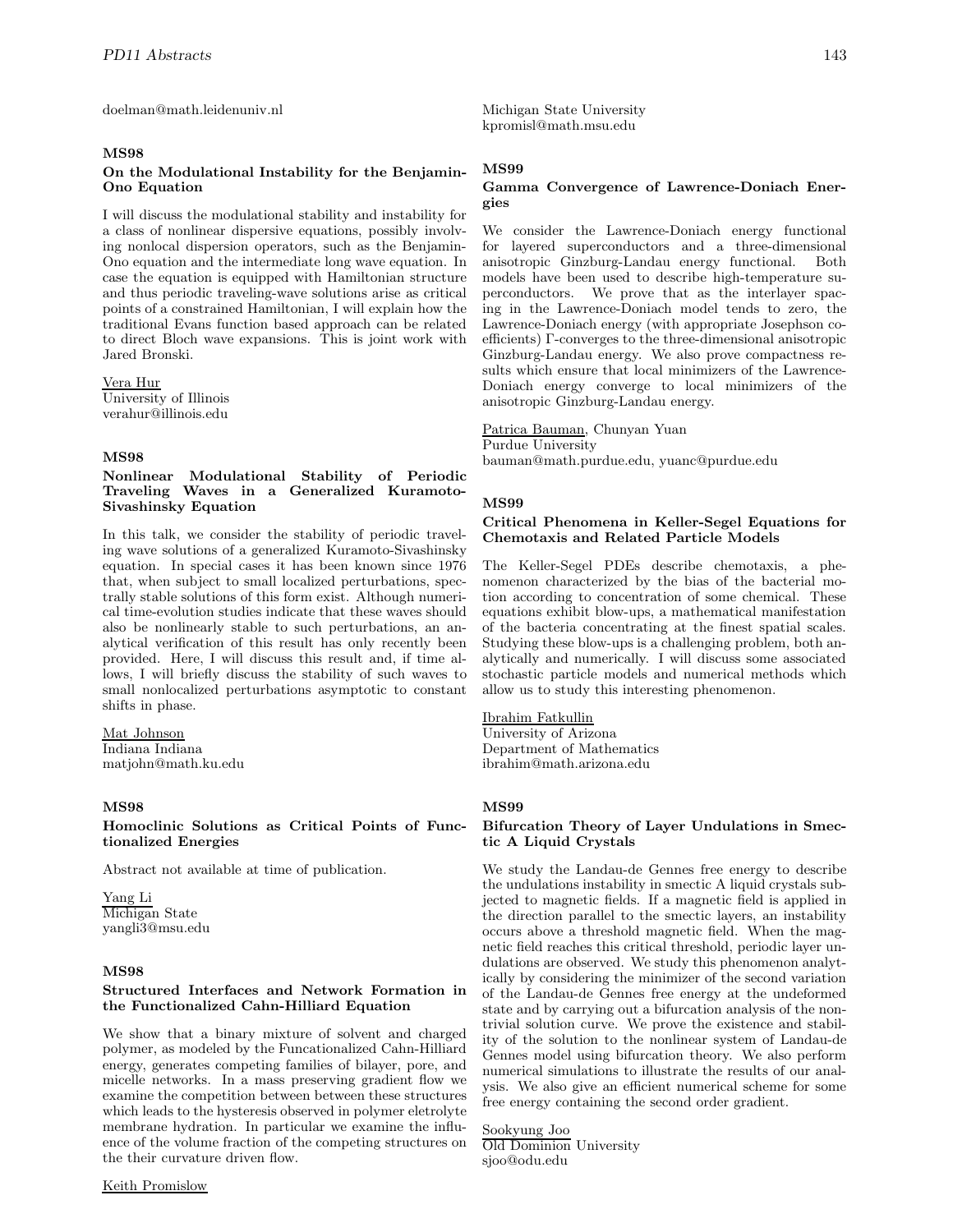doelman@math.leidenuniv.nl

### MS98

### On the Modulational Instability for the Benjamin-Ono Equation

I will discuss the modulational stability and instability for a class of nonlinear dispersive equations, possibly involving nonlocal dispersion operators, such as the Benjamin-Ono equation and the intermediate long wave equation. In case the equation is equipped with Hamiltonian structure and thus periodic traveling-wave solutions arise as critical points of a constrained Hamiltonian, I will explain how the traditional Evans function based approach can be related to direct Bloch wave expansions. This is joint work with Jared Bronski.

Vera Hur
University of Illinois
verahur@illinois.edu

### MS98

### Nonlinear Modulational Stability of Periodic Traveling Waves in a Generalized Kuramoto-Sivashinsky Equation

In this talk, we consider the stability of periodic traveling wave solutions of a generalized Kuramoto-Sivashinsky equation. In special cases it has been known since 1976 that, when subject to small localized perturbations, spectrally stable solutions of this form exist. Although numerical time-evolution studies indicate that these waves should also be nonlinearly stable to such perturbations, an analytical verification of this result has only recently been provided. Here, I will discuss this result and, if time allows, I will briefly discuss the stability of such waves to small nonlocalized perturbations asymptotic to constant shifts in phase.

Mat Johnson
Indiana Indiana
matjohn@math.ku.edu

### MS98

### Homoclinic Solutions as Critical Points of Functionalized Energies

Abstract not available at time of publication.

Yang Li
Michigan State
yangli3@msu.edu

### MS98

### Structured Interfaces and Network Formation in the Functionalized Cahn-Hilliard Equation

We show that a binary mixture of solvent and charged polymer, as modeled by the Funcationalized Cahn-Hilliard energy, generates competing families of bilayer, pore, and micelle networks. In a mass preserving gradient flow we examine the competition between between these structures which leads to the hysteresis observed in polymer eletrolyte membrane hydration. In particular we examine the influence of the volume fraction of the competing structures on the their curvature driven flow.

Keith Promislow
Michigan State University
kpromisl@math.msu.edu

### MS99

### Gamma Convergence of Lawrence-Doniach Energies

We consider the Lawrence-Doniach energy functional for layered superconductors and a three-dimensional anisotropic Ginzburg-Landau energy functional. Both models have been used to describe high-temperature superconductors. We prove that as the interlayer spacing in the Lawrence-Doniach model tends to zero, the Lawrence-Doniach energy (with appropriate Josephson coefficients) $\Gamma$-converges to the three-dimensional anisotropic Ginzburg-Landau energy. We also prove compactness results which ensure that local minimizers of the Lawrence-Doniach energy converge to local minimizers of the anisotropic Ginzburg-Landau energy.

Patrica Bauman, Chunyan Yuan
Purdue University
bauman@math.purdue.edu, yuanc@purdue.edu

### MS99

### Critical Phenomena in Keller-Segel Equations for Chemotaxis and Related Particle Models

The Keller-Segel PDEs describe chemotaxis, a phenomenon characterized by the bias of the bacterial motion according to concentration of some chemical. These equations exhibit blow-ups, a mathematical manifestation of the bacteria concentrating at the finest spatial scales. Studying these blow-ups is a challenging problem, both analytically and numerically. I will discuss some associated stochastic particle models and numerical methods which allow us to study this interesting phenomenon.

Ibrahim Fatkullin
University of Arizona
Department of Mathematics
ibrahim@math.arizona.edu

### MS99

### Bifurcation Theory of Layer Undulations in Smectic A Liquid Crystals

We study the Landau-de Gennes free energy to describe the undulations instability in smectic A liquid crystals subjected to magnetic fields. If a magnetic field is applied in the direction parallel to the smectic layers, an instability occurs above a threshold magnetic field. When the magnetic field reaches this critical threshold, periodic layer undulations are observed. We study this phenomenon analytically by considering the minimizer of the second variation of the Landau-de Gennes free energy at the undeformed state and by carrying out a bifurcation analysis of the nontrivial solution curve. We prove the existence and stability of the solution to the nonlinear system of Landau-de Gennes model using bifurcation theory. We also perform numerical simulations to illustrate the results of our analysis. We also give an efficient numerical scheme for some free energy containing the second order gradient.

Sookyung Joo
Old Dominion University
sjoo@odu.edu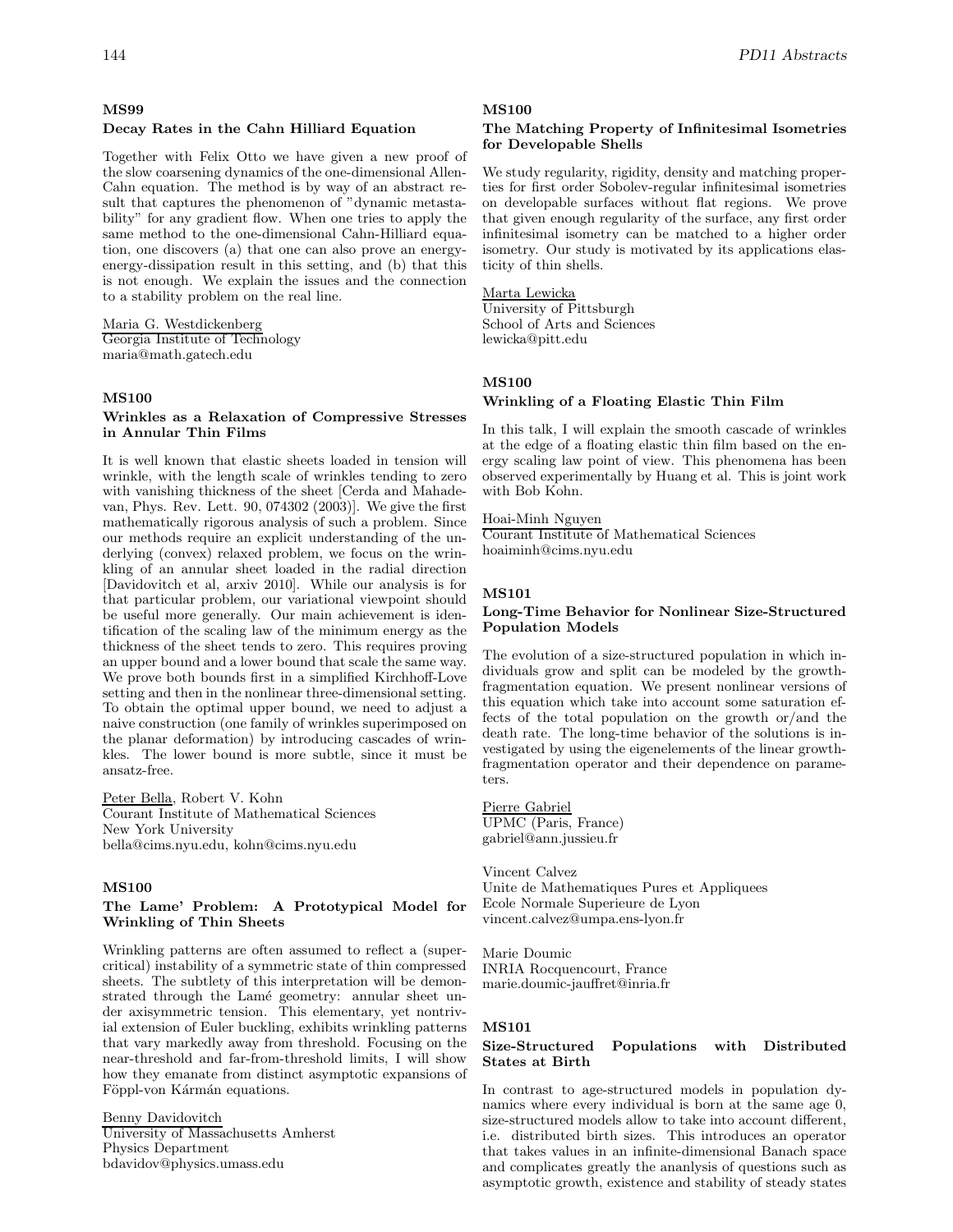### MS99

**Decay Rates in the Cahn Hilliard Equation**

Together with Felix Otto we have given a new proof of the slow coarsening dynamics of the one-dimensional Allen-Cahn equation. The method is by way of an abstract result that captures the phenomenon of "dynamic metastability" for any gradient flow. When one tries to apply the same method to the one-dimensional Cahn-Hilliard equation, one discovers (a) that one can also prove an energy-energy-dissipation result in this setting, and (b) that this is not enough. We explain the issues and the connection to a stability problem on the real line.

Maria G. Westdickenberg
Georgia Institute of Technology
maria@math.gatech.edu

### MS100

**Wrinkles as a Relaxation of Compressive Stresses in Annular Thin Films**

It is well known that elastic sheets loaded in tension will wrinkle, with the length scale of wrinkles tending to zero with vanishing thickness of the sheet [Cerda and Mahadevan, Phys. Rev. Lett. 90, 074302 (2003)]. We give the first mathematically rigorous analysis of such a problem. Since our methods require an explicit understanding of the underlying (convex) relaxed problem, we focus on the wrinkling of an annular sheet loaded in the radial direction [Davidovitch et al, arxiv 2010]. While our analysis is for that particular problem, our variational viewpoint should be useful more generally. Our main achievement is identification of the scaling law of the minimum energy as the thickness of the sheet tends to zero. This requires proving an upper bound and a lower bound that scale the same way. We prove both bounds first in a simplified Kirchhoff-Love setting and then in the nonlinear three-dimensional setting. To obtain the optimal upper bound, we need to adjust a naive construction (one family of wrinkles superimposed on the planar deformation) by introducing cascades of wrinkles. The lower bound is more subtle, since it must be ansatz-free.

Peter Bella, Robert V. Kohn
Courant Institute of Mathematical Sciences
New York University
bella@cims.nyu.edu, kohn@cims.nyu.edu

### MS100

**The Lame' Problem: A Prototypical Model for Wrinkling of Thin Sheets**

Wrinkling patterns are often assumed to reflect a (supercritical) instability of a symmetric state of thin compressed sheets. The subtlety of this interpretation will be demonstrated through the Lamé geometry: annular sheet under axisymmetric tension. This elementary, yet nontrivial extension of Euler buckling, exhibits wrinkling patterns that vary markedly away from threshold. Focusing on the near-threshold and far-from-threshold limits, I will show how they emanate from distinct asymptotic expansions of Föppl-von Kármán equations.

Benny Davidovitch
University of Massachusetts Amherst
Physics Department
bdavidov@physics.umass.edu

### MS100

**The Matching Property of Infinitesimal Isometries for Developable Shells**

We study regularity, rigidity, density and matching properties for first order Sobolev-regular infinitesimal isometries on developable surfaces without flat regions. We prove that given enough regularity of the surface, any first order infinitesimal isometry can be matched to a higher order isometry. Our study is motivated by its applications elasticity of thin shells.

Marta Lewicka
University of Pittsburgh
School of Arts and Sciences
lewicka@pitt.edu

### MS100

**Wrinkling of a Floating Elastic Thin Film**

In this talk, I will explain the smooth cascade of wrinkles at the edge of a floating elastic thin film based on the energy scaling law point of view. This phenomena has been observed experimentally by Huang et al. This is joint work with Bob Kohn.

Hoai-Minh Nguyen
Courant Institute of Mathematical Sciences
hoaiminh@cims.nyu.edu

### MS101

**Long-Time Behavior for Nonlinear Size-Structured Population Models**

The evolution of a size-structured population in which individuals grow and split can be modeled by the growth-fragmentation equation. We present nonlinear versions of this equation which take into account some saturation effects of the total population on the growth or/and the death rate. The long-time behavior of the solutions is investigated by using the eigenelements of the linear growth-fragmentation operator and their dependence on parameters.

Pierre Gabriel
UPMC (Paris, France)
gabriel@ann.jussieu.fr

Vincent Calvez
Unite de Mathematiques Pures et Appliquees
Ecole Normale Superieure de Lyon
vincent.calvez@umpa.ens-lyon.fr

Marie Doumic
INRIA Rocquencourt, France
marie.doumic-jauffret@inria.fr

### MS101

**Size-Structured Populations with Distributed States at Birth**

In contrast to age-structured models in population dynamics where every individual is born at the same age 0, size-structured models allow to take into account different, i.e. distributed birth sizes. This introduces an operator that takes values in an infinite-dimensional Banach space and complicates greatly the ananlysis of questions such as asymptotic growth, existence and stability of steady states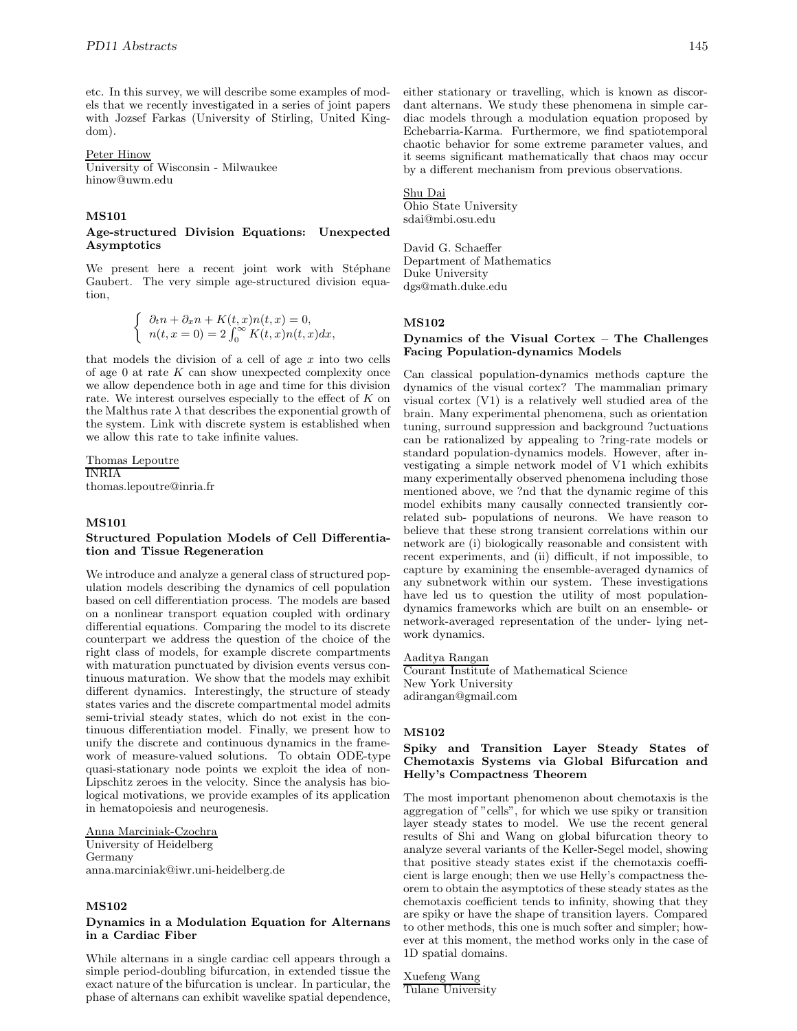etc. In this survey, we will describe some examples of models that we recently investigated in a series of joint papers with Jozsef Farkas (University of Stirling, United Kingdom).

Peter Hinow
University of Wisconsin - Milwaukee
hinow@uwm.edu

### MS101

### Age-structured Division Equations: Unexpected Asymptotics

We present here a recent joint work with Stéphane Gaubert. The very simple age-structured division equation,

$$\begin{cases} \partial_t n + \partial_x n + K(t,x)n(t,x) = 0, \\ n(t, x = 0) = 2\int_0^\infty K(t,x)n(t,x)dx, \end{cases}$$

that models the division of a cell of age $x$ into two cells of age 0 at rate $K$ can show unexpected complexity once we allow dependence both in age and time for this division rate. We interest ourselves especially to the effect of $K$ on the Malthus rate $\lambda$ that describes the exponential growth of the system. Link with discrete system is established when we allow this rate to take infinite values.

Thomas Lepoutre
INRIA
thomas.lepoutre@inria.fr

### MS101

### Structured Population Models of Cell Differentiation and Tissue Regeneration

We introduce and analyze a general class of structured population models describing the dynamics of cell population based on cell differentiation process. The models are based on a nonlinear transport equation coupled with ordinary differential equations. Comparing the model to its discrete counterpart we address the question of the choice of the right class of models, for example discrete compartments with maturation punctuated by division events versus continuous maturation. We show that the models may exhibit different dynamics. Interestingly, the structure of steady states varies and the discrete compartmental model admits semi-trivial steady states, which do not exist in the continuous differentiation model. Finally, we present how to unify the discrete and continuous dynamics in the framework of measure-valued solutions. To obtain ODE-type quasi-stationary node points we exploit the idea of non-Lipschitz zeroes in the velocity. Since the analysis has biological motivations, we provide examples of its application in hematopoiesis and neurogenesis.

Anna Marciniak-Czochra
University of Heidelberg
Germany
anna.marciniak@iwr.uni-heidelberg.de

### MS102

### Dynamics in a Modulation Equation for Alternans in a Cardiac Fiber

While alternans in a single cardiac cell appears through a simple period-doubling bifurcation, in extended tissue the exact nature of the bifurcation is unclear. In particular, the phase of alternans can exhibit wavelike spatial dependence, either stationary or travelling, which is known as discordant alternans. We study these phenomena in simple cardiac models through a modulation equation proposed by Echebarria-Karma. Furthermore, we find spatiotemporal chaotic behavior for some extreme parameter values, and it seems significant mathematically that chaos may occur by a different mechanism from previous observations.

Shu Dai
Ohio State University
sdai@mbi.osu.edu

David G. Schaeffer
Department of Mathematics
Duke University
dgs@math.duke.edu

### MS102

### Dynamics of the Visual Cortex – The Challenges Facing Population-dynamics Models

Can classical population-dynamics methods capture the dynamics of the visual cortex? The mammalian primary visual cortex (V1) is a relatively well studied area of the brain. Many experimental phenomena, such as orientation tuning, surround suppression and background ?uctuations can be rationalized by appealing to ?ring-rate models or standard population-dynamics models. However, after investigating a simple network model of V1 which exhibits many experimentally observed phenomena including those mentioned above, we ?nd that the dynamic regime of this model exhibits many causally connected transiently correlated sub- populations of neurons. We have reason to believe that these strong transient correlations within our network are (i) biologically reasonable and consistent with recent experiments, and (ii) difficult, if not impossible, to capture by examining the ensemble-averaged dynamics of any subnetwork within our system. These investigations have led us to question the utility of most population-dynamics frameworks which are built on an ensemble- or network-averaged representation of the under- lying network dynamics.

Aaditya Rangan
Courant Institute of Mathematical Science
New York University
adirangan@gmail.com

### MS102

### Spiky and Transition Layer Steady States of Chemotaxis Systems via Global Bifurcation and Helly's Compactness Theorem

The most important phenomenon about chemotaxis is the aggregation of "cells", for which we use spiky or transition layer steady states to model. We use the recent general results of Shi and Wang on global bifurcation theory to analyze several variants of the Keller-Segel model, showing that positive steady states exist if the chemotaxis coefficient is large enough; then we use Helly's compactness theorem to obtain the asymptotics of these steady states as the chemotaxis coefficient tends to infinity, showing that they are spiky or have the shape of transition layers. Compared to other methods, this one is much softer and simpler; however at this moment, the method works only in the case of 1D spatial domains.

Xuefeng Wang
Tulane University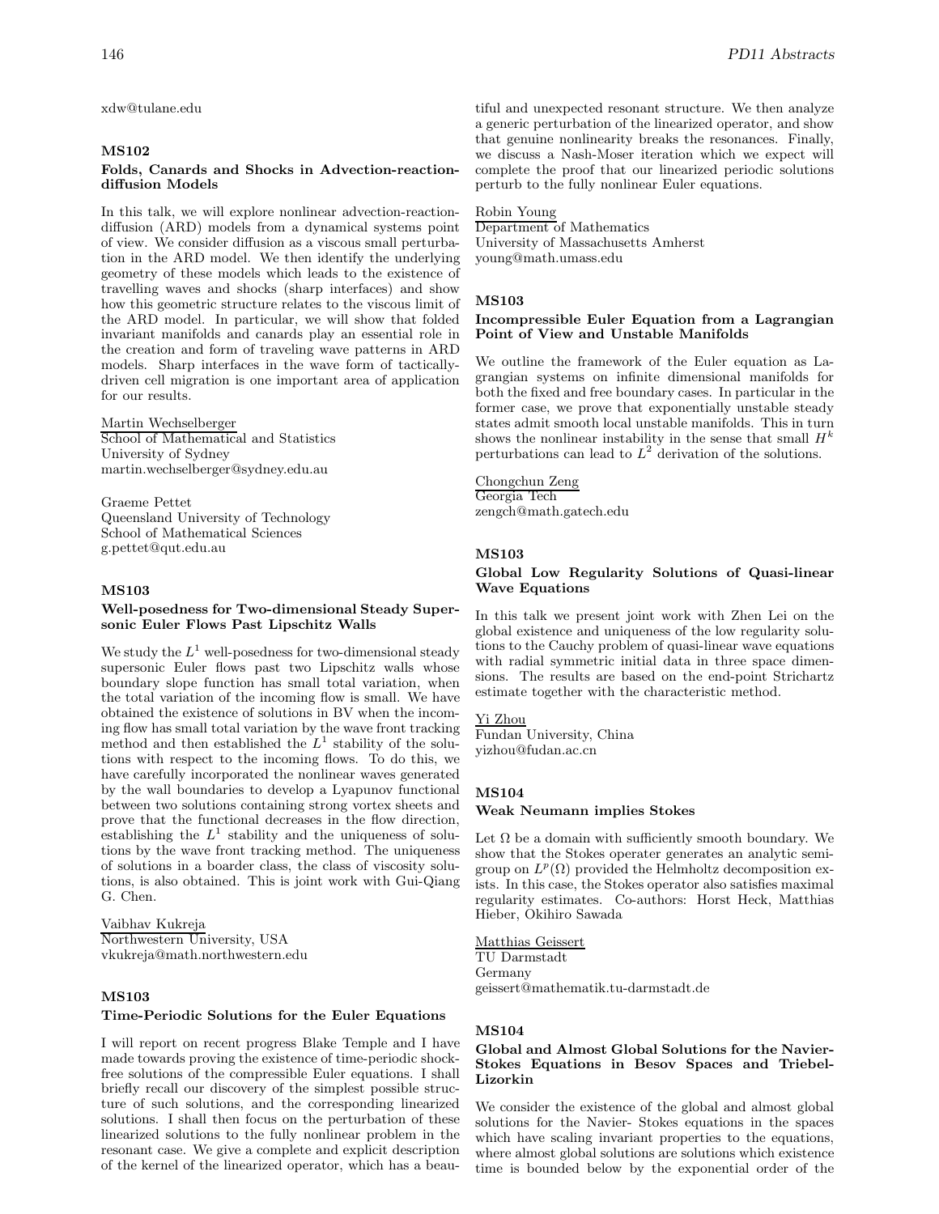xdw@tulane.edu

### MS102

**Folds, Canards and Shocks in Advection-reaction-diffusion Models**

In this talk, we will explore nonlinear advection-reaction-diffusion (ARD) models from a dynamical systems point of view. We consider diffusion as a viscous small perturbation in the ARD model. We then identify the underlying geometry of these models which leads to the existence of travelling waves and shocks (sharp interfaces) and show how this geometric structure relates to the viscous limit of the ARD model. In particular, we will show that folded invariant manifolds and canards play an essential role in the creation and form of traveling wave patterns in ARD models. Sharp interfaces in the wave form of tactically-driven cell migration is one important area of application for our results.

Martin Wechselberger
School of Mathematical and Statistics
University of Sydney
martin.wechselberger@sydney.edu.au

Graeme Pettet
Queensland University of Technology
School of Mathematical Sciences
g.pettet@qut.edu.au

### MS103

**Well-posedness for Two-dimensional Steady Supersonic Euler Flows Past Lipschitz Walls**

We study the $L^1$ well-posedness for two-dimensional steady supersonic Euler flows past two Lipschitz walls whose boundary slope function has small total variation, when the total variation of the incoming flow is small. We have obtained the existence of solutions in BV when the incoming flow has small total variation by the wave front tracking method and then established the $L^1$ stability of the solutions with respect to the incoming flows. To do this, we have carefully incorporated the nonlinear waves generated by the wall boundaries to develop a Lyapunov functional between two solutions containing strong vortex sheets and prove that the functional decreases in the flow direction, establishing the $L^1$ stability and the uniqueness of solutions by the wave front tracking method. The uniqueness of solutions in a boarder class, the class of viscosity solutions, is also obtained. This is joint work with Gui-Qiang G. Chen.

Vaibhav Kukreja
Northwestern University, USA
vkukreja@math.northwestern.edu

### MS103

**Time-Periodic Solutions for the Euler Equations**

I will report on recent progress Blake Temple and I have made towards proving the existence of time-periodic shock-free solutions of the compressible Euler equations. I shall briefly recall our discovery of the simplest possible structure of such solutions, and the corresponding linearized solutions. I shall then focus on the perturbation of these linearized solutions to the fully nonlinear problem in the resonant case. We give a complete and explicit description of the kernel of the linearized operator, which has a beautiful and unexpected resonant structure. We then analyze a generic perturbation of the linearized operator, and show that genuine nonlinearity breaks the resonances. Finally, we discuss a Nash-Moser iteration which we expect will complete the proof that our linearized periodic solutions perturb to the fully nonlinear Euler equations.

Robin Young
Department of Mathematics
University of Massachusetts Amherst
young@math.umass.edu

### MS103

**Incompressible Euler Equation from a Lagrangian Point of View and Unstable Manifolds**

We outline the framework of the Euler equation as Lagrangian systems on infinite dimensional manifolds for both the fixed and free boundary cases. In particular in the former case, we prove that exponentially unstable steady states admit smooth local unstable manifolds. This in turn shows the nonlinear instability in the sense that small $H^k$ perturbations can lead to $L^2$ derivation of the solutions.

Chongchun Zeng
Georgia Tech
zengch@math.gatech.edu

### MS103

**Global Low Regularity Solutions of Quasi-linear Wave Equations**

In this talk we present joint work with Zhen Lei on the global existence and uniqueness of the low regularity solutions to the Cauchy problem of quasi-linear wave equations with radial symmetric initial data in three space dimensions. The results are based on the end-point Strichartz estimate together with the characteristic method.

Yi Zhou
Fundan University, China
yizhou@fudan.ac.cn

### MS104

**Weak Neumann implies Stokes**

Let $\Omega$ be a domain with sufficiently smooth boundary. We show that the Stokes operater generates an analytic semigroup on $L^p(\Omega)$ provided the Helmholtz decomposition exists. In this case, the Stokes operator also satisfies maximal regularity estimates. Co-authors: Horst Heck, Matthias Hieber, Okihiro Sawada

Matthias Geissert
TU Darmstadt
Germany
geissert@mathematik.tu-darmstadt.de

### MS104

**Global and Almost Global Solutions for the Navier-Stokes Equations in Besov Spaces and Triebel-Lizorkin**

We consider the existence of the global and almost global solutions for the Navier- Stokes equations in the spaces which have scaling invariant properties to the equations, where almost global solutions are solutions which existence time is bounded below by the exponential order of the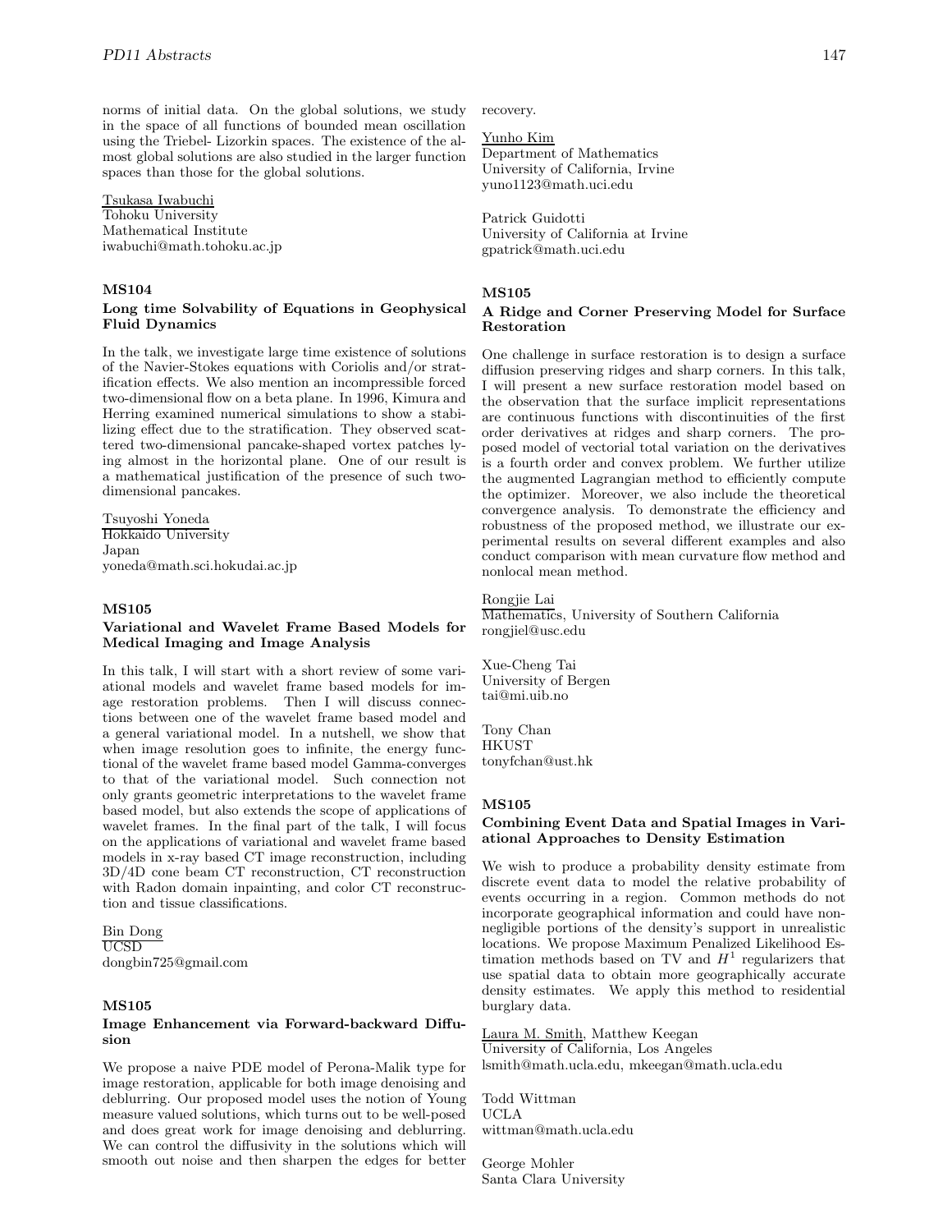norms of initial data. On the global solutions, we study in the space of all functions of bounded mean oscillation using the Triebel- Lizorkin spaces. The existence of the almost global solutions are also studied in the larger function spaces than those for the global solutions.

Tsukasa Iwabuchi
Tohoku University
Mathematical Institute
iwabuchi@math.tohoku.ac.jp

### MS104

#### Long time Solvability of Equations in Geophysical Fluid Dynamics

In the talk, we investigate large time existence of solutions of the Navier-Stokes equations with Coriolis and/or stratification effects. We also mention an incompressible forced two-dimensional flow on a beta plane. In 1996, Kimura and Herring examined numerical simulations to show a stabilizing effect due to the stratification. They observed scattered two-dimensional pancake-shaped vortex patches lying almost in the horizontal plane. One of our result is a mathematical justification of the presence of such two-dimensional pancakes.

Tsuyoshi Yoneda
Hokkaido University
Japan
yoneda@math.sci.hokudai.ac.jp

### MS105

#### Variational and Wavelet Frame Based Models for Medical Imaging and Image Analysis

In this talk, I will start with a short review of some variational models and wavelet frame based models for image restoration problems. Then I will discuss connections between one of the wavelet frame based model and a general variational model. In a nutshell, we show that when image resolution goes to infinite, the energy functional of the wavelet frame based model Gamma-converges to that of the variational model. Such connection not only grants geometric interpretations to the wavelet frame based model, but also extends the scope of applications of wavelet frames. In the final part of the talk, I will focus on the applications of variational and wavelet frame based models in x-ray based CT image reconstruction, including 3D/4D cone beam CT reconstruction, CT reconstruction with Radon domain inpainting, and color CT reconstruction and tissue classifications.

Bin Dong
UCSD
dongbin725@gmail.com

### MS105

#### Image Enhancement via Forward-backward Diffusion

We propose a naive PDE model of Perona-Malik type for image restoration, applicable for both image denoising and deblurring. Our proposed model uses the notion of Young measure valued solutions, which turns out to be well-posed and does great work for image denoising and deblurring. We can control the diffusivity in the solutions which will smooth out noise and then sharpen the edges for better recovery.

Yunho Kim
Department of Mathematics
University of California, Irvine
yuno1123@math.uci.edu

Patrick Guidotti
University of California at Irvine
gpatrick@math.uci.edu

### MS105

#### A Ridge and Corner Preserving Model for Surface Restoration

One challenge in surface restoration is to design a surface diffusion preserving ridges and sharp corners. In this talk, I will present a new surface restoration model based on the observation that the surface implicit representations are continuous functions with discontinuities of the first order derivatives at ridges and sharp corners. The proposed model of vectorial total variation on the derivatives is a fourth order and convex problem. We further utilize the augmented Lagrangian method to efficiently compute the optimizer. Moreover, we also include the theoretical convergence analysis. To demonstrate the efficiency and robustness of the proposed method, we illustrate our experimental results on several different examples and also conduct comparison with mean curvature flow method and nonlocal mean method.

Rongjie Lai
Mathematics, University of Southern California
rongjiel@usc.edu

Xue-Cheng Tai
University of Bergen
tai@mi.uib.no

Tony Chan
HKUST
tonyfchan@ust.hk

### MS105

#### Combining Event Data and Spatial Images in Variational Approaches to Density Estimation

We wish to produce a probability density estimate from discrete event data to model the relative probability of events occurring in a region. Common methods do not incorporate geographical information and could have non-negligible portions of the density's support in unrealistic locations. We propose Maximum Penalized Likelihood Estimation methods based on TV and $H^1$ regularizers that use spatial data to obtain more geographically accurate density estimates. We apply this method to residential burglary data.

Laura M. Smith, Matthew Keegan
University of California, Los Angeles
lsmith@math.ucla.edu, mkeegan@math.ucla.edu

Todd Wittman
UCLA
wittman@math.ucla.edu

George Mohler
Santa Clara University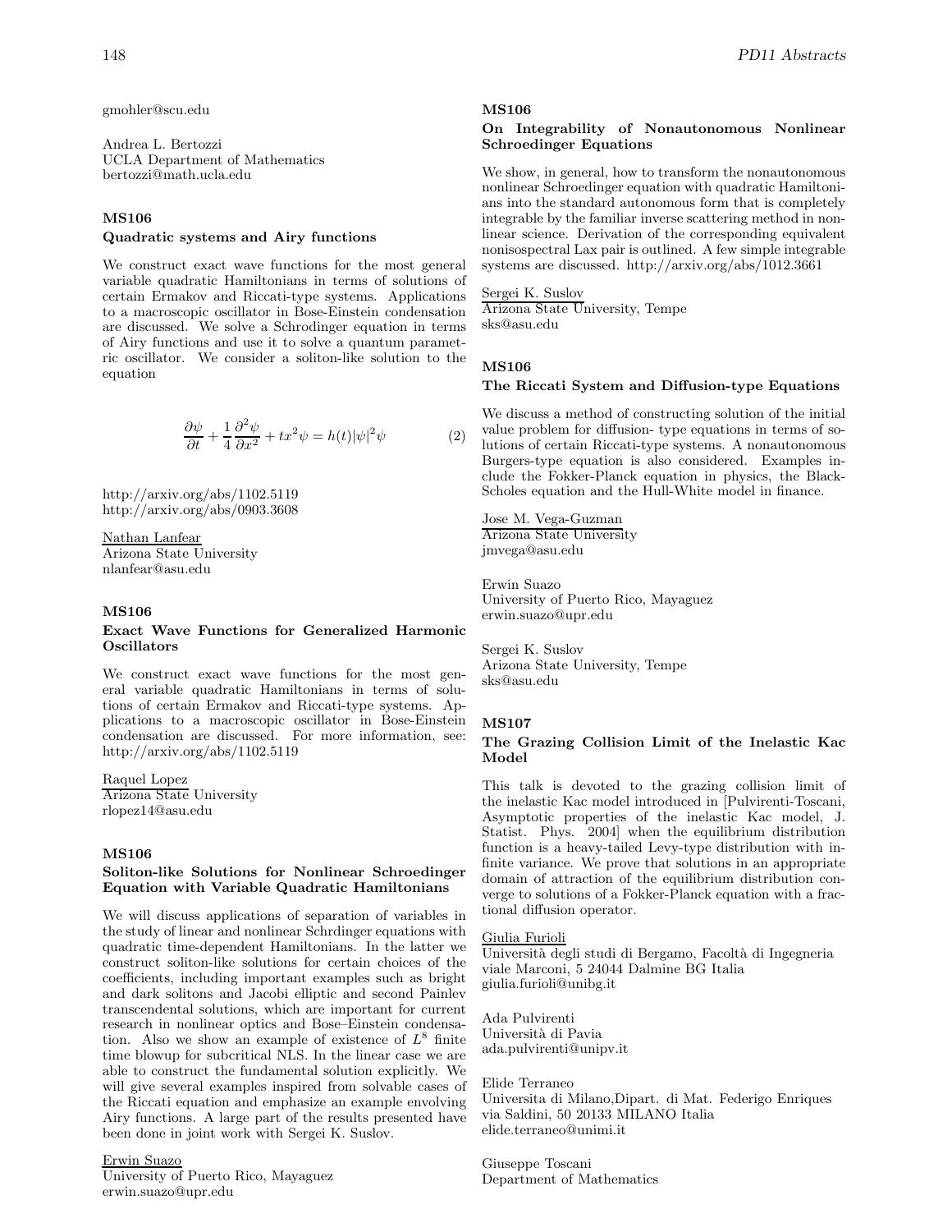gmohler@scu.edu

Andrea L. Bertozzi
UCLA Department of Mathematics
bertozzi@math.ucla.edu

### MS106

**Quadratic systems and Airy functions**

We construct exact wave functions for the most general variable quadratic Hamiltonians in terms of solutions of certain Ermakov and Riccati-type systems. Applications to a macroscopic oscillator in Bose-Einstein condensation are discussed. We solve a Schrodinger equation in terms of Airy functions and use it to solve a quantum parametric oscillator. We consider a soliton-like solution to the equation

$$\frac{\partial \psi}{\partial t} + \frac{1}{4}\frac{\partial^2 \psi}{\partial x^2} + tx^2\psi = h(t)|\psi|^2\psi \qquad (2)$$

http://arxiv.org/abs/1102.5119
http://arxiv.org/abs/0903.3608

Nathan Lanfear
Arizona State University
nlanfear@asu.edu

### MS106

**Exact Wave Functions for Generalized Harmonic Oscillators**

We construct exact wave functions for the most general variable quadratic Hamiltonians in terms of solutions of certain Ermakov and Riccati-type systems. Applications to a macroscopic oscillator in Bose-Einstein condensation are discussed. For more information, see: http://arxiv.org/abs/1102.5119

Raquel Lopez
Arizona State University
rlopez14@asu.edu

### MS106

**Soliton-like Solutions for Nonlinear Schroedinger Equation with Variable Quadratic Hamiltonians**

We will discuss applications of separation of variables in the study of linear and nonlinear Schrdinger equations with quadratic time-dependent Hamiltonians. In the latter we construct soliton-like solutions for certain choices of the coefficients, including important examples such as bright and dark solitons and Jacobi elliptic and second Painlev transcendental solutions, which are important for current research in nonlinear optics and Bose–Einstein condensation. Also we show an example of existence of $L^8$ finite time blowup for subcritical NLS. In the linear case we are able to construct the fundamental solution explicitly. We will give several examples inspired from solvable cases of the Riccati equation and emphasize an example envolving Airy functions. A large part of the results presented have been done in joint work with Sergei K. Suslov.

Erwin Suazo
University of Puerto Rico, Mayaguez
erwin.suazo@upr.edu

### MS106

**On Integrability of Nonautonomous Nonlinear Schroedinger Equations**

We show, in general, how to transform the nonautonomous nonlinear Schroedinger equation with quadratic Hamiltonians into the standard autonomous form that is completely integrable by the familiar inverse scattering method in nonlinear science. Derivation of the corresponding equivalent nonisospectral Lax pair is outlined. A few simple integrable systems are discussed. http://arxiv.org/abs/1012.3661

Sergei K. Suslov
Arizona State University, Tempe
sks@asu.edu

### MS106

**The Riccati System and Diffusion-type Equations**

We discuss a method of constructing solution of the initial value problem for diffusion- type equations in terms of solutions of certain Riccati-type systems. A nonautonomous Burgers-type equation is also considered. Examples include the Fokker-Planck equation in physics, the Black-Scholes equation and the Hull-White model in finance.

Jose M. Vega-Guzman
Arizona State University
jmvega@asu.edu

Erwin Suazo
University of Puerto Rico, Mayaguez
erwin.suazo@upr.edu

Sergei K. Suslov
Arizona State University, Tempe
sks@asu.edu

### MS107

**The Grazing Collision Limit of the Inelastic Kac Model**

This talk is devoted to the grazing collision limit of the inelastic Kac model introduced in [Pulvirenti-Toscani, Asymptotic properties of the inelastic Kac model, J. Statist. Phys. 2004] when the equilibrium distribution function is a heavy-tailed Levy-type distribution with infinite variance. We prove that solutions in an appropriate domain of attraction of the equilibrium distribution converge to solutions of a Fokker-Planck equation with a fractional diffusion operator.

Giulia Furioli
Università degli studi di Bergamo, Facoltà di Ingegneria
viale Marconi, 5 24044 Dalmine BG Italia
giulia.furioli@unibg.it

Ada Pulvirenti
Università di Pavia
ada.pulvirenti@unipv.it

Elide Terraneo
Universita di Milano,Dipart. di Mat. Federigo Enriques
via Saldini, 50 20133 MILANO Italia
elide.terraneo@unimi.it

Giuseppe Toscani
Department of Mathematics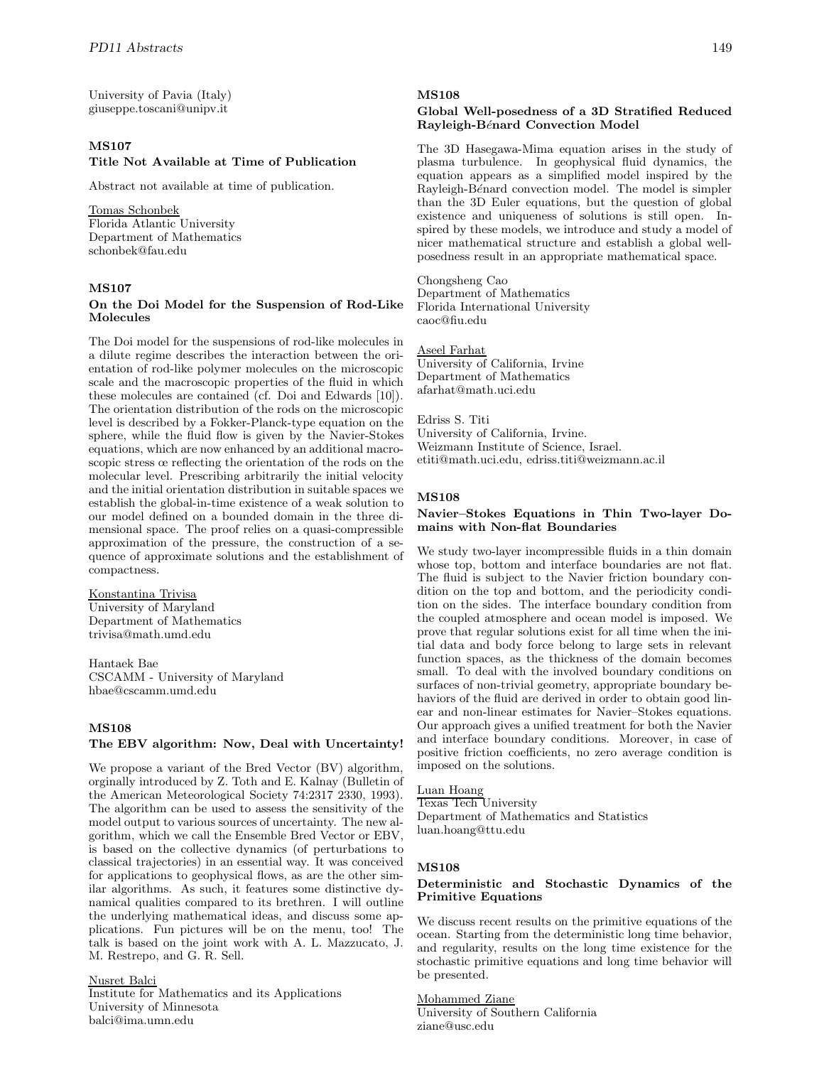University of Pavia (Italy)
giuseppe.toscani@unipv.it

### MS107
### Title Not Available at Time of Publication

Abstract not available at time of publication.

Tomas Schonbek
Florida Atlantic University
Department of Mathematics
schonbek@fau.edu

### MS107
### On the Doi Model for the Suspension of Rod-Like Molecules

The Doi model for the suspensions of rod-like molecules in a dilute regime describes the interaction between the orientation of rod-like polymer molecules on the microscopic scale and the macroscopic properties of the fluid in which these molecules are contained (cf. Doi and Edwards [10]). The orientation distribution of the rods on the microscopic level is described by a Fokker-Planck-type equation on the sphere, while the fluid flow is given by the Navier-Stokes equations, which are now enhanced by an additional macroscopic stress œ reflecting the orientation of the rods on the molecular level. Prescribing arbitrarily the initial velocity and the initial orientation distribution in suitable spaces we establish the global-in-time existence of a weak solution to our model defined on a bounded domain in the three dimensional space. The proof relies on a quasi-compressible approximation of the pressure, the construction of a sequence of approximate solutions and the establishment of compactness.

Konstantina Trivisa
University of Maryland
Department of Mathematics
trivisa@math.umd.edu

Hantaek Bae
CSCAMM - University of Maryland
hbae@cscamm.umd.edu

### MS108
### The EBV algorithm: Now, Deal with Uncertainty!

We propose a variant of the Bred Vector (BV) algorithm, orginally introduced by Z. Toth and E. Kalnay (Bulletin of the American Meteorological Society 74:2317 2330, 1993). The algorithm can be used to assess the sensitivity of the model output to various sources of uncertainty. The new algorithm, which we call the Ensemble Bred Vector or EBV, is based on the collective dynamics (of perturbations to classical trajectories) in an essential way. It was conceived for applications to geophysical flows, as are the other similar algorithms. As such, it features some distinctive dynamical qualities compared to its brethren. I will outline the underlying mathematical ideas, and discuss some applications. Fun pictures will be on the menu, too! The talk is based on the joint work with A. L. Mazzucato, J. M. Restrepo, and G. R. Sell.

Nusret Balci
Institute for Mathematics and its Applications
University of Minnesota
balci@ima.umn.edu

### MS108
### Global Well-posedness of a 3D Stratified Reduced Rayleigh-Bénard Convection Model

The 3D Hasegawa-Mima equation arises in the study of plasma turbulence. In geophysical fluid dynamics, the equation appears as a simplified model inspired by the Rayleigh-Bénard convection model. The model is simpler than the 3D Euler equations, but the question of global existence and uniqueness of solutions is still open. Inspired by these models, we introduce and study a model of nicer mathematical structure and establish a global well-posedness result in an appropriate mathematical space.

Chongsheng Cao
Department of Mathematics
Florida International University
caoc@fiu.edu

Aseel Farhat
University of California, Irvine
Department of Mathematics
afarhat@math.uci.edu

Edriss S. Titi
University of California, Irvine.
Weizmann Institute of Science, Israel.
etiti@math.uci.edu, edriss.titi@weizmann.ac.il

### MS108
### Navier–Stokes Equations in Thin Two-layer Domains with Non-flat Boundaries

We study two-layer incompressible fluids in a thin domain whose top, bottom and interface boundaries are not flat. The fluid is subject to the Navier friction boundary condition on the top and bottom, and the periodicity condition on the sides. The interface boundary condition from the coupled atmosphere and ocean model is imposed. We prove that regular solutions exist for all time when the initial data and body force belong to large sets in relevant function spaces, as the thickness of the domain becomes small. To deal with the involved boundary conditions on surfaces of non-trivial geometry, appropriate boundary behaviors of the fluid are derived in order to obtain good linear and non-linear estimates for Navier–Stokes equations. Our approach gives a unified treatment for both the Navier and interface boundary conditions. Moreover, in case of positive friction coefficients, no zero average condition is imposed on the solutions.

Luan Hoang
Texas Tech University
Department of Mathematics and Statistics
luan.hoang@ttu.edu

### MS108
### Deterministic and Stochastic Dynamics of the Primitive Equations

We discuss recent results on the primitive equations of the ocean. Starting from the deterministic long time behavior, and regularity, results on the long time existence for the stochastic primitive equations and long time behavior will be presented.

Mohammed Ziane
University of Southern California
ziane@usc.edu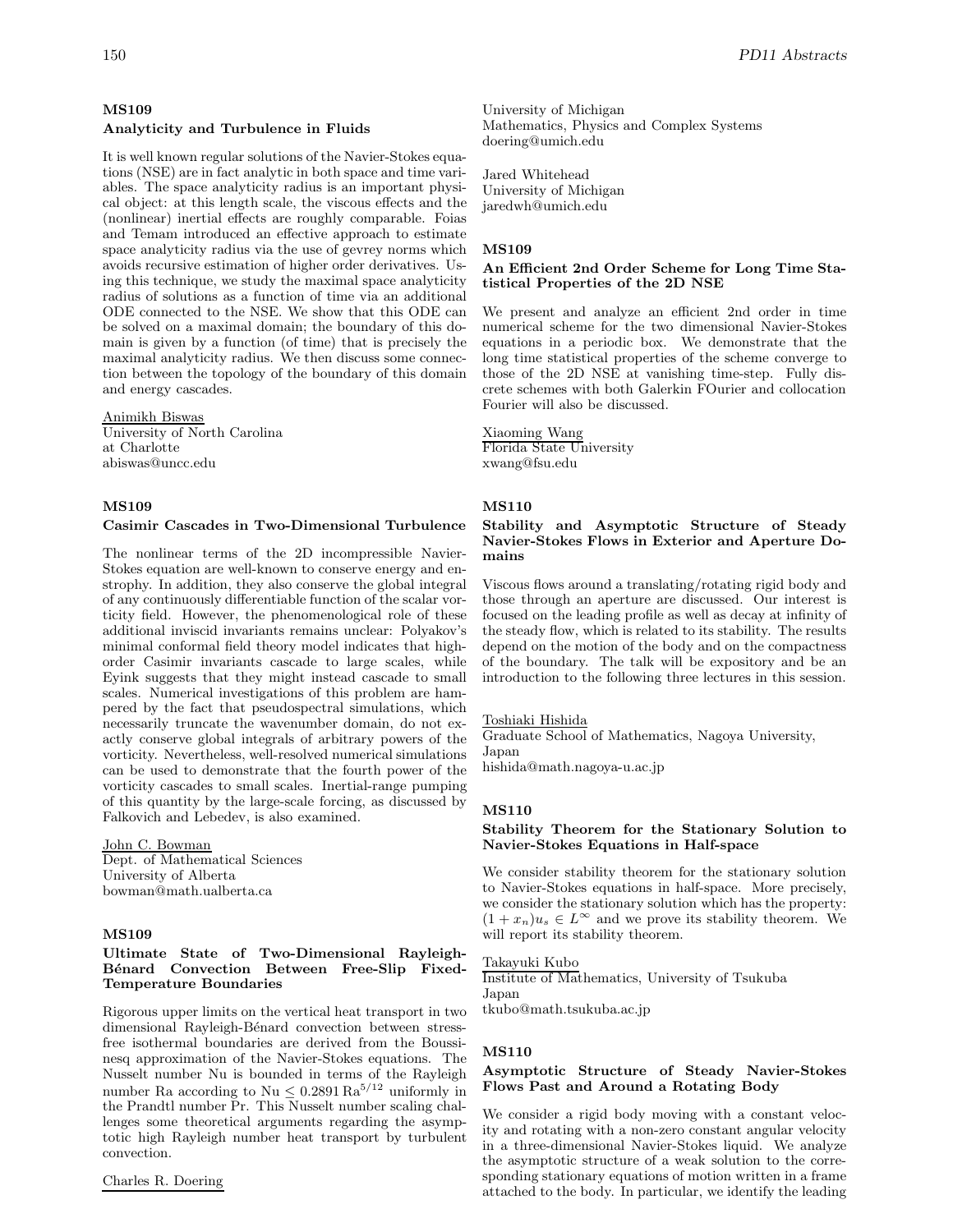## MS109

### Analyticity and Turbulence in Fluids

It is well known regular solutions of the Navier-Stokes equations (NSE) are in fact analytic in both space and time variables. The space analyticity radius is an important physical object: at this length scale, the viscous effects and the (nonlinear) inertial effects are roughly comparable. Foias and Temam introduced an effective approach to estimate space analyticity radius via the use of gevrey norms which avoids recursive estimation of higher order derivatives. Using this technique, we study the maximal space analyticity radius of solutions as a function of time via an additional ODE connected to the NSE. We show that this ODE can be solved on a maximal domain; the boundary of this domain is given by a function (of time) that is precisely the maximal analyticity radius. We then discuss some connection between the topology of the boundary of this domain and energy cascades.

Animikh Biswas
University of North Carolina
at Charlotte
abiswas@uncc.edu

## MS109

### Casimir Cascades in Two-Dimensional Turbulence

The nonlinear terms of the 2D incompressible Navier-Stokes equation are well-known to conserve energy and enstrophy. In addition, they also conserve the global integral of any continuously differentiable function of the scalar vorticity field. However, the phenomenological role of these additional inviscid invariants remains unclear: Polyakov's minimal conformal field theory model indicates that high-order Casimir invariants cascade to large scales, while Eyink suggests that they might instead cascade to small scales. Numerical investigations of this problem are hampered by the fact that pseudospectral simulations, which necessarily truncate the wavenumber domain, do not exactly conserve global integrals of arbitrary powers of the vorticity. Nevertheless, well-resolved numerical simulations can be used to demonstrate that the fourth power of the vorticity cascades to small scales. Inertial-range pumping of this quantity by the large-scale forcing, as discussed by Falkovich and Lebedev, is also examined.

John C. Bowman
Dept. of Mathematical Sciences
University of Alberta
bowman@math.ualberta.ca

## MS109

### Ultimate State of Two-Dimensional Rayleigh-Bénard Convection Between Free-Slip Fixed-Temperature Boundaries

Rigorous upper limits on the vertical heat transport in two dimensional Rayleigh-Bénard convection between stress-free isothermal boundaries are derived from the Boussinesq approximation of the Navier-Stokes equations. The Nusselt number Nu is bounded in terms of the Rayleigh number Ra according to $\mathrm{Nu} \leq 0.2891\,\mathrm{Ra}^{5/12}$ uniformly in the Prandtl number Pr. This Nusselt number scaling challenges some theoretical arguments regarding the asymptotic high Rayleigh number heat transport by turbulent convection.

Charles R. Doering
University of Michigan
Mathematics, Physics and Complex Systems
doering@umich.edu

Jared Whitehead
University of Michigan
jaredwh@umich.edu

## MS109

### An Efficient 2nd Order Scheme for Long Time Statistical Properties of the 2D NSE

We present and analyze an efficient 2nd order in time numerical scheme for the two dimensional Navier-Stokes equations in a periodic box. We demonstrate that the long time statistical properties of the scheme converge to those of the 2D NSE at vanishing time-step. Fully discrete schemes with both Galerkin FOurier and collocation Fourier will also be discussed.

Xiaoming Wang
Florida State University
xwang@fsu.edu

## MS110

### Stability and Asymptotic Structure of Steady Navier-Stokes Flows in Exterior and Aperture Domains

Viscous flows around a translating/rotating rigid body and those through an aperture are discussed. Our interest is focused on the leading profile as well as decay at infinity of the steady flow, which is related to its stability. The results depend on the motion of the body and on the compactness of the boundary. The talk will be expository and be an introduction to the following three lectures in this session.

Toshiaki Hishida
Graduate School of Mathematics, Nagoya University, Japan
hishida@math.nagoya-u.ac.jp

## MS110

### Stability Theorem for the Stationary Solution to Navier-Stokes Equations in Half-space

We consider stability theorem for the stationary solution to Navier-Stokes equations in half-space. More precisely, we consider the stationary solution which has the property: $(1 + x_n)u_s \in L^\infty$ and we prove its stability theorem. We will report its stability theorem.

Takayuki Kubo
Institute of Mathematics, University of Tsukuba
Japan
tkubo@math.tsukuba.ac.jp

## MS110

### Asymptotic Structure of Steady Navier-Stokes Flows Past and Around a Rotating Body

We consider a rigid body moving with a constant velocity and rotating with a non-zero constant angular velocity in a three-dimensional Navier-Stokes liquid. We analyze the asymptotic structure of a weak solution to the corresponding stationary equations of motion written in a frame attached to the body. In particular, we identify the leading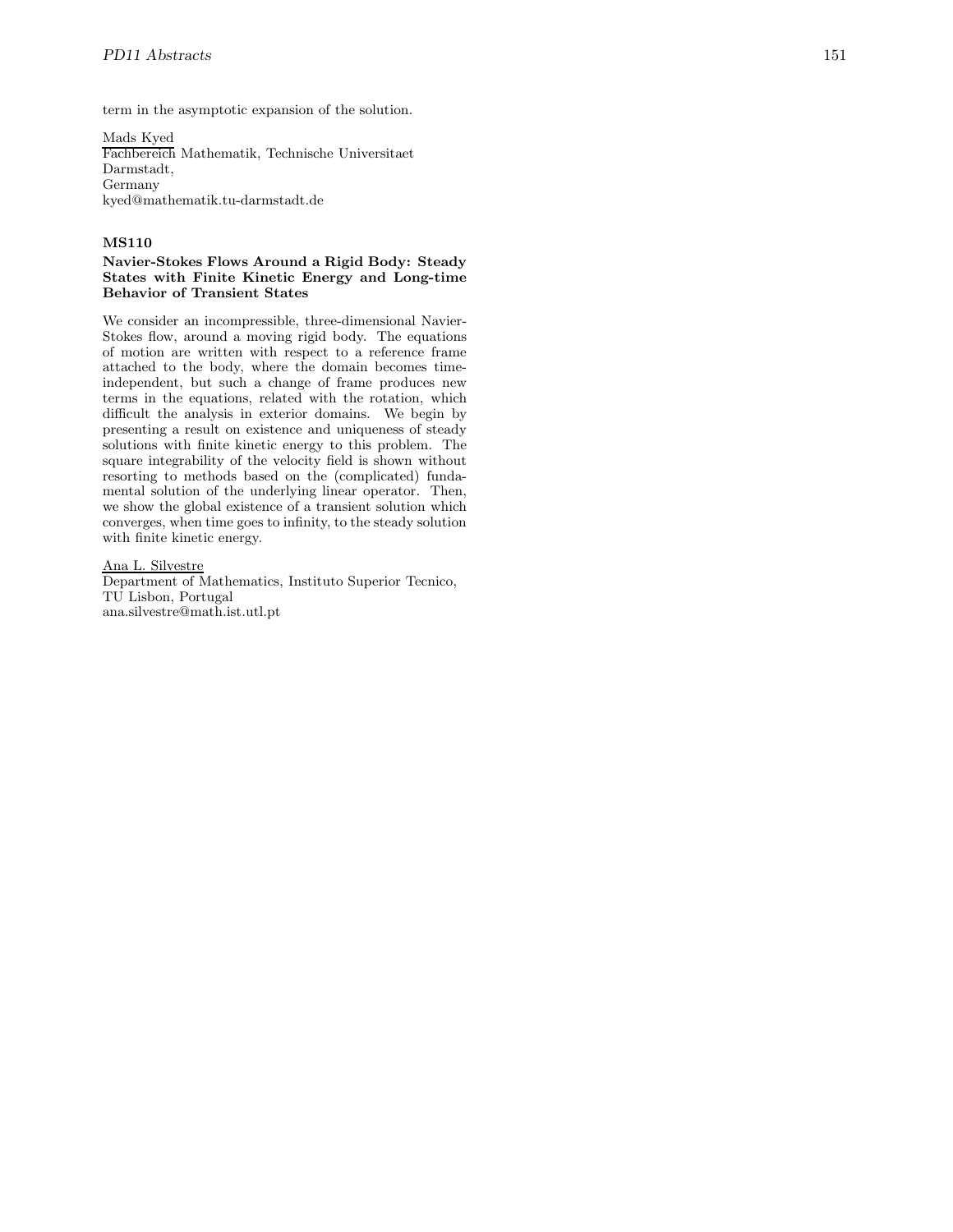term in the asymptotic expansion of the solution.

Mads Kyed
Fachbereich Mathematik, Technische Universitaet Darmstadt,
Germany
kyed@mathematik.tu-darmstadt.de

**MS110**

**Navier-Stokes Flows Around a Rigid Body: Steady States with Finite Kinetic Energy and Long-time Behavior of Transient States**

We consider an incompressible, three-dimensional Navier-Stokes flow, around a moving rigid body. The equations of motion are written with respect to a reference frame attached to the body, where the domain becomes time-independent, but such a change of frame produces new terms in the equations, related with the rotation, which difficult the analysis in exterior domains. We begin by presenting a result on existence and uniqueness of steady solutions with finite kinetic energy to this problem. The square integrability of the velocity field is shown without resorting to methods based on the (complicated) fundamental solution of the underlying linear operator. Then, we show the global existence of a transient solution which converges, when time goes to infinity, to the steady solution with finite kinetic energy.

Ana L. Silvestre
Department of Mathematics, Instituto Superior Tecnico, TU Lisbon, Portugal
ana.silvestre@math.ist.utl.pt